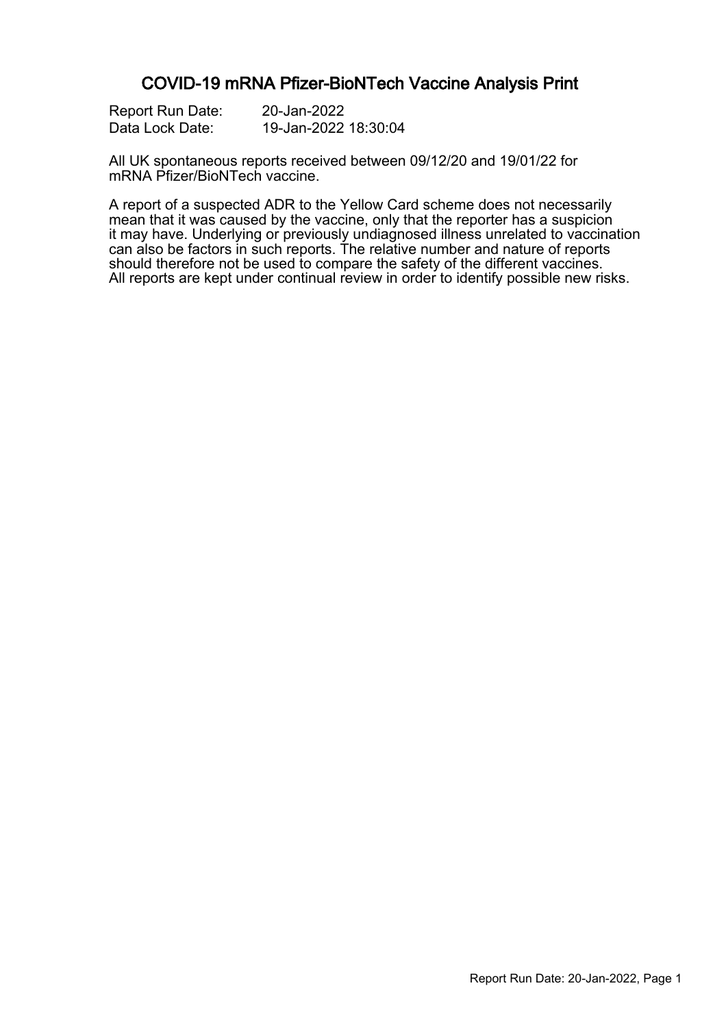# COVID-19 mRNA Pfizer-BioNTech Vaccine Analysis Print

Report Run Date: 20-Jan-2022
Data Lock Date: 19-Jan-2022 18:30:04

All UK spontaneous reports received between 09/12/20 and 19/01/22 for mRNA Pfizer/BioNTech vaccine.

A report of a suspected ADR to the Yellow Card scheme does not necessarily mean that it was caused by the vaccine, only that the reporter has a suspicion it may have. Underlying or previously undiagnosed illness unrelated to vaccination can also be factors in such reports. The relative number and nature of reports should therefore not be used to compare the safety of the different vaccines. All reports are kept under continual review in order to identify possible new risks.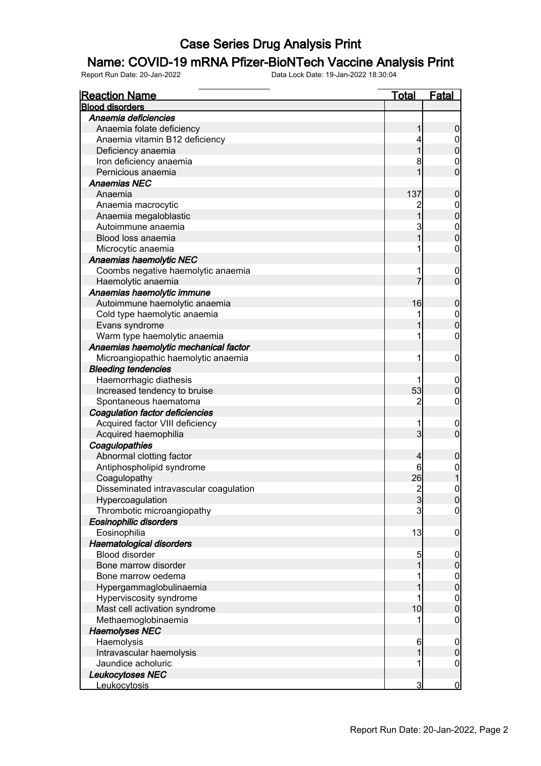# Case Series Drug Analysis Print

## Name: COVID-19 mRNA Pfizer-BioNTech Vaccine Analysis Print

Report Run Date: 20-Jan-2022 Data Lock Date: 19-Jan-2022 18:30:04

| Reaction Name | Total | Fatal |
|---|---|---|
| **Blood disorders** | | |
| ***Anaemia deficiencies*** | | |
| Anaemia folate deficiency | 1 | 0 |
| Anaemia vitamin B12 deficiency | 4 | 0 |
| Deficiency anaemia | 1 | 0 |
| Iron deficiency anaemia | 8 | 0 |
| Pernicious anaemia | 1 | 0 |
| ***Anaemias NEC*** | | |
| Anaemia | 137 | 0 |
| Anaemia macrocytic | 2 | 0 |
| Anaemia megaloblastic | 1 | 0 |
| Autoimmune anaemia | 3 | 0 |
| Blood loss anaemia | 1 | 0 |
| Microcytic anaemia | 1 | 0 |
| ***Anaemias haemolytic NEC*** | | |
| Coombs negative haemolytic anaemia | 1 | 0 |
| Haemolytic anaemia | 7 | 0 |
| ***Anaemias haemolytic immune*** | | |
| Autoimmune haemolytic anaemia | 16 | 0 |
| Cold type haemolytic anaemia | 1 | 0 |
| Evans syndrome | 1 | 0 |
| Warm type haemolytic anaemia | 1 | 0 |
| ***Anaemias haemolytic mechanical factor*** | | |
| Microangiopathic haemolytic anaemia | 1 | 0 |
| ***Bleeding tendencies*** | | |
| Haemorrhagic diathesis | 1 | 0 |
| Increased tendency to bruise | 53 | 0 |
| Spontaneous haematoma | 2 | 0 |
| ***Coagulation factor deficiencies*** | | |
| Acquired factor VIII deficiency | 1 | 0 |
| Acquired haemophilia | 3 | 0 |
| ***Coagulopathies*** | | |
| Abnormal clotting factor | 4 | 0 |
| Antiphospholipid syndrome | 6 | 0 |
| Coagulopathy | 26 | 1 |
| Disseminated intravascular coagulation | 2 | 0 |
| Hypercoagulation | 3 | 0 |
| Thrombotic microangiopathy | 3 | 0 |
| ***Eosinophilic disorders*** | | |
| Eosinophilia | 13 | 0 |
| ***Haematological disorders*** | | |
| Blood disorder | 5 | 0 |
| Bone marrow disorder | 1 | 0 |
| Bone marrow oedema | 1 | 0 |
| Hypergammaglobulinaemia | 1 | 0 |
| Hyperviscosity syndrome | 1 | 0 |
| Mast cell activation syndrome | 10 | 0 |
| Methaemoglobinaemia | 1 | 0 |
| ***Haemolyses NEC*** | | |
| Haemolysis | 6 | 0 |
| Intravascular haemolysis | 1 | 0 |
| Jaundice acholuric | 1 | 0 |
| ***Leukocytoses NEC*** | | |
| Leukocytosis | 3 | 0 |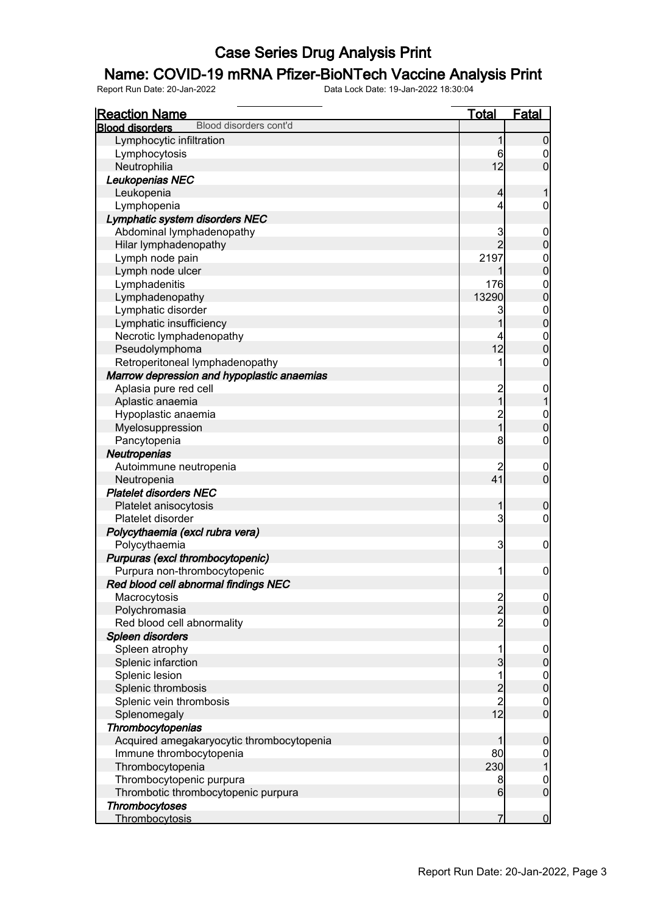# Case Series Drug Analysis Print

## Name: COVID-19 mRNA Pfizer-BioNTech Vaccine Analysis Print

Report Run Date: 20-Jan-2022 Data Lock Date: 19-Jan-2022 18:30:04

| Reaction Name | Total | Fatal |
|---|---|---|
| **Blood disorders** Blood disorders cont'd | | |
| Lymphocytic infiltration | 1 | 0 |
| Lymphocytosis | 6 | 0 |
| Neutrophilia | 12 | 0 |
| ***Leukopenias NEC*** | | |
| Leukopenia | 4 | 1 |
| Lymphopenia | 4 | 0 |
| ***Lymphatic system disorders NEC*** | | |
| Abdominal lymphadenopathy | 3 | 0 |
| Hilar lymphadenopathy | 2 | 0 |
| Lymph node pain | 2197 | 0 |
| Lymph node ulcer | 1 | 0 |
| Lymphadenitis | 176 | 0 |
| Lymphadenopathy | 13290 | 0 |
| Lymphatic disorder | 3 | 0 |
| Lymphatic insufficiency | 1 | 0 |
| Necrotic lymphadenopathy | 4 | 0 |
| Pseudolymphoma | 12 | 0 |
| Retroperitoneal lymphadenopathy | 1 | 0 |
| ***Marrow depression and hypoplastic anaemias*** | | |
| Aplasia pure red cell | 2 | 0 |
| Aplastic anaemia | 1 | 1 |
| Hypoplastic anaemia | 2 | 0 |
| Myelosuppression | 1 | 0 |
| Pancytopenia | 8 | 0 |
| ***Neutropenias*** | | |
| Autoimmune neutropenia | 2 | 0 |
| Neutropenia | 41 | 0 |
| ***Platelet disorders NEC*** | | |
| Platelet anisocytosis | 1 | 0 |
| Platelet disorder | 3 | 0 |
| ***Polycythaemia (excl rubra vera)*** | | |
| Polycythaemia | 3 | 0 |
| ***Purpuras (excl thrombocytopenic)*** | | |
| Purpura non-thrombocytopenic | 1 | 0 |
| ***Red blood cell abnormal findings NEC*** | | |
| Macrocytosis | 2 | 0 |
| Polychromasia | 2 | 0 |
| Red blood cell abnormality | 2 | 0 |
| ***Spleen disorders*** | | |
| Spleen atrophy | 1 | 0 |
| Splenic infarction | 3 | 0 |
| Splenic lesion | 1 | 0 |
| Splenic thrombosis | 2 | 0 |
| Splenic vein thrombosis | 2 | 0 |
| Splenomegaly | 12 | 0 |
| ***Thrombocytopenias*** | | |
| Acquired amegakaryocytic thrombocytopenia | 1 | 0 |
| Immune thrombocytopenia | 80 | 0 |
| Thrombocytopenia | 230 | 1 |
| Thrombocytopenic purpura | 8 | 0 |
| Thrombotic thrombocytopenic purpura | 6 | 0 |
| ***Thrombocytoses*** | | |
| Thrombocytosis | 7 | 0 |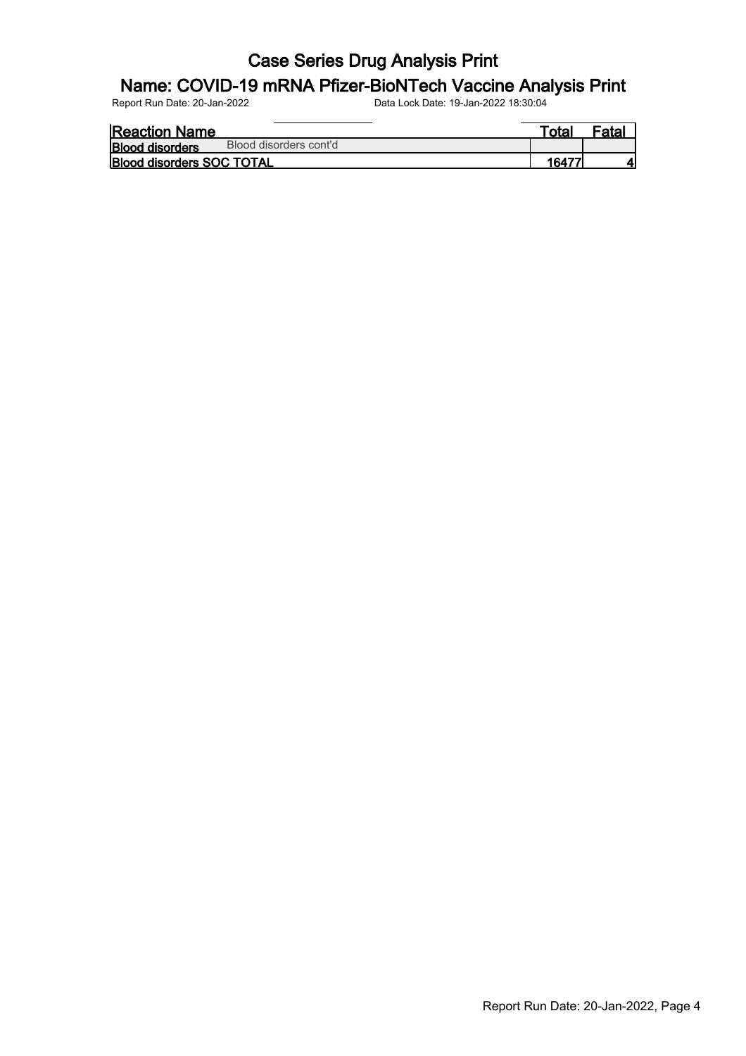| Reaction Name | Total | Fatal |
|---|---|---|
| **Blood disorders** Blood disorders cont'd | | |
| **Blood disorders SOC TOTAL** | **16477** | **4** |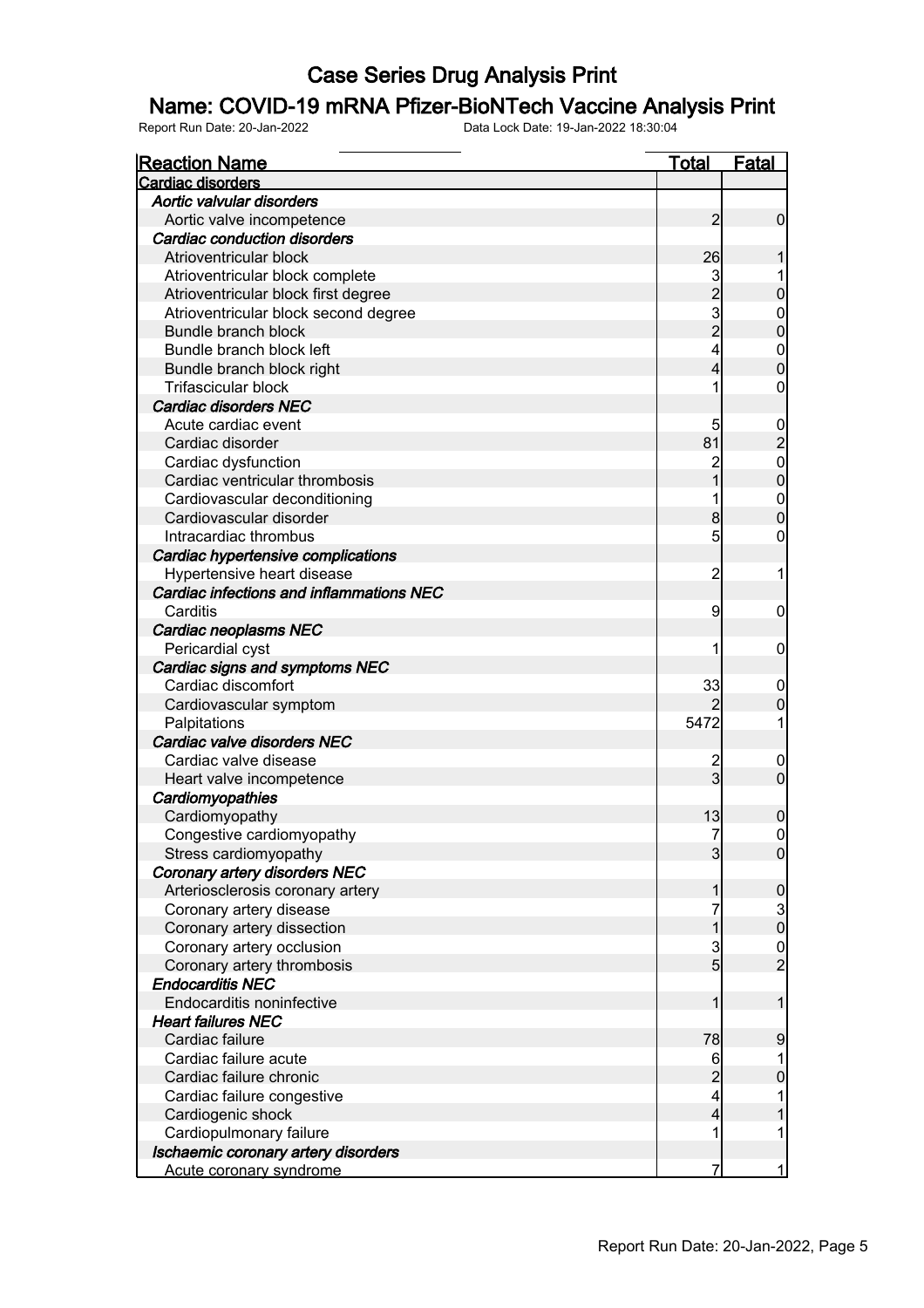# Case Series Drug Analysis Print

## Name: COVID-19 mRNA Pfizer-BioNTech Vaccine Analysis Print

Report Run Date: 20-Jan-2022    Data Lock Date: 19-Jan-2022 18:30:04

| Reaction Name | Total | Fatal |
|---|---|---|
| **Cardiac disorders** | | |
| ***Aortic valvular disorders*** | | |
| Aortic valve incompetence | 2 | 0 |
| ***Cardiac conduction disorders*** | | |
| Atrioventricular block | 26 | 1 |
| Atrioventricular block complete | 3 | 1 |
| Atrioventricular block first degree | 2 | 0 |
| Atrioventricular block second degree | 3 | 0 |
| Bundle branch block | 2 | 0 |
| Bundle branch block left | 4 | 0 |
| Bundle branch block right | 4 | 0 |
| Trifascicular block | 1 | 0 |
| ***Cardiac disorders NEC*** | | |
| Acute cardiac event | 5 | 0 |
| Cardiac disorder | 81 | 2 |
| Cardiac dysfunction | 2 | 0 |
| Cardiac ventricular thrombosis | 1 | 0 |
| Cardiovascular deconditioning | 1 | 0 |
| Cardiovascular disorder | 8 | 0 |
| Intracardiac thrombus | 5 | 0 |
| ***Cardiac hypertensive complications*** | | |
| Hypertensive heart disease | 2 | 1 |
| ***Cardiac infections and inflammations NEC*** | | |
| Carditis | 9 | 0 |
| ***Cardiac neoplasms NEC*** | | |
| Pericardial cyst | 1 | 0 |
| ***Cardiac signs and symptoms NEC*** | | |
| Cardiac discomfort | 33 | 0 |
| Cardiovascular symptom | 2 | 0 |
| Palpitations | 5472 | 1 |
| ***Cardiac valve disorders NEC*** | | |
| Cardiac valve disease | 2 | 0 |
| Heart valve incompetence | 3 | 0 |
| ***Cardiomyopathies*** | | |
| Cardiomyopathy | 13 | 0 |
| Congestive cardiomyopathy | 7 | 0 |
| Stress cardiomyopathy | 3 | 0 |
| ***Coronary artery disorders NEC*** | | |
| Arteriosclerosis coronary artery | 1 | 0 |
| Coronary artery disease | 7 | 3 |
| Coronary artery dissection | 1 | 0 |
| Coronary artery occlusion | 3 | 0 |
| Coronary artery thrombosis | 5 | 2 |
| ***Endocarditis NEC*** | | |
| Endocarditis noninfective | 1 | 1 |
| ***Heart failures NEC*** | | |
| Cardiac failure | 78 | 9 |
| Cardiac failure acute | 6 | 1 |
| Cardiac failure chronic | 2 | 0 |
| Cardiac failure congestive | 4 | 1 |
| Cardiogenic shock | 4 | 1 |
| Cardiopulmonary failure | 1 | 1 |
| ***Ischaemic coronary artery disorders*** | | |
| Acute coronary syndrome | 7 | 1 |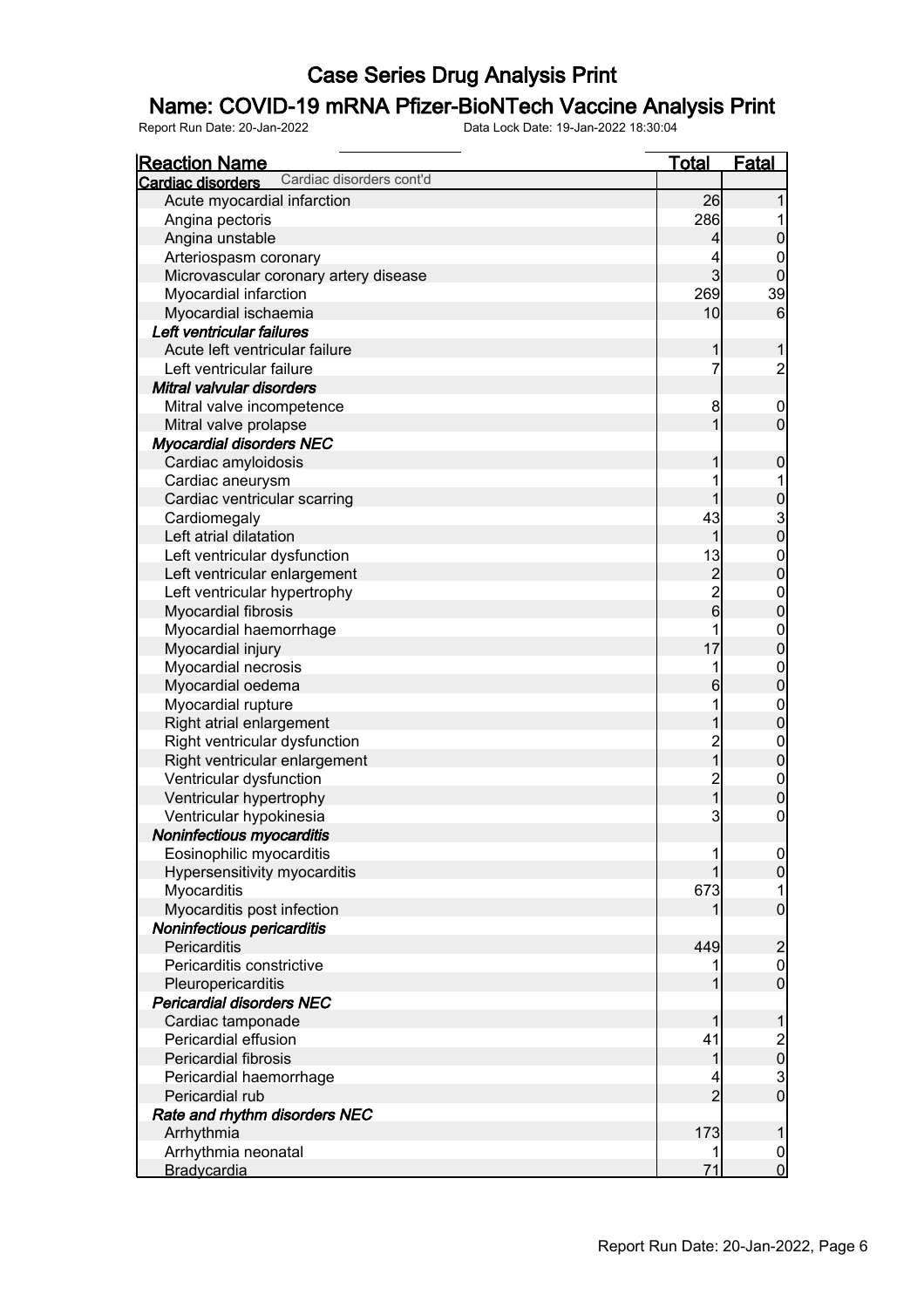# Case Series Drug Analysis Print

## Name: COVID-19 mRNA Pfizer-BioNTech Vaccine Analysis Print

Report Run Date: 20-Jan-2022 Data Lock Date: 19-Jan-2022 18:30:04

| Reaction Name | Total | Fatal |
|---|---|---|
| **Cardiac disorders** Cardiac disorders cont'd | | |
| Acute myocardial infarction | 26 | 1 |
| Angina pectoris | 286 | 1 |
| Angina unstable | 4 | 0 |
| Arteriospasm coronary | 4 | 0 |
| Microvascular coronary artery disease | 3 | 0 |
| Myocardial infarction | 269 | 39 |
| Myocardial ischaemia | 10 | 6 |
| ***Left ventricular failures*** | | |
| Acute left ventricular failure | 1 | 1 |
| Left ventricular failure | 7 | 2 |
| ***Mitral valvular disorders*** | | |
| Mitral valve incompetence | 8 | 0 |
| Mitral valve prolapse | 1 | 0 |
| ***Myocardial disorders NEC*** | | |
| Cardiac amyloidosis | 1 | 0 |
| Cardiac aneurysm | 1 | 1 |
| Cardiac ventricular scarring | 1 | 0 |
| Cardiomegaly | 43 | 3 |
| Left atrial dilatation | 1 | 0 |
| Left ventricular dysfunction | 13 | 0 |
| Left ventricular enlargement | 2 | 0 |
| Left ventricular hypertrophy | 2 | 0 |
| Myocardial fibrosis | 6 | 0 |
| Myocardial haemorrhage | 1 | 0 |
| Myocardial injury | 17 | 0 |
| Myocardial necrosis | 1 | 0 |
| Myocardial oedema | 6 | 0 |
| Myocardial rupture | 1 | 0 |
| Right atrial enlargement | 1 | 0 |
| Right ventricular dysfunction | 2 | 0 |
| Right ventricular enlargement | 1 | 0 |
| Ventricular dysfunction | 2 | 0 |
| Ventricular hypertrophy | 1 | 0 |
| Ventricular hypokinesia | 3 | 0 |
| ***Noninfectious myocarditis*** | | |
| Eosinophilic myocarditis | 1 | 0 |
| Hypersensitivity myocarditis | 1 | 0 |
| Myocarditis | 673 | 1 |
| Myocarditis post infection | 1 | 0 |
| ***Noninfectious pericarditis*** | | |
| Pericarditis | 449 | 2 |
| Pericarditis constrictive | 1 | 0 |
| Pleuropericarditis | 1 | 0 |
| ***Pericardial disorders NEC*** | | |
| Cardiac tamponade | 1 | 1 |
| Pericardial effusion | 41 | 2 |
| Pericardial fibrosis | 1 | 0 |
| Pericardial haemorrhage | 4 | 3 |
| Pericardial rub | 2 | 0 |
| ***Rate and rhythm disorders NEC*** | | |
| Arrhythmia | 173 | 1 |
| Arrhythmia neonatal | 1 | 0 |
| Bradycardia | 71 | 0 |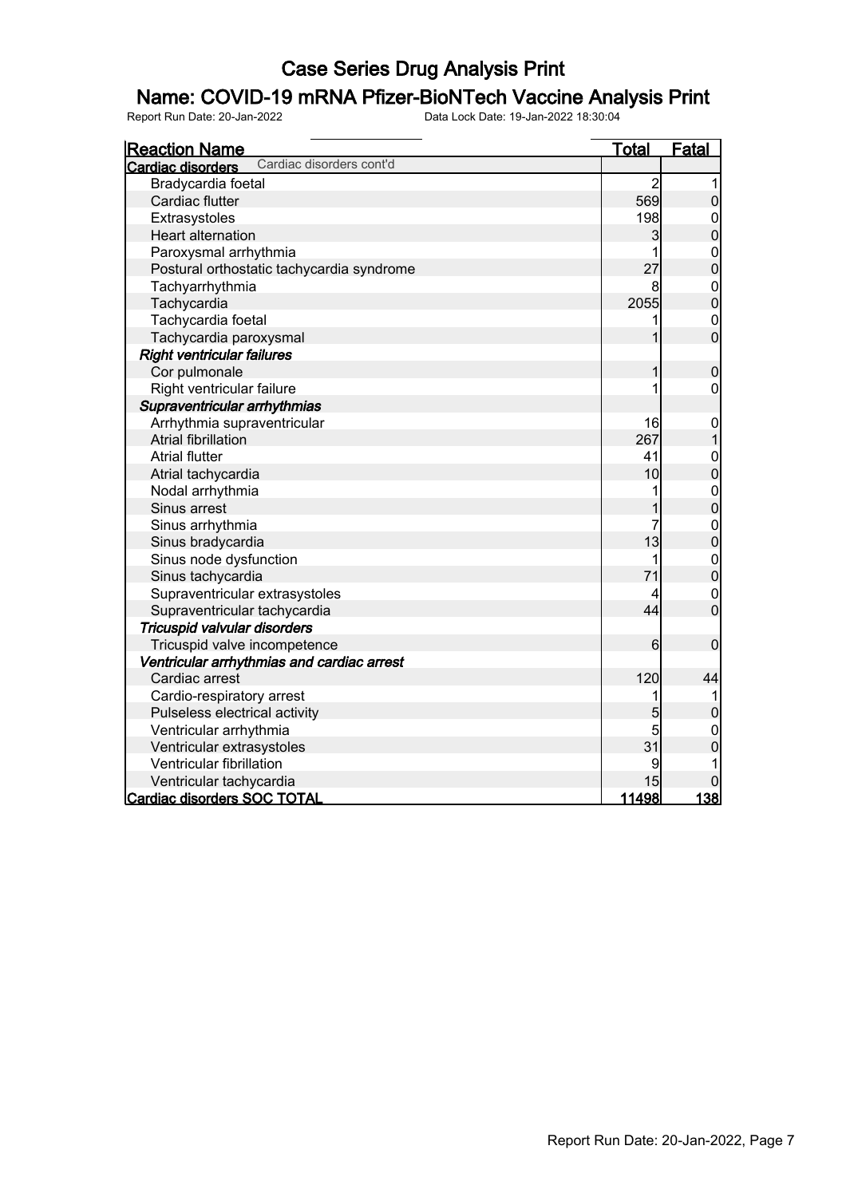# Case Series Drug Analysis Print

## Name: COVID-19 mRNA Pfizer-BioNTech Vaccine Analysis Print

Report Run Date: 20-Jan-2022 Data Lock Date: 19-Jan-2022 18:30:04

| Reaction Name | Total | Fatal |
|---|---|---|
| **Cardiac disorders** Cardiac disorders cont'd | | |
| Bradycardia foetal | 2 | 1 |
| Cardiac flutter | 569 | 0 |
| Extrasystoles | 198 | 0 |
| Heart alternation | 3 | 0 |
| Paroxysmal arrhythmia | 1 | 0 |
| Postural orthostatic tachycardia syndrome | 27 | 0 |
| Tachyarrhythmia | 8 | 0 |
| Tachycardia | 2055 | 0 |
| Tachycardia foetal | 1 | 0 |
| Tachycardia paroxysmal | 1 | 0 |
| ***Right ventricular failures*** | | |
| Cor pulmonale | 1 | 0 |
| Right ventricular failure | 1 | 0 |
| ***Supraventricular arrhythmias*** | | |
| Arrhythmia supraventricular | 16 | 0 |
| Atrial fibrillation | 267 | 1 |
| Atrial flutter | 41 | 0 |
| Atrial tachycardia | 10 | 0 |
| Nodal arrhythmia | 1 | 0 |
| Sinus arrest | 1 | 0 |
| Sinus arrhythmia | 7 | 0 |
| Sinus bradycardia | 13 | 0 |
| Sinus node dysfunction | 1 | 0 |
| Sinus tachycardia | 71 | 0 |
| Supraventricular extrasystoles | 4 | 0 |
| Supraventricular tachycardia | 44 | 0 |
| ***Tricuspid valvular disorders*** | | |
| Tricuspid valve incompetence | 6 | 0 |
| ***Ventricular arrhythmias and cardiac arrest*** | | |
| Cardiac arrest | 120 | 44 |
| Cardio-respiratory arrest | 1 | 1 |
| Pulseless electrical activity | 5 | 0 |
| Ventricular arrhythmia | 5 | 0 |
| Ventricular extrasystoles | 31 | 0 |
| Ventricular fibrillation | 9 | 1 |
| Ventricular tachycardia | 15 | 0 |
| **Cardiac disorders SOC TOTAL** | **11498** | **138** |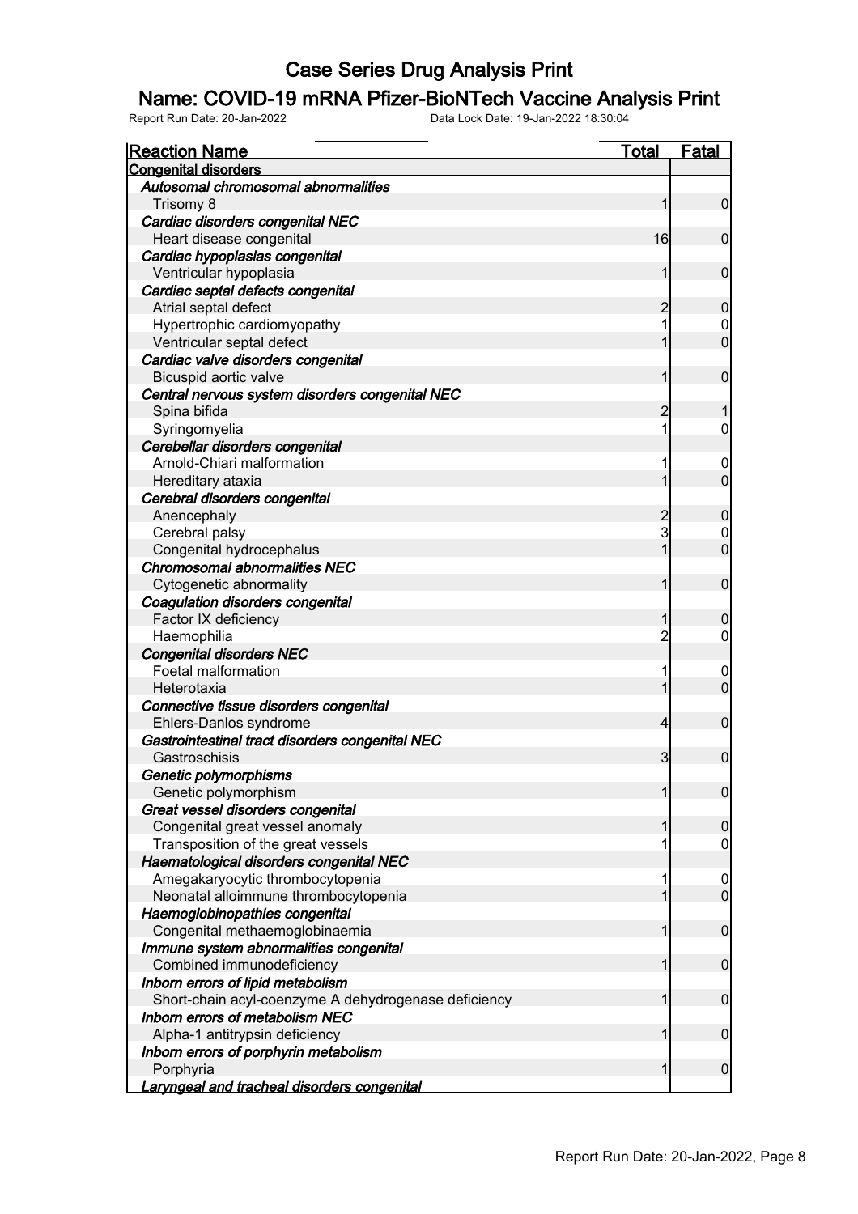# Case Series Drug Analysis Print

## Name: COVID-19 mRNA Pfizer-BioNTech Vaccine Analysis Print

Report Run Date: 20-Jan-2022 Data Lock Date: 19-Jan-2022 18:30:04

| Reaction Name | Total | Fatal |
|---|---|---|
| **Congenital disorders** | | |
| ***Autosomal chromosomal abnormalities*** | | |
| Trisomy 8 | 1 | 0 |
| ***Cardiac disorders congenital NEC*** | | |
| Heart disease congenital | 16 | 0 |
| ***Cardiac hypoplasias congenital*** | | |
| Ventricular hypoplasia | 1 | 0 |
| ***Cardiac septal defects congenital*** | | |
| Atrial septal defect | 2 | 0 |
| Hypertrophic cardiomyopathy | 1 | 0 |
| Ventricular septal defect | 1 | 0 |
| ***Cardiac valve disorders congenital*** | | |
| Bicuspid aortic valve | 1 | 0 |
| ***Central nervous system disorders congenital NEC*** | | |
| Spina bifida | 2 | 1 |
| Syringomyelia | 1 | 0 |
| ***Cerebellar disorders congenital*** | | |
| Arnold-Chiari malformation | 1 | 0 |
| Hereditary ataxia | 1 | 0 |
| ***Cerebral disorders congenital*** | | |
| Anencephaly | 2 | 0 |
| Cerebral palsy | 3 | 0 |
| Congenital hydrocephalus | 1 | 0 |
| ***Chromosomal abnormalities NEC*** | | |
| Cytogenetic abnormality | 1 | 0 |
| ***Coagulation disorders congenital*** | | |
| Factor IX deficiency | 1 | 0 |
| Haemophilia | 2 | 0 |
| ***Congenital disorders NEC*** | | |
| Foetal malformation | 1 | 0 |
| Heterotaxia | 1 | 0 |
| ***Connective tissue disorders congenital*** | | |
| Ehlers-Danlos syndrome | 4 | 0 |
| ***Gastrointestinal tract disorders congenital NEC*** | | |
| Gastroschisis | 3 | 0 |
| ***Genetic polymorphisms*** | | |
| Genetic polymorphism | 1 | 0 |
| ***Great vessel disorders congenital*** | | |
| Congenital great vessel anomaly | 1 | 0 |
| Transposition of the great vessels | 1 | 0 |
| ***Haematological disorders congenital NEC*** | | |
| Amegakaryocytic thrombocytopenia | 1 | 0 |
| Neonatal alloimmune thrombocytopenia | 1 | 0 |
| ***Haemoglobinopathies congenital*** | | |
| Congenital methaemoglobinaemia | 1 | 0 |
| ***Immune system abnormalities congenital*** | | |
| Combined immunodeficiency | 1 | 0 |
| ***Inborn errors of lipid metabolism*** | | |
| Short-chain acyl-coenzyme A dehydrogenase deficiency | 1 | 0 |
| ***Inborn errors of metabolism NEC*** | | |
| Alpha-1 antitrypsin deficiency | 1 | 0 |
| ***Inborn errors of porphyrin metabolism*** | | |
| Porphyria | 1 | 0 |
| ***Laryngeal and tracheal disorders congenital*** | | |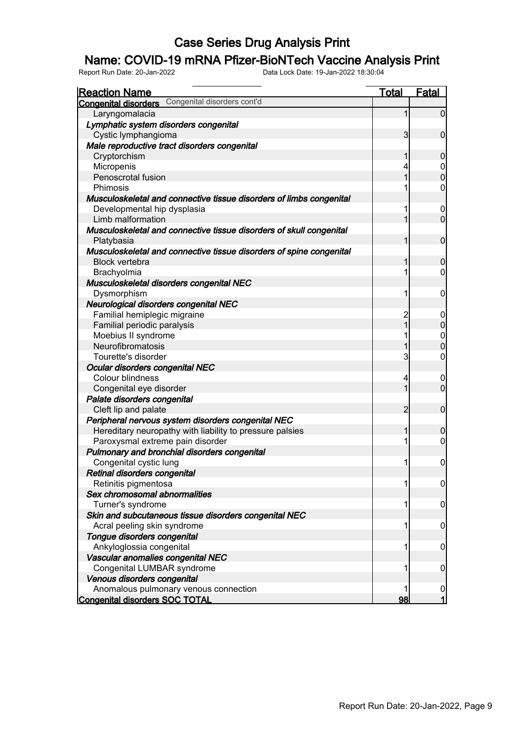# Case Series Drug Analysis Print

## Name: COVID-19 mRNA Pfizer-BioNTech Vaccine Analysis Print

Report Run Date: 20-Jan-2022    Data Lock Date: 19-Jan-2022 18:30:04

| Reaction Name | Total | Fatal |
|---|---|---|
| **Congenital disorders** Congenital disorders cont'd | | |
| Laryngomalacia | 1 | 0 |
| ***Lymphatic system disorders congenital*** | | |
| Cystic lymphangioma | 3 | 0 |
| ***Male reproductive tract disorders congenital*** | | |
| Cryptorchism | 1 | 0 |
| Micropenis | 4 | 0 |
| Penoscrotal fusion | 1 | 0 |
| Phimosis | 1 | 0 |
| ***Musculoskeletal and connective tissue disorders of limbs congenital*** | | |
| Developmental hip dysplasia | 1 | 0 |
| Limb malformation | 1 | 0 |
| ***Musculoskeletal and connective tissue disorders of skull congenital*** | | |
| Platybasia | 1 | 0 |
| ***Musculoskeletal and connective tissue disorders of spine congenital*** | | |
| Block vertebra | 1 | 0 |
| Brachyolmia | 1 | 0 |
| ***Musculoskeletal disorders congenital NEC*** | | |
| Dysmorphism | 1 | 0 |
| ***Neurological disorders congenital NEC*** | | |
| Familial hemiplegic migraine | 2 | 0 |
| Familial periodic paralysis | 1 | 0 |
| Moebius II syndrome | 1 | 0 |
| Neurofibromatosis | 1 | 0 |
| Tourette's disorder | 3 | 0 |
| ***Ocular disorders congenital NEC*** | | |
| Colour blindness | 4 | 0 |
| Congenital eye disorder | 1 | 0 |
| ***Palate disorders congenital*** | | |
| Cleft lip and palate | 2 | 0 |
| ***Peripheral nervous system disorders congenital NEC*** | | |
| Hereditary neuropathy with liability to pressure palsies | 1 | 0 |
| Paroxysmal extreme pain disorder | 1 | 0 |
| ***Pulmonary and bronchial disorders congenital*** | | |
| Congenital cystic lung | 1 | 0 |
| ***Retinal disorders congenital*** | | |
| Retinitis pigmentosa | 1 | 0 |
| ***Sex chromosomal abnormalities*** | | |
| Turner's syndrome | 1 | 0 |
| ***Skin and subcutaneous tissue disorders congenital NEC*** | | |
| Acral peeling skin syndrome | 1 | 0 |
| ***Tongue disorders congenital*** | | |
| Ankyloglossia congenital | 1 | 0 |
| ***Vascular anomalies congenital NEC*** | | |
| Congenital LUMBAR syndrome | 1 | 0 |
| ***Venous disorders congenital*** | | |
| Anomalous pulmonary venous connection | 1 | 0 |
| **Congenital disorders SOC TOTAL** | **98** | **1** |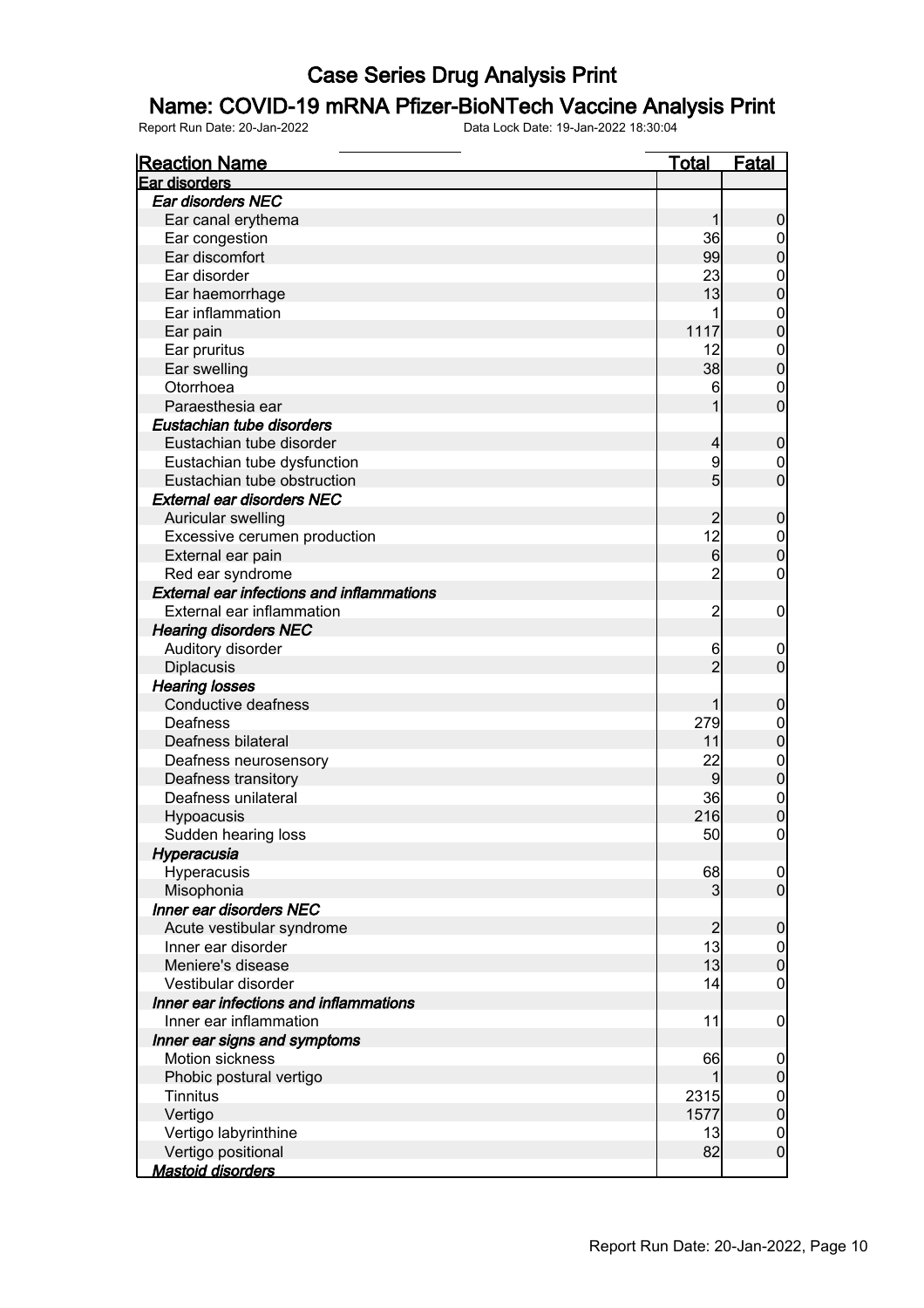# Case Series Drug Analysis Print

## Name: COVID-19 mRNA Pfizer-BioNTech Vaccine Analysis Print

Report Run Date: 20-Jan-2022    Data Lock Date: 19-Jan-2022 18:30:04

| Reaction Name | Total | Fatal |
|---|---|---|
| **Ear disorders** | | |
| ***Ear disorders NEC*** | | |
| Ear canal erythema | 1 | 0 |
| Ear congestion | 36 | 0 |
| Ear discomfort | 99 | 0 |
| Ear disorder | 23 | 0 |
| Ear haemorrhage | 13 | 0 |
| Ear inflammation | 1 | 0 |
| Ear pain | 1117 | 0 |
| Ear pruritus | 12 | 0 |
| Ear swelling | 38 | 0 |
| Otorrhoea | 6 | 0 |
| Paraesthesia ear | 1 | 0 |
| ***Eustachian tube disorders*** | | |
| Eustachian tube disorder | 4 | 0 |
| Eustachian tube dysfunction | 9 | 0 |
| Eustachian tube obstruction | 5 | 0 |
| ***External ear disorders NEC*** | | |
| Auricular swelling | 2 | 0 |
| Excessive cerumen production | 12 | 0 |
| External ear pain | 6 | 0 |
| Red ear syndrome | 2 | 0 |
| ***External ear infections and inflammations*** | | |
| External ear inflammation | 2 | 0 |
| ***Hearing disorders NEC*** | | |
| Auditory disorder | 6 | 0 |
| Diplacusis | 2 | 0 |
| ***Hearing losses*** | | |
| Conductive deafness | 1 | 0 |
| Deafness | 279 | 0 |
| Deafness bilateral | 11 | 0 |
| Deafness neurosensory | 22 | 0 |
| Deafness transitory | 9 | 0 |
| Deafness unilateral | 36 | 0 |
| Hypoacusis | 216 | 0 |
| Sudden hearing loss | 50 | 0 |
| ***Hyperacusia*** | | |
| Hyperacusis | 68 | 0 |
| Misophonia | 3 | 0 |
| ***Inner ear disorders NEC*** | | |
| Acute vestibular syndrome | 2 | 0 |
| Inner ear disorder | 13 | 0 |
| Meniere's disease | 13 | 0 |
| Vestibular disorder | 14 | 0 |
| ***Inner ear infections and inflammations*** | | |
| Inner ear inflammation | 11 | 0 |
| ***Inner ear signs and symptoms*** | | |
| Motion sickness | 66 | 0 |
| Phobic postural vertigo | 1 | 0 |
| Tinnitus | 2315 | 0 |
| Vertigo | 1577 | 0 |
| Vertigo labyrinthine | 13 | 0 |
| Vertigo positional | 82 | 0 |
| ***Mastoid disorders*** | | |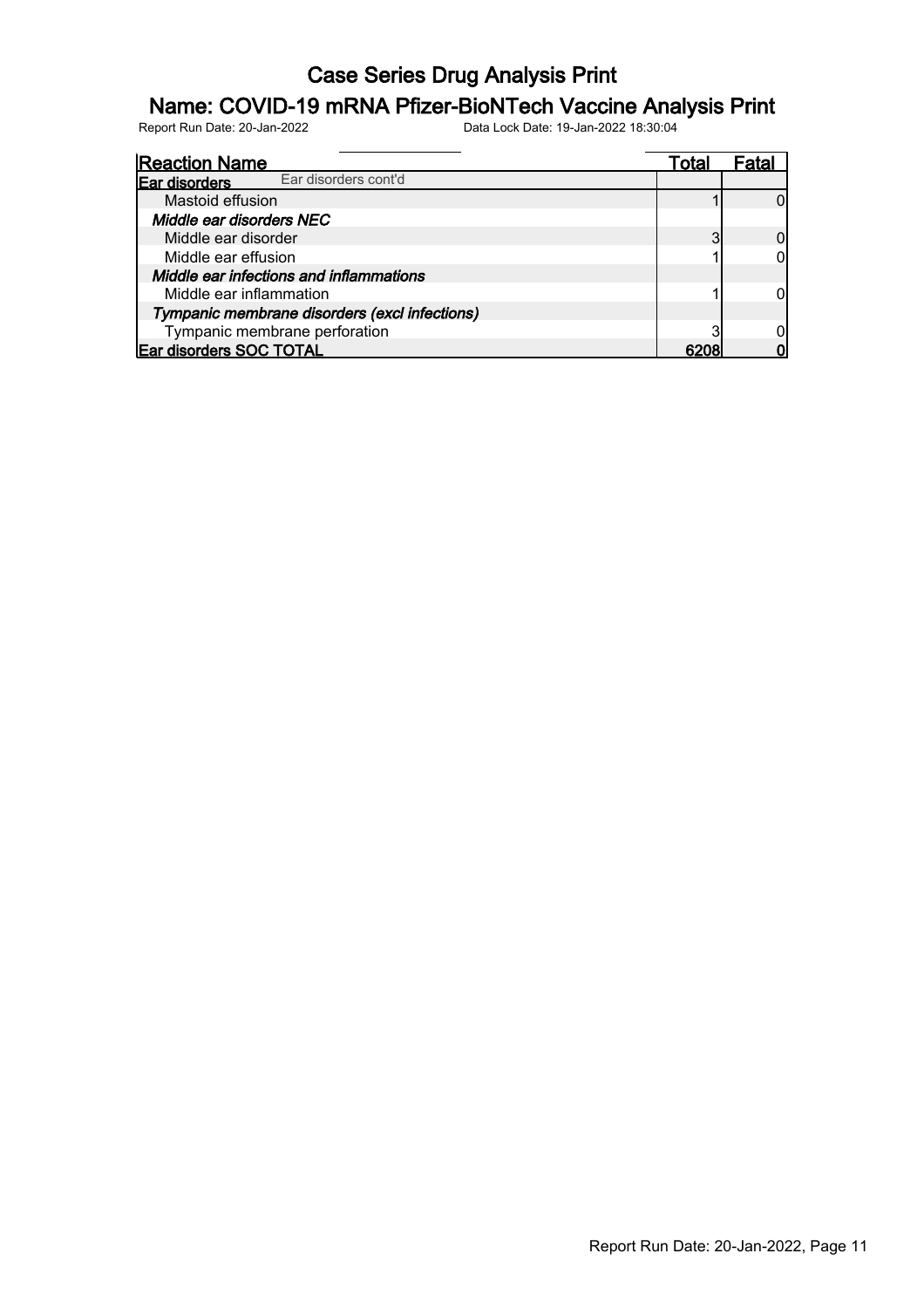# Case Series Drug Analysis Print

## Name: COVID-19 mRNA Pfizer-BioNTech Vaccine Analysis Print

Report Run Date: 20-Jan-2022 Data Lock Date: 19-Jan-2022 18:30:04

| Reaction Name | Total | Fatal |
|---|---|---|
| **Ear disorders** Ear disorders cont'd | | |
| Mastoid effusion | 1 | 0 |
| ***Middle ear disorders NEC*** | | |
| Middle ear disorder | 3 | 0 |
| Middle ear effusion | 1 | 0 |
| ***Middle ear infections and inflammations*** | | |
| Middle ear inflammation | 1 | 0 |
| ***Tympanic membrane disorders (excl infections)*** | | |
| Tympanic membrane perforation | 3 | 0 |
| **Ear disorders SOC TOTAL** | **6208** | **0** |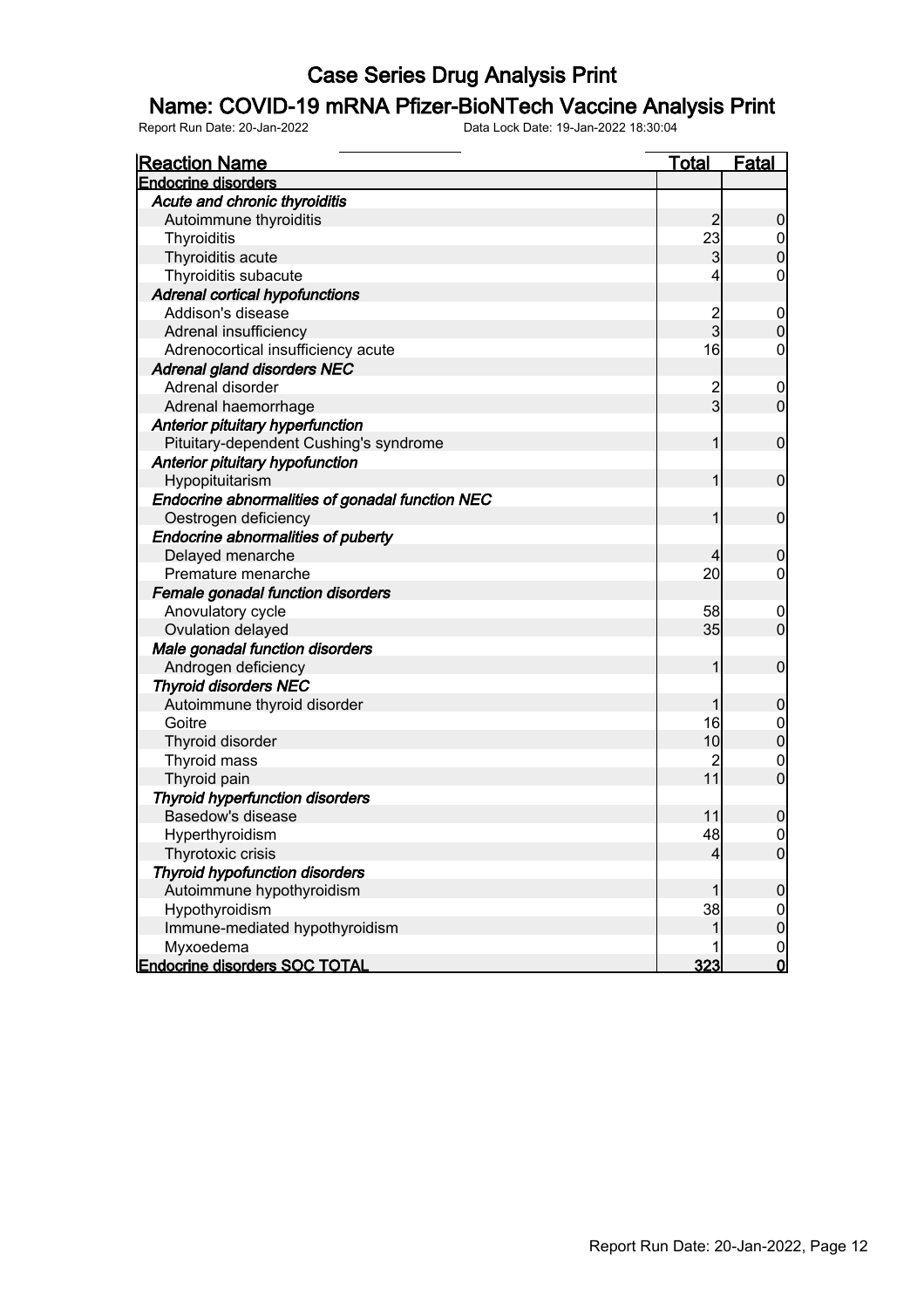# Case Series Drug Analysis Print

## Name: COVID-19 mRNA Pfizer-BioNTech Vaccine Analysis Print

Report Run Date: 20-Jan-2022 Data Lock Date: 19-Jan-2022 18:30:04

| Reaction Name | Total | Fatal |
|---|---|---|
| **Endocrine disorders** | | |
| ***Acute and chronic thyroiditis*** | | |
| Autoimmune thyroiditis | 2 | 0 |
| Thyroiditis | 23 | 0 |
| Thyroiditis acute | 3 | 0 |
| Thyroiditis subacute | 4 | 0 |
| ***Adrenal cortical hypofunctions*** | | |
| Addison's disease | 2 | 0 |
| Adrenal insufficiency | 3 | 0 |
| Adrenocortical insufficiency acute | 16 | 0 |
| ***Adrenal gland disorders NEC*** | | |
| Adrenal disorder | 2 | 0 |
| Adrenal haemorrhage | 3 | 0 |
| ***Anterior pituitary hyperfunction*** | | |
| Pituitary-dependent Cushing's syndrome | 1 | 0 |
| ***Anterior pituitary hypofunction*** | | |
| Hypopituitarism | 1 | 0 |
| ***Endocrine abnormalities of gonadal function NEC*** | | |
| Oestrogen deficiency | 1 | 0 |
| ***Endocrine abnormalities of puberty*** | | |
| Delayed menarche | 4 | 0 |
| Premature menarche | 20 | 0 |
| ***Female gonadal function disorders*** | | |
| Anovulatory cycle | 58 | 0 |
| Ovulation delayed | 35 | 0 |
| ***Male gonadal function disorders*** | | |
| Androgen deficiency | 1 | 0 |
| ***Thyroid disorders NEC*** | | |
| Autoimmune thyroid disorder | 1 | 0 |
| Goitre | 16 | 0 |
| Thyroid disorder | 10 | 0 |
| Thyroid mass | 2 | 0 |
| Thyroid pain | 11 | 0 |
| ***Thyroid hyperfunction disorders*** | | |
| Basedow's disease | 11 | 0 |
| Hyperthyroidism | 48 | 0 |
| Thyrotoxic crisis | 4 | 0 |
| ***Thyroid hypofunction disorders*** | | |
| Autoimmune hypothyroidism | 1 | 0 |
| Hypothyroidism | 38 | 0 |
| Immune-mediated hypothyroidism | 1 | 0 |
| Myxoedema | 1 | 0 |
| **Endocrine disorders SOC TOTAL** | **323** | **0** |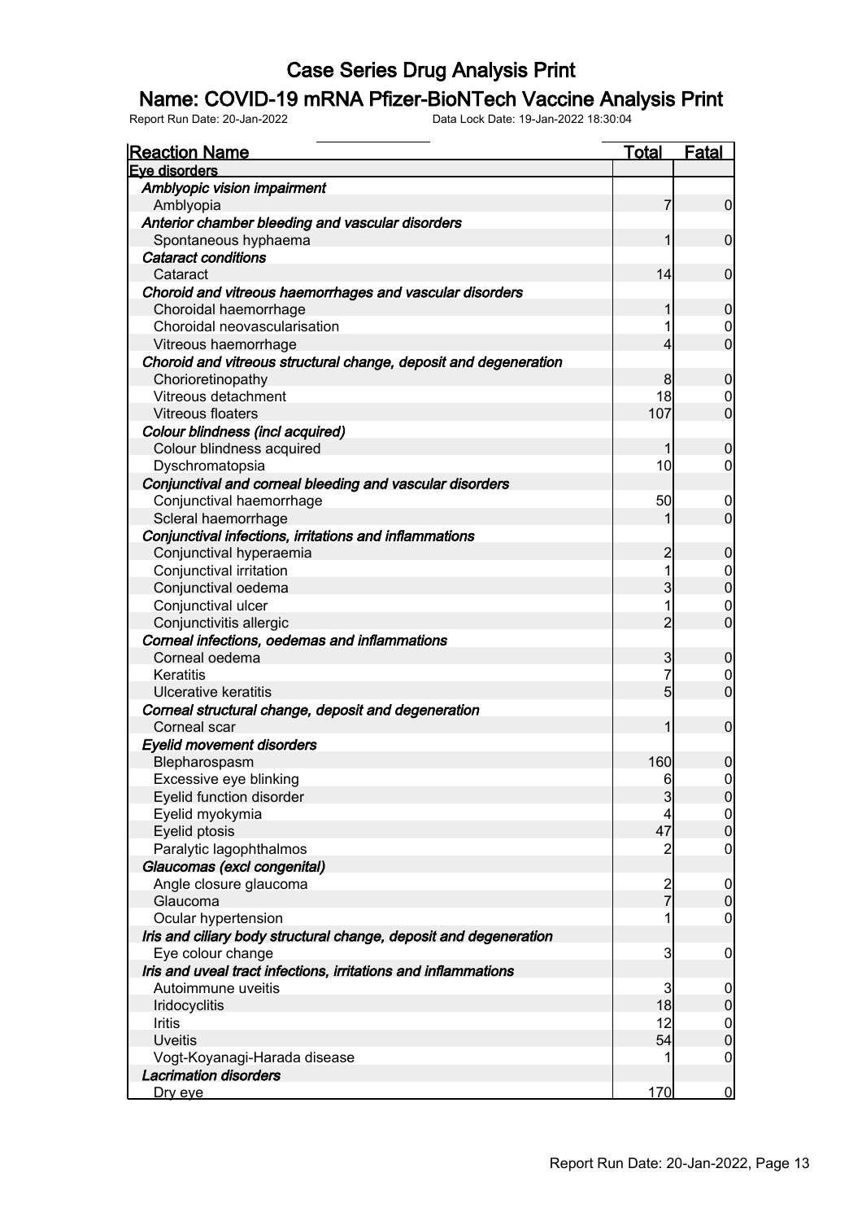# Case Series Drug Analysis Print

## Name: COVID-19 mRNA Pfizer-BioNTech Vaccine Analysis Print

Report Run Date: 20-Jan-2022 Data Lock Date: 19-Jan-2022 18:30:04

| Reaction Name | Total | Fatal |
|---|---|---|
| **Eye disorders** | | |
| ***Amblyopic vision impairment*** | | |
| Amblyopia | 7 | 0 |
| ***Anterior chamber bleeding and vascular disorders*** | | |
| Spontaneous hyphaema | 1 | 0 |
| ***Cataract conditions*** | | |
| Cataract | 14 | 0 |
| ***Choroid and vitreous haemorrhages and vascular disorders*** | | |
| Choroidal haemorrhage | 1 | 0 |
| Choroidal neovascularisation | 1 | 0 |
| Vitreous haemorrhage | 4 | 0 |
| ***Choroid and vitreous structural change, deposit and degeneration*** | | |
| Chorioretinopathy | 8 | 0 |
| Vitreous detachment | 18 | 0 |
| Vitreous floaters | 107 | 0 |
| ***Colour blindness (incl acquired)*** | | |
| Colour blindness acquired | 1 | 0 |
| Dyschromatopsia | 10 | 0 |
| ***Conjunctival and corneal bleeding and vascular disorders*** | | |
| Conjunctival haemorrhage | 50 | 0 |
| Scleral haemorrhage | 1 | 0 |
| ***Conjunctival infections, irritations and inflammations*** | | |
| Conjunctival hyperaemia | 2 | 0 |
| Conjunctival irritation | 1 | 0 |
| Conjunctival oedema | 3 | 0 |
| Conjunctival ulcer | 1 | 0 |
| Conjunctivitis allergic | 2 | 0 |
| ***Corneal infections, oedemas and inflammations*** | | |
| Corneal oedema | 3 | 0 |
| Keratitis | 7 | 0 |
| Ulcerative keratitis | 5 | 0 |
| ***Corneal structural change, deposit and degeneration*** | | |
| Corneal scar | 1 | 0 |
| ***Eyelid movement disorders*** | | |
| Blepharospasm | 160 | 0 |
| Excessive eye blinking | 6 | 0 |
| Eyelid function disorder | 3 | 0 |
| Eyelid myokymia | 4 | 0 |
| Eyelid ptosis | 47 | 0 |
| Paralytic lagophthalmos | 2 | 0 |
| ***Glaucomas (excl congenital)*** | | |
| Angle closure glaucoma | 2 | 0 |
| Glaucoma | 7 | 0 |
| Ocular hypertension | 1 | 0 |
| ***Iris and ciliary body structural change, deposit and degeneration*** | | |
| Eye colour change | 3 | 0 |
| ***Iris and uveal tract infections, irritations and inflammations*** | | |
| Autoimmune uveitis | 3 | 0 |
| Iridocyclitis | 18 | 0 |
| Iritis | 12 | 0 |
| Uveitis | 54 | 0 |
| Vogt-Koyanagi-Harada disease | 1 | 0 |
| ***Lacrimation disorders*** | | |
| Dry eye | 170 | 0 |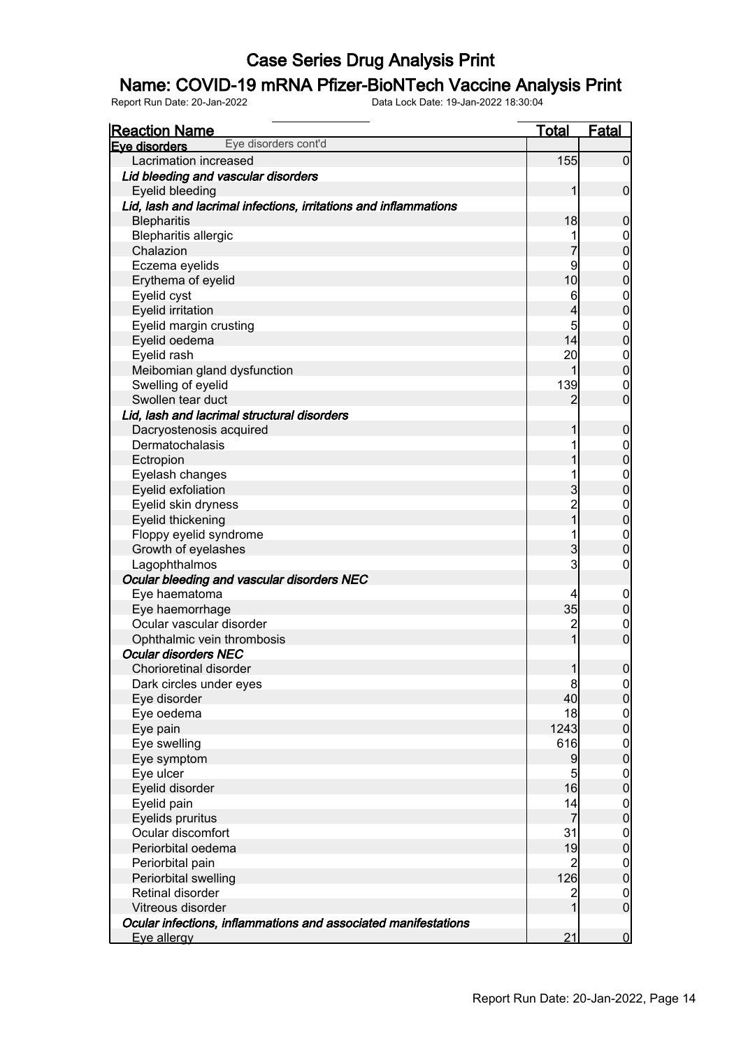# Case Series Drug Analysis Print

## Name: COVID-19 mRNA Pfizer-BioNTech Vaccine Analysis Print

Report Run Date: 20-Jan-2022    Data Lock Date: 19-Jan-2022 18:30:04

| Reaction Name | Total | Fatal |
|---|---|---|
| **Eye disorders** Eye disorders cont'd | | |
| Lacrimation increased | 155 | 0 |
| ***Lid bleeding and vascular disorders*** | | |
| Eyelid bleeding | 1 | 0 |
| ***Lid, lash and lacrimal infections, irritations and inflammations*** | | |
| Blepharitis | 18 | 0 |
| Blepharitis allergic | 1 | 0 |
| Chalazion | 7 | 0 |
| Eczema eyelids | 9 | 0 |
| Erythema of eyelid | 10 | 0 |
| Eyelid cyst | 6 | 0 |
| Eyelid irritation | 4 | 0 |
| Eyelid margin crusting | 5 | 0 |
| Eyelid oedema | 14 | 0 |
| Eyelid rash | 20 | 0 |
| Meibomian gland dysfunction | 1 | 0 |
| Swelling of eyelid | 139 | 0 |
| Swollen tear duct | 2 | 0 |
| ***Lid, lash and lacrimal structural disorders*** | | |
| Dacryostenosis acquired | 1 | 0 |
| Dermatochalasis | 1 | 0 |
| Ectropion | 1 | 0 |
| Eyelash changes | 1 | 0 |
| Eyelid exfoliation | 3 | 0 |
| Eyelid skin dryness | 2 | 0 |
| Eyelid thickening | 1 | 0 |
| Floppy eyelid syndrome | 1 | 0 |
| Growth of eyelashes | 3 | 0 |
| Lagophthalmos | 3 | 0 |
| ***Ocular bleeding and vascular disorders NEC*** | | |
| Eye haematoma | 4 | 0 |
| Eye haemorrhage | 35 | 0 |
| Ocular vascular disorder | 2 | 0 |
| Ophthalmic vein thrombosis | 1 | 0 |
| ***Ocular disorders NEC*** | | |
| Chorioretinal disorder | 1 | 0 |
| Dark circles under eyes | 8 | 0 |
| Eye disorder | 40 | 0 |
| Eye oedema | 18 | 0 |
| Eye pain | 1243 | 0 |
| Eye swelling | 616 | 0 |
| Eye symptom | 9 | 0 |
| Eye ulcer | 5 | 0 |
| Eyelid disorder | 16 | 0 |
| Eyelid pain | 14 | 0 |
| Eyelids pruritus | 7 | 0 |
| Ocular discomfort | 31 | 0 |
| Periorbital oedema | 19 | 0 |
| Periorbital pain | 2 | 0 |
| Periorbital swelling | 126 | 0 |
| Retinal disorder | 2 | 0 |
| Vitreous disorder | 1 | 0 |
| ***Ocular infections, inflammations and associated manifestations*** | | |
| Eye allergy | 21 | 0 |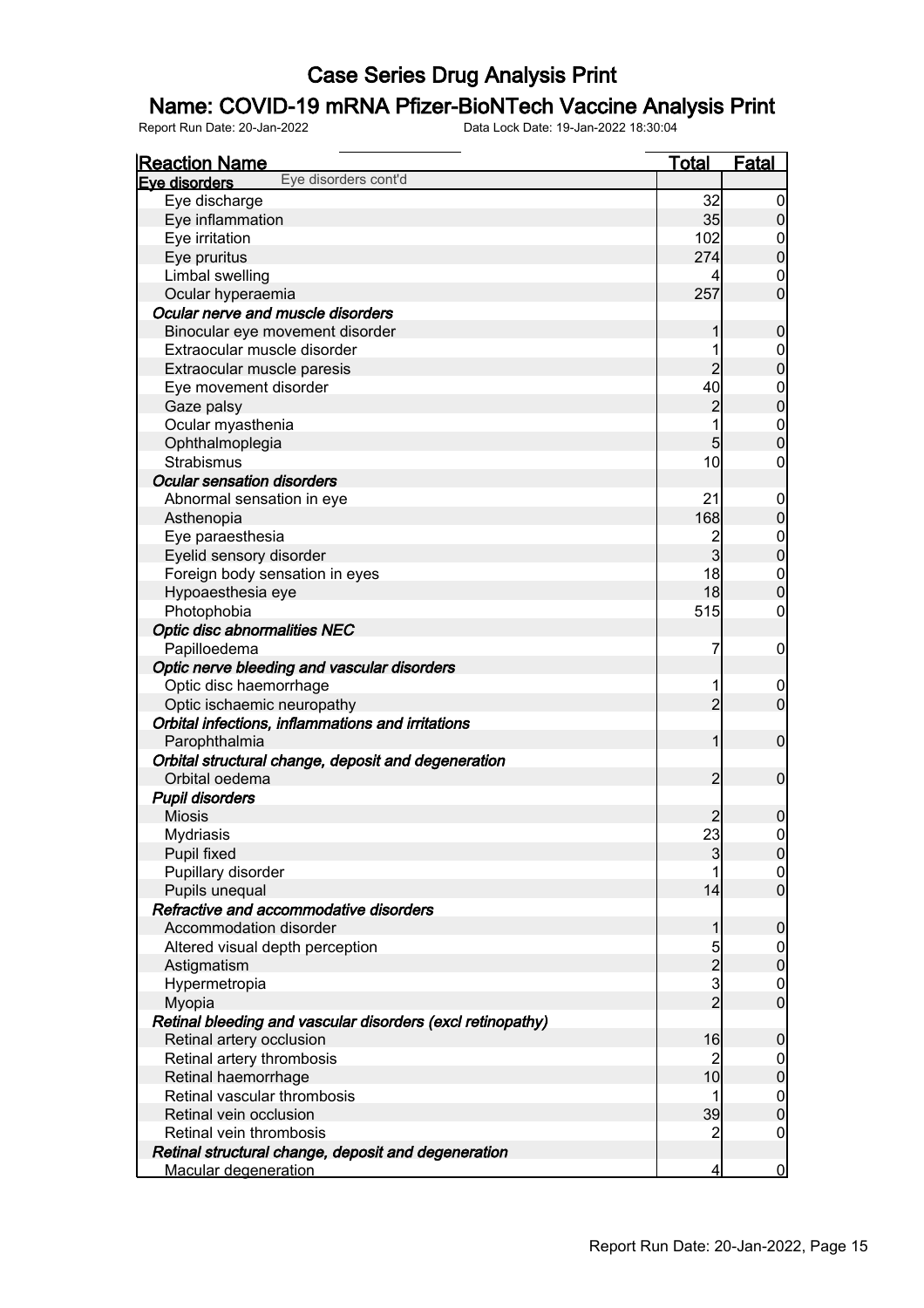# Case Series Drug Analysis Print

## Name: COVID-19 mRNA Pfizer-BioNTech Vaccine Analysis Print

Report Run Date: 20-Jan-2022 Data Lock Date: 19-Jan-2022 18:30:04

| Reaction Name | Total | Fatal |
|---|---|---|
| **Eye disorders** Eye disorders cont'd | | |
| Eye discharge | 32 | 0 |
| Eye inflammation | 35 | 0 |
| Eye irritation | 102 | 0 |
| Eye pruritus | 274 | 0 |
| Limbal swelling | 4 | 0 |
| Ocular hyperaemia | 257 | 0 |
| ***Ocular nerve and muscle disorders*** | | |
| Binocular eye movement disorder | 1 | 0 |
| Extraocular muscle disorder | 1 | 0 |
| Extraocular muscle paresis | 2 | 0 |
| Eye movement disorder | 40 | 0 |
| Gaze palsy | 2 | 0 |
| Ocular myasthenia | 1 | 0 |
| Ophthalmoplegia | 5 | 0 |
| Strabismus | 10 | 0 |
| ***Ocular sensation disorders*** | | |
| Abnormal sensation in eye | 21 | 0 |
| Asthenopia | 168 | 0 |
| Eye paraesthesia | 2 | 0 |
| Eyelid sensory disorder | 3 | 0 |
| Foreign body sensation in eyes | 18 | 0 |
| Hypoaesthesia eye | 18 | 0 |
| Photophobia | 515 | 0 |
| ***Optic disc abnormalities NEC*** | | |
| Papilloedema | 7 | 0 |
| ***Optic nerve bleeding and vascular disorders*** | | |
| Optic disc haemorrhage | 1 | 0 |
| Optic ischaemic neuropathy | 2 | 0 |
| ***Orbital infections, inflammations and irritations*** | | |
| Parophthalmia | 1 | 0 |
| ***Orbital structural change, deposit and degeneration*** | | |
| Orbital oedema | 2 | 0 |
| ***Pupil disorders*** | | |
| Miosis | 2 | 0 |
| Mydriasis | 23 | 0 |
| Pupil fixed | 3 | 0 |
| Pupillary disorder | 1 | 0 |
| Pupils unequal | 14 | 0 |
| ***Refractive and accommodative disorders*** | | |
| Accommodation disorder | 1 | 0 |
| Altered visual depth perception | 5 | 0 |
| Astigmatism | 2 | 0 |
| Hypermetropia | 3 | 0 |
| Myopia | 2 | 0 |
| ***Retinal bleeding and vascular disorders (excl retinopathy)*** | | |
| Retinal artery occlusion | 16 | 0 |
| Retinal artery thrombosis | 2 | 0 |
| Retinal haemorrhage | 10 | 0 |
| Retinal vascular thrombosis | 1 | 0 |
| Retinal vein occlusion | 39 | 0 |
| Retinal vein thrombosis | 2 | 0 |
| ***Retinal structural change, deposit and degeneration*** | | |
| Macular degeneration | 4 | 0 |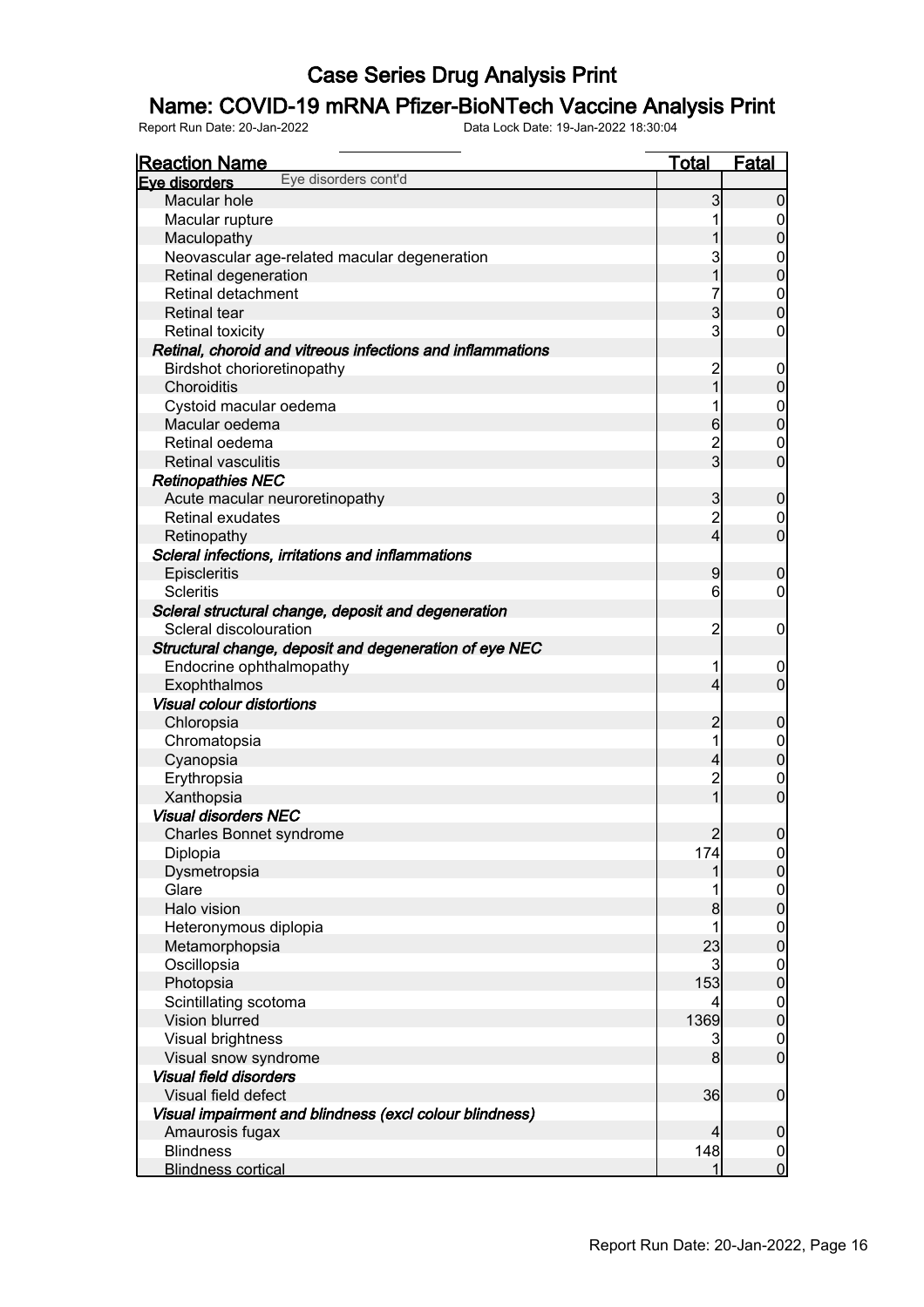# Case Series Drug Analysis Print

## Name: COVID-19 mRNA Pfizer-BioNTech Vaccine Analysis Print

Report Run Date: 20-Jan-2022    Data Lock Date: 19-Jan-2022 18:30:04

| Reaction Name | Total | Fatal |
|---|---|---|
| **Eye disorders** Eye disorders cont'd | | |
| Macular hole | 3 | 0 |
| Macular rupture | 1 | 0 |
| Maculopathy | 1 | 0 |
| Neovascular age-related macular degeneration | 3 | 0 |
| Retinal degeneration | 1 | 0 |
| Retinal detachment | 7 | 0 |
| Retinal tear | 3 | 0 |
| Retinal toxicity | 3 | 0 |
| ***Retinal, choroid and vitreous infections and inflammations*** | | |
| Birdshot chorioretinopathy | 2 | 0 |
| Choroiditis | 1 | 0 |
| Cystoid macular oedema | 1 | 0 |
| Macular oedema | 6 | 0 |
| Retinal oedema | 2 | 0 |
| Retinal vasculitis | 3 | 0 |
| ***Retinopathies NEC*** | | |
| Acute macular neuroretinopathy | 3 | 0 |
| Retinal exudates | 2 | 0 |
| Retinopathy | 4 | 0 |
| ***Scleral infections, irritations and inflammations*** | | |
| Episcleritis | 9 | 0 |
| Scleritis | 6 | 0 |
| ***Scleral structural change, deposit and degeneration*** | | |
| Scleral discolouration | 2 | 0 |
| ***Structural change, deposit and degeneration of eye NEC*** | | |
| Endocrine ophthalmopathy | 1 | 0 |
| Exophthalmos | 4 | 0 |
| ***Visual colour distortions*** | | |
| Chloropsia | 2 | 0 |
| Chromatopsia | 1 | 0 |
| Cyanopsia | 4 | 0 |
| Erythropsia | 2 | 0 |
| Xanthopsia | 1 | 0 |
| ***Visual disorders NEC*** | | |
| Charles Bonnet syndrome | 2 | 0 |
| Diplopia | 174 | 0 |
| Dysmetropsia | 1 | 0 |
| Glare | 1 | 0 |
| Halo vision | 8 | 0 |
| Heteronymous diplopia | 1 | 0 |
| Metamorphopsia | 23 | 0 |
| Oscillopsia | 3 | 0 |
| Photopsia | 153 | 0 |
| Scintillating scotoma | 4 | 0 |
| Vision blurred | 1369 | 0 |
| Visual brightness | 3 | 0 |
| Visual snow syndrome | 8 | 0 |
| ***Visual field disorders*** | | |
| Visual field defect | 36 | 0 |
| ***Visual impairment and blindness (excl colour blindness)*** | | |
| Amaurosis fugax | 4 | 0 |
| Blindness | 148 | 0 |
| Blindness cortical | 1 | 0 |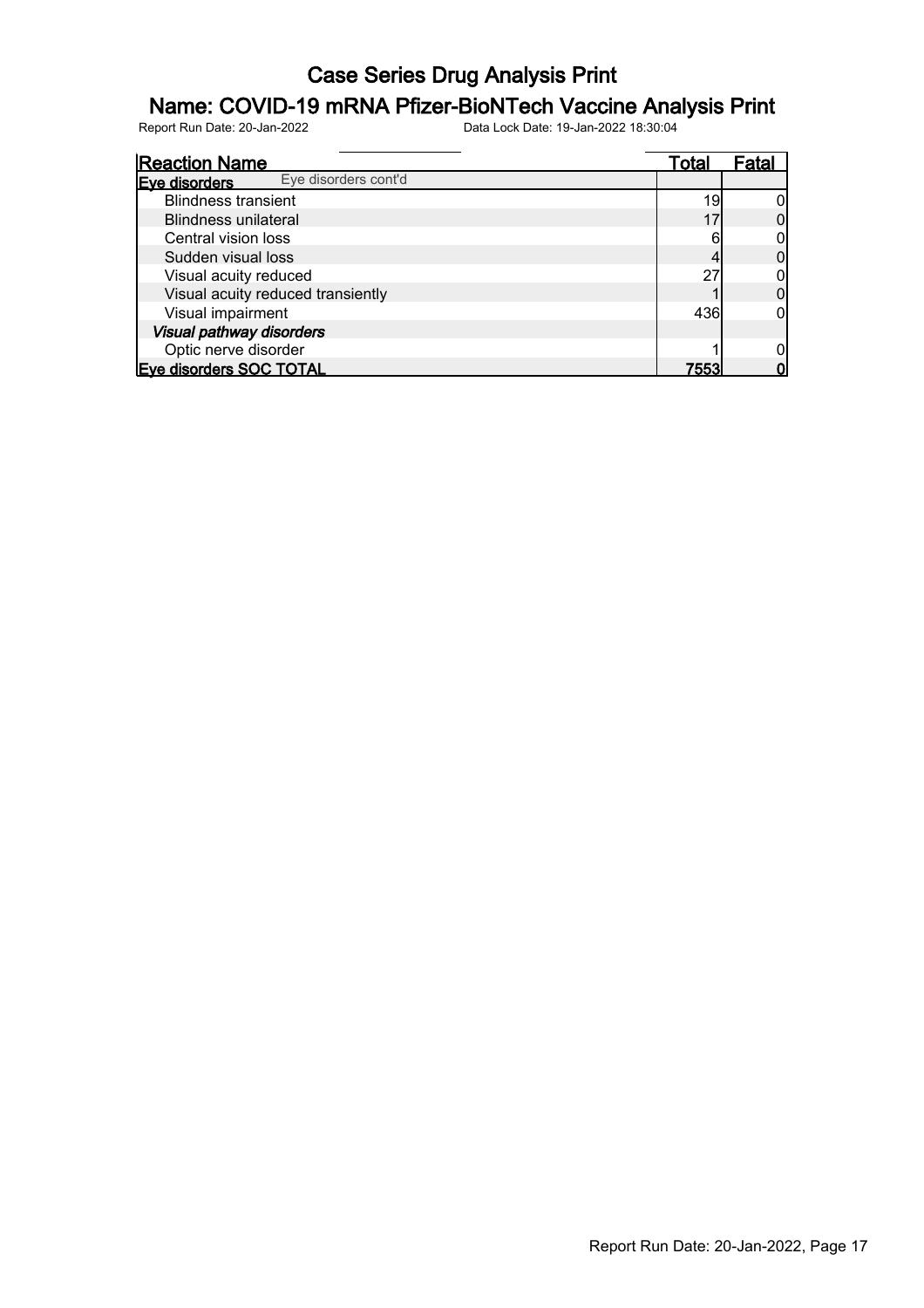# Case Series Drug Analysis Print

## Name: COVID-19 mRNA Pfizer-BioNTech Vaccine Analysis Print

Report Run Date: 20-Jan-2022 Data Lock Date: 19-Jan-2022 18:30:04

| Reaction Name | Total | Fatal |
|---|---|---|
| **Eye disorders** Eye disorders cont'd | | |
| Blindness transient | 19 | 0 |
| Blindness unilateral | 17 | 0 |
| Central vision loss | 6 | 0 |
| Sudden visual loss | 4 | 0 |
| Visual acuity reduced | 27 | 0 |
| Visual acuity reduced transiently | 1 | 0 |
| Visual impairment | 436 | 0 |
| ***Visual pathway disorders*** | | |
| Optic nerve disorder | 1 | 0 |
| **Eye disorders SOC TOTAL** | **7553** | **0** |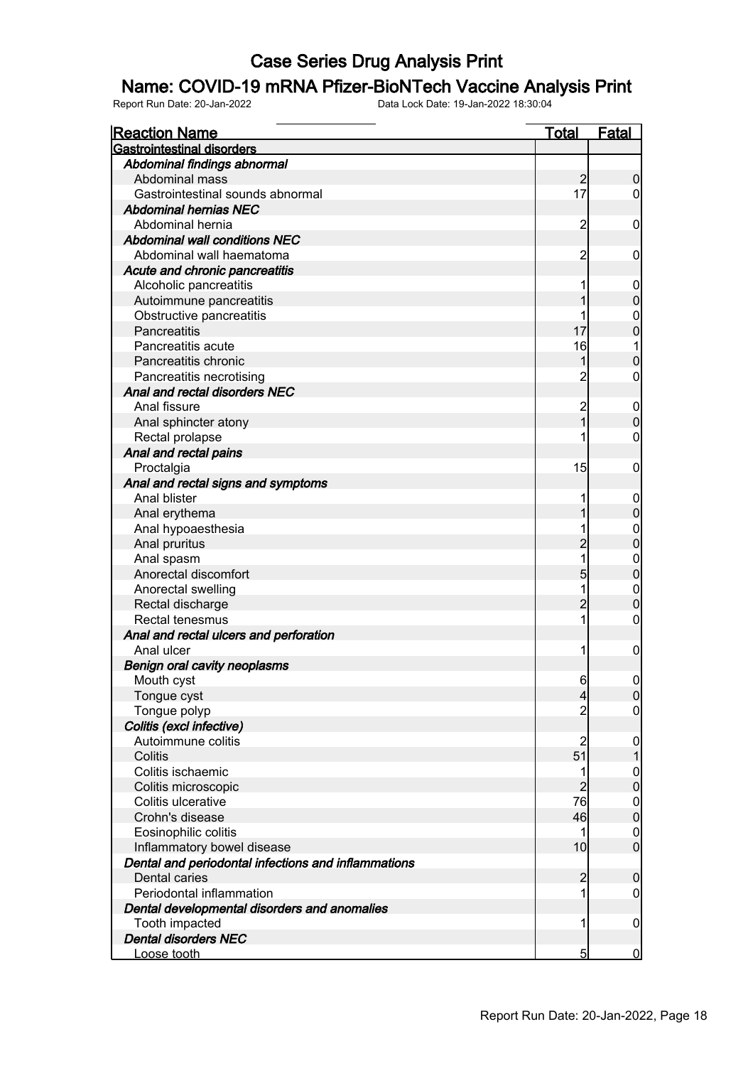# Case Series Drug Analysis Print

## Name: COVID-19 mRNA Pfizer-BioNTech Vaccine Analysis Print

Report Run Date: 20-Jan-2022    Data Lock Date: 19-Jan-2022 18:30:04

| Reaction Name | Total | Fatal |
|---|---|---|
| **Gastrointestinal disorders** | | |
| ***Abdominal findings abnormal*** | | |
| Abdominal mass | 2 | 0 |
| Gastrointestinal sounds abnormal | 17 | 0 |
| ***Abdominal hernias NEC*** | | |
| Abdominal hernia | 2 | 0 |
| ***Abdominal wall conditions NEC*** | | |
| Abdominal wall haematoma | 2 | 0 |
| ***Acute and chronic pancreatitis*** | | |
| Alcoholic pancreatitis | 1 | 0 |
| Autoimmune pancreatitis | 1 | 0 |
| Obstructive pancreatitis | 1 | 0 |
| Pancreatitis | 17 | 0 |
| Pancreatitis acute | 16 | 1 |
| Pancreatitis chronic | 1 | 0 |
| Pancreatitis necrotising | 2 | 0 |
| ***Anal and rectal disorders NEC*** | | |
| Anal fissure | 2 | 0 |
| Anal sphincter atony | 1 | 0 |
| Rectal prolapse | 1 | 0 |
| ***Anal and rectal pains*** | | |
| Proctalgia | 15 | 0 |
| ***Anal and rectal signs and symptoms*** | | |
| Anal blister | 1 | 0 |
| Anal erythema | 1 | 0 |
| Anal hypoaesthesia | 1 | 0 |
| Anal pruritus | 2 | 0 |
| Anal spasm | 1 | 0 |
| Anorectal discomfort | 5 | 0 |
| Anorectal swelling | 1 | 0 |
| Rectal discharge | 2 | 0 |
| Rectal tenesmus | 1 | 0 |
| ***Anal and rectal ulcers and perforation*** | | |
| Anal ulcer | 1 | 0 |
| ***Benign oral cavity neoplasms*** | | |
| Mouth cyst | 6 | 0 |
| Tongue cyst | 4 | 0 |
| Tongue polyp | 2 | 0 |
| ***Colitis (excl infective)*** | | |
| Autoimmune colitis | 2 | 0 |
| Colitis | 51 | 1 |
| Colitis ischaemic | 1 | 0 |
| Colitis microscopic | 2 | 0 |
| Colitis ulcerative | 76 | 0 |
| Crohn's disease | 46 | 0 |
| Eosinophilic colitis | 1 | 0 |
| Inflammatory bowel disease | 10 | 0 |
| ***Dental and periodontal infections and inflammations*** | | |
| Dental caries | 2 | 0 |
| Periodontal inflammation | 1 | 0 |
| ***Dental developmental disorders and anomalies*** | | |
| Tooth impacted | 1 | 0 |
| ***Dental disorders NEC*** | | |
| Loose tooth | 5 | 0 |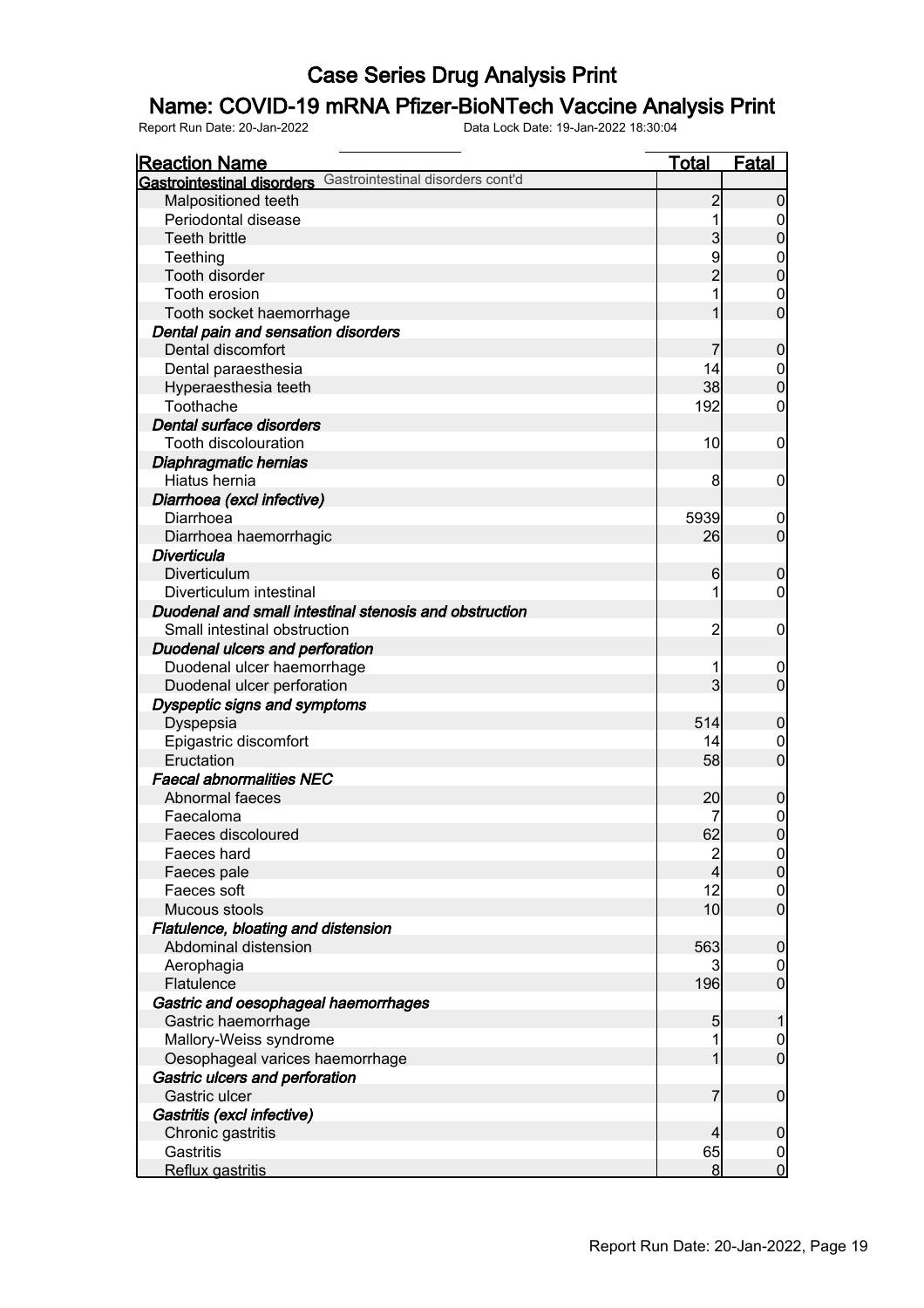# Case Series Drug Analysis Print

## Name: COVID-19 mRNA Pfizer-BioNTech Vaccine Analysis Print

Report Run Date: 20-Jan-2022 Data Lock Date: 19-Jan-2022 18:30:04

| Reaction Name | Total | Fatal |
|---|---|---|
| **Gastrointestinal disorders** Gastrointestinal disorders cont'd | | |
| Malpositioned teeth | 2 | 0 |
| Periodontal disease | 1 | 0 |
| Teeth brittle | 3 | 0 |
| Teething | 9 | 0 |
| Tooth disorder | 2 | 0 |
| Tooth erosion | 1 | 0 |
| Tooth socket haemorrhage | 1 | 0 |
| ***Dental pain and sensation disorders*** | | |
| Dental discomfort | 7 | 0 |
| Dental paraesthesia | 14 | 0 |
| Hyperaesthesia teeth | 38 | 0 |
| Toothache | 192 | 0 |
| ***Dental surface disorders*** | | |
| Tooth discolouration | 10 | 0 |
| ***Diaphragmatic hernias*** | | |
| Hiatus hernia | 8 | 0 |
| ***Diarrhoea (excl infective)*** | | |
| Diarrhoea | 5939 | 0 |
| Diarrhoea haemorrhagic | 26 | 0 |
| ***Diverticula*** | | |
| Diverticulum | 6 | 0 |
| Diverticulum intestinal | 1 | 0 |
| ***Duodenal and small intestinal stenosis and obstruction*** | | |
| Small intestinal obstruction | 2 | 0 |
| ***Duodenal ulcers and perforation*** | | |
| Duodenal ulcer haemorrhage | 1 | 0 |
| Duodenal ulcer perforation | 3 | 0 |
| ***Dyspeptic signs and symptoms*** | | |
| Dyspepsia | 514 | 0 |
| Epigastric discomfort | 14 | 0 |
| Eructation | 58 | 0 |
| ***Faecal abnormalities NEC*** | | |
| Abnormal faeces | 20 | 0 |
| Faecaloma | 7 | 0 |
| Faeces discoloured | 62 | 0 |
| Faeces hard | 2 | 0 |
| Faeces pale | 4 | 0 |
| Faeces soft | 12 | 0 |
| Mucous stools | 10 | 0 |
| ***Flatulence, bloating and distension*** | | |
| Abdominal distension | 563 | 0 |
| Aerophagia | 3 | 0 |
| Flatulence | 196 | 0 |
| ***Gastric and oesophageal haemorrhages*** | | |
| Gastric haemorrhage | 5 | 1 |
| Mallory-Weiss syndrome | 1 | 0 |
| Oesophageal varices haemorrhage | 1 | 0 |
| ***Gastric ulcers and perforation*** | | |
| Gastric ulcer | 7 | 0 |
| ***Gastritis (excl infective)*** | | |
| Chronic gastritis | 4 | 0 |
| Gastritis | 65 | 0 |
| Reflux gastritis | 8 | 0 |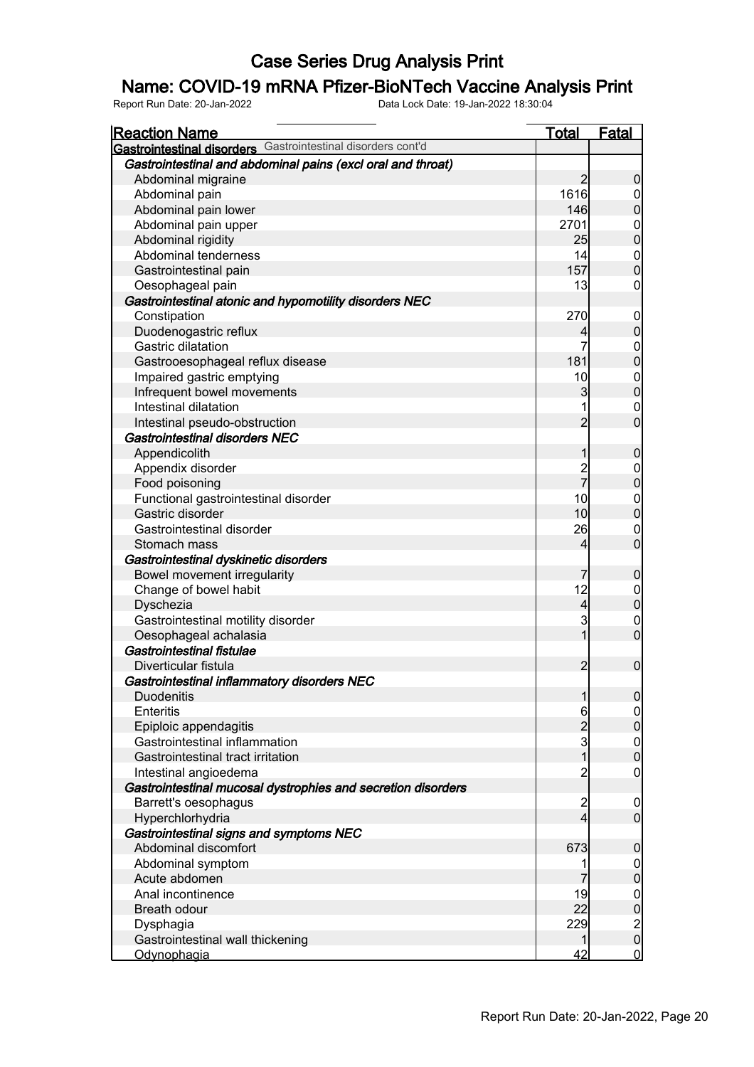# Case Series Drug Analysis Print

## Name: COVID-19 mRNA Pfizer-BioNTech Vaccine Analysis Print

Report Run Date: 20-Jan-2022 Data Lock Date: 19-Jan-2022 18:30:04

| Reaction Name | Total | Fatal |
|---|---|---|
| **Gastrointestinal disorders** Gastrointestinal disorders cont'd | | |
| ***Gastrointestinal and abdominal pains (excl oral and throat)*** | | |
| Abdominal migraine | 2 | 0 |
| Abdominal pain | 1616 | 0 |
| Abdominal pain lower | 146 | 0 |
| Abdominal pain upper | 2701 | 0 |
| Abdominal rigidity | 25 | 0 |
| Abdominal tenderness | 14 | 0 |
| Gastrointestinal pain | 157 | 0 |
| Oesophageal pain | 13 | 0 |
| ***Gastrointestinal atonic and hypomotility disorders NEC*** | | |
| Constipation | 270 | 0 |
| Duodenogastric reflux | 4 | 0 |
| Gastric dilatation | 7 | 0 |
| Gastrooesophageal reflux disease | 181 | 0 |
| Impaired gastric emptying | 10 | 0 |
| Infrequent bowel movements | 3 | 0 |
| Intestinal dilatation | 1 | 0 |
| Intestinal pseudo-obstruction | 2 | 0 |
| ***Gastrointestinal disorders NEC*** | | |
| Appendicolith | 1 | 0 |
| Appendix disorder | 2 | 0 |
| Food poisoning | 7 | 0 |
| Functional gastrointestinal disorder | 10 | 0 |
| Gastric disorder | 10 | 0 |
| Gastrointestinal disorder | 26 | 0 |
| Stomach mass | 4 | 0 |
| ***Gastrointestinal dyskinetic disorders*** | | |
| Bowel movement irregularity | 7 | 0 |
| Change of bowel habit | 12 | 0 |
| Dyschezia | 4 | 0 |
| Gastrointestinal motility disorder | 3 | 0 |
| Oesophageal achalasia | 1 | 0 |
| ***Gastrointestinal fistulae*** | | |
| Diverticular fistula | 2 | 0 |
| ***Gastrointestinal inflammatory disorders NEC*** | | |
| Duodenitis | 1 | 0 |
| Enteritis | 6 | 0 |
| Epiploic appendagitis | 2 | 0 |
| Gastrointestinal inflammation | 3 | 0 |
| Gastrointestinal tract irritation | 1 | 0 |
| Intestinal angioedema | 2 | 0 |
| ***Gastrointestinal mucosal dystrophies and secretion disorders*** | | |
| Barrett's oesophagus | 2 | 0 |
| Hyperchlorhydria | 4 | 0 |
| ***Gastrointestinal signs and symptoms NEC*** | | |
| Abdominal discomfort | 673 | 0 |
| Abdominal symptom | 1 | 0 |
| Acute abdomen | 7 | 0 |
| Anal incontinence | 19 | 0 |
| Breath odour | 22 | 0 |
| Dysphagia | 229 | 2 |
| Gastrointestinal wall thickening | 1 | 0 |
| Odynophagia | 42 | 0 |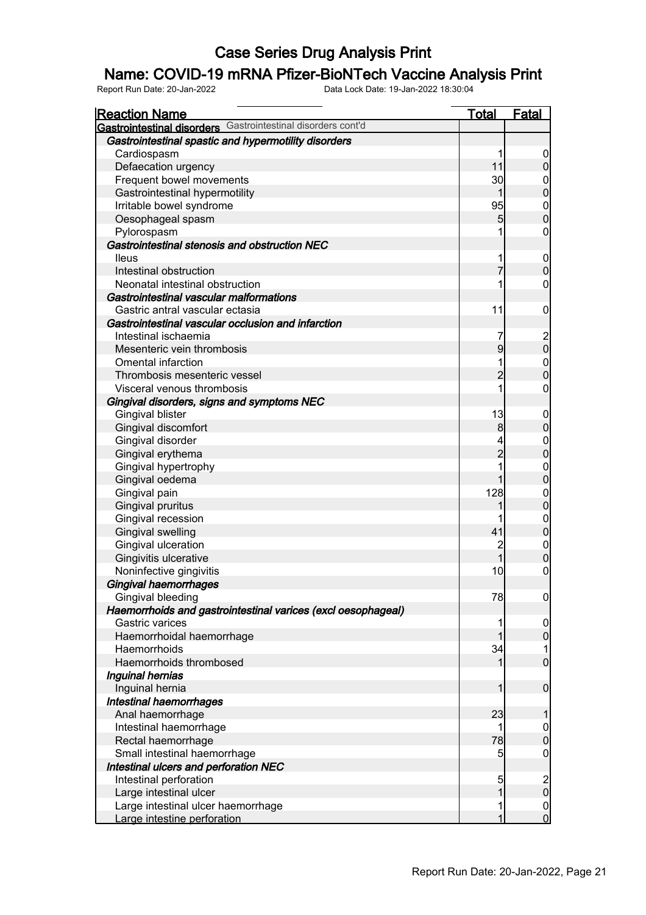# Case Series Drug Analysis Print

## Name: COVID-19 mRNA Pfizer-BioNTech Vaccine Analysis Print

Report Run Date: 20-Jan-2022 Data Lock Date: 19-Jan-2022 18:30:04

| Reaction Name | Total | Fatal |
|---|---|---|
| **Gastrointestinal disorders** Gastrointestinal disorders cont'd | | |
| ***Gastrointestinal spastic and hypermotility disorders*** | | |
| Cardiospasm | 1 | 0 |
| Defaecation urgency | 11 | 0 |
| Frequent bowel movements | 30 | 0 |
| Gastrointestinal hypermotility | 1 | 0 |
| Irritable bowel syndrome | 95 | 0 |
| Oesophageal spasm | 5 | 0 |
| Pylorospasm | 1 | 0 |
| ***Gastrointestinal stenosis and obstruction NEC*** | | |
| Ileus | 1 | 0 |
| Intestinal obstruction | 7 | 0 |
| Neonatal intestinal obstruction | 1 | 0 |
| ***Gastrointestinal vascular malformations*** | | |
| Gastric antral vascular ectasia | 11 | 0 |
| ***Gastrointestinal vascular occlusion and infarction*** | | |
| Intestinal ischaemia | 7 | 2 |
| Mesenteric vein thrombosis | 9 | 0 |
| Omental infarction | 1 | 0 |
| Thrombosis mesenteric vessel | 2 | 0 |
| Visceral venous thrombosis | 1 | 0 |
| ***Gingival disorders, signs and symptoms NEC*** | | |
| Gingival blister | 13 | 0 |
| Gingival discomfort | 8 | 0 |
| Gingival disorder | 4 | 0 |
| Gingival erythema | 2 | 0 |
| Gingival hypertrophy | 1 | 0 |
| Gingival oedema | 1 | 0 |
| Gingival pain | 128 | 0 |
| Gingival pruritus | 1 | 0 |
| Gingival recession | 1 | 0 |
| Gingival swelling | 41 | 0 |
| Gingival ulceration | 2 | 0 |
| Gingivitis ulcerative | 1 | 0 |
| Noninfective gingivitis | 10 | 0 |
| ***Gingival haemorrhages*** | | |
| Gingival bleeding | 78 | 0 |
| ***Haemorrhoids and gastrointestinal varices (excl oesophageal)*** | | |
| Gastric varices | 1 | 0 |
| Haemorrhoidal haemorrhage | 1 | 0 |
| Haemorrhoids | 34 | 1 |
| Haemorrhoids thrombosed | 1 | 0 |
| ***Inguinal hernias*** | | |
| Inguinal hernia | 1 | 0 |
| ***Intestinal haemorrhages*** | | |
| Anal haemorrhage | 23 | 1 |
| Intestinal haemorrhage | 1 | 0 |
| Rectal haemorrhage | 78 | 0 |
| Small intestinal haemorrhage | 5 | 0 |
| ***Intestinal ulcers and perforation NEC*** | | |
| Intestinal perforation | 5 | 2 |
| Large intestinal ulcer | 1 | 0 |
| Large intestinal ulcer haemorrhage | 1 | 0 |
| Large intestine perforation | 1 | 0 |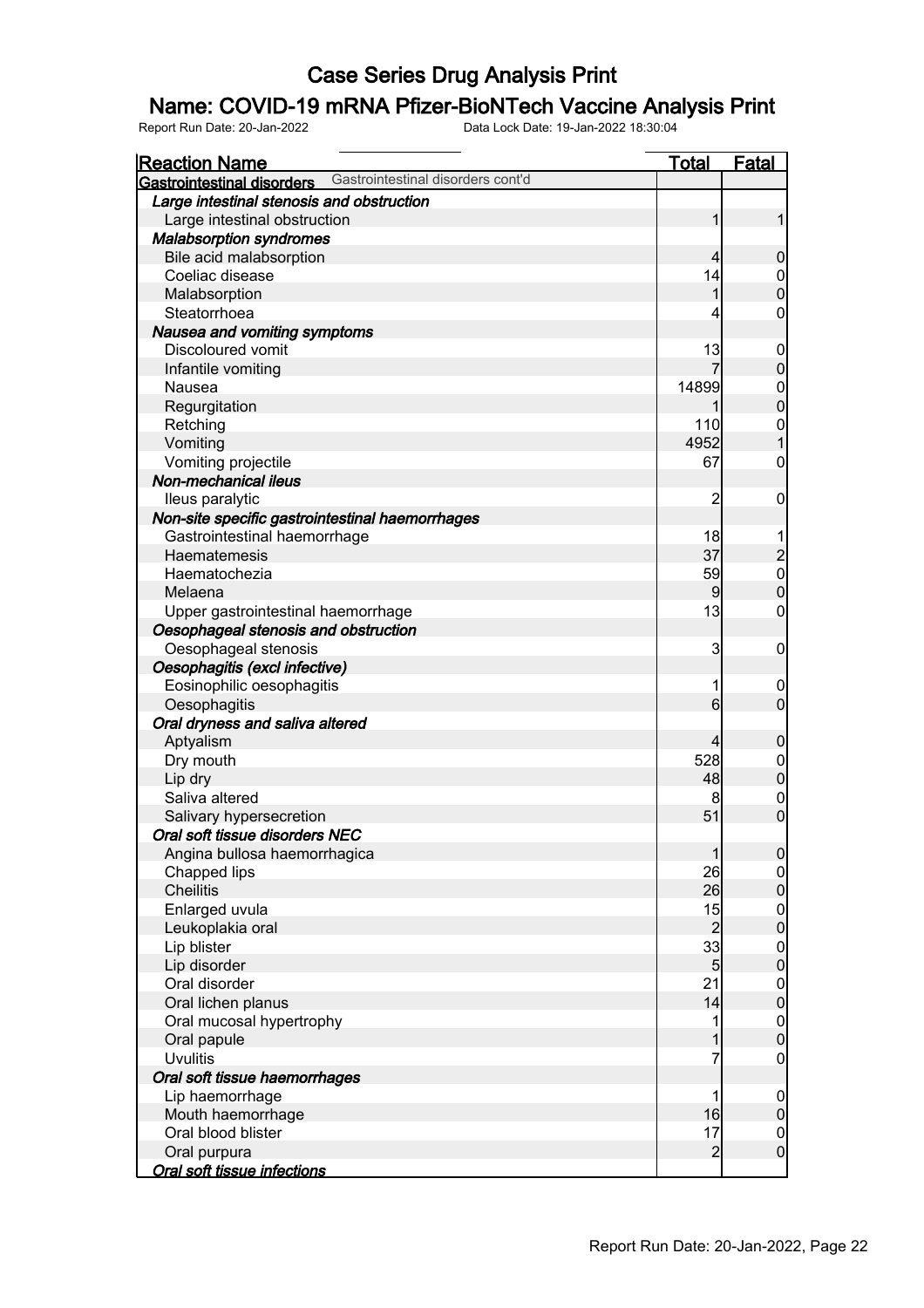# Case Series Drug Analysis Print

## Name: COVID-19 mRNA Pfizer-BioNTech Vaccine Analysis Print

Report Run Date: 20-Jan-2022 Data Lock Date: 19-Jan-2022 18:30:04

| Reaction Name | Total | Fatal |
|---|---|---|
| **Gastrointestinal disorders** Gastrointestinal disorders cont'd | | |
| ***Large intestinal stenosis and obstruction*** | | |
| Large intestinal obstruction | 1 | 1 |
| ***Malabsorption syndromes*** | | |
| Bile acid malabsorption | 4 | 0 |
| Coeliac disease | 14 | 0 |
| Malabsorption | 1 | 0 |
| Steatorrhoea | 4 | 0 |
| ***Nausea and vomiting symptoms*** | | |
| Discoloured vomit | 13 | 0 |
| Infantile vomiting | 7 | 0 |
| Nausea | 14899 | 0 |
| Regurgitation | 1 | 0 |
| Retching | 110 | 0 |
| Vomiting | 4952 | 1 |
| Vomiting projectile | 67 | 0 |
| ***Non-mechanical ileus*** | | |
| Ileus paralytic | 2 | 0 |
| ***Non-site specific gastrointestinal haemorrhages*** | | |
| Gastrointestinal haemorrhage | 18 | 1 |
| Haematemesis | 37 | 2 |
| Haematochezia | 59 | 0 |
| Melaena | 9 | 0 |
| Upper gastrointestinal haemorrhage | 13 | 0 |
| ***Oesophageal stenosis and obstruction*** | | |
| Oesophageal stenosis | 3 | 0 |
| ***Oesophagitis (excl infective)*** | | |
| Eosinophilic oesophagitis | 1 | 0 |
| Oesophagitis | 6 | 0 |
| ***Oral dryness and saliva altered*** | | |
| Aptyalism | 4 | 0 |
| Dry mouth | 528 | 0 |
| Lip dry | 48 | 0 |
| Saliva altered | 8 | 0 |
| Salivary hypersecretion | 51 | 0 |
| ***Oral soft tissue disorders NEC*** | | |
| Angina bullosa haemorrhagica | 1 | 0 |
| Chapped lips | 26 | 0 |
| Cheilitis | 26 | 0 |
| Enlarged uvula | 15 | 0 |
| Leukoplakia oral | 2 | 0 |
| Lip blister | 33 | 0 |
| Lip disorder | 5 | 0 |
| Oral disorder | 21 | 0 |
| Oral lichen planus | 14 | 0 |
| Oral mucosal hypertrophy | 1 | 0 |
| Oral papule | 1 | 0 |
| Uvulitis | 7 | 0 |
| ***Oral soft tissue haemorrhages*** | | |
| Lip haemorrhage | 1 | 0 |
| Mouth haemorrhage | 16 | 0 |
| Oral blood blister | 17 | 0 |
| Oral purpura | 2 | 0 |
| ***Oral soft tissue infections*** | | |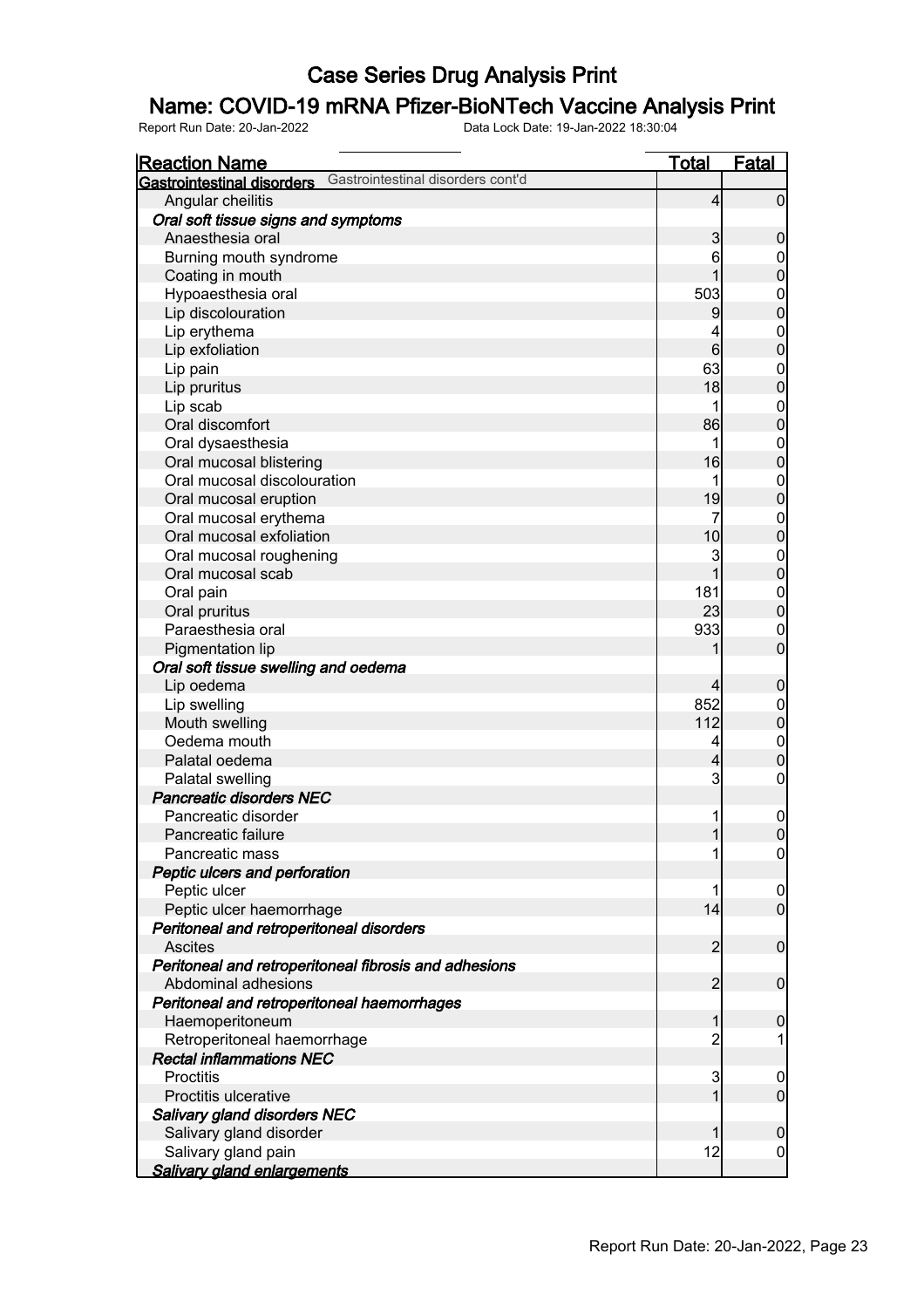# Case Series Drug Analysis Print

## Name: COVID-19 mRNA Pfizer-BioNTech Vaccine Analysis Print

Report Run Date: 20-Jan-2022 &nbsp;&nbsp;&nbsp;&nbsp; Data Lock Date: 19-Jan-2022 18:30:04

| Reaction Name | Total | Fatal |
|---|---|---|
| **Gastrointestinal disorders** Gastrointestinal disorders cont'd | | |
| Angular cheilitis | 4 | 0 |
| ***Oral soft tissue signs and symptoms*** | | |
| Anaesthesia oral | 3 | 0 |
| Burning mouth syndrome | 6 | 0 |
| Coating in mouth | 1 | 0 |
| Hypoaesthesia oral | 503 | 0 |
| Lip discolouration | 9 | 0 |
| Lip erythema | 4 | 0 |
| Lip exfoliation | 6 | 0 |
| Lip pain | 63 | 0 |
| Lip pruritus | 18 | 0 |
| Lip scab | 1 | 0 |
| Oral discomfort | 86 | 0 |
| Oral dysaesthesia | 1 | 0 |
| Oral mucosal blistering | 16 | 0 |
| Oral mucosal discolouration | 1 | 0 |
| Oral mucosal eruption | 19 | 0 |
| Oral mucosal erythema | 7 | 0 |
| Oral mucosal exfoliation | 10 | 0 |
| Oral mucosal roughening | 3 | 0 |
| Oral mucosal scab | 1 | 0 |
| Oral pain | 181 | 0 |
| Oral pruritus | 23 | 0 |
| Paraesthesia oral | 933 | 0 |
| Pigmentation lip | 1 | 0 |
| ***Oral soft tissue swelling and oedema*** | | |
| Lip oedema | 4 | 0 |
| Lip swelling | 852 | 0 |
| Mouth swelling | 112 | 0 |
| Oedema mouth | 4 | 0 |
| Palatal oedema | 4 | 0 |
| Palatal swelling | 3 | 0 |
| ***Pancreatic disorders NEC*** | | |
| Pancreatic disorder | 1 | 0 |
| Pancreatic failure | 1 | 0 |
| Pancreatic mass | 1 | 0 |
| ***Peptic ulcers and perforation*** | | |
| Peptic ulcer | 1 | 0 |
| Peptic ulcer haemorrhage | 14 | 0 |
| ***Peritoneal and retroperitoneal disorders*** | | |
| Ascites | 2 | 0 |
| ***Peritoneal and retroperitoneal fibrosis and adhesions*** | | |
| Abdominal adhesions | 2 | 0 |
| ***Peritoneal and retroperitoneal haemorrhages*** | | |
| Haemoperitoneum | 1 | 0 |
| Retroperitoneal haemorrhage | 2 | 1 |
| ***Rectal inflammations NEC*** | | |
| Proctitis | 3 | 0 |
| Proctitis ulcerative | 1 | 0 |
| ***Salivary gland disorders NEC*** | | |
| Salivary gland disorder | 1 | 0 |
| Salivary gland pain | 12 | 0 |
| ***Salivary gland enlargements*** | | |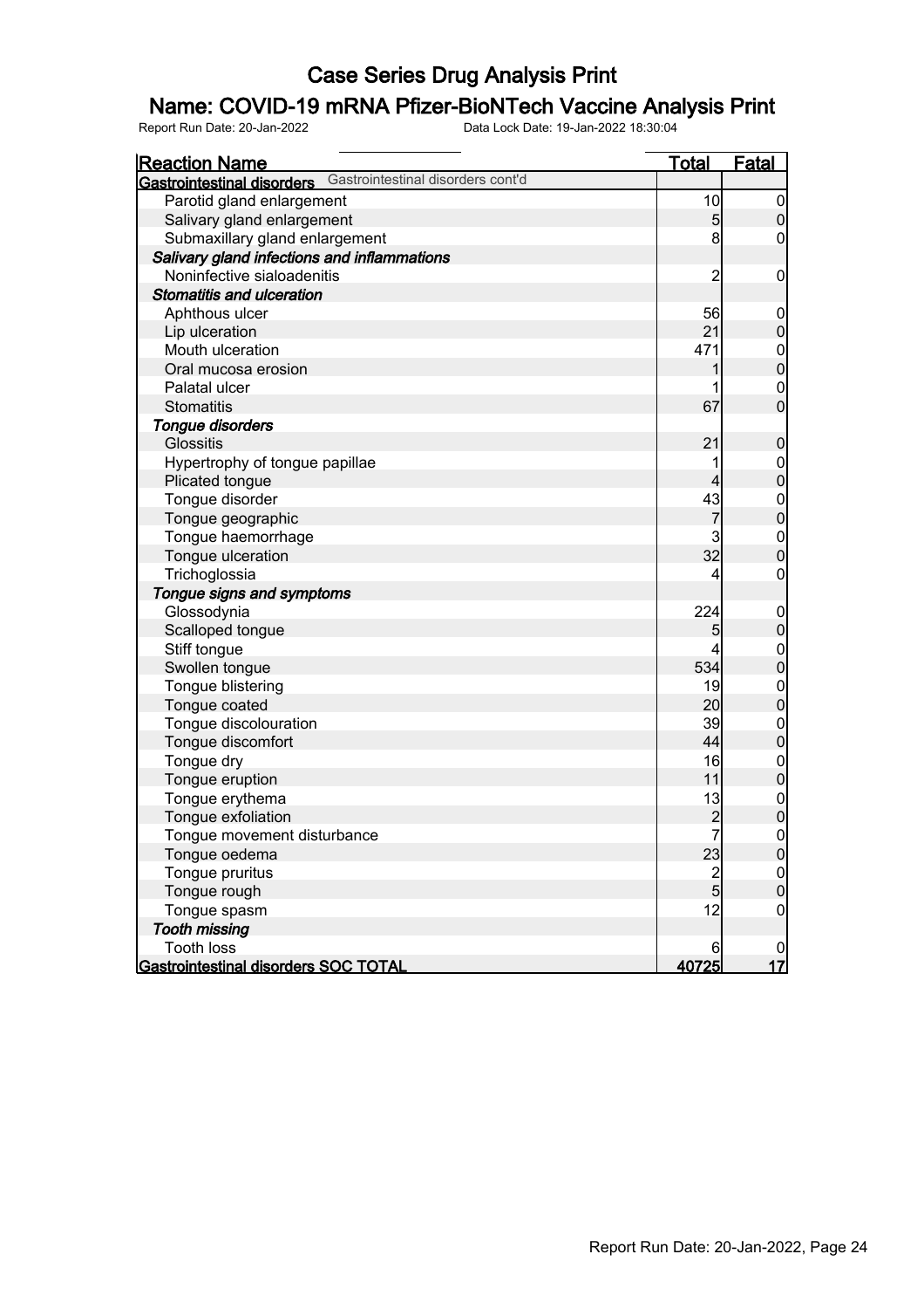# Case Series Drug Analysis Print

## Name: COVID-19 mRNA Pfizer-BioNTech Vaccine Analysis Print

Report Run Date: 20-Jan-2022 Data Lock Date: 19-Jan-2022 18:30:04

| Reaction Name | Total | Fatal |
|---|---|---|
| **Gastrointestinal disorders** Gastrointestinal disorders cont'd | | |
| Parotid gland enlargement | 10 | 0 |
| Salivary gland enlargement | 5 | 0 |
| Submaxillary gland enlargement | 8 | 0 |
| ***Salivary gland infections and inflammations*** | | |
| Noninfective sialoadenitis | 2 | 0 |
| ***Stomatitis and ulceration*** | | |
| Aphthous ulcer | 56 | 0 |
| Lip ulceration | 21 | 0 |
| Mouth ulceration | 471 | 0 |
| Oral mucosa erosion | 1 | 0 |
| Palatal ulcer | 1 | 0 |
| Stomatitis | 67 | 0 |
| ***Tongue disorders*** | | |
| Glossitis | 21 | 0 |
| Hypertrophy of tongue papillae | 1 | 0 |
| Plicated tongue | 4 | 0 |
| Tongue disorder | 43 | 0 |
| Tongue geographic | 7 | 0 |
| Tongue haemorrhage | 3 | 0 |
| Tongue ulceration | 32 | 0 |
| Trichoglossia | 4 | 0 |
| ***Tongue signs and symptoms*** | | |
| Glossodynia | 224 | 0 |
| Scalloped tongue | 5 | 0 |
| Stiff tongue | 4 | 0 |
| Swollen tongue | 534 | 0 |
| Tongue blistering | 19 | 0 |
| Tongue coated | 20 | 0 |
| Tongue discolouration | 39 | 0 |
| Tongue discomfort | 44 | 0 |
| Tongue dry | 16 | 0 |
| Tongue eruption | 11 | 0 |
| Tongue erythema | 13 | 0 |
| Tongue exfoliation | 2 | 0 |
| Tongue movement disturbance | 7 | 0 |
| Tongue oedema | 23 | 0 |
| Tongue pruritus | 2 | 0 |
| Tongue rough | 5 | 0 |
| Tongue spasm | 12 | 0 |
| ***Tooth missing*** | | |
| Tooth loss | 6 | 0 |
| **Gastrointestinal disorders SOC TOTAL** | **40725** | **17** |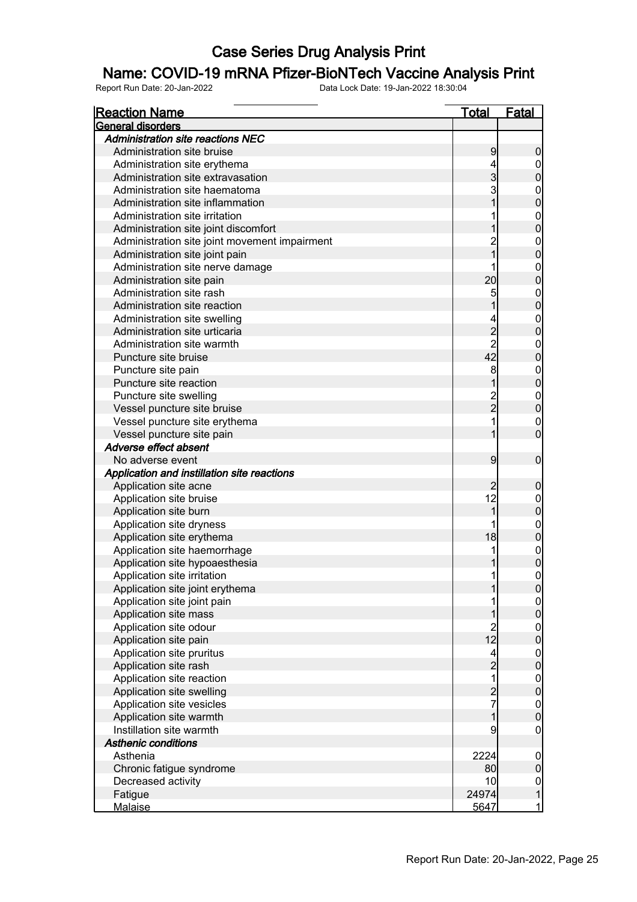# Case Series Drug Analysis Print

## Name: COVID-19 mRNA Pfizer-BioNTech Vaccine Analysis Print

Report Run Date: 20-Jan-2022　　Data Lock Date: 19-Jan-2022 18:30:04

| Reaction Name | Total | Fatal |
|---|---|---|
| **General disorders** | | |
| ***Administration site reactions NEC*** | | |
| Administration site bruise | 9 | 0 |
| Administration site erythema | 4 | 0 |
| Administration site extravasation | 3 | 0 |
| Administration site haematoma | 3 | 0 |
| Administration site inflammation | 1 | 0 |
| Administration site irritation | 1 | 0 |
| Administration site joint discomfort | 1 | 0 |
| Administration site joint movement impairment | 2 | 0 |
| Administration site joint pain | 1 | 0 |
| Administration site nerve damage | 1 | 0 |
| Administration site pain | 20 | 0 |
| Administration site rash | 5 | 0 |
| Administration site reaction | 1 | 0 |
| Administration site swelling | 4 | 0 |
| Administration site urticaria | 2 | 0 |
| Administration site warmth | 2 | 0 |
| Puncture site bruise | 42 | 0 |
| Puncture site pain | 8 | 0 |
| Puncture site reaction | 1 | 0 |
| Puncture site swelling | 2 | 0 |
| Vessel puncture site bruise | 2 | 0 |
| Vessel puncture site erythema | 1 | 0 |
| Vessel puncture site pain | 1 | 0 |
| ***Adverse effect absent*** | | |
| No adverse event | 9 | 0 |
| ***Application and instillation site reactions*** | | |
| Application site acne | 2 | 0 |
| Application site bruise | 12 | 0 |
| Application site burn | 1 | 0 |
| Application site dryness | 1 | 0 |
| Application site erythema | 18 | 0 |
| Application site haemorrhage | 1 | 0 |
| Application site hypoaesthesia | 1 | 0 |
| Application site irritation | 1 | 0 |
| Application site joint erythema | 1 | 0 |
| Application site joint pain | 1 | 0 |
| Application site mass | 1 | 0 |
| Application site odour | 2 | 0 |
| Application site pain | 12 | 0 |
| Application site pruritus | 4 | 0 |
| Application site rash | 2 | 0 |
| Application site reaction | 1 | 0 |
| Application site swelling | 2 | 0 |
| Application site vesicles | 7 | 0 |
| Application site warmth | 1 | 0 |
| Instillation site warmth | 9 | 0 |
| ***Asthenic conditions*** | | |
| Asthenia | 2224 | 0 |
| Chronic fatigue syndrome | 80 | 0 |
| Decreased activity | 10 | 0 |
| Fatigue | 24974 | 1 |
| Malaise | 5647 | 1 |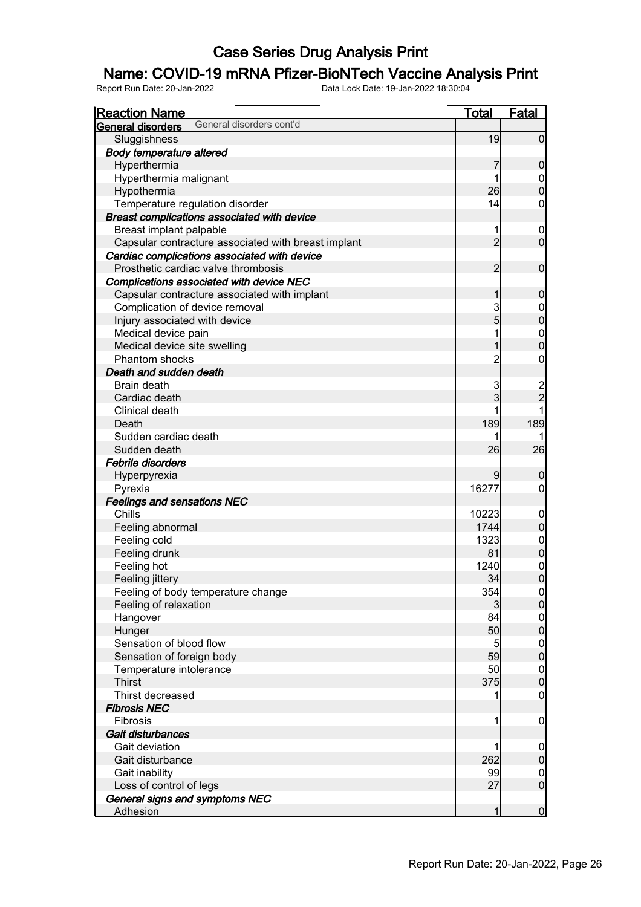# Case Series Drug Analysis Print

## Name: COVID-19 mRNA Pfizer-BioNTech Vaccine Analysis Print

Report Run Date: 20-Jan-2022 Data Lock Date: 19-Jan-2022 18:30:04

| Reaction Name | Total | Fatal |
|---|---|---|
| **General disorders** General disorders cont'd | | |
| Sluggishness | 19 | 0 |
| ***Body temperature altered*** | | |
| Hyperthermia | 7 | 0 |
| Hyperthermia malignant | 1 | 0 |
| Hypothermia | 26 | 0 |
| Temperature regulation disorder | 14 | 0 |
| ***Breast complications associated with device*** | | |
| Breast implant palpable | 1 | 0 |
| Capsular contracture associated with breast implant | 2 | 0 |
| ***Cardiac complications associated with device*** | | |
| Prosthetic cardiac valve thrombosis | 2 | 0 |
| ***Complications associated with device NEC*** | | |
| Capsular contracture associated with implant | 1 | 0 |
| Complication of device removal | 3 | 0 |
| Injury associated with device | 5 | 0 |
| Medical device pain | 1 | 0 |
| Medical device site swelling | 1 | 0 |
| Phantom shocks | 2 | 0 |
| ***Death and sudden death*** | | |
| Brain death | 3 | 2 |
| Cardiac death | 3 | 2 |
| Clinical death | 1 | 1 |
| Death | 189 | 189 |
| Sudden cardiac death | 1 | 1 |
| Sudden death | 26 | 26 |
| ***Febrile disorders*** | | |
| Hyperpyrexia | 9 | 0 |
| Pyrexia | 16277 | 0 |
| ***Feelings and sensations NEC*** | | |
| Chills | 10223 | 0 |
| Feeling abnormal | 1744 | 0 |
| Feeling cold | 1323 | 0 |
| Feeling drunk | 81 | 0 |
| Feeling hot | 1240 | 0 |
| Feeling jittery | 34 | 0 |
| Feeling of body temperature change | 354 | 0 |
| Feeling of relaxation | 3 | 0 |
| Hangover | 84 | 0 |
| Hunger | 50 | 0 |
| Sensation of blood flow | 5 | 0 |
| Sensation of foreign body | 59 | 0 |
| Temperature intolerance | 50 | 0 |
| Thirst | 375 | 0 |
| Thirst decreased | 1 | 0 |
| ***Fibrosis NEC*** | | |
| Fibrosis | 1 | 0 |
| ***Gait disturbances*** | | |
| Gait deviation | 1 | 0 |
| Gait disturbance | 262 | 0 |
| Gait inability | 99 | 0 |
| Loss of control of legs | 27 | 0 |
| ***General signs and symptoms NEC*** | | |
| Adhesion | 1 | 0 |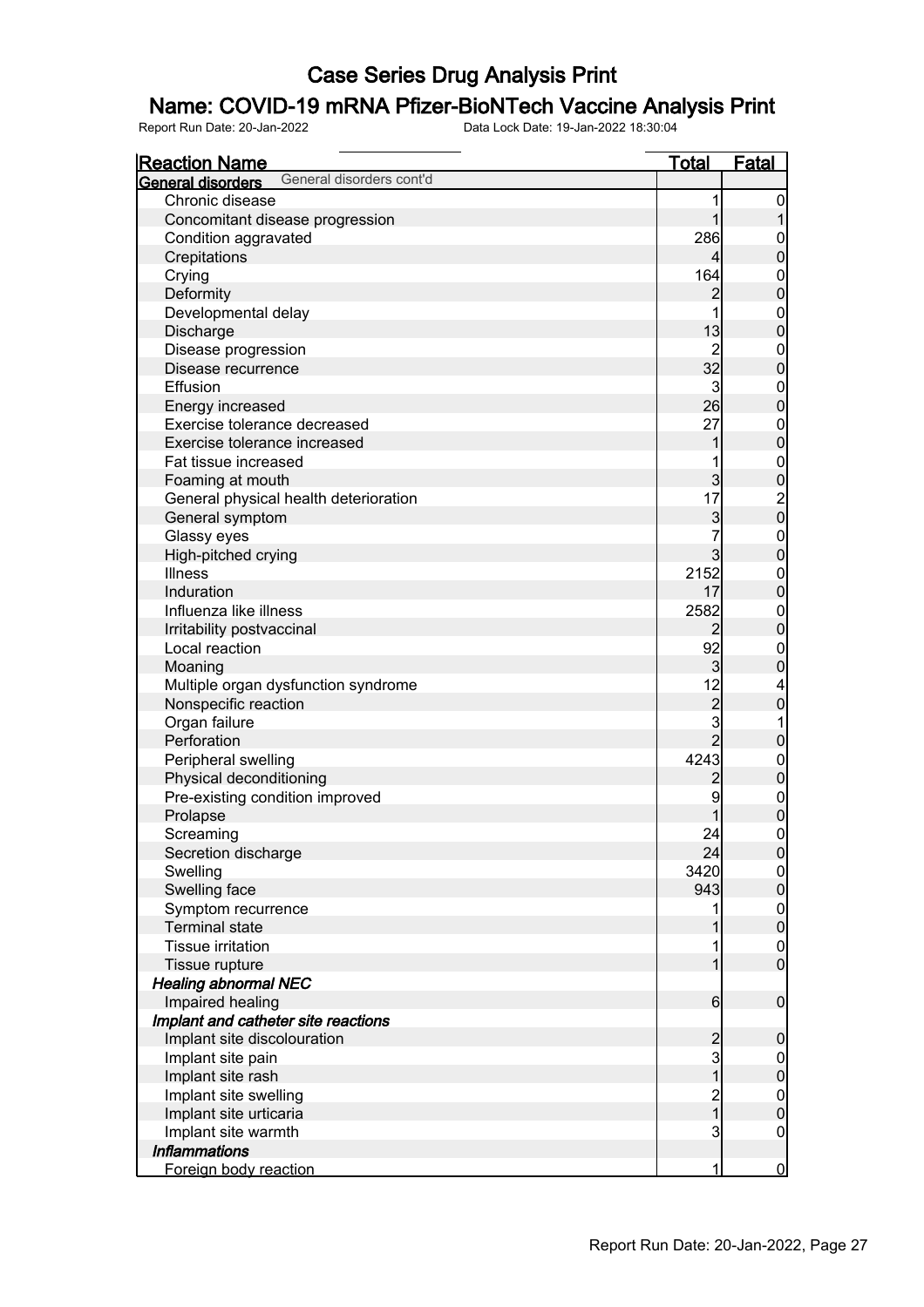# Case Series Drug Analysis Print

## Name: COVID-19 mRNA Pfizer-BioNTech Vaccine Analysis Print

Report Run Date: 20-Jan-2022    Data Lock Date: 19-Jan-2022 18:30:04

| Reaction Name | Total | Fatal |
|---|---|---|
| **General disorders** General disorders cont'd | | |
| Chronic disease | 1 | 0 |
| Concomitant disease progression | 1 | 1 |
| Condition aggravated | 286 | 0 |
| Crepitations | 4 | 0 |
| Crying | 164 | 0 |
| Deformity | 2 | 0 |
| Developmental delay | 1 | 0 |
| Discharge | 13 | 0 |
| Disease progression | 2 | 0 |
| Disease recurrence | 32 | 0 |
| Effusion | 3 | 0 |
| Energy increased | 26 | 0 |
| Exercise tolerance decreased | 27 | 0 |
| Exercise tolerance increased | 1 | 0 |
| Fat tissue increased | 1 | 0 |
| Foaming at mouth | 3 | 0 |
| General physical health deterioration | 17 | 2 |
| General symptom | 3 | 0 |
| Glassy eyes | 7 | 0 |
| High-pitched crying | 3 | 0 |
| Illness | 2152 | 0 |
| Induration | 17 | 0 |
| Influenza like illness | 2582 | 0 |
| Irritability postvaccinal | 2 | 0 |
| Local reaction | 92 | 0 |
| Moaning | 3 | 0 |
| Multiple organ dysfunction syndrome | 12 | 4 |
| Nonspecific reaction | 2 | 0 |
| Organ failure | 3 | 1 |
| Perforation | 2 | 0 |
| Peripheral swelling | 4243 | 0 |
| Physical deconditioning | 2 | 0 |
| Pre-existing condition improved | 9 | 0 |
| Prolapse | 1 | 0 |
| Screaming | 24 | 0 |
| Secretion discharge | 24 | 0 |
| Swelling | 3420 | 0 |
| Swelling face | 943 | 0 |
| Symptom recurrence | 1 | 0 |
| Terminal state | 1 | 0 |
| Tissue irritation | 1 | 0 |
| Tissue rupture | 1 | 0 |
| ***Healing abnormal NEC*** | | |
| Impaired healing | 6 | 0 |
| ***Implant and catheter site reactions*** | | |
| Implant site discolouration | 2 | 0 |
| Implant site pain | 3 | 0 |
| Implant site rash | 1 | 0 |
| Implant site swelling | 2 | 0 |
| Implant site urticaria | 1 | 0 |
| Implant site warmth | 3 | 0 |
| ***Inflammations*** | | |
| Foreign body reaction | 1 | 0 |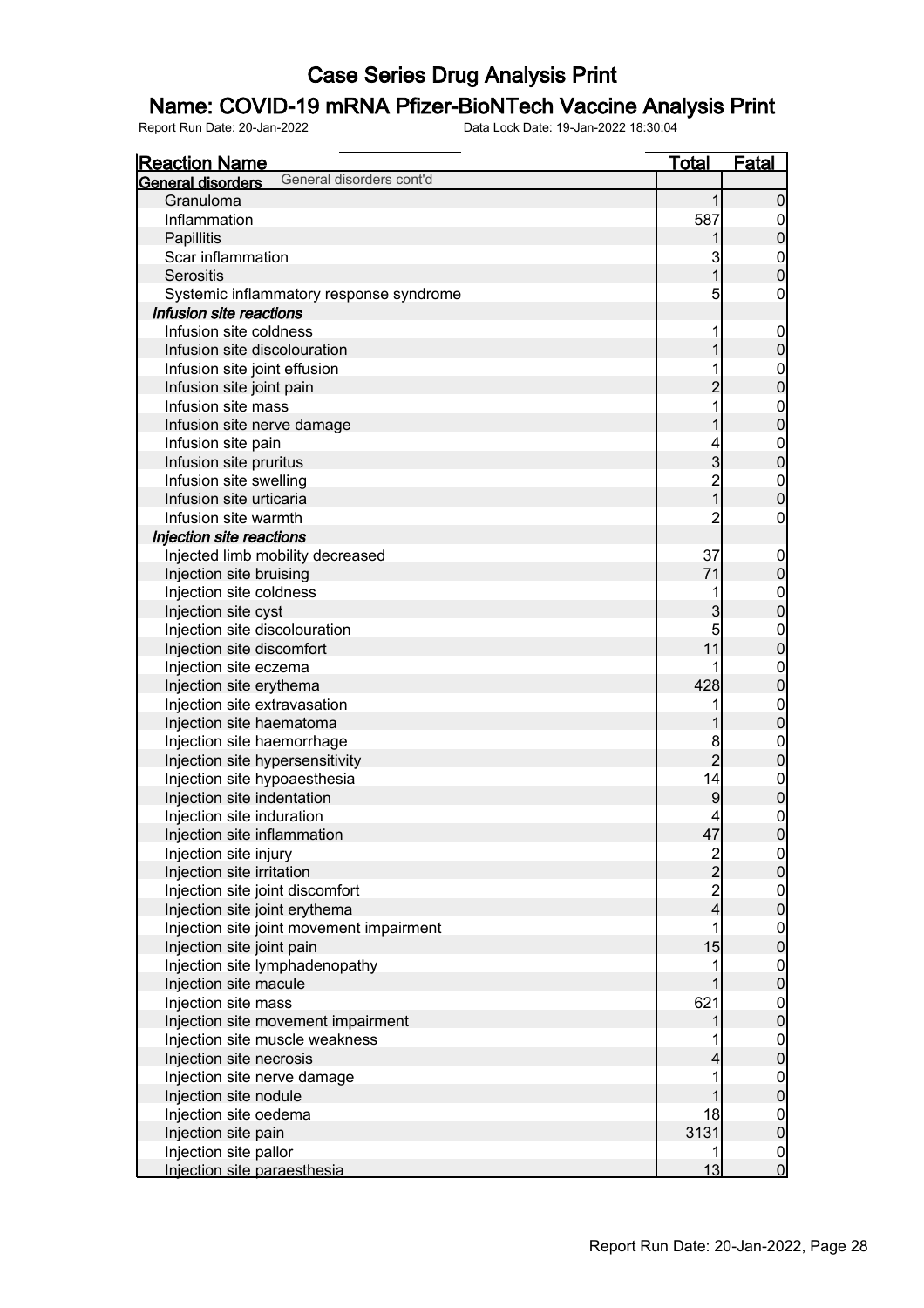# Case Series Drug Analysis Print

## Name: COVID-19 mRNA Pfizer-BioNTech Vaccine Analysis Print

Report Run Date: 20-Jan-2022 Data Lock Date: 19-Jan-2022 18:30:04

| Reaction Name | Total | Fatal |
|---|---|---|
| **General disorders** General disorders cont'd | | |
| Granuloma | 1 | 0 |
| Inflammation | 587 | 0 |
| Papillitis | 1 | 0 |
| Scar inflammation | 3 | 0 |
| Serositis | 1 | 0 |
| Systemic inflammatory response syndrome | 5 | 0 |
| ***Infusion site reactions*** | | |
| Infusion site coldness | 1 | 0 |
| Infusion site discolouration | 1 | 0 |
| Infusion site joint effusion | 1 | 0 |
| Infusion site joint pain | 2 | 0 |
| Infusion site mass | 1 | 0 |
| Infusion site nerve damage | 1 | 0 |
| Infusion site pain | 4 | 0 |
| Infusion site pruritus | 3 | 0 |
| Infusion site swelling | 2 | 0 |
| Infusion site urticaria | 1 | 0 |
| Infusion site warmth | 2 | 0 |
| ***Injection site reactions*** | | |
| Injected limb mobility decreased | 37 | 0 |
| Injection site bruising | 71 | 0 |
| Injection site coldness | 1 | 0 |
| Injection site cyst | 3 | 0 |
| Injection site discolouration | 5 | 0 |
| Injection site discomfort | 11 | 0 |
| Injection site eczema | 1 | 0 |
| Injection site erythema | 428 | 0 |
| Injection site extravasation | 1 | 0 |
| Injection site haematoma | 1 | 0 |
| Injection site haemorrhage | 8 | 0 |
| Injection site hypersensitivity | 2 | 0 |
| Injection site hypoaesthesia | 14 | 0 |
| Injection site indentation | 9 | 0 |
| Injection site induration | 4 | 0 |
| Injection site inflammation | 47 | 0 |
| Injection site injury | 2 | 0 |
| Injection site irritation | 2 | 0 |
| Injection site joint discomfort | 2 | 0 |
| Injection site joint erythema | 4 | 0 |
| Injection site joint movement impairment | 1 | 0 |
| Injection site joint pain | 15 | 0 |
| Injection site lymphadenopathy | 1 | 0 |
| Injection site macule | 1 | 0 |
| Injection site mass | 621 | 0 |
| Injection site movement impairment | 1 | 0 |
| Injection site muscle weakness | 1 | 0 |
| Injection site necrosis | 4 | 0 |
| Injection site nerve damage | 1 | 0 |
| Injection site nodule | 1 | 0 |
| Injection site oedema | 18 | 0 |
| Injection site pain | 3131 | 0 |
| Injection site pallor | 1 | 0 |
| Injection site paraesthesia | 13 | 0 |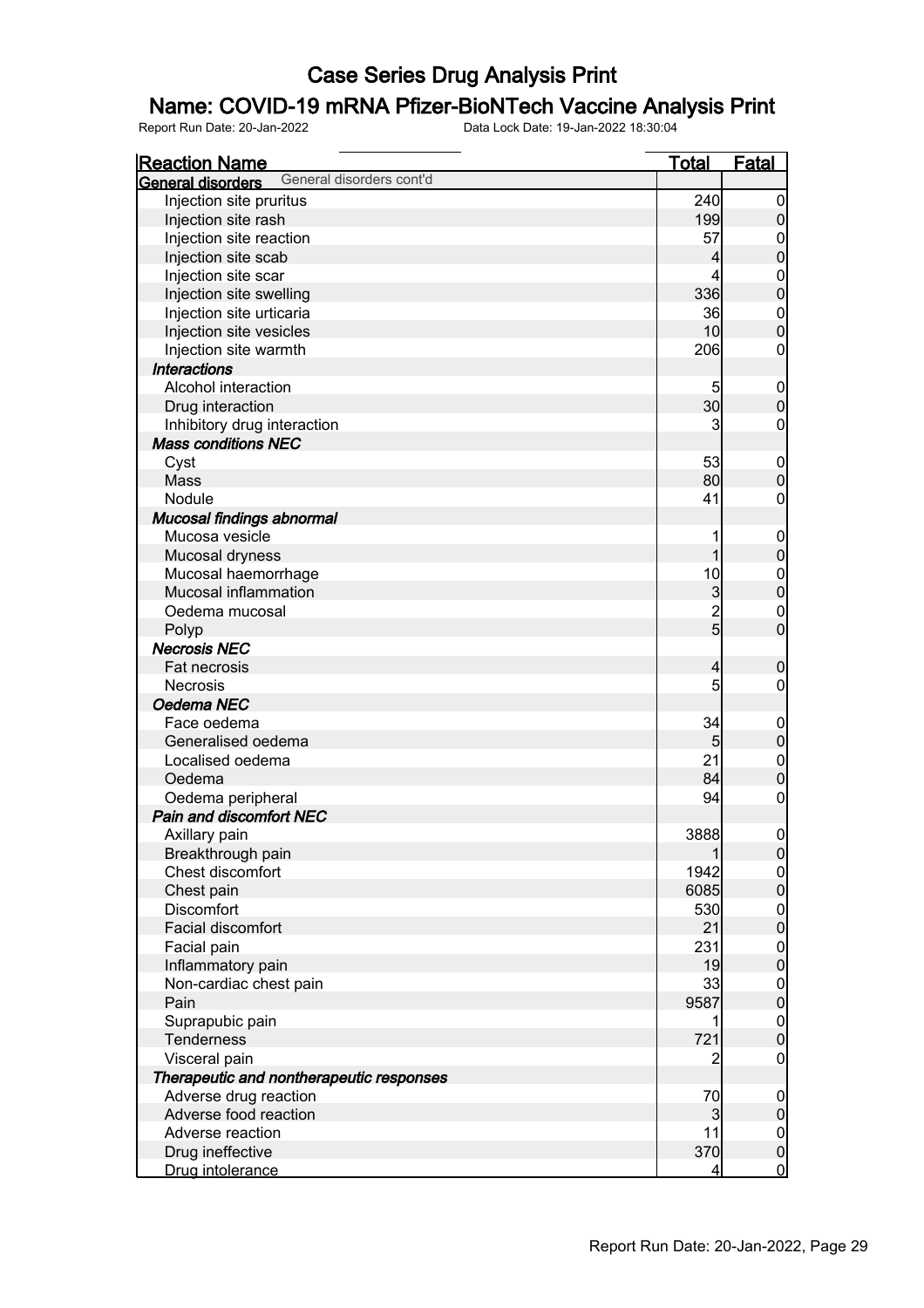# Case Series Drug Analysis Print

## Name: COVID-19 mRNA Pfizer-BioNTech Vaccine Analysis Print

Report Run Date: 20-Jan-2022 Data Lock Date: 19-Jan-2022 18:30:04

| Reaction Name | Total | Fatal |
|---|---|---|
| **General disorders** General disorders cont'd | | |
| Injection site pruritus | 240 | 0 |
| Injection site rash | 199 | 0 |
| Injection site reaction | 57 | 0 |
| Injection site scab | 4 | 0 |
| Injection site scar | 4 | 0 |
| Injection site swelling | 336 | 0 |
| Injection site urticaria | 36 | 0 |
| Injection site vesicles | 10 | 0 |
| Injection site warmth | 206 | 0 |
| ***Interactions*** | | |
| Alcohol interaction | 5 | 0 |
| Drug interaction | 30 | 0 |
| Inhibitory drug interaction | 3 | 0 |
| ***Mass conditions NEC*** | | |
| Cyst | 53 | 0 |
| Mass | 80 | 0 |
| Nodule | 41 | 0 |
| ***Mucosal findings abnormal*** | | |
| Mucosa vesicle | 1 | 0 |
| Mucosal dryness | 1 | 0 |
| Mucosal haemorrhage | 10 | 0 |
| Mucosal inflammation | 3 | 0 |
| Oedema mucosal | 2 | 0 |
| Polyp | 5 | 0 |
| ***Necrosis NEC*** | | |
| Fat necrosis | 4 | 0 |
| Necrosis | 5 | 0 |
| ***Oedema NEC*** | | |
| Face oedema | 34 | 0 |
| Generalised oedema | 5 | 0 |
| Localised oedema | 21 | 0 |
| Oedema | 84 | 0 |
| Oedema peripheral | 94 | 0 |
| ***Pain and discomfort NEC*** | | |
| Axillary pain | 3888 | 0 |
| Breakthrough pain | 1 | 0 |
| Chest discomfort | 1942 | 0 |
| Chest pain | 6085 | 0 |
| Discomfort | 530 | 0 |
| Facial discomfort | 21 | 0 |
| Facial pain | 231 | 0 |
| Inflammatory pain | 19 | 0 |
| Non-cardiac chest pain | 33 | 0 |
| Pain | 9587 | 0 |
| Suprapubic pain | 1 | 0 |
| Tenderness | 721 | 0 |
| Visceral pain | 2 | 0 |
| ***Therapeutic and nontherapeutic responses*** | | |
| Adverse drug reaction | 70 | 0 |
| Adverse food reaction | 3 | 0 |
| Adverse reaction | 11 | 0 |
| Drug ineffective | 370 | 0 |
| Drug intolerance | 4 | 0 |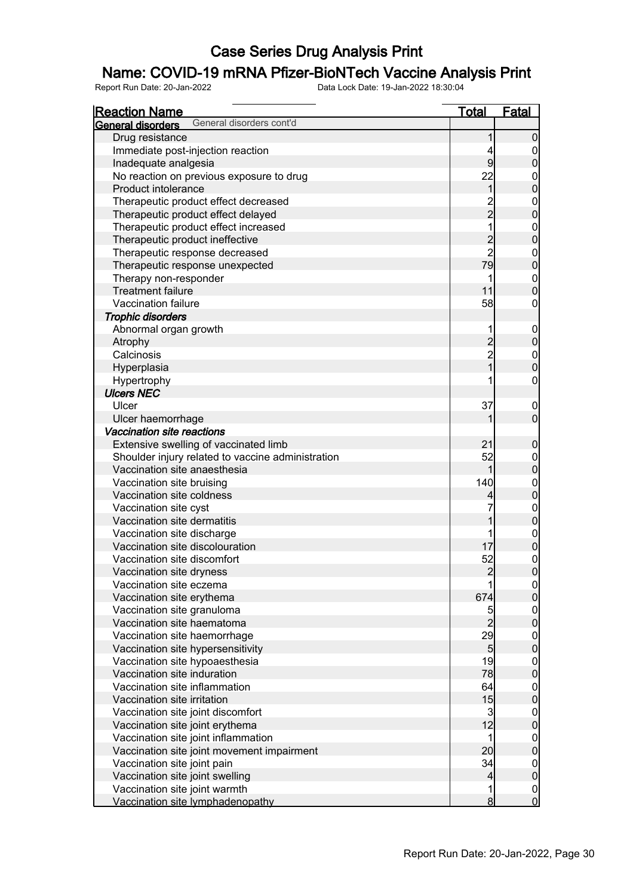# Case Series Drug Analysis Print

## Name: COVID-19 mRNA Pfizer-BioNTech Vaccine Analysis Print

Report Run Date: 20-Jan-2022 | Data Lock Date: 19-Jan-2022 18:30:04

| Reaction Name | Total | Fatal |
|---|---|---|
| **General disorders** General disorders cont'd | | |
| Drug resistance | 1 | 0 |
| Immediate post-injection reaction | 4 | 0 |
| Inadequate analgesia | 9 | 0 |
| No reaction on previous exposure to drug | 22 | 0 |
| Product intolerance | 1 | 0 |
| Therapeutic product effect decreased | 2 | 0 |
| Therapeutic product effect delayed | 2 | 0 |
| Therapeutic product effect increased | 1 | 0 |
| Therapeutic product ineffective | 2 | 0 |
| Therapeutic response decreased | 2 | 0 |
| Therapeutic response unexpected | 79 | 0 |
| Therapy non-responder | 1 | 0 |
| Treatment failure | 11 | 0 |
| Vaccination failure | 58 | 0 |
| ***Trophic disorders*** | | |
| Abnormal organ growth | 1 | 0 |
| Atrophy | 2 | 0 |
| Calcinosis | 2 | 0 |
| Hyperplasia | 1 | 0 |
| Hypertrophy | 1 | 0 |
| ***Ulcers NEC*** | | |
| Ulcer | 37 | 0 |
| Ulcer haemorrhage | 1 | 0 |
| ***Vaccination site reactions*** | | |
| Extensive swelling of vaccinated limb | 21 | 0 |
| Shoulder injury related to vaccine administration | 52 | 0 |
| Vaccination site anaesthesia | 1 | 0 |
| Vaccination site bruising | 140 | 0 |
| Vaccination site coldness | 4 | 0 |
| Vaccination site cyst | 7 | 0 |
| Vaccination site dermatitis | 1 | 0 |
| Vaccination site discharge | 1 | 0 |
| Vaccination site discolouration | 17 | 0 |
| Vaccination site discomfort | 52 | 0 |
| Vaccination site dryness | 2 | 0 |
| Vaccination site eczema | 1 | 0 |
| Vaccination site erythema | 674 | 0 |
| Vaccination site granuloma | 5 | 0 |
| Vaccination site haematoma | 2 | 0 |
| Vaccination site haemorrhage | 29 | 0 |
| Vaccination site hypersensitivity | 5 | 0 |
| Vaccination site hypoaesthesia | 19 | 0 |
| Vaccination site induration | 78 | 0 |
| Vaccination site inflammation | 64 | 0 |
| Vaccination site irritation | 15 | 0 |
| Vaccination site joint discomfort | 3 | 0 |
| Vaccination site joint erythema | 12 | 0 |
| Vaccination site joint inflammation | 1 | 0 |
| Vaccination site joint movement impairment | 20 | 0 |
| Vaccination site joint pain | 34 | 0 |
| Vaccination site joint swelling | 4 | 0 |
| Vaccination site joint warmth | 1 | 0 |
| Vaccination site lymphadenopathy | 8 | 0 |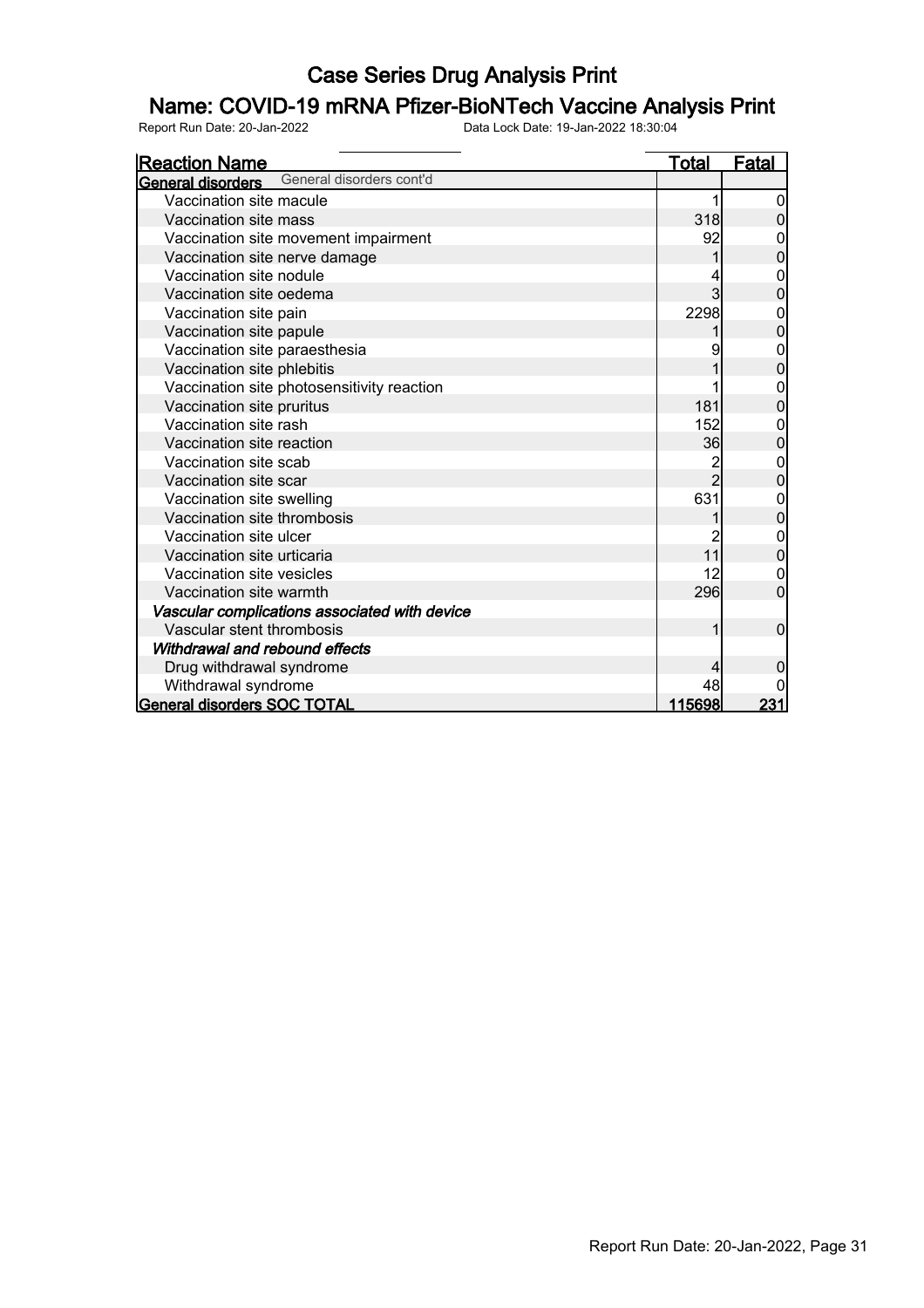# Case Series Drug Analysis Print

## Name: COVID-19 mRNA Pfizer-BioNTech Vaccine Analysis Print

Report Run Date: 20-Jan-2022 Data Lock Date: 19-Jan-2022 18:30:04

| Reaction Name | Total | Fatal |
|---|---|---|
| **General disorders** General disorders cont'd | | |
| Vaccination site macule | 1 | 0 |
| Vaccination site mass | 318 | 0 |
| Vaccination site movement impairment | 92 | 0 |
| Vaccination site nerve damage | 1 | 0 |
| Vaccination site nodule | 4 | 0 |
| Vaccination site oedema | 3 | 0 |
| Vaccination site pain | 2298 | 0 |
| Vaccination site papule | 1 | 0 |
| Vaccination site paraesthesia | 9 | 0 |
| Vaccination site phlebitis | 1 | 0 |
| Vaccination site photosensitivity reaction | 1 | 0 |
| Vaccination site pruritus | 181 | 0 |
| Vaccination site rash | 152 | 0 |
| Vaccination site reaction | 36 | 0 |
| Vaccination site scab | 2 | 0 |
| Vaccination site scar | 2 | 0 |
| Vaccination site swelling | 631 | 0 |
| Vaccination site thrombosis | 1 | 0 |
| Vaccination site ulcer | 2 | 0 |
| Vaccination site urticaria | 11 | 0 |
| Vaccination site vesicles | 12 | 0 |
| Vaccination site warmth | 296 | 0 |
| ***Vascular complications associated with device*** | | |
| Vascular stent thrombosis | 1 | 0 |
| ***Withdrawal and rebound effects*** | | |
| Drug withdrawal syndrome | 4 | 0 |
| Withdrawal syndrome | 48 | 0 |
| **General disorders SOC TOTAL** | **115698** | **231** |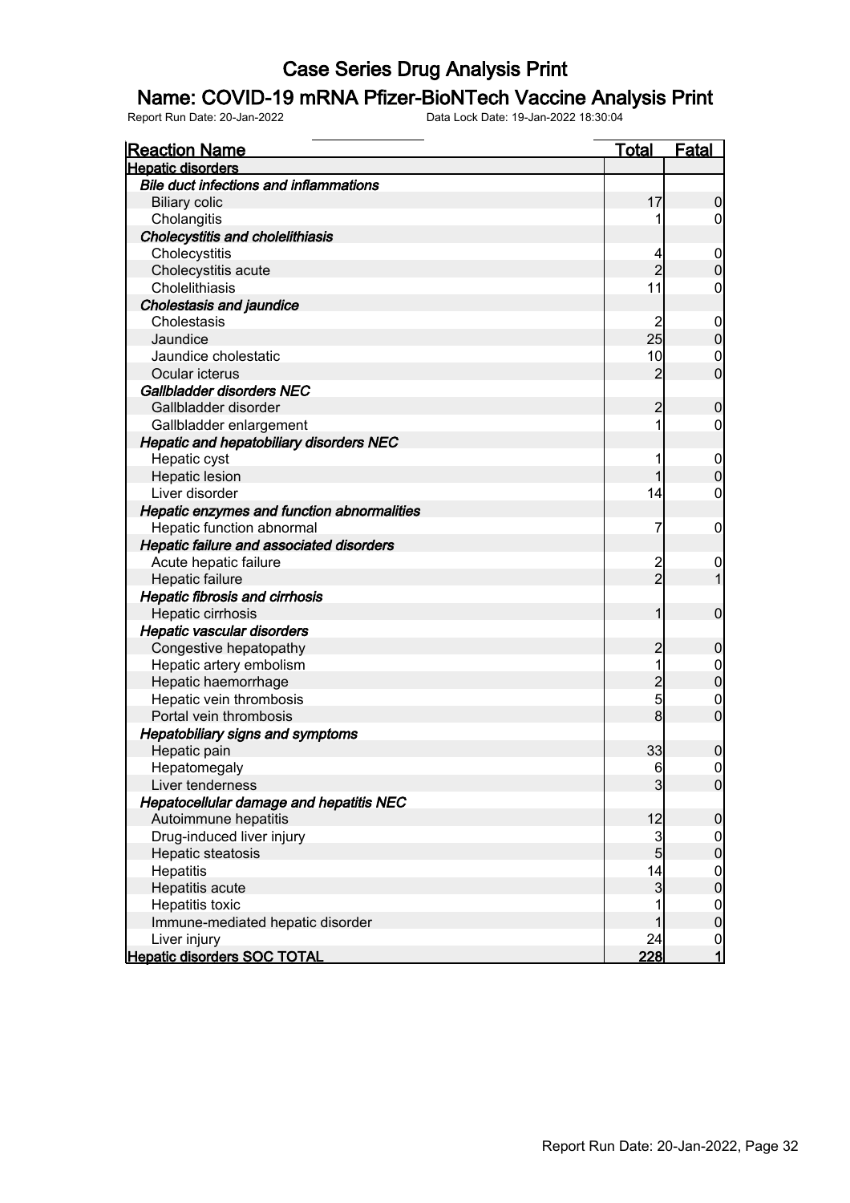# Case Series Drug Analysis Print

## Name: COVID-19 mRNA Pfizer-BioNTech Vaccine Analysis Print

Report Run Date: 20-Jan-2022 Data Lock Date: 19-Jan-2022 18:30:04

| Reaction Name | Total | Fatal |
|---|---|---|
| **Hepatic disorders** | | |
| ***Bile duct infections and inflammations*** | | |
| Biliary colic | 17 | 0 |
| Cholangitis | 1 | 0 |
| ***Cholecystitis and cholelithiasis*** | | |
| Cholecystitis | 4 | 0 |
| Cholecystitis acute | 2 | 0 |
| Cholelithiasis | 11 | 0 |
| ***Cholestasis and jaundice*** | | |
| Cholestasis | 2 | 0 |
| Jaundice | 25 | 0 |
| Jaundice cholestatic | 10 | 0 |
| Ocular icterus | 2 | 0 |
| ***Gallbladder disorders NEC*** | | |
| Gallbladder disorder | 2 | 0 |
| Gallbladder enlargement | 1 | 0 |
| ***Hepatic and hepatobiliary disorders NEC*** | | |
| Hepatic cyst | 1 | 0 |
| Hepatic lesion | 1 | 0 |
| Liver disorder | 14 | 0 |
| ***Hepatic enzymes and function abnormalities*** | | |
| Hepatic function abnormal | 7 | 0 |
| ***Hepatic failure and associated disorders*** | | |
| Acute hepatic failure | 2 | 0 |
| Hepatic failure | 2 | 1 |
| ***Hepatic fibrosis and cirrhosis*** | | |
| Hepatic cirrhosis | 1 | 0 |
| ***Hepatic vascular disorders*** | | |
| Congestive hepatopathy | 2 | 0 |
| Hepatic artery embolism | 1 | 0 |
| Hepatic haemorrhage | 2 | 0 |
| Hepatic vein thrombosis | 5 | 0 |
| Portal vein thrombosis | 8 | 0 |
| ***Hepatobiliary signs and symptoms*** | | |
| Hepatic pain | 33 | 0 |
| Hepatomegaly | 6 | 0 |
| Liver tenderness | 3 | 0 |
| ***Hepatocellular damage and hepatitis NEC*** | | |
| Autoimmune hepatitis | 12 | 0 |
| Drug-induced liver injury | 3 | 0 |
| Hepatic steatosis | 5 | 0 |
| Hepatitis | 14 | 0 |
| Hepatitis acute | 3 | 0 |
| Hepatitis toxic | 1 | 0 |
| Immune-mediated hepatic disorder | 1 | 0 |
| Liver injury | 24 | 0 |
| **Hepatic disorders SOC TOTAL** | **228** | **1** |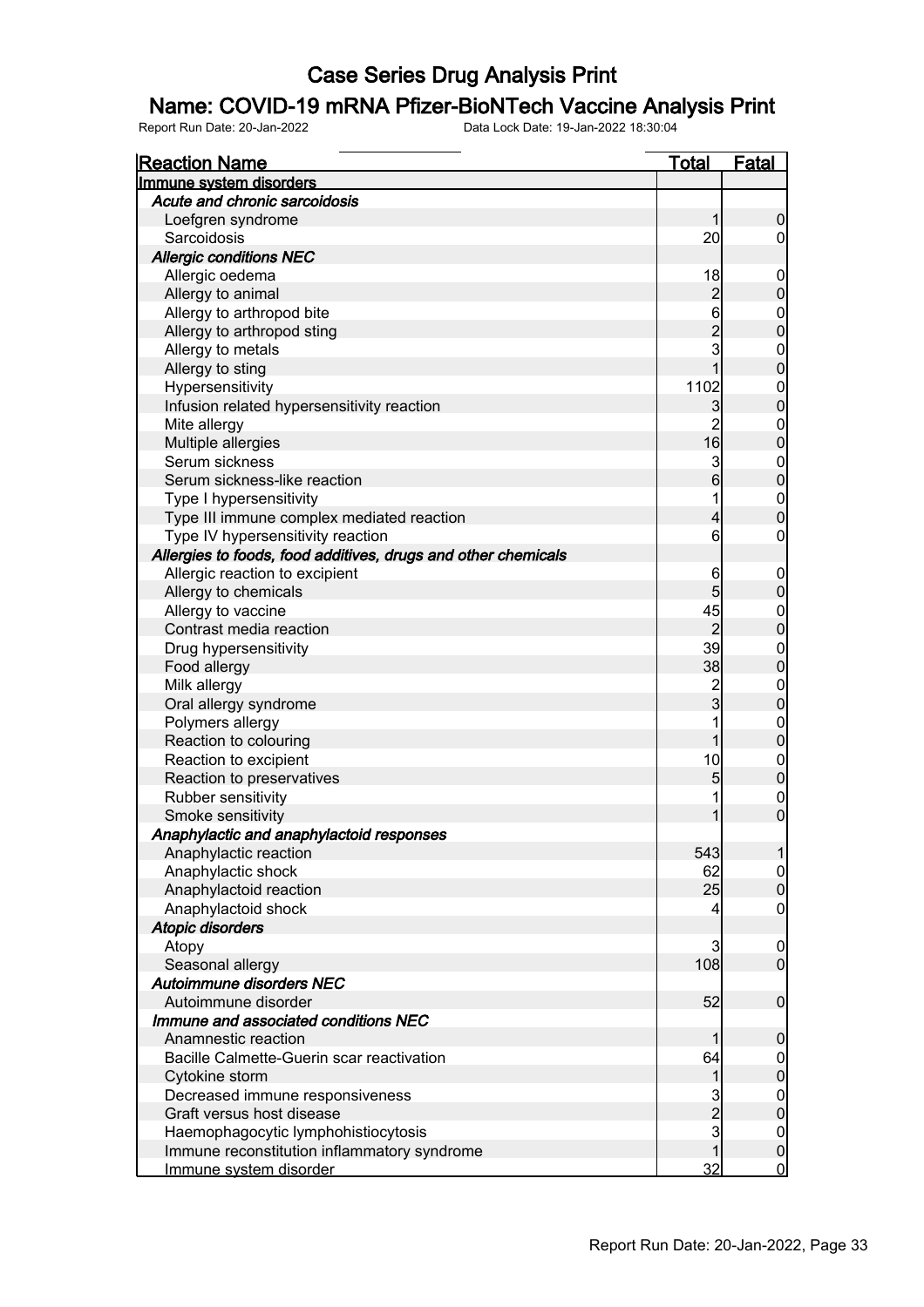# Case Series Drug Analysis Print

## Name: COVID-19 mRNA Pfizer-BioNTech Vaccine Analysis Print

Report Run Date: 20-Jan-2022 Data Lock Date: 19-Jan-2022 18:30:04

| Reaction Name | Total | Fatal |
|---|---|---|
| **Immune system disorders** | | |
| ***Acute and chronic sarcoidosis*** | | |
| Loefgren syndrome | 1 | 0 |
| Sarcoidosis | 20 | 0 |
| ***Allergic conditions NEC*** | | |
| Allergic oedema | 18 | 0 |
| Allergy to animal | 2 | 0 |
| Allergy to arthropod bite | 6 | 0 |
| Allergy to arthropod sting | 2 | 0 |
| Allergy to metals | 3 | 0 |
| Allergy to sting | 1 | 0 |
| Hypersensitivity | 1102 | 0 |
| Infusion related hypersensitivity reaction | 3 | 0 |
| Mite allergy | 2 | 0 |
| Multiple allergies | 16 | 0 |
| Serum sickness | 3 | 0 |
| Serum sickness-like reaction | 6 | 0 |
| Type I hypersensitivity | 1 | 0 |
| Type III immune complex mediated reaction | 4 | 0 |
| Type IV hypersensitivity reaction | 6 | 0 |
| ***Allergies to foods, food additives, drugs and other chemicals*** | | |
| Allergic reaction to excipient | 6 | 0 |
| Allergy to chemicals | 5 | 0 |
| Allergy to vaccine | 45 | 0 |
| Contrast media reaction | 2 | 0 |
| Drug hypersensitivity | 39 | 0 |
| Food allergy | 38 | 0 |
| Milk allergy | 2 | 0 |
| Oral allergy syndrome | 3 | 0 |
| Polymers allergy | 1 | 0 |
| Reaction to colouring | 1 | 0 |
| Reaction to excipient | 10 | 0 |
| Reaction to preservatives | 5 | 0 |
| Rubber sensitivity | 1 | 0 |
| Smoke sensitivity | 1 | 0 |
| ***Anaphylactic and anaphylactoid responses*** | | |
| Anaphylactic reaction | 543 | 1 |
| Anaphylactic shock | 62 | 0 |
| Anaphylactoid reaction | 25 | 0 |
| Anaphylactoid shock | 4 | 0 |
| ***Atopic disorders*** | | |
| Atopy | 3 | 0 |
| Seasonal allergy | 108 | 0 |
| ***Autoimmune disorders NEC*** | | |
| Autoimmune disorder | 52 | 0 |
| ***Immune and associated conditions NEC*** | | |
| Anamnestic reaction | 1 | 0 |
| Bacille Calmette-Guerin scar reactivation | 64 | 0 |
| Cytokine storm | 1 | 0 |
| Decreased immune responsiveness | 3 | 0 |
| Graft versus host disease | 2 | 0 |
| Haemophagocytic lymphohistiocytosis | 3 | 0 |
| Immune reconstitution inflammatory syndrome | 1 | 0 |
| Immune system disorder | 32 | 0 |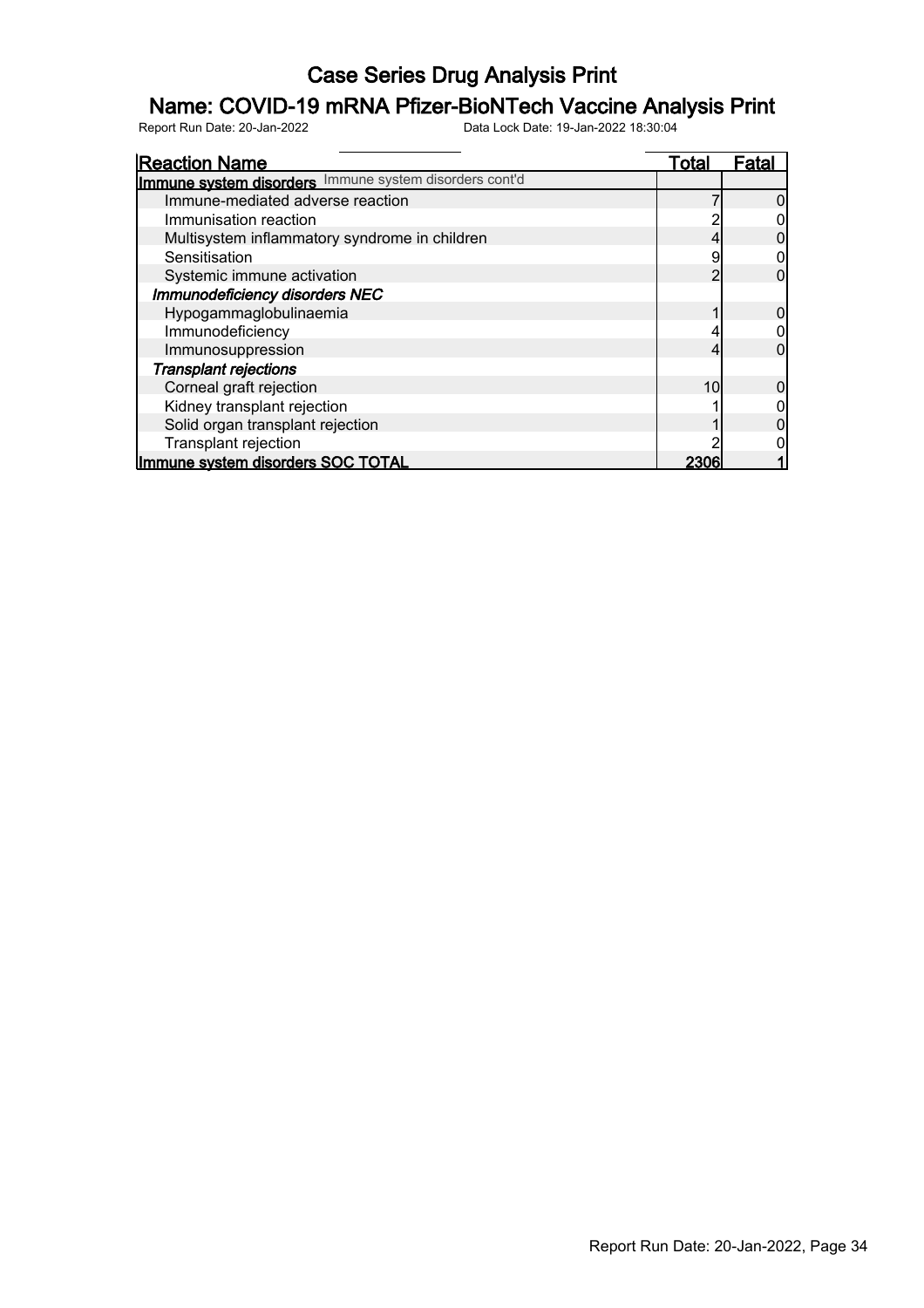# Case Series Drug Analysis Print

## Name: COVID-19 mRNA Pfizer-BioNTech Vaccine Analysis Print

Report Run Date: 20-Jan-2022 Data Lock Date: 19-Jan-2022 18:30:04

| Reaction Name | Total | Fatal |
|---|---|---|
| **Immune system disorders** Immune system disorders cont'd | | |
| Immune-mediated adverse reaction | 7 | 0 |
| Immunisation reaction | 2 | 0 |
| Multisystem inflammatory syndrome in children | 4 | 0 |
| Sensitisation | 9 | 0 |
| Systemic immune activation | 2 | 0 |
| ***Immunodeficiency disorders NEC*** | | |
| Hypogammaglobulinaemia | 1 | 0 |
| Immunodeficiency | 4 | 0 |
| Immunosuppression | 4 | 0 |
| ***Transplant rejections*** | | |
| Corneal graft rejection | 10 | 0 |
| Kidney transplant rejection | 1 | 0 |
| Solid organ transplant rejection | 1 | 0 |
| Transplant rejection | 2 | 0 |
| **Immune system disorders SOC TOTAL** | **2306** | **1** |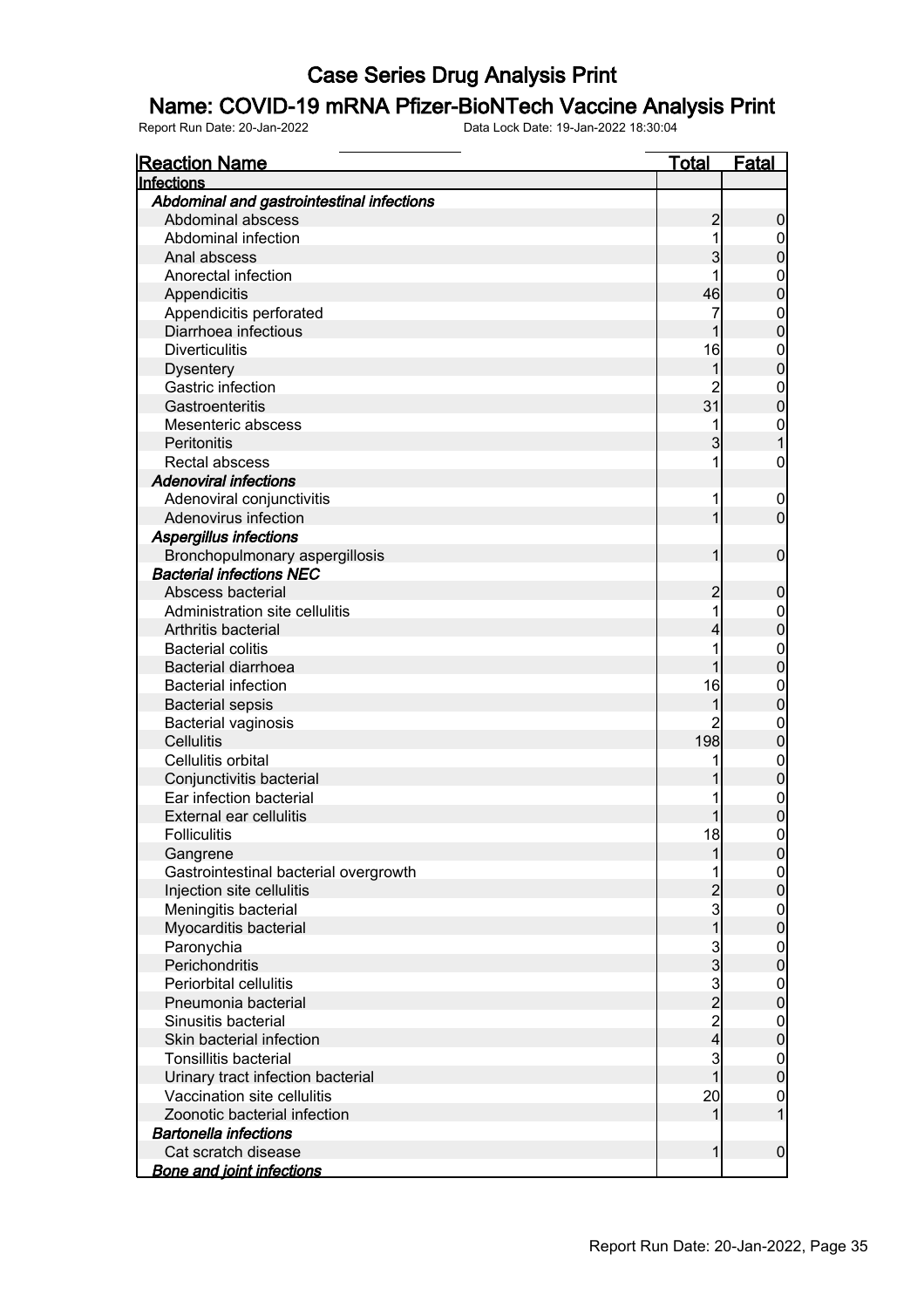# Case Series Drug Analysis Print

## Name: COVID-19 mRNA Pfizer-BioNTech Vaccine Analysis Print

Report Run Date: 20-Jan-2022 Data Lock Date: 19-Jan-2022 18:30:04

| Reaction Name | Total | Fatal |
|---|---|---|
| **Infections** | | |
| ***Abdominal and gastrointestinal infections*** | | |
| Abdominal abscess | 2 | 0 |
| Abdominal infection | 1 | 0 |
| Anal abscess | 3 | 0 |
| Anorectal infection | 1 | 0 |
| Appendicitis | 46 | 0 |
| Appendicitis perforated | 7 | 0 |
| Diarrhoea infectious | 1 | 0 |
| Diverticulitis | 16 | 0 |
| Dysentery | 1 | 0 |
| Gastric infection | 2 | 0 |
| Gastroenteritis | 31 | 0 |
| Mesenteric abscess | 1 | 0 |
| Peritonitis | 3 | 1 |
| Rectal abscess | 1 | 0 |
| ***Adenoviral infections*** | | |
| Adenoviral conjunctivitis | 1 | 0 |
| Adenovirus infection | 1 | 0 |
| ***Aspergillus infections*** | | |
| Bronchopulmonary aspergillosis | 1 | 0 |
| ***Bacterial infections NEC*** | | |
| Abscess bacterial | 2 | 0 |
| Administration site cellulitis | 1 | 0 |
| Arthritis bacterial | 4 | 0 |
| Bacterial colitis | 1 | 0 |
| Bacterial diarrhoea | 1 | 0 |
| Bacterial infection | 16 | 0 |
| Bacterial sepsis | 1 | 0 |
| Bacterial vaginosis | 2 | 0 |
| Cellulitis | 198 | 0 |
| Cellulitis orbital | 1 | 0 |
| Conjunctivitis bacterial | 1 | 0 |
| Ear infection bacterial | 1 | 0 |
| External ear cellulitis | 1 | 0 |
| Folliculitis | 18 | 0 |
| Gangrene | 1 | 0 |
| Gastrointestinal bacterial overgrowth | 1 | 0 |
| Injection site cellulitis | 2 | 0 |
| Meningitis bacterial | 3 | 0 |
| Myocarditis bacterial | 1 | 0 |
| Paronychia | 3 | 0 |
| Perichondritis | 3 | 0 |
| Periorbital cellulitis | 3 | 0 |
| Pneumonia bacterial | 2 | 0 |
| Sinusitis bacterial | 2 | 0 |
| Skin bacterial infection | 4 | 0 |
| Tonsillitis bacterial | 3 | 0 |
| Urinary tract infection bacterial | 1 | 0 |
| Vaccination site cellulitis | 20 | 0 |
| Zoonotic bacterial infection | 1 | 1 |
| ***Bartonella infections*** | | |
| Cat scratch disease | 1 | 0 |
| ***Bone and joint infections*** | | |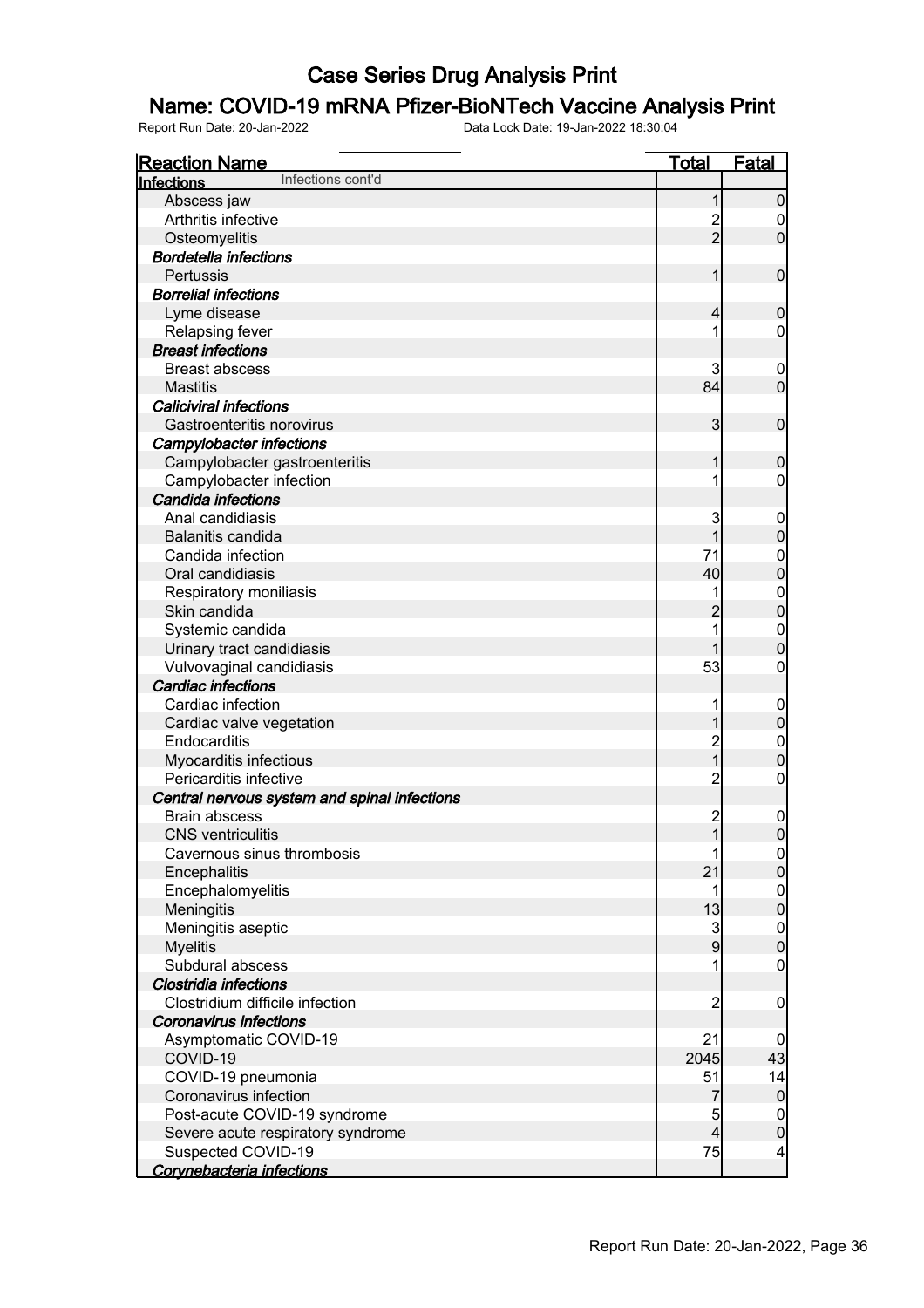# Case Series Drug Analysis Print

## Name: COVID-19 mRNA Pfizer-BioNTech Vaccine Analysis Print

Report Run Date: 20-Jan-2022 Data Lock Date: 19-Jan-2022 18:30:04

| Reaction Name | Total | Fatal |
|---|---|---|
| **Infections** Infections cont'd | | |
| Abscess jaw | 1 | 0 |
| Arthritis infective | 2 | 0 |
| Osteomyelitis | 2 | 0 |
| ***Bordetella infections*** | | |
| Pertussis | 1 | 0 |
| ***Borrelial infections*** | | |
| Lyme disease | 4 | 0 |
| Relapsing fever | 1 | 0 |
| ***Breast infections*** | | |
| Breast abscess | 3 | 0 |
| Mastitis | 84 | 0 |
| ***Caliciviral infections*** | | |
| Gastroenteritis norovirus | 3 | 0 |
| ***Campylobacter infections*** | | |
| Campylobacter gastroenteritis | 1 | 0 |
| Campylobacter infection | 1 | 0 |
| ***Candida infections*** | | |
| Anal candidiasis | 3 | 0 |
| Balanitis candida | 1 | 0 |
| Candida infection | 71 | 0 |
| Oral candidiasis | 40 | 0 |
| Respiratory moniliasis | 1 | 0 |
| Skin candida | 2 | 0 |
| Systemic candida | 1 | 0 |
| Urinary tract candidiasis | 1 | 0 |
| Vulvovaginal candidiasis | 53 | 0 |
| ***Cardiac infections*** | | |
| Cardiac infection | 1 | 0 |
| Cardiac valve vegetation | 1 | 0 |
| Endocarditis | 2 | 0 |
| Myocarditis infectious | 1 | 0 |
| Pericarditis infective | 2 | 0 |
| ***Central nervous system and spinal infections*** | | |
| Brain abscess | 2 | 0 |
| CNS ventriculitis | 1 | 0 |
| Cavernous sinus thrombosis | 1 | 0 |
| Encephalitis | 21 | 0 |
| Encephalomyelitis | 1 | 0 |
| Meningitis | 13 | 0 |
| Meningitis aseptic | 3 | 0 |
| Myelitis | 9 | 0 |
| Subdural abscess | 1 | 0 |
| ***Clostridia infections*** | | |
| Clostridium difficile infection | 2 | 0 |
| ***Coronavirus infections*** | | |
| Asymptomatic COVID-19 | 21 | 0 |
| COVID-19 | 2045 | 43 |
| COVID-19 pneumonia | 51 | 14 |
| Coronavirus infection | 7 | 0 |
| Post-acute COVID-19 syndrome | 5 | 0 |
| Severe acute respiratory syndrome | 4 | 0 |
| Suspected COVID-19 | 75 | 4 |
| ***Corynebacteria infections*** | | |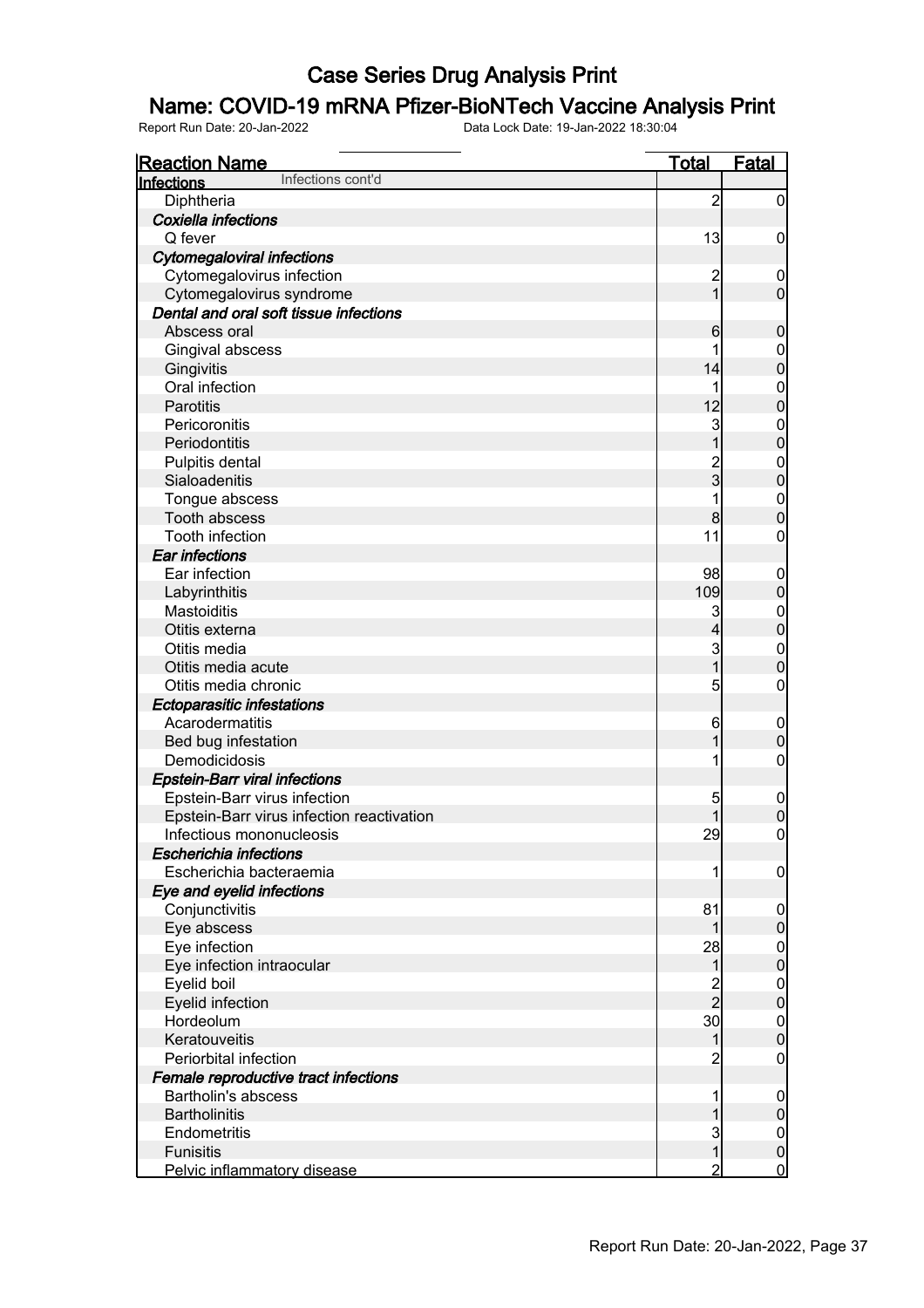# Case Series Drug Analysis Print

## Name: COVID-19 mRNA Pfizer-BioNTech Vaccine Analysis Print

Report Run Date: 20-Jan-2022 Data Lock Date: 19-Jan-2022 18:30:04

| Reaction Name | Total | Fatal |
|---|---|---|
| **Infections** Infections cont'd | | |
| Diphtheria | 2 | 0 |
| ***Coxiella infections*** | | |
| Q fever | 13 | 0 |
| ***Cytomegaloviral infections*** | | |
| Cytomegalovirus infection | 2 | 0 |
| Cytomegalovirus syndrome | 1 | 0 |
| ***Dental and oral soft tissue infections*** | | |
| Abscess oral | 6 | 0 |
| Gingival abscess | 1 | 0 |
| Gingivitis | 14 | 0 |
| Oral infection | 1 | 0 |
| Parotitis | 12 | 0 |
| Pericoronitis | 3 | 0 |
| Periodontitis | 1 | 0 |
| Pulpitis dental | 2 | 0 |
| Sialoadenitis | 3 | 0 |
| Tongue abscess | 1 | 0 |
| Tooth abscess | 8 | 0 |
| Tooth infection | 11 | 0 |
| ***Ear infections*** | | |
| Ear infection | 98 | 0 |
| Labyrinthitis | 109 | 0 |
| Mastoiditis | 3 | 0 |
| Otitis externa | 4 | 0 |
| Otitis media | 3 | 0 |
| Otitis media acute | 1 | 0 |
| Otitis media chronic | 5 | 0 |
| ***Ectoparasitic infestations*** | | |
| Acarodermatitis | 6 | 0 |
| Bed bug infestation | 1 | 0 |
| Demodicidosis | 1 | 0 |
| ***Epstein-Barr viral infections*** | | |
| Epstein-Barr virus infection | 5 | 0 |
| Epstein-Barr virus infection reactivation | 1 | 0 |
| Infectious mononucleosis | 29 | 0 |
| ***Escherichia infections*** | | |
| Escherichia bacteraemia | 1 | 0 |
| ***Eye and eyelid infections*** | | |
| Conjunctivitis | 81 | 0 |
| Eye abscess | 1 | 0 |
| Eye infection | 28 | 0 |
| Eye infection intraocular | 1 | 0 |
| Eyelid boil | 2 | 0 |
| Eyelid infection | 2 | 0 |
| Hordeolum | 30 | 0 |
| Keratouveitis | 1 | 0 |
| Periorbital infection | 2 | 0 |
| ***Female reproductive tract infections*** | | |
| Bartholin's abscess | 1 | 0 |
| Bartholinitis | 1 | 0 |
| Endometritis | 3 | 0 |
| Funisitis | 1 | 0 |
| Pelvic inflammatory disease | 2 | 0 |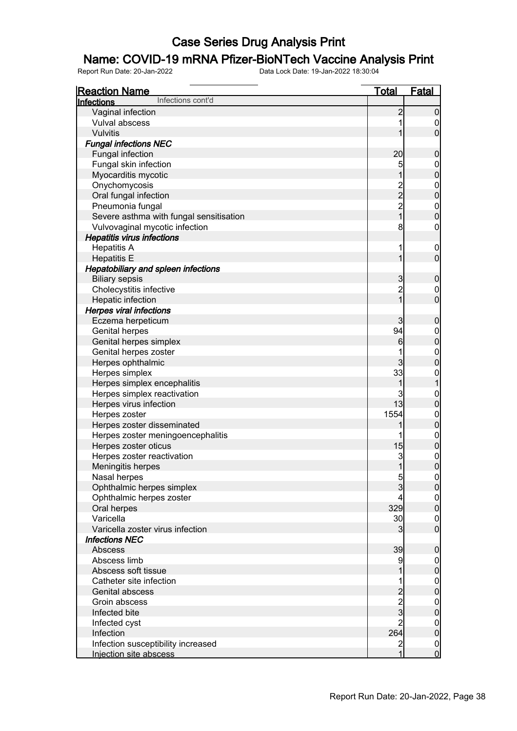# Case Series Drug Analysis Print

## Name: COVID-19 mRNA Pfizer-BioNTech Vaccine Analysis Print

Report Run Date: 20-Jan-2022     Data Lock Date: 19-Jan-2022 18:30:04

| Reaction Name | Total | Fatal |
|---|---|---|
| **Infections** Infections cont'd | | |
| Vaginal infection | 2 | 0 |
| Vulval abscess | 1 | 0 |
| Vulvitis | 1 | 0 |
| ***Fungal infections NEC*** | | |
| Fungal infection | 20 | 0 |
| Fungal skin infection | 5 | 0 |
| Myocarditis mycotic | 1 | 0 |
| Onychomycosis | 2 | 0 |
| Oral fungal infection | 2 | 0 |
| Pneumonia fungal | 2 | 0 |
| Severe asthma with fungal sensitisation | 1 | 0 |
| Vulvovaginal mycotic infection | 8 | 0 |
| ***Hepatitis virus infections*** | | |
| Hepatitis A | 1 | 0 |
| Hepatitis E | 1 | 0 |
| ***Hepatobiliary and spleen infections*** | | |
| Biliary sepsis | 3 | 0 |
| Cholecystitis infective | 2 | 0 |
| Hepatic infection | 1 | 0 |
| ***Herpes viral infections*** | | |
| Eczema herpeticum | 3 | 0 |
| Genital herpes | 94 | 0 |
| Genital herpes simplex | 6 | 0 |
| Genital herpes zoster | 1 | 0 |
| Herpes ophthalmic | 3 | 0 |
| Herpes simplex | 33 | 0 |
| Herpes simplex encephalitis | 1 | 1 |
| Herpes simplex reactivation | 3 | 0 |
| Herpes virus infection | 13 | 0 |
| Herpes zoster | 1554 | 0 |
| Herpes zoster disseminated | 1 | 0 |
| Herpes zoster meningoencephalitis | 1 | 0 |
| Herpes zoster oticus | 15 | 0 |
| Herpes zoster reactivation | 3 | 0 |
| Meningitis herpes | 1 | 0 |
| Nasal herpes | 5 | 0 |
| Ophthalmic herpes simplex | 3 | 0 |
| Ophthalmic herpes zoster | 4 | 0 |
| Oral herpes | 329 | 0 |
| Varicella | 30 | 0 |
| Varicella zoster virus infection | 3 | 0 |
| ***Infections NEC*** | | |
| Abscess | 39 | 0 |
| Abscess limb | 9 | 0 |
| Abscess soft tissue | 1 | 0 |
| Catheter site infection | 1 | 0 |
| Genital abscess | 2 | 0 |
| Groin abscess | 2 | 0 |
| Infected bite | 3 | 0 |
| Infected cyst | 2 | 0 |
| Infection | 264 | 0 |
| Infection susceptibility increased | 2 | 0 |
| Injection site abscess | 1 | 0 |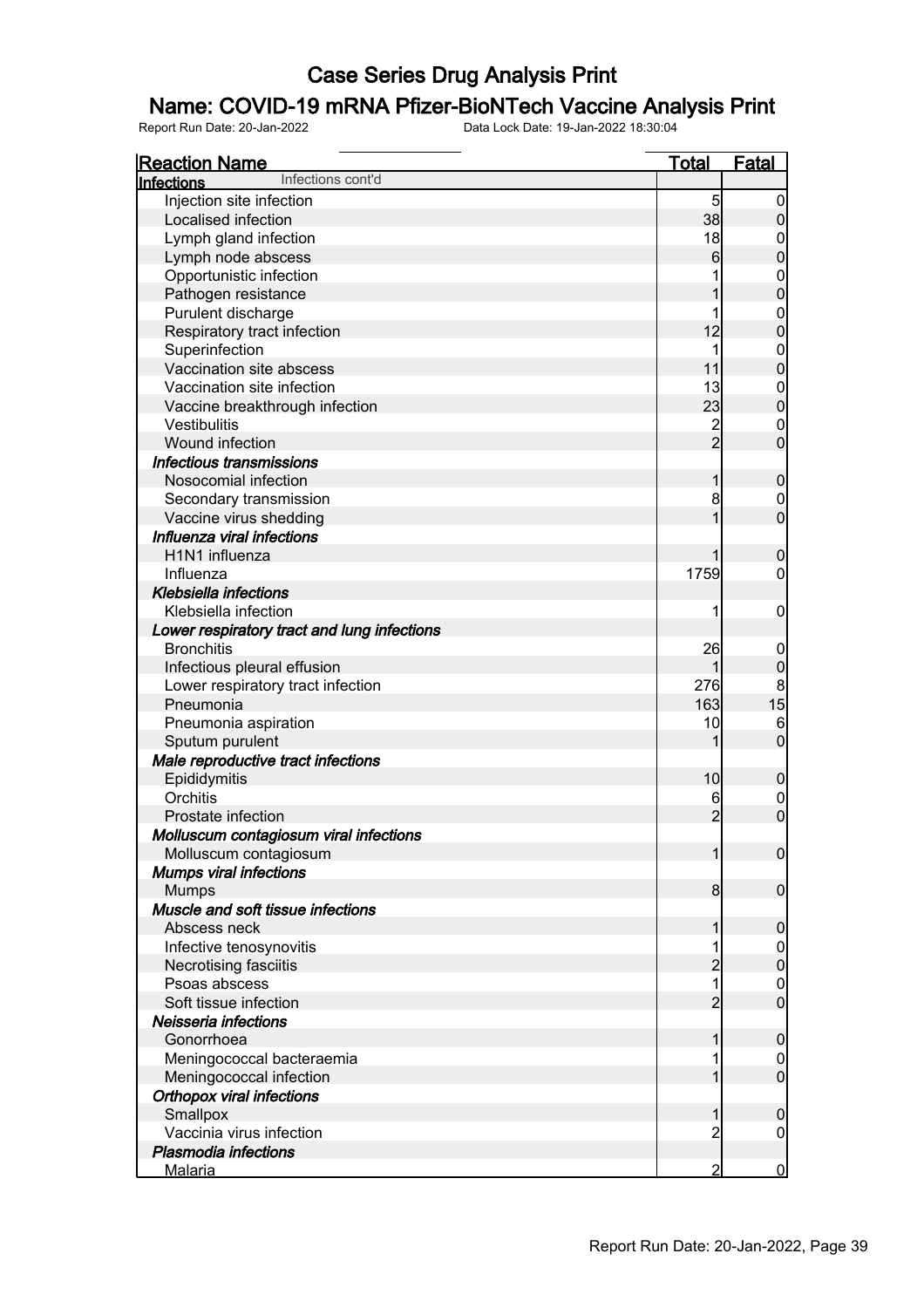# Case Series Drug Analysis Print

## Name: COVID-19 mRNA Pfizer-BioNTech Vaccine Analysis Print

Report Run Date: 20-Jan-2022 Data Lock Date: 19-Jan-2022 18:30:04

| Reaction Name | Total | Fatal |
|---|---|---|
| **Infections** Infections cont'd | | |
| Injection site infection | 5 | 0 |
| Localised infection | 38 | 0 |
| Lymph gland infection | 18 | 0 |
| Lymph node abscess | 6 | 0 |
| Opportunistic infection | 1 | 0 |
| Pathogen resistance | 1 | 0 |
| Purulent discharge | 1 | 0 |
| Respiratory tract infection | 12 | 0 |
| Superinfection | 1 | 0 |
| Vaccination site abscess | 11 | 0 |
| Vaccination site infection | 13 | 0 |
| Vaccine breakthrough infection | 23 | 0 |
| Vestibulitis | 2 | 0 |
| Wound infection | 2 | 0 |
| ***Infectious transmissions*** | | |
| Nosocomial infection | 1 | 0 |
| Secondary transmission | 8 | 0 |
| Vaccine virus shedding | 1 | 0 |
| ***Influenza viral infections*** | | |
| H1N1 influenza | 1 | 0 |
| Influenza | 1759 | 0 |
| ***Klebsiella infections*** | | |
| Klebsiella infection | 1 | 0 |
| ***Lower respiratory tract and lung infections*** | | |
| Bronchitis | 26 | 0 |
| Infectious pleural effusion | 1 | 0 |
| Lower respiratory tract infection | 276 | 8 |
| Pneumonia | 163 | 15 |
| Pneumonia aspiration | 10 | 6 |
| Sputum purulent | 1 | 0 |
| ***Male reproductive tract infections*** | | |
| Epididymitis | 10 | 0 |
| Orchitis | 6 | 0 |
| Prostate infection | 2 | 0 |
| ***Molluscum contagiosum viral infections*** | | |
| Molluscum contagiosum | 1 | 0 |
| ***Mumps viral infections*** | | |
| Mumps | 8 | 0 |
| ***Muscle and soft tissue infections*** | | |
| Abscess neck | 1 | 0 |
| Infective tenosynovitis | 1 | 0 |
| Necrotising fasciitis | 2 | 0 |
| Psoas abscess | 1 | 0 |
| Soft tissue infection | 2 | 0 |
| ***Neisseria infections*** | | |
| Gonorrhoea | 1 | 0 |
| Meningococcal bacteraemia | 1 | 0 |
| Meningococcal infection | 1 | 0 |
| ***Orthopox viral infections*** | | |
| Smallpox | 1 | 0 |
| Vaccinia virus infection | 2 | 0 |
| ***Plasmodia infections*** | | |
| Malaria | 2 | 0 |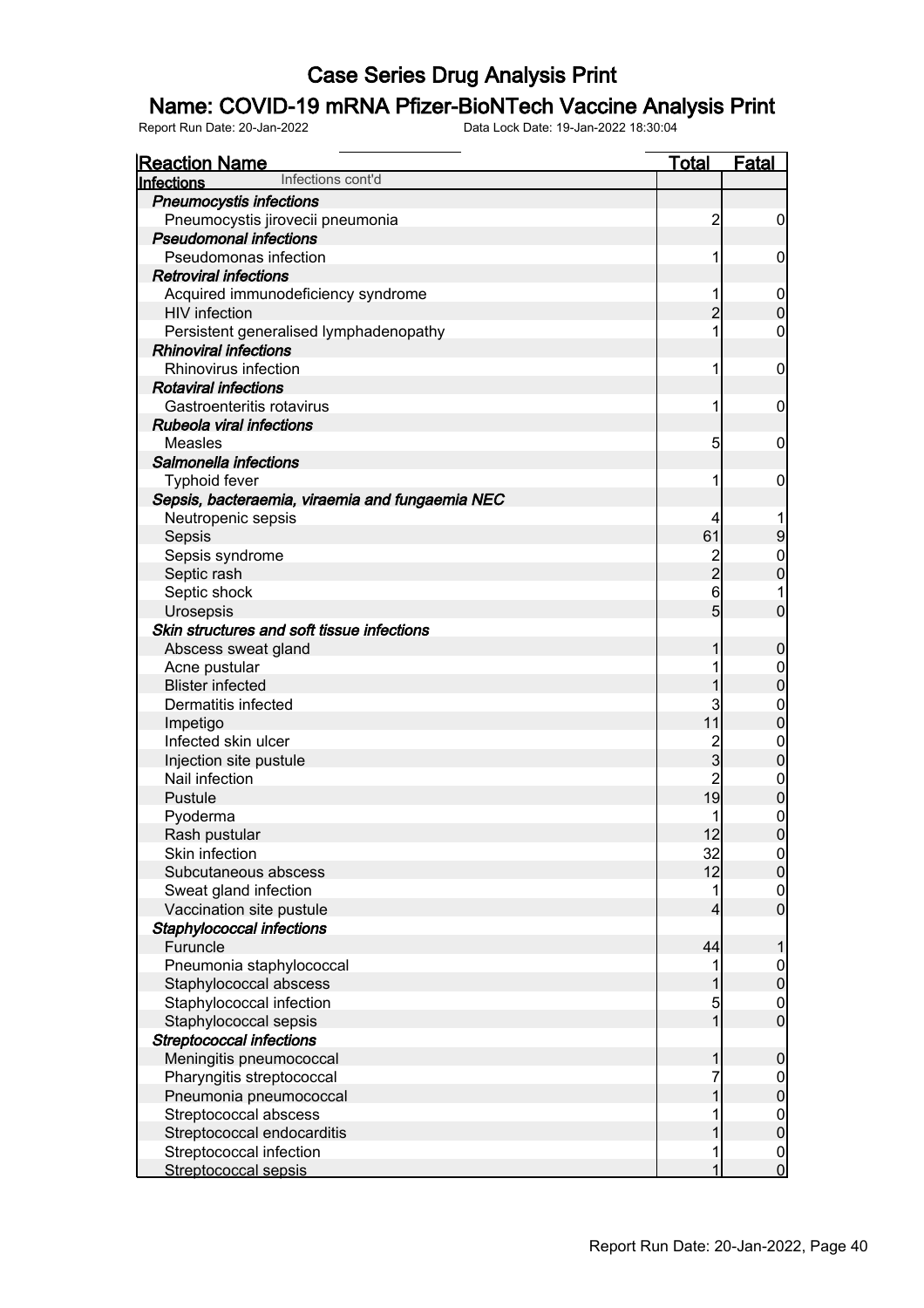# Case Series Drug Analysis Print

## Name: COVID-19 mRNA Pfizer-BioNTech Vaccine Analysis Print

Report Run Date: 20-Jan-2022 Data Lock Date: 19-Jan-2022 18:30:04

| Reaction Name | Total | Fatal |
|---|---|---|
| **Infections** Infections cont'd | | |
| ***Pneumocystis infections*** | | |
| Pneumocystis jirovecii pneumonia | 2 | 0 |
| ***Pseudomonal infections*** | | |
| Pseudomonas infection | 1 | 0 |
| ***Retroviral infections*** | | |
| Acquired immunodeficiency syndrome | 1 | 0 |
| HIV infection | 2 | 0 |
| Persistent generalised lymphadenopathy | 1 | 0 |
| ***Rhinoviral infections*** | | |
| Rhinovirus infection | 1 | 0 |
| ***Rotaviral infections*** | | |
| Gastroenteritis rotavirus | 1 | 0 |
| ***Rubeola viral infections*** | | |
| Measles | 5 | 0 |
| ***Salmonella infections*** | | |
| Typhoid fever | 1 | 0 |
| ***Sepsis, bacteraemia, viraemia and fungaemia NEC*** | | |
| Neutropenic sepsis | 4 | 1 |
| Sepsis | 61 | 9 |
| Sepsis syndrome | 2 | 0 |
| Septic rash | 2 | 0 |
| Septic shock | 6 | 1 |
| Urosepsis | 5 | 0 |
| ***Skin structures and soft tissue infections*** | | |
| Abscess sweat gland | 1 | 0 |
| Acne pustular | 1 | 0 |
| Blister infected | 1 | 0 |
| Dermatitis infected | 3 | 0 |
| Impetigo | 11 | 0 |
| Infected skin ulcer | 2 | 0 |
| Injection site pustule | 3 | 0 |
| Nail infection | 2 | 0 |
| Pustule | 19 | 0 |
| Pyoderma | 1 | 0 |
| Rash pustular | 12 | 0 |
| Skin infection | 32 | 0 |
| Subcutaneous abscess | 12 | 0 |
| Sweat gland infection | 1 | 0 |
| Vaccination site pustule | 4 | 0 |
| ***Staphylococcal infections*** | | |
| Furuncle | 44 | 1 |
| Pneumonia staphylococcal | 1 | 0 |
| Staphylococcal abscess | 1 | 0 |
| Staphylococcal infection | 5 | 0 |
| Staphylococcal sepsis | 1 | 0 |
| ***Streptococcal infections*** | | |
| Meningitis pneumococcal | 1 | 0 |
| Pharyngitis streptococcal | 7 | 0 |
| Pneumonia pneumococcal | 1 | 0 |
| Streptococcal abscess | 1 | 0 |
| Streptococcal endocarditis | 1 | 0 |
| Streptococcal infection | 1 | 0 |
| Streptococcal sepsis | 1 | 0 |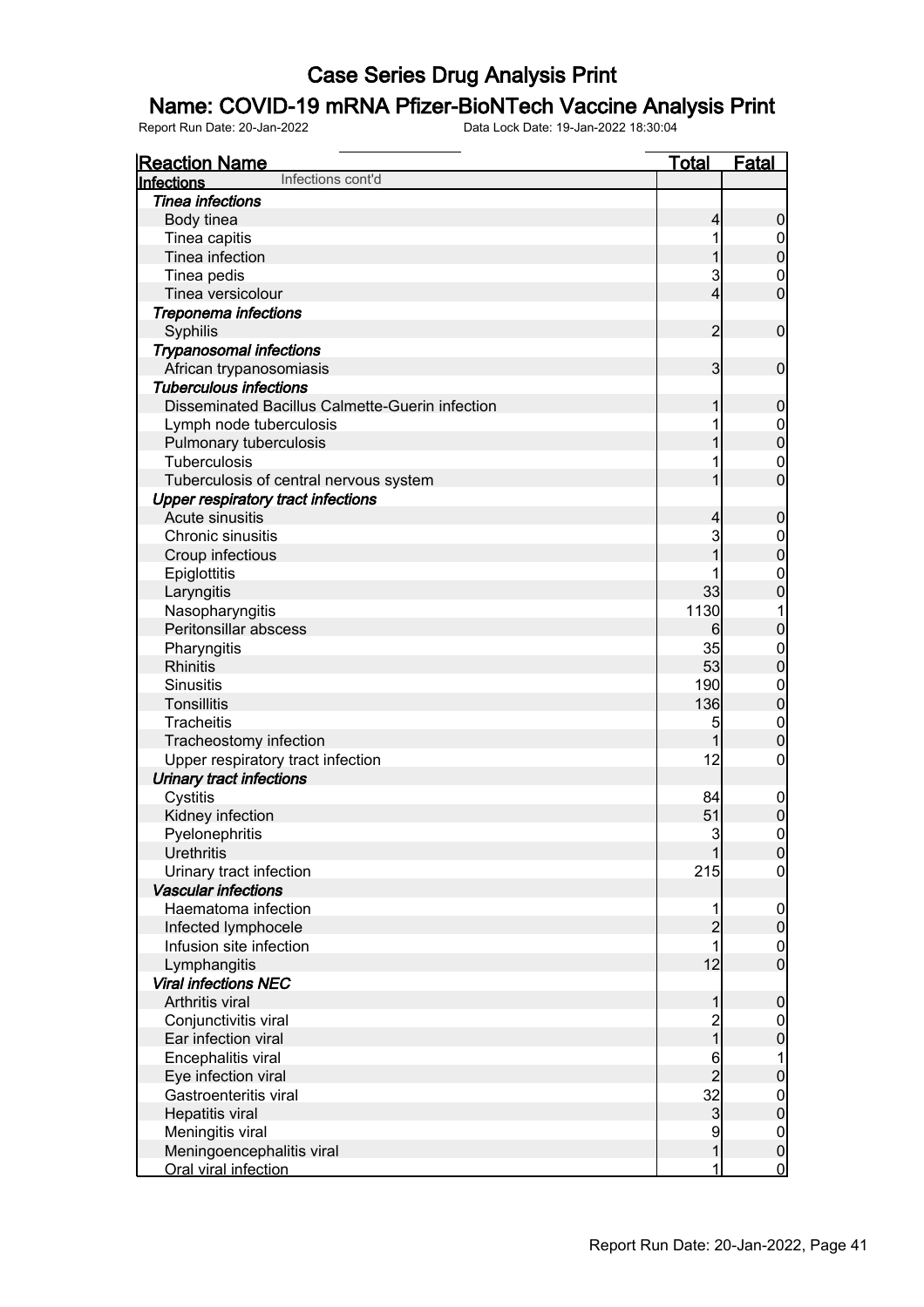# Case Series Drug Analysis Print

## Name: COVID-19 mRNA Pfizer-BioNTech Vaccine Analysis Print

Report Run Date: 20-Jan-2022 Data Lock Date: 19-Jan-2022 18:30:04

| Reaction Name | Total | Fatal |
|---|---|---|
| **Infections** Infections cont'd | | |
| ***Tinea infections*** | | |
| Body tinea | 4 | 0 |
| Tinea capitis | 1 | 0 |
| Tinea infection | 1 | 0 |
| Tinea pedis | 3 | 0 |
| Tinea versicolour | 4 | 0 |
| ***Treponema infections*** | | |
| Syphilis | 2 | 0 |
| ***Trypanosomal infections*** | | |
| African trypanosomiasis | 3 | 0 |
| ***Tuberculous infections*** | | |
| Disseminated Bacillus Calmette-Guerin infection | 1 | 0 |
| Lymph node tuberculosis | 1 | 0 |
| Pulmonary tuberculosis | 1 | 0 |
| Tuberculosis | 1 | 0 |
| Tuberculosis of central nervous system | 1 | 0 |
| ***Upper respiratory tract infections*** | | |
| Acute sinusitis | 4 | 0 |
| Chronic sinusitis | 3 | 0 |
| Croup infectious | 1 | 0 |
| Epiglottitis | 1 | 0 |
| Laryngitis | 33 | 0 |
| Nasopharyngitis | 1130 | 1 |
| Peritonsillar abscess | 6 | 0 |
| Pharyngitis | 35 | 0 |
| Rhinitis | 53 | 0 |
| Sinusitis | 190 | 0 |
| Tonsillitis | 136 | 0 |
| Tracheitis | 5 | 0 |
| Tracheostomy infection | 1 | 0 |
| Upper respiratory tract infection | 12 | 0 |
| ***Urinary tract infections*** | | |
| Cystitis | 84 | 0 |
| Kidney infection | 51 | 0 |
| Pyelonephritis | 3 | 0 |
| Urethritis | 1 | 0 |
| Urinary tract infection | 215 | 0 |
| ***Vascular infections*** | | |
| Haematoma infection | 1 | 0 |
| Infected lymphocele | 2 | 0 |
| Infusion site infection | 1 | 0 |
| Lymphangitis | 12 | 0 |
| ***Viral infections NEC*** | | |
| Arthritis viral | 1 | 0 |
| Conjunctivitis viral | 2 | 0 |
| Ear infection viral | 1 | 0 |
| Encephalitis viral | 6 | 1 |
| Eye infection viral | 2 | 0 |
| Gastroenteritis viral | 32 | 0 |
| Hepatitis viral | 3 | 0 |
| Meningitis viral | 9 | 0 |
| Meningoencephalitis viral | 1 | 0 |
| Oral viral infection | 1 | 0 |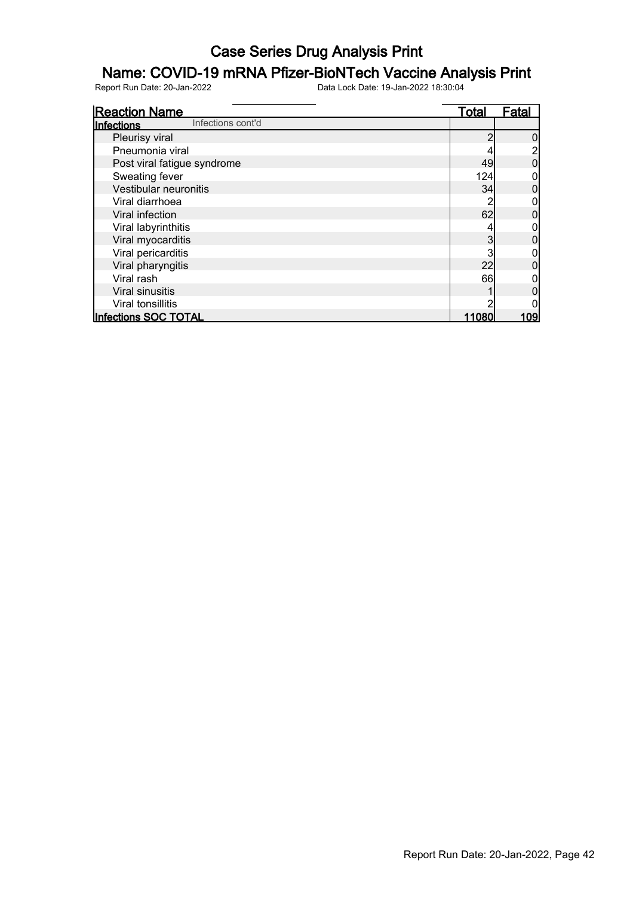# Case Series Drug Analysis Print

## Name: COVID-19 mRNA Pfizer-BioNTech Vaccine Analysis Print

Report Run Date: 20-Jan-2022 Data Lock Date: 19-Jan-2022 18:30:04

| Reaction Name | Total | Fatal |
|---|---|---|
| **Infections** Infections cont'd | | |
| Pleurisy viral | 2 | 0 |
| Pneumonia viral | 4 | 2 |
| Post viral fatigue syndrome | 49 | 0 |
| Sweating fever | 124 | 0 |
| Vestibular neuronitis | 34 | 0 |
| Viral diarrhoea | 2 | 0 |
| Viral infection | 62 | 0 |
| Viral labyrinthitis | 4 | 0 |
| Viral myocarditis | 3 | 0 |
| Viral pericarditis | 3 | 0 |
| Viral pharyngitis | 22 | 0 |
| Viral rash | 66 | 0 |
| Viral sinusitis | 1 | 0 |
| Viral tonsillitis | 2 | 0 |
| **Infections SOC TOTAL** | **11080** | **109** |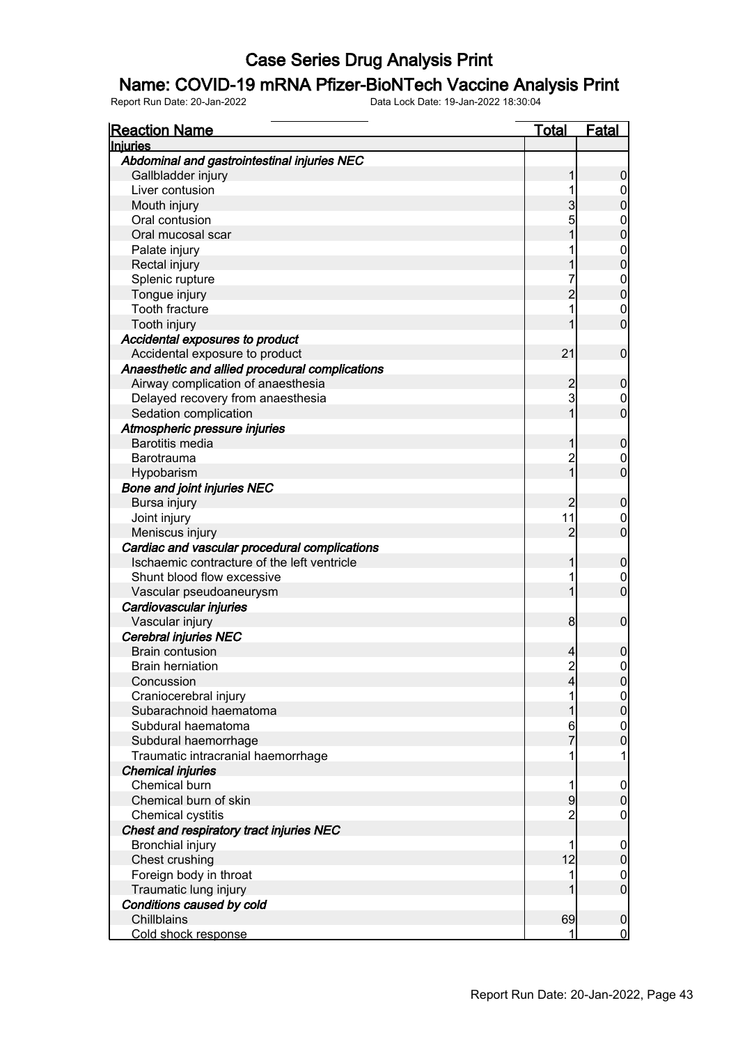# Case Series Drug Analysis Print

## Name: COVID-19 mRNA Pfizer-BioNTech Vaccine Analysis Print

Report Run Date: 20-Jan-2022  Data Lock Date: 19-Jan-2022 18:30:04

| Reaction Name | Total | Fatal |
|---|---|---|
| **Injuries** | | |
| ***Abdominal and gastrointestinal injuries NEC*** | | |
| Gallbladder injury | 1 | 0 |
| Liver contusion | 1 | 0 |
| Mouth injury | 3 | 0 |
| Oral contusion | 5 | 0 |
| Oral mucosal scar | 1 | 0 |
| Palate injury | 1 | 0 |
| Rectal injury | 1 | 0 |
| Splenic rupture | 7 | 0 |
| Tongue injury | 2 | 0 |
| Tooth fracture | 1 | 0 |
| Tooth injury | 1 | 0 |
| ***Accidental exposures to product*** | | |
| Accidental exposure to product | 21 | 0 |
| ***Anaesthetic and allied procedural complications*** | | |
| Airway complication of anaesthesia | 2 | 0 |
| Delayed recovery from anaesthesia | 3 | 0 |
| Sedation complication | 1 | 0 |
| ***Atmospheric pressure injuries*** | | |
| Barotitis media | 1 | 0 |
| Barotrauma | 2 | 0 |
| Hypobarism | 1 | 0 |
| ***Bone and joint injuries NEC*** | | |
| Bursa injury | 2 | 0 |
| Joint injury | 11 | 0 |
| Meniscus injury | 2 | 0 |
| ***Cardiac and vascular procedural complications*** | | |
| Ischaemic contracture of the left ventricle | 1 | 0 |
| Shunt blood flow excessive | 1 | 0 |
| Vascular pseudoaneurysm | 1 | 0 |
| ***Cardiovascular injuries*** | | |
| Vascular injury | 8 | 0 |
| ***Cerebral injuries NEC*** | | |
| Brain contusion | 4 | 0 |
| Brain herniation | 2 | 0 |
| Concussion | 4 | 0 |
| Craniocerebral injury | 1 | 0 |
| Subarachnoid haematoma | 1 | 0 |
| Subdural haematoma | 6 | 0 |
| Subdural haemorrhage | 7 | 0 |
| Traumatic intracranial haemorrhage | 1 | 1 |
| ***Chemical injuries*** | | |
| Chemical burn | 1 | 0 |
| Chemical burn of skin | 9 | 0 |
| Chemical cystitis | 2 | 0 |
| ***Chest and respiratory tract injuries NEC*** | | |
| Bronchial injury | 1 | 0 |
| Chest crushing | 12 | 0 |
| Foreign body in throat | 1 | 0 |
| Traumatic lung injury | 1 | 0 |
| ***Conditions caused by cold*** | | |
| Chillblains | 69 | 0 |
| Cold shock response | 1 | 0 |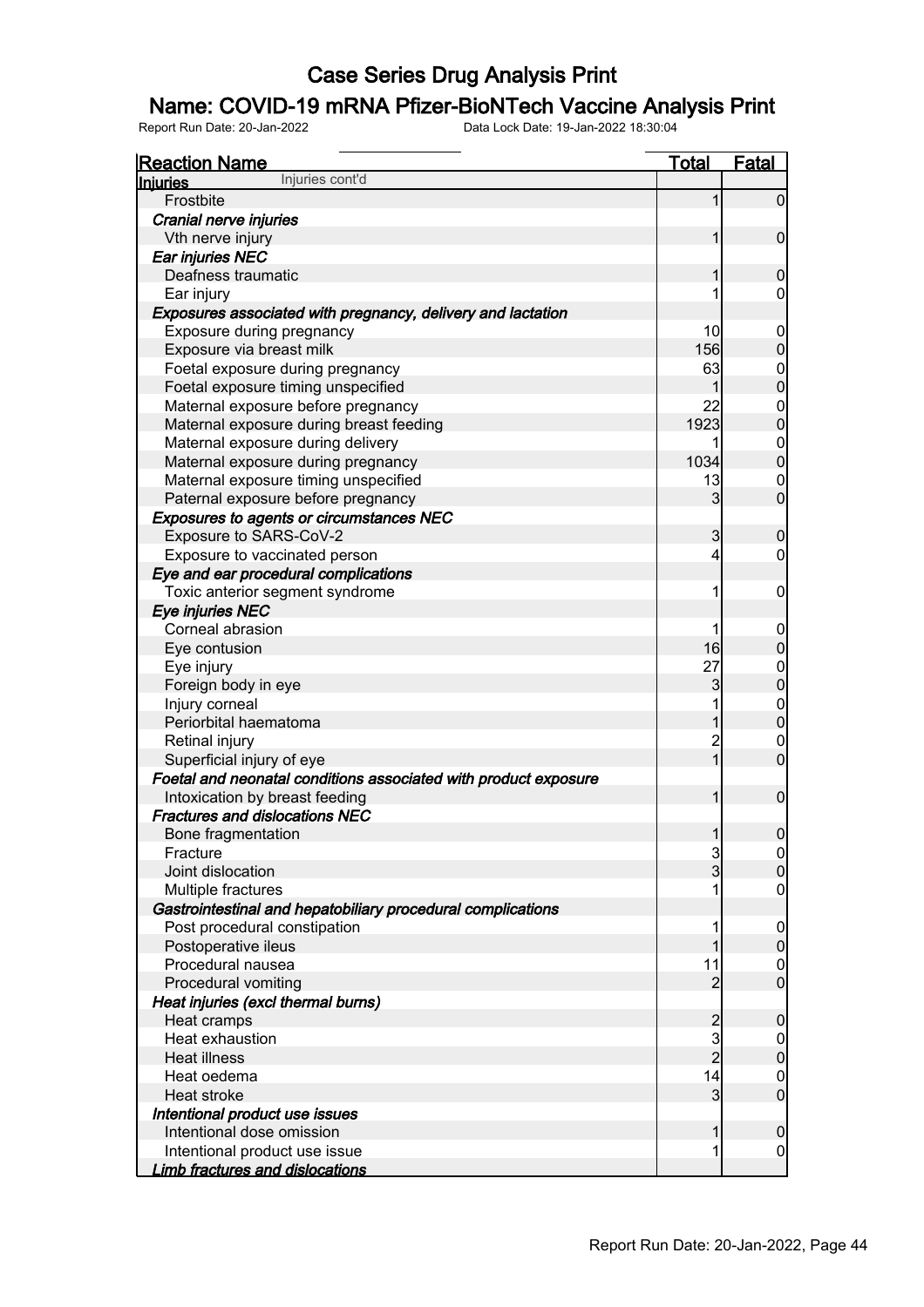# Case Series Drug Analysis Print

## Name: COVID-19 mRNA Pfizer-BioNTech Vaccine Analysis Print

Report Run Date: 20-Jan-2022 Data Lock Date: 19-Jan-2022 18:30:04

| Reaction Name | Total | Fatal |
|---|---|---|
| **Injuries** Injuries cont'd | | |
| Frostbite | 1 | 0 |
| ***Cranial nerve injuries*** | | |
| Vth nerve injury | 1 | 0 |
| ***Ear injuries NEC*** | | |
| Deafness traumatic | 1 | 0 |
| Ear injury | 1 | 0 |
| ***Exposures associated with pregnancy, delivery and lactation*** | | |
| Exposure during pregnancy | 10 | 0 |
| Exposure via breast milk | 156 | 0 |
| Foetal exposure during pregnancy | 63 | 0 |
| Foetal exposure timing unspecified | 1 | 0 |
| Maternal exposure before pregnancy | 22 | 0 |
| Maternal exposure during breast feeding | 1923 | 0 |
| Maternal exposure during delivery | 1 | 0 |
| Maternal exposure during pregnancy | 1034 | 0 |
| Maternal exposure timing unspecified | 13 | 0 |
| Paternal exposure before pregnancy | 3 | 0 |
| ***Exposures to agents or circumstances NEC*** | | |
| Exposure to SARS-CoV-2 | 3 | 0 |
| Exposure to vaccinated person | 4 | 0 |
| ***Eye and ear procedural complications*** | | |
| Toxic anterior segment syndrome | 1 | 0 |
| ***Eye injuries NEC*** | | |
| Corneal abrasion | 1 | 0 |
| Eye contusion | 16 | 0 |
| Eye injury | 27 | 0 |
| Foreign body in eye | 3 | 0 |
| Injury corneal | 1 | 0 |
| Periorbital haematoma | 1 | 0 |
| Retinal injury | 2 | 0 |
| Superficial injury of eye | 1 | 0 |
| ***Foetal and neonatal conditions associated with product exposure*** | | |
| Intoxication by breast feeding | 1 | 0 |
| ***Fractures and dislocations NEC*** | | |
| Bone fragmentation | 1 | 0 |
| Fracture | 3 | 0 |
| Joint dislocation | 3 | 0 |
| Multiple fractures | 1 | 0 |
| ***Gastrointestinal and hepatobiliary procedural complications*** | | |
| Post procedural constipation | 1 | 0 |
| Postoperative ileus | 1 | 0 |
| Procedural nausea | 11 | 0 |
| Procedural vomiting | 2 | 0 |
| ***Heat injuries (excl thermal burns)*** | | |
| Heat cramps | 2 | 0 |
| Heat exhaustion | 3 | 0 |
| Heat illness | 2 | 0 |
| Heat oedema | 14 | 0 |
| Heat stroke | 3 | 0 |
| ***Intentional product use issues*** | | |
| Intentional dose omission | 1 | 0 |
| Intentional product use issue | 1 | 0 |
| ***Limb fractures and dislocations*** | | |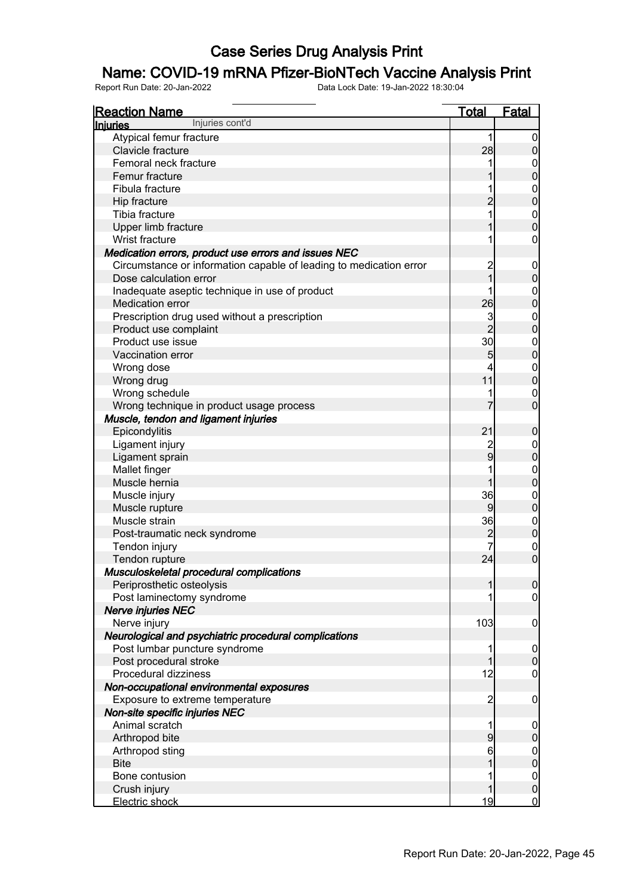# Case Series Drug Analysis Print

## Name: COVID-19 mRNA Pfizer-BioNTech Vaccine Analysis Print

Report Run Date: 20-Jan-2022 Data Lock Date: 19-Jan-2022 18:30:04

| Reaction Name | Total | Fatal |
|---|---|---|
| **Injuries** Injuries cont'd | | |
| Atypical femur fracture | 1 | 0 |
| Clavicle fracture | 28 | 0 |
| Femoral neck fracture | 1 | 0 |
| Femur fracture | 1 | 0 |
| Fibula fracture | 1 | 0 |
| Hip fracture | 2 | 0 |
| Tibia fracture | 1 | 0 |
| Upper limb fracture | 1 | 0 |
| Wrist fracture | 1 | 0 |
| ***Medication errors, product use errors and issues NEC*** | | |
| Circumstance or information capable of leading to medication error | 2 | 0 |
| Dose calculation error | 1 | 0 |
| Inadequate aseptic technique in use of product | 1 | 0 |
| Medication error | 26 | 0 |
| Prescription drug used without a prescription | 3 | 0 |
| Product use complaint | 2 | 0 |
| Product use issue | 30 | 0 |
| Vaccination error | 5 | 0 |
| Wrong dose | 4 | 0 |
| Wrong drug | 11 | 0 |
| Wrong schedule | 1 | 0 |
| Wrong technique in product usage process | 7 | 0 |
| ***Muscle, tendon and ligament injuries*** | | |
| Epicondylitis | 21 | 0 |
| Ligament injury | 2 | 0 |
| Ligament sprain | 9 | 0 |
| Mallet finger | 1 | 0 |
| Muscle hernia | 1 | 0 |
| Muscle injury | 36 | 0 |
| Muscle rupture | 9 | 0 |
| Muscle strain | 36 | 0 |
| Post-traumatic neck syndrome | 2 | 0 |
| Tendon injury | 7 | 0 |
| Tendon rupture | 24 | 0 |
| ***Musculoskeletal procedural complications*** | | |
| Periprosthetic osteolysis | 1 | 0 |
| Post laminectomy syndrome | 1 | 0 |
| ***Nerve injuries NEC*** | | |
| Nerve injury | 103 | 0 |
| ***Neurological and psychiatric procedural complications*** | | |
| Post lumbar puncture syndrome | 1 | 0 |
| Post procedural stroke | 1 | 0 |
| Procedural dizziness | 12 | 0 |
| ***Non-occupational environmental exposures*** | | |
| Exposure to extreme temperature | 2 | 0 |
| ***Non-site specific injuries NEC*** | | |
| Animal scratch | 1 | 0 |
| Arthropod bite | 9 | 0 |
| Arthropod sting | 6 | 0 |
| Bite | 1 | 0 |
| Bone contusion | 1 | 0 |
| Crush injury | 1 | 0 |
| Electric shock | 19 | 0 |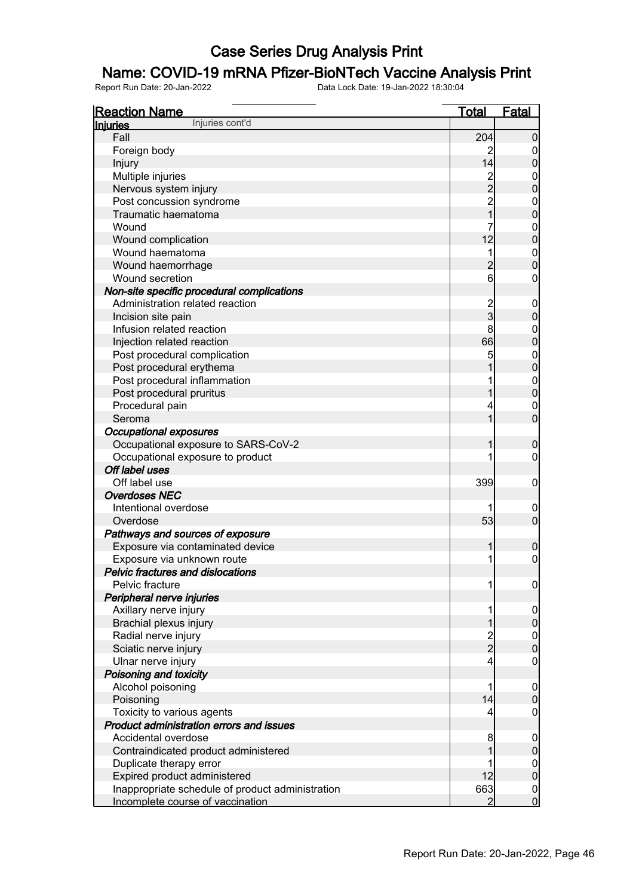# Case Series Drug Analysis Print

## Name: COVID-19 mRNA Pfizer-BioNTech Vaccine Analysis Print

Report Run Date: 20-Jan-2022 Data Lock Date: 19-Jan-2022 18:30:04

| Reaction Name | Total | Fatal |
|---|---|---|
| **Injuries** Injuries cont'd | | |
| Fall | 204 | 0 |
| Foreign body | 2 | 0 |
| Injury | 14 | 0 |
| Multiple injuries | 2 | 0 |
| Nervous system injury | 2 | 0 |
| Post concussion syndrome | 2 | 0 |
| Traumatic haematoma | 1 | 0 |
| Wound | 7 | 0 |
| Wound complication | 12 | 0 |
| Wound haematoma | 1 | 0 |
| Wound haemorrhage | 2 | 0 |
| Wound secretion | 6 | 0 |
| ***Non-site specific procedural complications*** | | |
| Administration related reaction | 2 | 0 |
| Incision site pain | 3 | 0 |
| Infusion related reaction | 8 | 0 |
| Injection related reaction | 66 | 0 |
| Post procedural complication | 5 | 0 |
| Post procedural erythema | 1 | 0 |
| Post procedural inflammation | 1 | 0 |
| Post procedural pruritus | 1 | 0 |
| Procedural pain | 4 | 0 |
| Seroma | 1 | 0 |
| ***Occupational exposures*** | | |
| Occupational exposure to SARS-CoV-2 | 1 | 0 |
| Occupational exposure to product | 1 | 0 |
| ***Off label uses*** | | |
| Off label use | 399 | 0 |
| ***Overdoses NEC*** | | |
| Intentional overdose | 1 | 0 |
| Overdose | 53 | 0 |
| ***Pathways and sources of exposure*** | | |
| Exposure via contaminated device | 1 | 0 |
| Exposure via unknown route | 1 | 0 |
| ***Pelvic fractures and dislocations*** | | |
| Pelvic fracture | 1 | 0 |
| ***Peripheral nerve injuries*** | | |
| Axillary nerve injury | 1 | 0 |
| Brachial plexus injury | 1 | 0 |
| Radial nerve injury | 2 | 0 |
| Sciatic nerve injury | 2 | 0 |
| Ulnar nerve injury | 4 | 0 |
| ***Poisoning and toxicity*** | | |
| Alcohol poisoning | 1 | 0 |
| Poisoning | 14 | 0 |
| Toxicity to various agents | 4 | 0 |
| ***Product administration errors and issues*** | | |
| Accidental overdose | 8 | 0 |
| Contraindicated product administered | 1 | 0 |
| Duplicate therapy error | 1 | 0 |
| Expired product administered | 12 | 0 |
| Inappropriate schedule of product administration | 663 | 0 |
| Incomplete course of vaccination | 2 | 0 |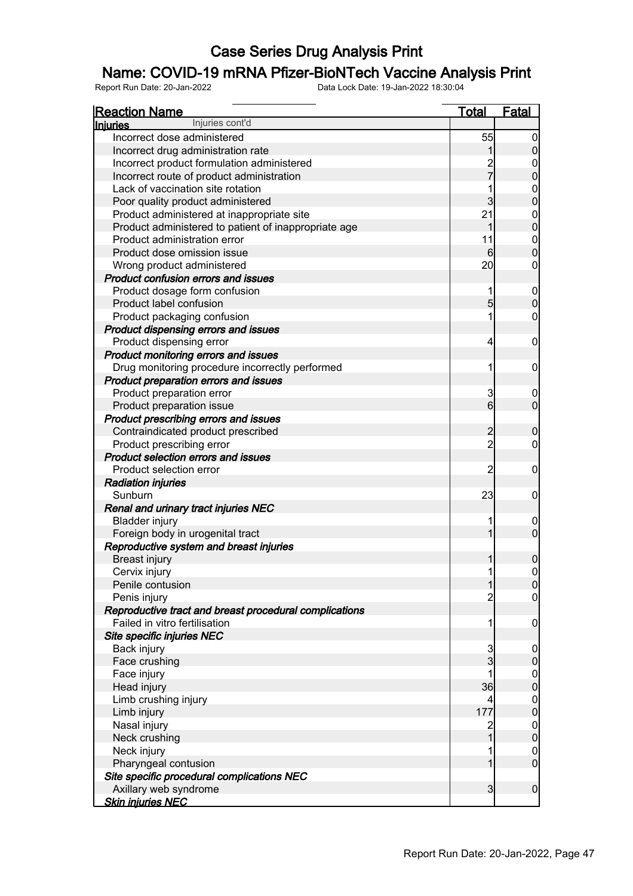# Case Series Drug Analysis Print

## Name: COVID-19 mRNA Pfizer-BioNTech Vaccine Analysis Print

Report Run Date: 20-Jan-2022 Data Lock Date: 19-Jan-2022 18:30:04

| Reaction Name | Total | Fatal |
|---|---|---|
| **Injuries** Injuries cont'd | | |
| Incorrect dose administered | 55 | 0 |
| Incorrect drug administration rate | 1 | 0 |
| Incorrect product formulation administered | 2 | 0 |
| Incorrect route of product administration | 7 | 0 |
| Lack of vaccination site rotation | 1 | 0 |
| Poor quality product administered | 3 | 0 |
| Product administered at inappropriate site | 21 | 0 |
| Product administered to patient of inappropriate age | 1 | 0 |
| Product administration error | 11 | 0 |
| Product dose omission issue | 6 | 0 |
| Wrong product administered | 20 | 0 |
| ***Product confusion errors and issues*** | | |
| Product dosage form confusion | 1 | 0 |
| Product label confusion | 5 | 0 |
| Product packaging confusion | 1 | 0 |
| ***Product dispensing errors and issues*** | | |
| Product dispensing error | 4 | 0 |
| ***Product monitoring errors and issues*** | | |
| Drug monitoring procedure incorrectly performed | 1 | 0 |
| ***Product preparation errors and issues*** | | |
| Product preparation error | 3 | 0 |
| Product preparation issue | 6 | 0 |
| ***Product prescribing errors and issues*** | | |
| Contraindicated product prescribed | 2 | 0 |
| Product prescribing error | 2 | 0 |
| ***Product selection errors and issues*** | | |
| Product selection error | 2 | 0 |
| ***Radiation injuries*** | | |
| Sunburn | 23 | 0 |
| ***Renal and urinary tract injuries NEC*** | | |
| Bladder injury | 1 | 0 |
| Foreign body in urogenital tract | 1 | 0 |
| ***Reproductive system and breast injuries*** | | |
| Breast injury | 1 | 0 |
| Cervix injury | 1 | 0 |
| Penile contusion | 1 | 0 |
| Penis injury | 2 | 0 |
| ***Reproductive tract and breast procedural complications*** | | |
| Failed in vitro fertilisation | 1 | 0 |
| ***Site specific injuries NEC*** | | |
| Back injury | 3 | 0 |
| Face crushing | 3 | 0 |
| Face injury | 1 | 0 |
| Head injury | 36 | 0 |
| Limb crushing injury | 4 | 0 |
| Limb injury | 177 | 0 |
| Nasal injury | 2 | 0 |
| Neck crushing | 1 | 0 |
| Neck injury | 1 | 0 |
| Pharyngeal contusion | 1 | 0 |
| ***Site specific procedural complications NEC*** | | |
| Axillary web syndrome | 3 | 0 |
| ***Skin injuries NEC*** | | |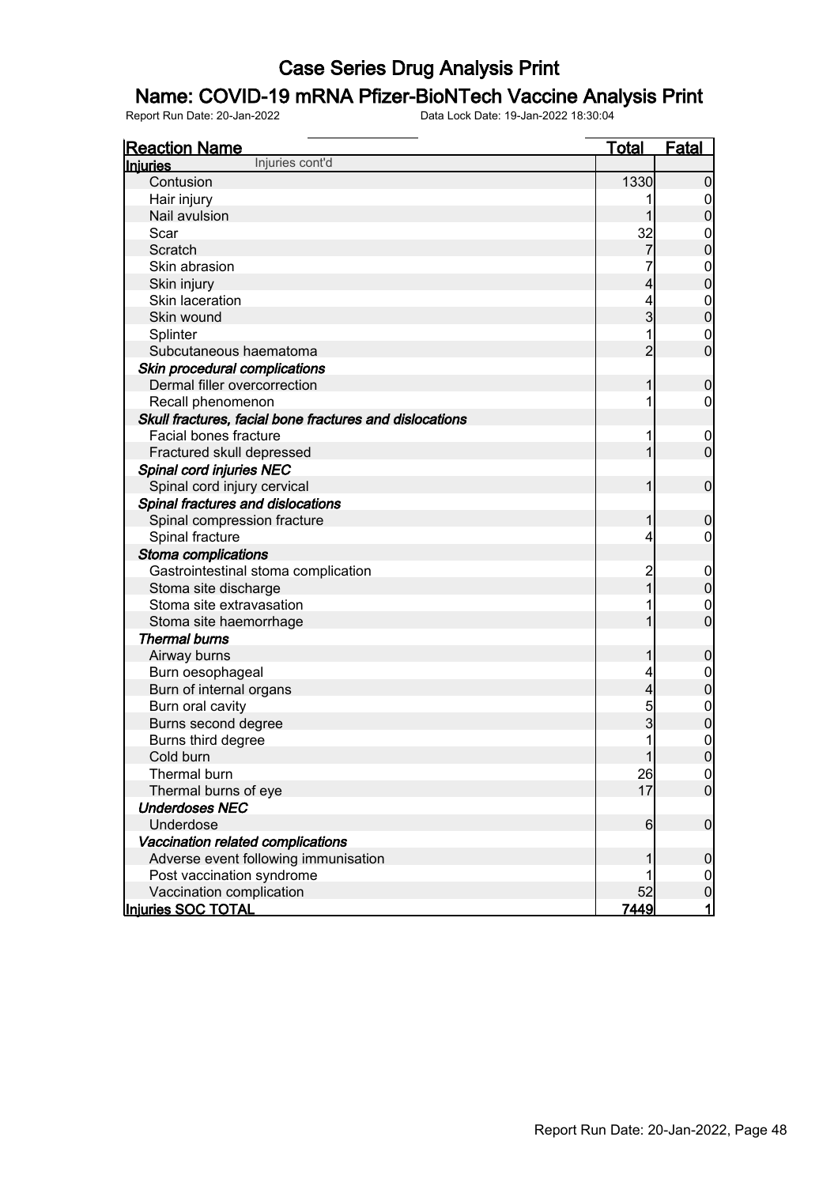# Case Series Drug Analysis Print

## Name: COVID-19 mRNA Pfizer-BioNTech Vaccine Analysis Print

Report Run Date: 20-Jan-2022 Data Lock Date: 19-Jan-2022 18:30:04

| Reaction Name | Total | Fatal |
|---|---|---|
| **Injuries** Injuries cont'd | | |
| Contusion | 1330 | 0 |
| Hair injury | 1 | 0 |
| Nail avulsion | 1 | 0 |
| Scar | 32 | 0 |
| Scratch | 7 | 0 |
| Skin abrasion | 7 | 0 |
| Skin injury | 4 | 0 |
| Skin laceration | 4 | 0 |
| Skin wound | 3 | 0 |
| Splinter | 1 | 0 |
| Subcutaneous haematoma | 2 | 0 |
| ***Skin procedural complications*** | | |
| Dermal filler overcorrection | 1 | 0 |
| Recall phenomenon | 1 | 0 |
| ***Skull fractures, facial bone fractures and dislocations*** | | |
| Facial bones fracture | 1 | 0 |
| Fractured skull depressed | 1 | 0 |
| ***Spinal cord injuries NEC*** | | |
| Spinal cord injury cervical | 1 | 0 |
| ***Spinal fractures and dislocations*** | | |
| Spinal compression fracture | 1 | 0 |
| Spinal fracture | 4 | 0 |
| ***Stoma complications*** | | |
| Gastrointestinal stoma complication | 2 | 0 |
| Stoma site discharge | 1 | 0 |
| Stoma site extravasation | 1 | 0 |
| Stoma site haemorrhage | 1 | 0 |
| ***Thermal burns*** | | |
| Airway burns | 1 | 0 |
| Burn oesophageal | 4 | 0 |
| Burn of internal organs | 4 | 0 |
| Burn oral cavity | 5 | 0 |
| Burns second degree | 3 | 0 |
| Burns third degree | 1 | 0 |
| Cold burn | 1 | 0 |
| Thermal burn | 26 | 0 |
| Thermal burns of eye | 17 | 0 |
| ***Underdoses NEC*** | | |
| Underdose | 6 | 0 |
| ***Vaccination related complications*** | | |
| Adverse event following immunisation | 1 | 0 |
| Post vaccination syndrome | 1 | 0 |
| Vaccination complication | 52 | 0 |
| **Injuries SOC TOTAL** | **7449** | **1** |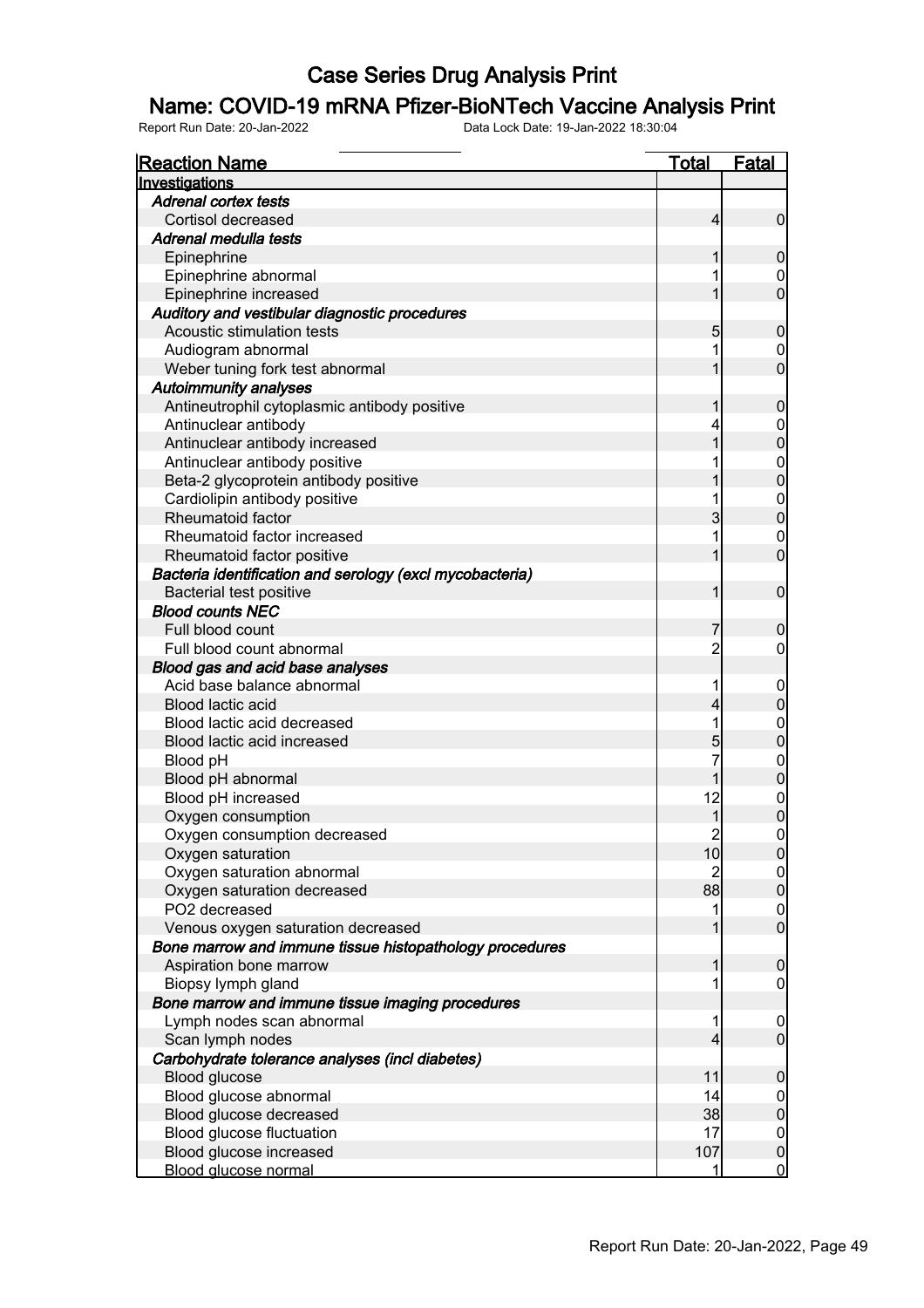# Case Series Drug Analysis Print

## Name: COVID-19 mRNA Pfizer-BioNTech Vaccine Analysis Print

Report Run Date: 20-Jan-2022 Data Lock Date: 19-Jan-2022 18:30:04

| Reaction Name | Total | Fatal |
|---|---|---|
| **Investigations** | | |
| ***Adrenal cortex tests*** | | |
| Cortisol decreased | 4 | 0 |
| ***Adrenal medulla tests*** | | |
| Epinephrine | 1 | 0 |
| Epinephrine abnormal | 1 | 0 |
| Epinephrine increased | 1 | 0 |
| ***Auditory and vestibular diagnostic procedures*** | | |
| Acoustic stimulation tests | 5 | 0 |
| Audiogram abnormal | 1 | 0 |
| Weber tuning fork test abnormal | 1 | 0 |
| ***Autoimmunity analyses*** | | |
| Antineutrophil cytoplasmic antibody positive | 1 | 0 |
| Antinuclear antibody | 4 | 0 |
| Antinuclear antibody increased | 1 | 0 |
| Antinuclear antibody positive | 1 | 0 |
| Beta-2 glycoprotein antibody positive | 1 | 0 |
| Cardiolipin antibody positive | 1 | 0 |
| Rheumatoid factor | 3 | 0 |
| Rheumatoid factor increased | 1 | 0 |
| Rheumatoid factor positive | 1 | 0 |
| ***Bacteria identification and serology (excl mycobacteria)*** | | |
| Bacterial test positive | 1 | 0 |
| ***Blood counts NEC*** | | |
| Full blood count | 7 | 0 |
| Full blood count abnormal | 2 | 0 |
| ***Blood gas and acid base analyses*** | | |
| Acid base balance abnormal | 1 | 0 |
| Blood lactic acid | 4 | 0 |
| Blood lactic acid decreased | 1 | 0 |
| Blood lactic acid increased | 5 | 0 |
| Blood pH | 7 | 0 |
| Blood pH abnormal | 1 | 0 |
| Blood pH increased | 12 | 0 |
| Oxygen consumption | 1 | 0 |
| Oxygen consumption decreased | 2 | 0 |
| Oxygen saturation | 10 | 0 |
| Oxygen saturation abnormal | 2 | 0 |
| Oxygen saturation decreased | 88 | 0 |
| PO2 decreased | 1 | 0 |
| Venous oxygen saturation decreased | 1 | 0 |
| ***Bone marrow and immune tissue histopathology procedures*** | | |
| Aspiration bone marrow | 1 | 0 |
| Biopsy lymph gland | 1 | 0 |
| ***Bone marrow and immune tissue imaging procedures*** | | |
| Lymph nodes scan abnormal | 1 | 0 |
| Scan lymph nodes | 4 | 0 |
| ***Carbohydrate tolerance analyses (incl diabetes)*** | | |
| Blood glucose | 11 | 0 |
| Blood glucose abnormal | 14 | 0 |
| Blood glucose decreased | 38 | 0 |
| Blood glucose fluctuation | 17 | 0 |
| Blood glucose increased | 107 | 0 |
| Blood glucose normal | 1 | 0 |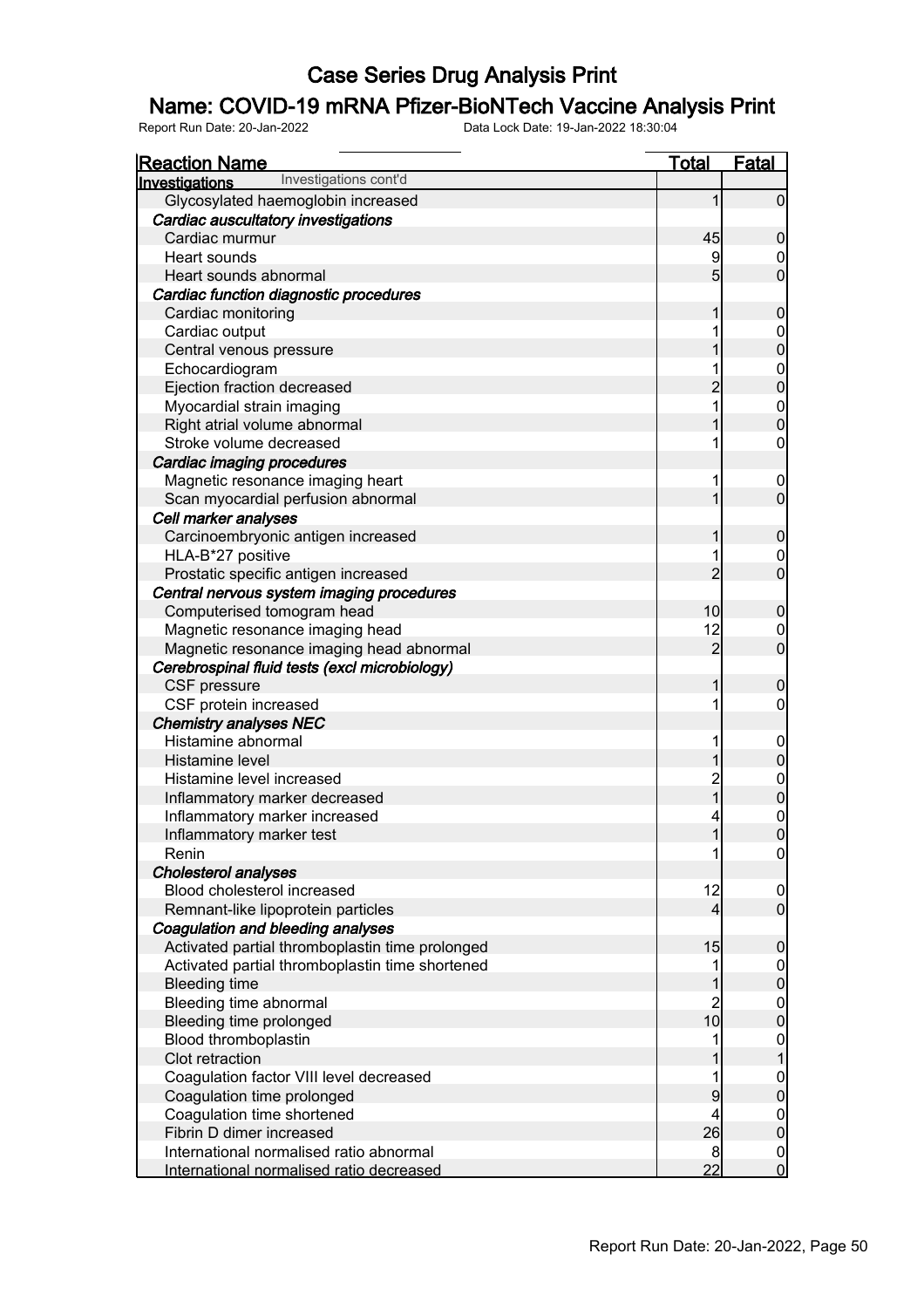# Case Series Drug Analysis Print

## Name: COVID-19 mRNA Pfizer-BioNTech Vaccine Analysis Print

Report Run Date: 20-Jan-2022 Data Lock Date: 19-Jan-2022 18:30:04

| Reaction Name | Total | Fatal |
|---|---|---|
| **Investigations** Investigations cont'd | | |
| Glycosylated haemoglobin increased | 1 | 0 |
| ***Cardiac auscultatory investigations*** | | |
| Cardiac murmur | 45 | 0 |
| Heart sounds | 9 | 0 |
| Heart sounds abnormal | 5 | 0 |
| ***Cardiac function diagnostic procedures*** | | |
| Cardiac monitoring | 1 | 0 |
| Cardiac output | 1 | 0 |
| Central venous pressure | 1 | 0 |
| Echocardiogram | 1 | 0 |
| Ejection fraction decreased | 2 | 0 |
| Myocardial strain imaging | 1 | 0 |
| Right atrial volume abnormal | 1 | 0 |
| Stroke volume decreased | 1 | 0 |
| ***Cardiac imaging procedures*** | | |
| Magnetic resonance imaging heart | 1 | 0 |
| Scan myocardial perfusion abnormal | 1 | 0 |
| ***Cell marker analyses*** | | |
| Carcinoembryonic antigen increased | 1 | 0 |
| HLA-B*27 positive | 1 | 0 |
| Prostatic specific antigen increased | 2 | 0 |
| ***Central nervous system imaging procedures*** | | |
| Computerised tomogram head | 10 | 0 |
| Magnetic resonance imaging head | 12 | 0 |
| Magnetic resonance imaging head abnormal | 2 | 0 |
| ***Cerebrospinal fluid tests (excl microbiology)*** | | |
| CSF pressure | 1 | 0 |
| CSF protein increased | 1 | 0 |
| ***Chemistry analyses NEC*** | | |
| Histamine abnormal | 1 | 0 |
| Histamine level | 1 | 0 |
| Histamine level increased | 2 | 0 |
| Inflammatory marker decreased | 1 | 0 |
| Inflammatory marker increased | 4 | 0 |
| Inflammatory marker test | 1 | 0 |
| Renin | 1 | 0 |
| ***Cholesterol analyses*** | | |
| Blood cholesterol increased | 12 | 0 |
| Remnant-like lipoprotein particles | 4 | 0 |
| ***Coagulation and bleeding analyses*** | | |
| Activated partial thromboplastin time prolonged | 15 | 0 |
| Activated partial thromboplastin time shortened | 1 | 0 |
| Bleeding time | 1 | 0 |
| Bleeding time abnormal | 2 | 0 |
| Bleeding time prolonged | 10 | 0 |
| Blood thromboplastin | 1 | 0 |
| Clot retraction | 1 | 1 |
| Coagulation factor VIII level decreased | 1 | 0 |
| Coagulation time prolonged | 9 | 0 |
| Coagulation time shortened | 4 | 0 |
| Fibrin D dimer increased | 26 | 0 |
| International normalised ratio abnormal | 8 | 0 |
| International normalised ratio decreased | 22 | 0 |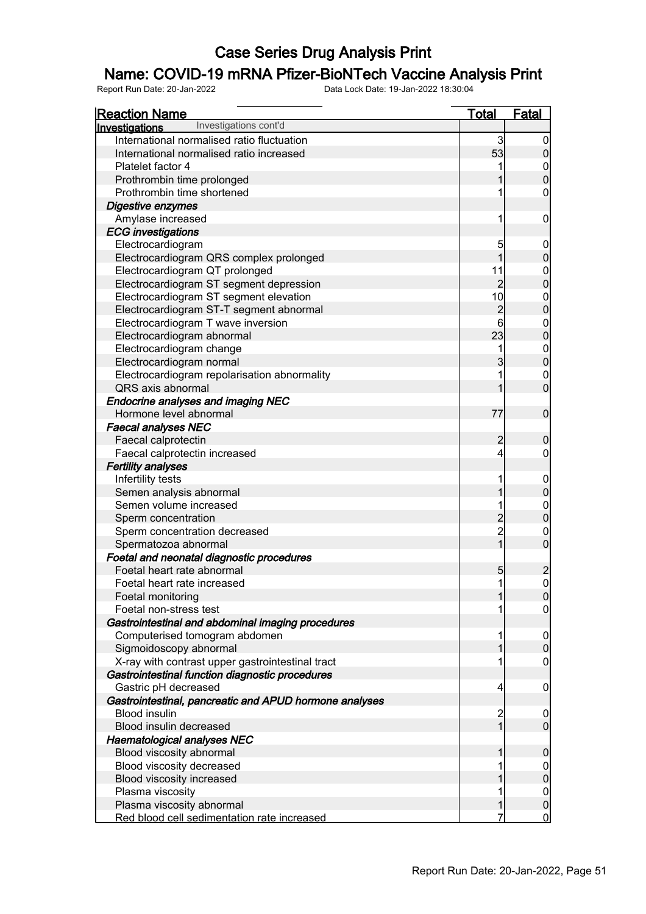# Case Series Drug Analysis Print

## Name: COVID-19 mRNA Pfizer-BioNTech Vaccine Analysis Print

Report Run Date: 20-Jan-2022　　Data Lock Date: 19-Jan-2022 18:30:04

| Reaction Name | Total | Fatal |
|---|---|---|
| **Investigations** Investigations cont'd | | |
| International normalised ratio fluctuation | 3 | 0 |
| International normalised ratio increased | 53 | 0 |
| Platelet factor 4 | 1 | 0 |
| Prothrombin time prolonged | 1 | 0 |
| Prothrombin time shortened | 1 | 0 |
| ***Digestive enzymes*** | | |
| Amylase increased | 1 | 0 |
| ***ECG investigations*** | | |
| Electrocardiogram | 5 | 0 |
| Electrocardiogram QRS complex prolonged | 1 | 0 |
| Electrocardiogram QT prolonged | 11 | 0 |
| Electrocardiogram ST segment depression | 2 | 0 |
| Electrocardiogram ST segment elevation | 10 | 0 |
| Electrocardiogram ST-T segment abnormal | 2 | 0 |
| Electrocardiogram T wave inversion | 6 | 0 |
| Electrocardiogram abnormal | 23 | 0 |
| Electrocardiogram change | 1 | 0 |
| Electrocardiogram normal | 3 | 0 |
| Electrocardiogram repolarisation abnormality | 1 | 0 |
| QRS axis abnormal | 1 | 0 |
| ***Endocrine analyses and imaging NEC*** | | |
| Hormone level abnormal | 77 | 0 |
| ***Faecal analyses NEC*** | | |
| Faecal calprotectin | 2 | 0 |
| Faecal calprotectin increased | 4 | 0 |
| ***Fertility analyses*** | | |
| Infertility tests | 1 | 0 |
| Semen analysis abnormal | 1 | 0 |
| Semen volume increased | 1 | 0 |
| Sperm concentration | 2 | 0 |
| Sperm concentration decreased | 2 | 0 |
| Spermatozoa abnormal | 1 | 0 |
| ***Foetal and neonatal diagnostic procedures*** | | |
| Foetal heart rate abnormal | 5 | 2 |
| Foetal heart rate increased | 1 | 0 |
| Foetal monitoring | 1 | 0 |
| Foetal non-stress test | 1 | 0 |
| ***Gastrointestinal and abdominal imaging procedures*** | | |
| Computerised tomogram abdomen | 1 | 0 |
| Sigmoidoscopy abnormal | 1 | 0 |
| X-ray with contrast upper gastrointestinal tract | 1 | 0 |
| ***Gastrointestinal function diagnostic procedures*** | | |
| Gastric pH decreased | 4 | 0 |
| ***Gastrointestinal, pancreatic and APUD hormone analyses*** | | |
| Blood insulin | 2 | 0 |
| Blood insulin decreased | 1 | 0 |
| ***Haematological analyses NEC*** | | |
| Blood viscosity abnormal | 1 | 0 |
| Blood viscosity decreased | 1 | 0 |
| Blood viscosity increased | 1 | 0 |
| Plasma viscosity | 1 | 0 |
| Plasma viscosity abnormal | 1 | 0 |
| Red blood cell sedimentation rate increased | 7 | 0 |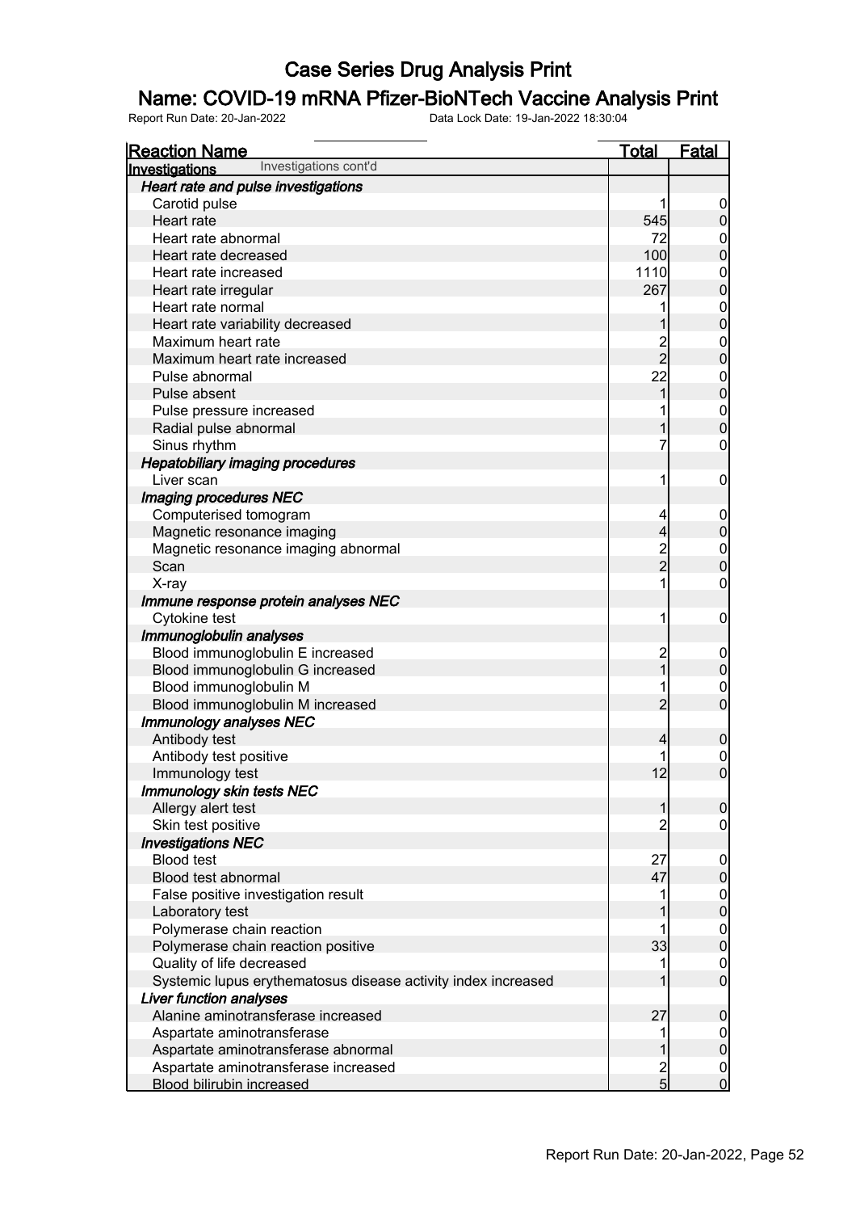# Case Series Drug Analysis Print

## Name: COVID-19 mRNA Pfizer-BioNTech Vaccine Analysis Print

Report Run Date: 20-Jan-2022    Data Lock Date: 19-Jan-2022 18:30:04

| Reaction Name | Total | Fatal |
|---|---|---|
| **Investigations** Investigations cont'd | | |
| ***Heart rate and pulse investigations*** | | |
| Carotid pulse | 1 | 0 |
| Heart rate | 545 | 0 |
| Heart rate abnormal | 72 | 0 |
| Heart rate decreased | 100 | 0 |
| Heart rate increased | 1110 | 0 |
| Heart rate irregular | 267 | 0 |
| Heart rate normal | 1 | 0 |
| Heart rate variability decreased | 1 | 0 |
| Maximum heart rate | 2 | 0 |
| Maximum heart rate increased | 2 | 0 |
| Pulse abnormal | 22 | 0 |
| Pulse absent | 1 | 0 |
| Pulse pressure increased | 1 | 0 |
| Radial pulse abnormal | 1 | 0 |
| Sinus rhythm | 7 | 0 |
| ***Hepatobiliary imaging procedures*** | | |
| Liver scan | 1 | 0 |
| ***Imaging procedures NEC*** | | |
| Computerised tomogram | 4 | 0 |
| Magnetic resonance imaging | 4 | 0 |
| Magnetic resonance imaging abnormal | 2 | 0 |
| Scan | 2 | 0 |
| X-ray | 1 | 0 |
| ***Immune response protein analyses NEC*** | | |
| Cytokine test | 1 | 0 |
| ***Immunoglobulin analyses*** | | |
| Blood immunoglobulin E increased | 2 | 0 |
| Blood immunoglobulin G increased | 1 | 0 |
| Blood immunoglobulin M | 1 | 0 |
| Blood immunoglobulin M increased | 2 | 0 |
| ***Immunology analyses NEC*** | | |
| Antibody test | 4 | 0 |
| Antibody test positive | 1 | 0 |
| Immunology test | 12 | 0 |
| ***Immunology skin tests NEC*** | | |
| Allergy alert test | 1 | 0 |
| Skin test positive | 2 | 0 |
| ***Investigations NEC*** | | |
| Blood test | 27 | 0 |
| Blood test abnormal | 47 | 0 |
| False positive investigation result | 1 | 0 |
| Laboratory test | 1 | 0 |
| Polymerase chain reaction | 1 | 0 |
| Polymerase chain reaction positive | 33 | 0 |
| Quality of life decreased | 1 | 0 |
| Systemic lupus erythematosus disease activity index increased | 1 | 0 |
| ***Liver function analyses*** | | |
| Alanine aminotransferase increased | 27 | 0 |
| Aspartate aminotransferase | 1 | 0 |
| Aspartate aminotransferase abnormal | 1 | 0 |
| Aspartate aminotransferase increased | 2 | 0 |
| Blood bilirubin increased | 5 | 0 |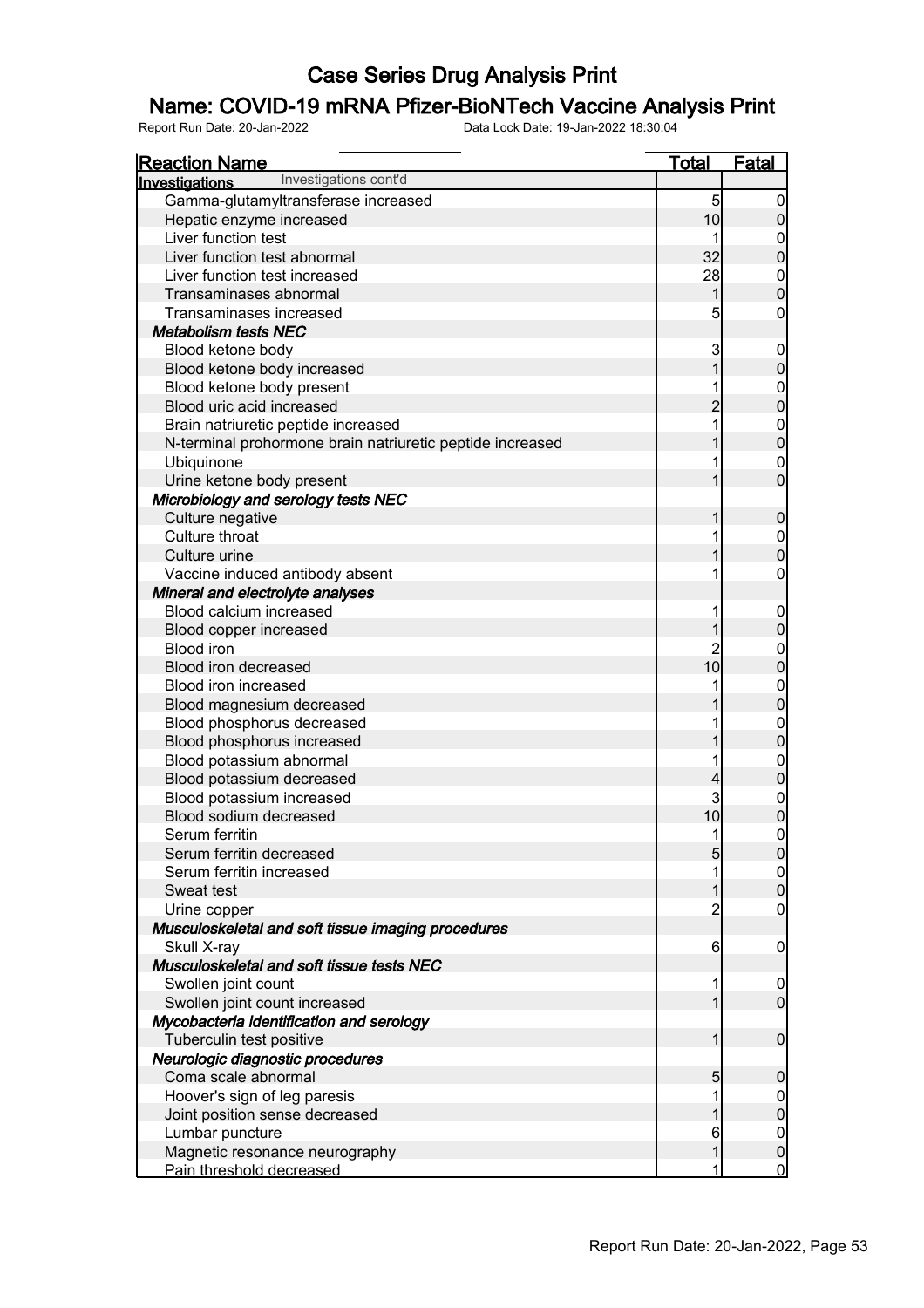# Case Series Drug Analysis Print

## Name: COVID-19 mRNA Pfizer-BioNTech Vaccine Analysis Print

Report Run Date: 20-Jan-2022 Data Lock Date: 19-Jan-2022 18:30:04

| Reaction Name | Total | Fatal |
|---|---|---|
| **Investigations** Investigations cont'd | | |
| Gamma-glutamyltransferase increased | 5 | 0 |
| Hepatic enzyme increased | 10 | 0 |
| Liver function test | 1 | 0 |
| Liver function test abnormal | 32 | 0 |
| Liver function test increased | 28 | 0 |
| Transaminases abnormal | 1 | 0 |
| Transaminases increased | 5 | 0 |
| ***Metabolism tests NEC*** | | |
| Blood ketone body | 3 | 0 |
| Blood ketone body increased | 1 | 0 |
| Blood ketone body present | 1 | 0 |
| Blood uric acid increased | 2 | 0 |
| Brain natriuretic peptide increased | 1 | 0 |
| N-terminal prohormone brain natriuretic peptide increased | 1 | 0 |
| Ubiquinone | 1 | 0 |
| Urine ketone body present | 1 | 0 |
| ***Microbiology and serology tests NEC*** | | |
| Culture negative | 1 | 0 |
| Culture throat | 1 | 0 |
| Culture urine | 1 | 0 |
| Vaccine induced antibody absent | 1 | 0 |
| ***Mineral and electrolyte analyses*** | | |
| Blood calcium increased | 1 | 0 |
| Blood copper increased | 1 | 0 |
| Blood iron | 2 | 0 |
| Blood iron decreased | 10 | 0 |
| Blood iron increased | 1 | 0 |
| Blood magnesium decreased | 1 | 0 |
| Blood phosphorus decreased | 1 | 0 |
| Blood phosphorus increased | 1 | 0 |
| Blood potassium abnormal | 1 | 0 |
| Blood potassium decreased | 4 | 0 |
| Blood potassium increased | 3 | 0 |
| Blood sodium decreased | 10 | 0 |
| Serum ferritin | 1 | 0 |
| Serum ferritin decreased | 5 | 0 |
| Serum ferritin increased | 1 | 0 |
| Sweat test | 1 | 0 |
| Urine copper | 2 | 0 |
| ***Musculoskeletal and soft tissue imaging procedures*** | | |
| Skull X-ray | 6 | 0 |
| ***Musculoskeletal and soft tissue tests NEC*** | | |
| Swollen joint count | 1 | 0 |
| Swollen joint count increased | 1 | 0 |
| ***Mycobacteria identification and serology*** | | |
| Tuberculin test positive | 1 | 0 |
| ***Neurologic diagnostic procedures*** | | |
| Coma scale abnormal | 5 | 0 |
| Hoover's sign of leg paresis | 1 | 0 |
| Joint position sense decreased | 1 | 0 |
| Lumbar puncture | 6 | 0 |
| Magnetic resonance neurography | 1 | 0 |
| Pain threshold decreased | 1 | 0 |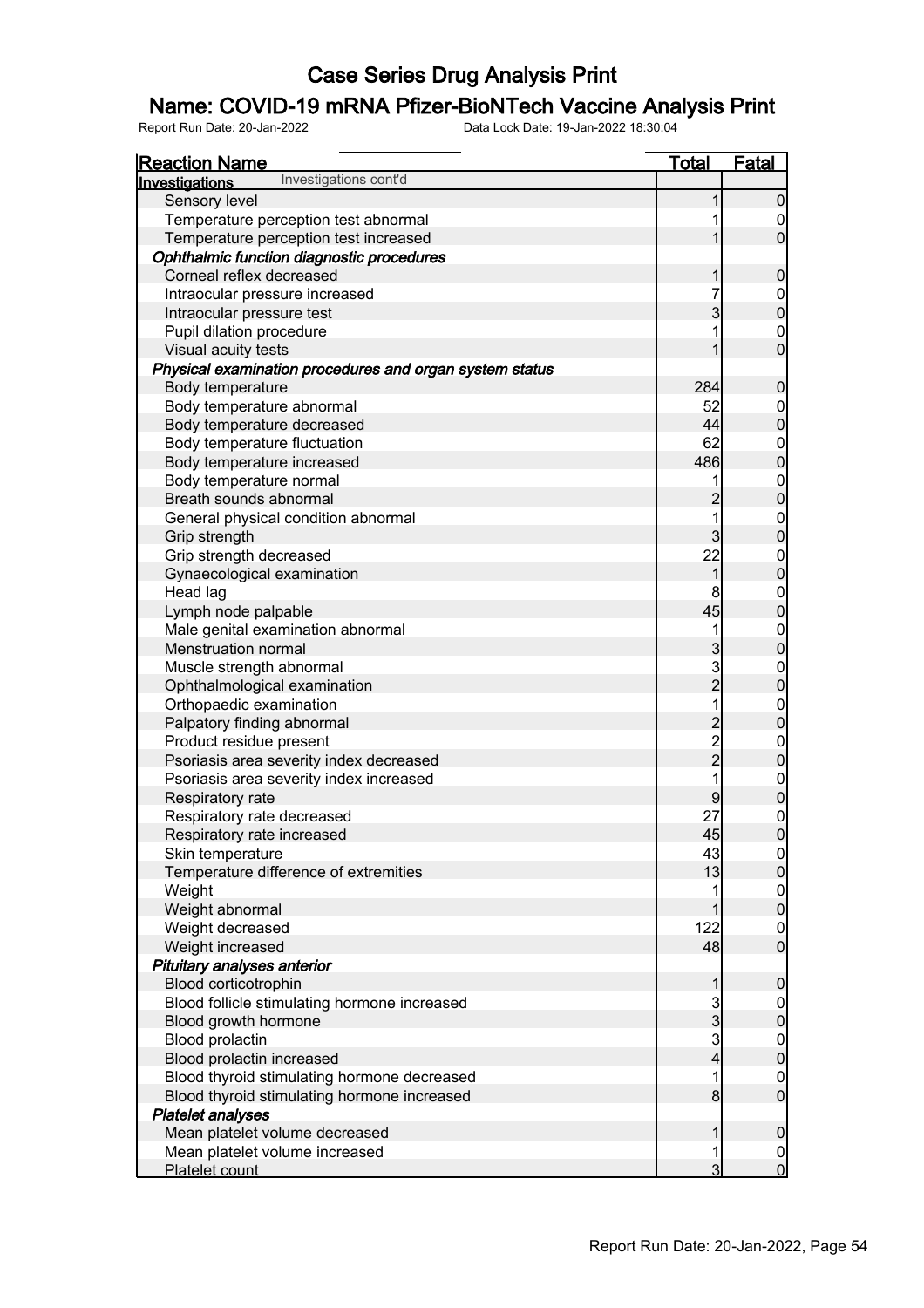# Case Series Drug Analysis Print

## Name: COVID-19 mRNA Pfizer-BioNTech Vaccine Analysis Print

Report Run Date: 20-Jan-2022 Data Lock Date: 19-Jan-2022 18:30:04

| Reaction Name | Total | Fatal |
|---|---|---|
| **Investigations** Investigations cont'd | | |
| Sensory level | 1 | 0 |
| Temperature perception test abnormal | 1 | 0 |
| Temperature perception test increased | 1 | 0 |
| ***Ophthalmic function diagnostic procedures*** | | |
| Corneal reflex decreased | 1 | 0 |
| Intraocular pressure increased | 7 | 0 |
| Intraocular pressure test | 3 | 0 |
| Pupil dilation procedure | 1 | 0 |
| Visual acuity tests | 1 | 0 |
| ***Physical examination procedures and organ system status*** | | |
| Body temperature | 284 | 0 |
| Body temperature abnormal | 52 | 0 |
| Body temperature decreased | 44 | 0 |
| Body temperature fluctuation | 62 | 0 |
| Body temperature increased | 486 | 0 |
| Body temperature normal | 1 | 0 |
| Breath sounds abnormal | 2 | 0 |
| General physical condition abnormal | 1 | 0 |
| Grip strength | 3 | 0 |
| Grip strength decreased | 22 | 0 |
| Gynaecological examination | 1 | 0 |
| Head lag | 8 | 0 |
| Lymph node palpable | 45 | 0 |
| Male genital examination abnormal | 1 | 0 |
| Menstruation normal | 3 | 0 |
| Muscle strength abnormal | 3 | 0 |
| Ophthalmological examination | 2 | 0 |
| Orthopaedic examination | 1 | 0 |
| Palpatory finding abnormal | 2 | 0 |
| Product residue present | 2 | 0 |
| Psoriasis area severity index decreased | 2 | 0 |
| Psoriasis area severity index increased | 1 | 0 |
| Respiratory rate | 9 | 0 |
| Respiratory rate decreased | 27 | 0 |
| Respiratory rate increased | 45 | 0 |
| Skin temperature | 43 | 0 |
| Temperature difference of extremities | 13 | 0 |
| Weight | 1 | 0 |
| Weight abnormal | 1 | 0 |
| Weight decreased | 122 | 0 |
| Weight increased | 48 | 0 |
| ***Pituitary analyses anterior*** | | |
| Blood corticotrophin | 1 | 0 |
| Blood follicle stimulating hormone increased | 3 | 0 |
| Blood growth hormone | 3 | 0 |
| Blood prolactin | 3 | 0 |
| Blood prolactin increased | 4 | 0 |
| Blood thyroid stimulating hormone decreased | 1 | 0 |
| Blood thyroid stimulating hormone increased | 8 | 0 |
| ***Platelet analyses*** | | |
| Mean platelet volume decreased | 1 | 0 |
| Mean platelet volume increased | 1 | 0 |
| Platelet count | 3 | 0 |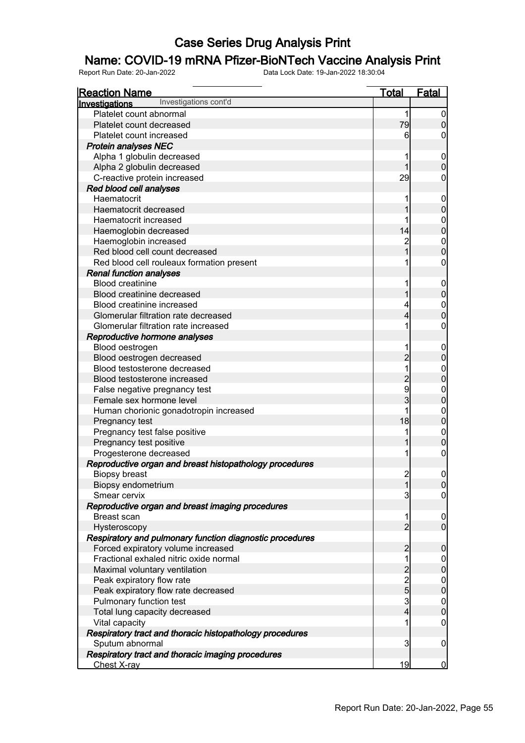# Case Series Drug Analysis Print

## Name: COVID-19 mRNA Pfizer-BioNTech Vaccine Analysis Print

Report Run Date: 20-Jan-2022    Data Lock Date: 19-Jan-2022 18:30:04

| Reaction Name | Total | Fatal |
|---|---|---|
| **Investigations** Investigations cont'd | | |
| Platelet count abnormal | 1 | 0 |
| Platelet count decreased | 79 | 0 |
| Platelet count increased | 6 | 0 |
| ***Protein analyses NEC*** | | |
| Alpha 1 globulin decreased | 1 | 0 |
| Alpha 2 globulin decreased | 1 | 0 |
| C-reactive protein increased | 29 | 0 |
| ***Red blood cell analyses*** | | |
| Haematocrit | 1 | 0 |
| Haematocrit decreased | 1 | 0 |
| Haematocrit increased | 1 | 0 |
| Haemoglobin decreased | 14 | 0 |
| Haemoglobin increased | 2 | 0 |
| Red blood cell count decreased | 1 | 0 |
| Red blood cell rouleaux formation present | 1 | 0 |
| ***Renal function analyses*** | | |
| Blood creatinine | 1 | 0 |
| Blood creatinine decreased | 1 | 0 |
| Blood creatinine increased | 4 | 0 |
| Glomerular filtration rate decreased | 4 | 0 |
| Glomerular filtration rate increased | 1 | 0 |
| ***Reproductive hormone analyses*** | | |
| Blood oestrogen | 1 | 0 |
| Blood oestrogen decreased | 2 | 0 |
| Blood testosterone decreased | 1 | 0 |
| Blood testosterone increased | 2 | 0 |
| False negative pregnancy test | 9 | 0 |
| Female sex hormone level | 3 | 0 |
| Human chorionic gonadotropin increased | 1 | 0 |
| Pregnancy test | 18 | 0 |
| Pregnancy test false positive | 1 | 0 |
| Pregnancy test positive | 1 | 0 |
| Progesterone decreased | 1 | 0 |
| ***Reproductive organ and breast histopathology procedures*** | | |
| Biopsy breast | 2 | 0 |
| Biopsy endometrium | 1 | 0 |
| Smear cervix | 3 | 0 |
| ***Reproductive organ and breast imaging procedures*** | | |
| Breast scan | 1 | 0 |
| Hysteroscopy | 2 | 0 |
| ***Respiratory and pulmonary function diagnostic procedures*** | | |
| Forced expiratory volume increased | 2 | 0 |
| Fractional exhaled nitric oxide normal | 1 | 0 |
| Maximal voluntary ventilation | 2 | 0 |
| Peak expiratory flow rate | 2 | 0 |
| Peak expiratory flow rate decreased | 5 | 0 |
| Pulmonary function test | 3 | 0 |
| Total lung capacity decreased | 4 | 0 |
| Vital capacity | 1 | 0 |
| ***Respiratory tract and thoracic histopathology procedures*** | | |
| Sputum abnormal | 3 | 0 |
| ***Respiratory tract and thoracic imaging procedures*** | | |
| Chest X-ray | 19 | 0 |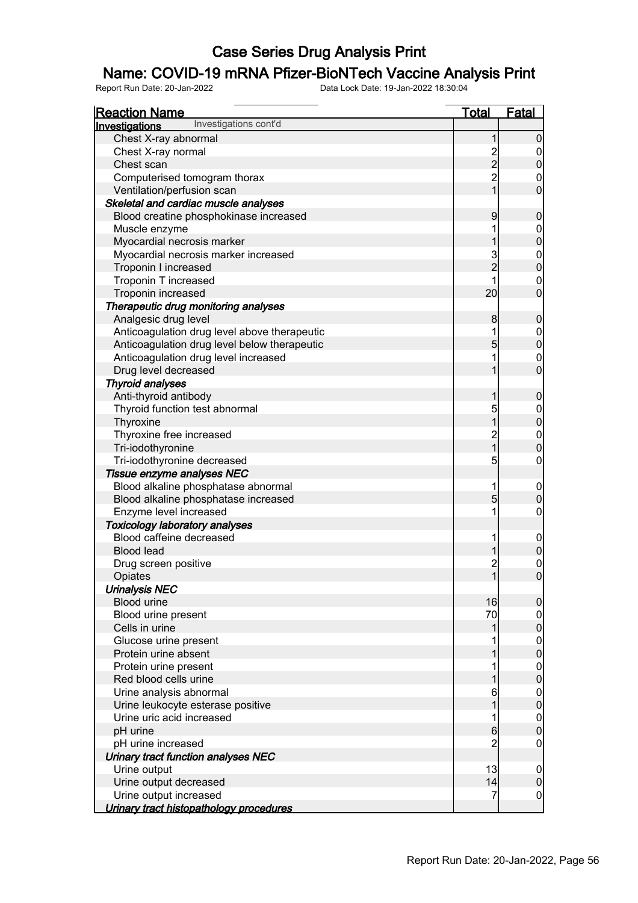# Case Series Drug Analysis Print

## Name: COVID-19 mRNA Pfizer-BioNTech Vaccine Analysis Print

Report Run Date: 20-Jan-2022 Data Lock Date: 19-Jan-2022 18:30:04

| Reaction Name | Total | Fatal |
|---|---|---|
| **Investigations** Investigations cont'd | | |
| Chest X-ray abnormal | 1 | 0 |
| Chest X-ray normal | 2 | 0 |
| Chest scan | 2 | 0 |
| Computerised tomogram thorax | 2 | 0 |
| Ventilation/perfusion scan | 1 | 0 |
| ***Skeletal and cardiac muscle analyses*** | | |
| Blood creatine phosphokinase increased | 9 | 0 |
| Muscle enzyme | 1 | 0 |
| Myocardial necrosis marker | 1 | 0 |
| Myocardial necrosis marker increased | 3 | 0 |
| Troponin I increased | 2 | 0 |
| Troponin T increased | 1 | 0 |
| Troponin increased | 20 | 0 |
| ***Therapeutic drug monitoring analyses*** | | |
| Analgesic drug level | 8 | 0 |
| Anticoagulation drug level above therapeutic | 1 | 0 |
| Anticoagulation drug level below therapeutic | 5 | 0 |
| Anticoagulation drug level increased | 1 | 0 |
| Drug level decreased | 1 | 0 |
| ***Thyroid analyses*** | | |
| Anti-thyroid antibody | 1 | 0 |
| Thyroid function test abnormal | 5 | 0 |
| Thyroxine | 1 | 0 |
| Thyroxine free increased | 2 | 0 |
| Tri-iodothyronine | 1 | 0 |
| Tri-iodothyronine decreased | 5 | 0 |
| ***Tissue enzyme analyses NEC*** | | |
| Blood alkaline phosphatase abnormal | 1 | 0 |
| Blood alkaline phosphatase increased | 5 | 0 |
| Enzyme level increased | 1 | 0 |
| ***Toxicology laboratory analyses*** | | |
| Blood caffeine decreased | 1 | 0 |
| Blood lead | 1 | 0 |
| Drug screen positive | 2 | 0 |
| Opiates | 1 | 0 |
| ***Urinalysis NEC*** | | |
| Blood urine | 16 | 0 |
| Blood urine present | 70 | 0 |
| Cells in urine | 1 | 0 |
| Glucose urine present | 1 | 0 |
| Protein urine absent | 1 | 0 |
| Protein urine present | 1 | 0 |
| Red blood cells urine | 1 | 0 |
| Urine analysis abnormal | 6 | 0 |
| Urine leukocyte esterase positive | 1 | 0 |
| Urine uric acid increased | 1 | 0 |
| pH urine | 6 | 0 |
| pH urine increased | 2 | 0 |
| ***Urinary tract function analyses NEC*** | | |
| Urine output | 13 | 0 |
| Urine output decreased | 14 | 0 |
| Urine output increased | 7 | 0 |
| ***Urinary tract histopathology procedures*** | | |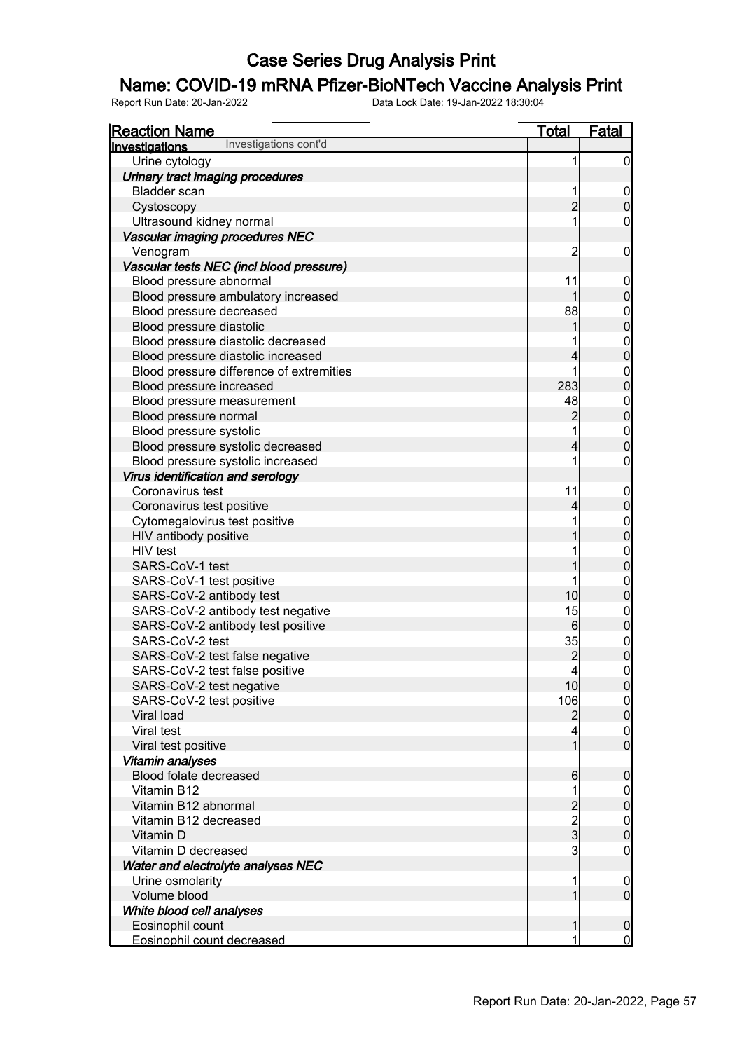# Case Series Drug Analysis Print

## Name: COVID-19 mRNA Pfizer-BioNTech Vaccine Analysis Print

Report Run Date: 20-Jan-2022    Data Lock Date: 19-Jan-2022 18:30:04

| Reaction Name | Total | Fatal |
|---|---|---|
| **Investigations** Investigations cont'd | | |
| Urine cytology | 1 | 0 |
| ***Urinary tract imaging procedures*** | | |
| Bladder scan | 1 | 0 |
| Cystoscopy | 2 | 0 |
| Ultrasound kidney normal | 1 | 0 |
| ***Vascular imaging procedures NEC*** | | |
| Venogram | 2 | 0 |
| ***Vascular tests NEC (incl blood pressure)*** | | |
| Blood pressure abnormal | 11 | 0 |
| Blood pressure ambulatory increased | 1 | 0 |
| Blood pressure decreased | 88 | 0 |
| Blood pressure diastolic | 1 | 0 |
| Blood pressure diastolic decreased | 1 | 0 |
| Blood pressure diastolic increased | 4 | 0 |
| Blood pressure difference of extremities | 1 | 0 |
| Blood pressure increased | 283 | 0 |
| Blood pressure measurement | 48 | 0 |
| Blood pressure normal | 2 | 0 |
| Blood pressure systolic | 1 | 0 |
| Blood pressure systolic decreased | 4 | 0 |
| Blood pressure systolic increased | 1 | 0 |
| ***Virus identification and serology*** | | |
| Coronavirus test | 11 | 0 |
| Coronavirus test positive | 4 | 0 |
| Cytomegalovirus test positive | 1 | 0 |
| HIV antibody positive | 1 | 0 |
| HIV test | 1 | 0 |
| SARS-CoV-1 test | 1 | 0 |
| SARS-CoV-1 test positive | 1 | 0 |
| SARS-CoV-2 antibody test | 10 | 0 |
| SARS-CoV-2 antibody test negative | 15 | 0 |
| SARS-CoV-2 antibody test positive | 6 | 0 |
| SARS-CoV-2 test | 35 | 0 |
| SARS-CoV-2 test false negative | 2 | 0 |
| SARS-CoV-2 test false positive | 4 | 0 |
| SARS-CoV-2 test negative | 10 | 0 |
| SARS-CoV-2 test positive | 106 | 0 |
| Viral load | 2 | 0 |
| Viral test | 4 | 0 |
| Viral test positive | 1 | 0 |
| ***Vitamin analyses*** | | |
| Blood folate decreased | 6 | 0 |
| Vitamin B12 | 1 | 0 |
| Vitamin B12 abnormal | 2 | 0 |
| Vitamin B12 decreased | 2 | 0 |
| Vitamin D | 3 | 0 |
| Vitamin D decreased | 3 | 0 |
| ***Water and electrolyte analyses NEC*** | | |
| Urine osmolarity | 1 | 0 |
| Volume blood | 1 | 0 |
| ***White blood cell analyses*** | | |
| Eosinophil count | 1 | 0 |
| Eosinophil count decreased | 1 | 0 |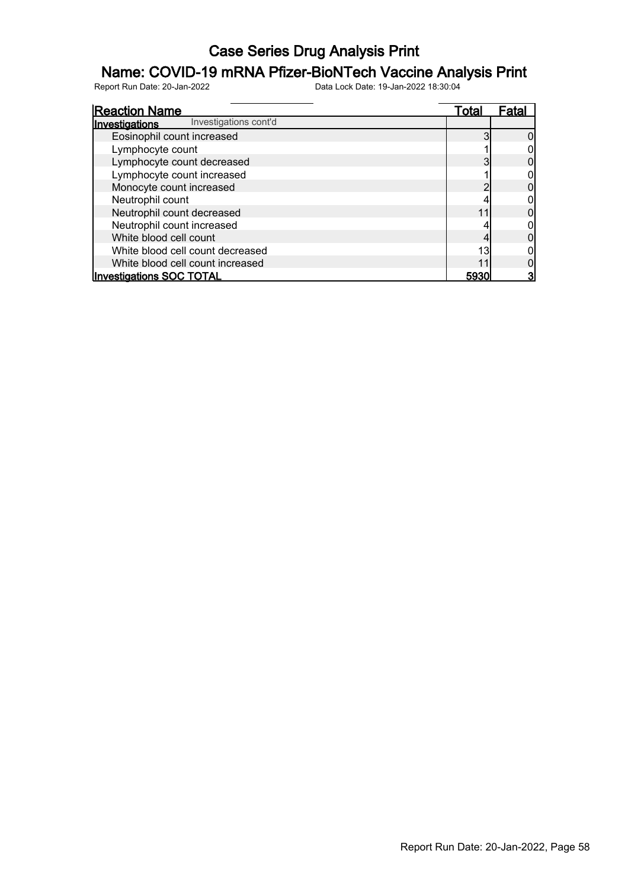# Case Series Drug Analysis Print

## Name: COVID-19 mRNA Pfizer-BioNTech Vaccine Analysis Print

Report Run Date: 20-Jan-2022 Data Lock Date: 19-Jan-2022 18:30:04

| Reaction Name | Total | Fatal |
|---|---|---|
| **Investigations** Investigations cont'd | | |
| Eosinophil count increased | 3 | 0 |
| Lymphocyte count | 1 | 0 |
| Lymphocyte count decreased | 3 | 0 |
| Lymphocyte count increased | 1 | 0 |
| Monocyte count increased | 2 | 0 |
| Neutrophil count | 4 | 0 |
| Neutrophil count decreased | 11 | 0 |
| Neutrophil count increased | 4 | 0 |
| White blood cell count | 4 | 0 |
| White blood cell count decreased | 13 | 0 |
| White blood cell count increased | 11 | 0 |
| **Investigations SOC TOTAL** | **5930** | **3** |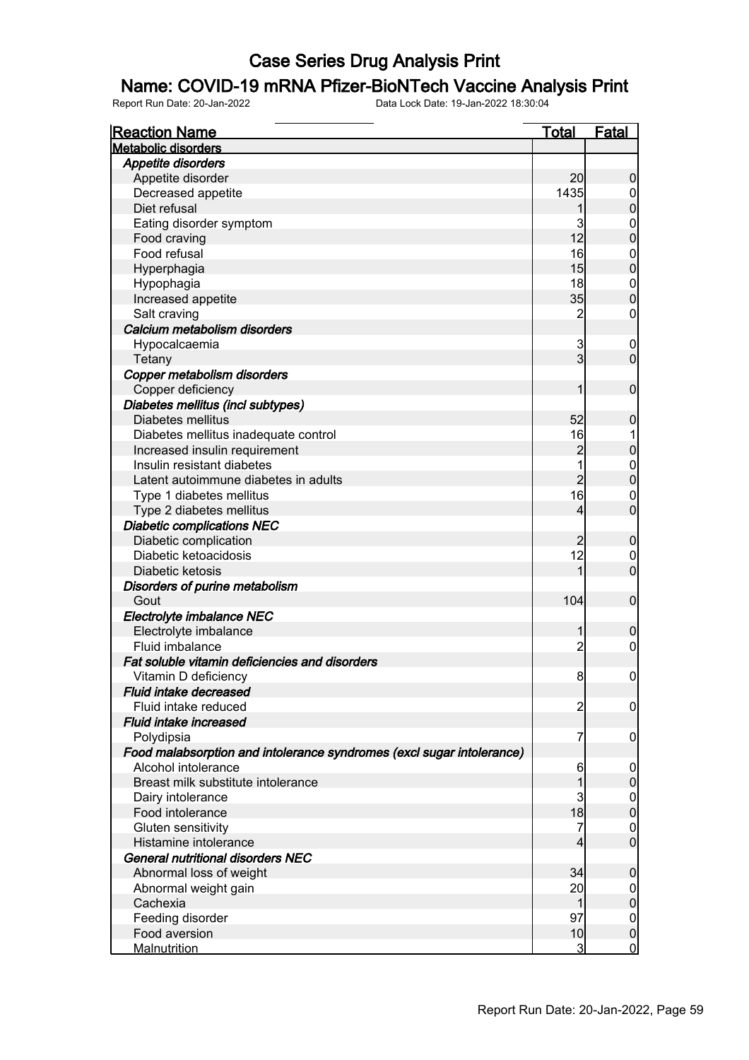# Case Series Drug Analysis Print

## Name: COVID-19 mRNA Pfizer-BioNTech Vaccine Analysis Print

Report Run Date: 20-Jan-2022    Data Lock Date: 19-Jan-2022 18:30:04

| Reaction Name | Total | Fatal |
|---|---|---|
| **Metabolic disorders** | | |
| ***Appetite disorders*** | | |
| Appetite disorder | 20 | 0 |
| Decreased appetite | 1435 | 0 |
| Diet refusal | 1 | 0 |
| Eating disorder symptom | 3 | 0 |
| Food craving | 12 | 0 |
| Food refusal | 16 | 0 |
| Hyperphagia | 15 | 0 |
| Hypophagia | 18 | 0 |
| Increased appetite | 35 | 0 |
| Salt craving | 2 | 0 |
| ***Calcium metabolism disorders*** | | |
| Hypocalcaemia | 3 | 0 |
| Tetany | 3 | 0 |
| ***Copper metabolism disorders*** | | |
| Copper deficiency | 1 | 0 |
| ***Diabetes mellitus (incl subtypes)*** | | |
| Diabetes mellitus | 52 | 0 |
| Diabetes mellitus inadequate control | 16 | 1 |
| Increased insulin requirement | 2 | 0 |
| Insulin resistant diabetes | 1 | 0 |
| Latent autoimmune diabetes in adults | 2 | 0 |
| Type 1 diabetes mellitus | 16 | 0 |
| Type 2 diabetes mellitus | 4 | 0 |
| ***Diabetic complications NEC*** | | |
| Diabetic complication | 2 | 0 |
| Diabetic ketoacidosis | 12 | 0 |
| Diabetic ketosis | 1 | 0 |
| ***Disorders of purine metabolism*** | | |
| Gout | 104 | 0 |
| ***Electrolyte imbalance NEC*** | | |
| Electrolyte imbalance | 1 | 0 |
| Fluid imbalance | 2 | 0 |
| ***Fat soluble vitamin deficiencies and disorders*** | | |
| Vitamin D deficiency | 8 | 0 |
| ***Fluid intake decreased*** | | |
| Fluid intake reduced | 2 | 0 |
| ***Fluid intake increased*** | | |
| Polydipsia | 7 | 0 |
| ***Food malabsorption and intolerance syndromes (excl sugar intolerance)*** | | |
| Alcohol intolerance | 6 | 0 |
| Breast milk substitute intolerance | 1 | 0 |
| Dairy intolerance | 3 | 0 |
| Food intolerance | 18 | 0 |
| Gluten sensitivity | 7 | 0 |
| Histamine intolerance | 4 | 0 |
| ***General nutritional disorders NEC*** | | |
| Abnormal loss of weight | 34 | 0 |
| Abnormal weight gain | 20 | 0 |
| Cachexia | 1 | 0 |
| Feeding disorder | 97 | 0 |
| Food aversion | 10 | 0 |
| Malnutrition | 3 | 0 |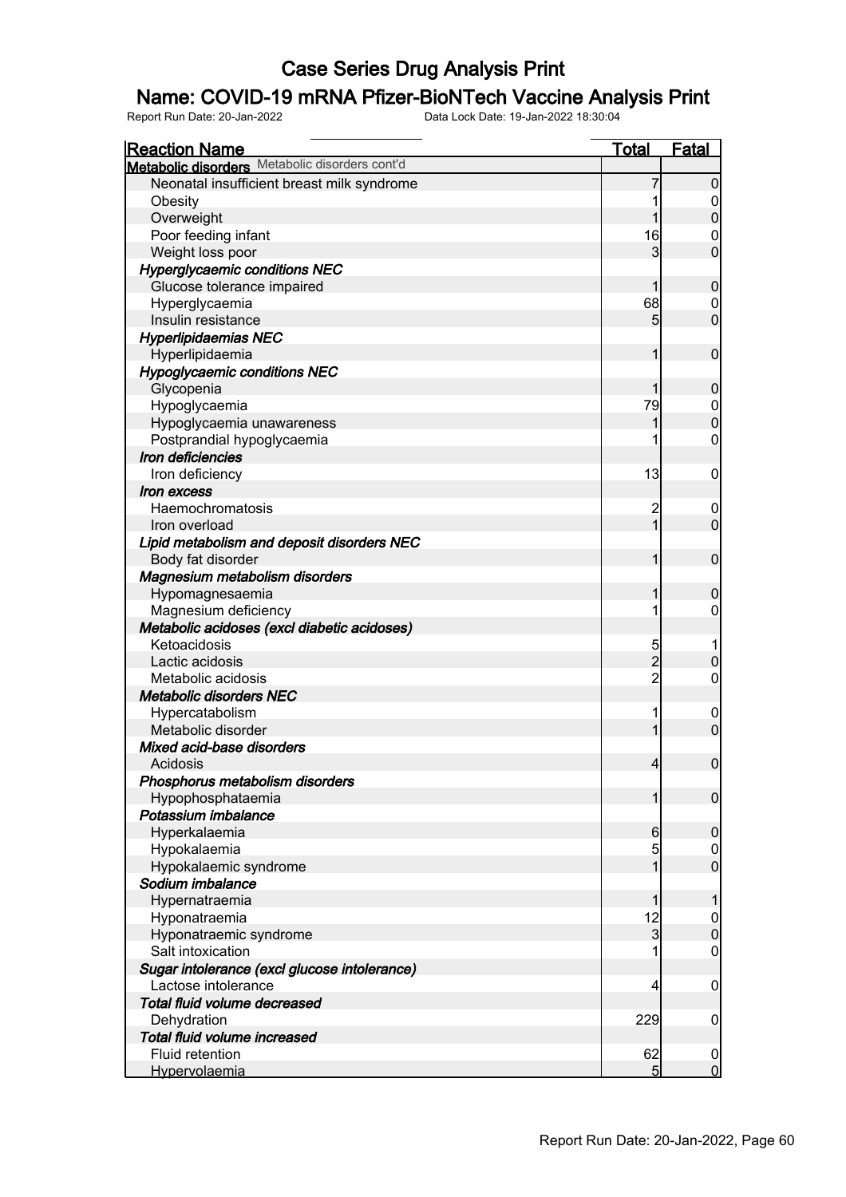# Case Series Drug Analysis Print

## Name: COVID-19 mRNA Pfizer-BioNTech Vaccine Analysis Print

Report Run Date: 20-Jan-2022 Data Lock Date: 19-Jan-2022 18:30:04

| Reaction Name | Total | Fatal |
|---|---|---|
| **Metabolic disorders** Metabolic disorders cont'd | | |
| Neonatal insufficient breast milk syndrome | 7 | 0 |
| Obesity | 1 | 0 |
| Overweight | 1 | 0 |
| Poor feeding infant | 16 | 0 |
| Weight loss poor | 3 | 0 |
| ***Hyperglycaemic conditions NEC*** | | |
| Glucose tolerance impaired | 1 | 0 |
| Hyperglycaemia | 68 | 0 |
| Insulin resistance | 5 | 0 |
| ***Hyperlipidaemias NEC*** | | |
| Hyperlipidaemia | 1 | 0 |
| ***Hypoglycaemic conditions NEC*** | | |
| Glycopenia | 1 | 0 |
| Hypoglycaemia | 79 | 0 |
| Hypoglycaemia unawareness | 1 | 0 |
| Postprandial hypoglycaemia | 1 | 0 |
| ***Iron deficiencies*** | | |
| Iron deficiency | 13 | 0 |
| ***Iron excess*** | | |
| Haemochromatosis | 2 | 0 |
| Iron overload | 1 | 0 |
| ***Lipid metabolism and deposit disorders NEC*** | | |
| Body fat disorder | 1 | 0 |
| ***Magnesium metabolism disorders*** | | |
| Hypomagnesaemia | 1 | 0 |
| Magnesium deficiency | 1 | 0 |
| ***Metabolic acidoses (excl diabetic acidoses)*** | | |
| Ketoacidosis | 5 | 1 |
| Lactic acidosis | 2 | 0 |
| Metabolic acidosis | 2 | 0 |
| ***Metabolic disorders NEC*** | | |
| Hypercatabolism | 1 | 0 |
| Metabolic disorder | 1 | 0 |
| ***Mixed acid-base disorders*** | | |
| Acidosis | 4 | 0 |
| ***Phosphorus metabolism disorders*** | | |
| Hypophosphataemia | 1 | 0 |
| ***Potassium imbalance*** | | |
| Hyperkalaemia | 6 | 0 |
| Hypokalaemia | 5 | 0 |
| Hypokalaemic syndrome | 1 | 0 |
| ***Sodium imbalance*** | | |
| Hypernatraemia | 1 | 1 |
| Hyponatraemia | 12 | 0 |
| Hyponatraemic syndrome | 3 | 0 |
| Salt intoxication | 1 | 0 |
| ***Sugar intolerance (excl glucose intolerance)*** | | |
| Lactose intolerance | 4 | 0 |
| ***Total fluid volume decreased*** | | |
| Dehydration | 229 | 0 |
| ***Total fluid volume increased*** | | |
| Fluid retention | 62 | 0 |
| Hypervolaemia | 5 | 0 |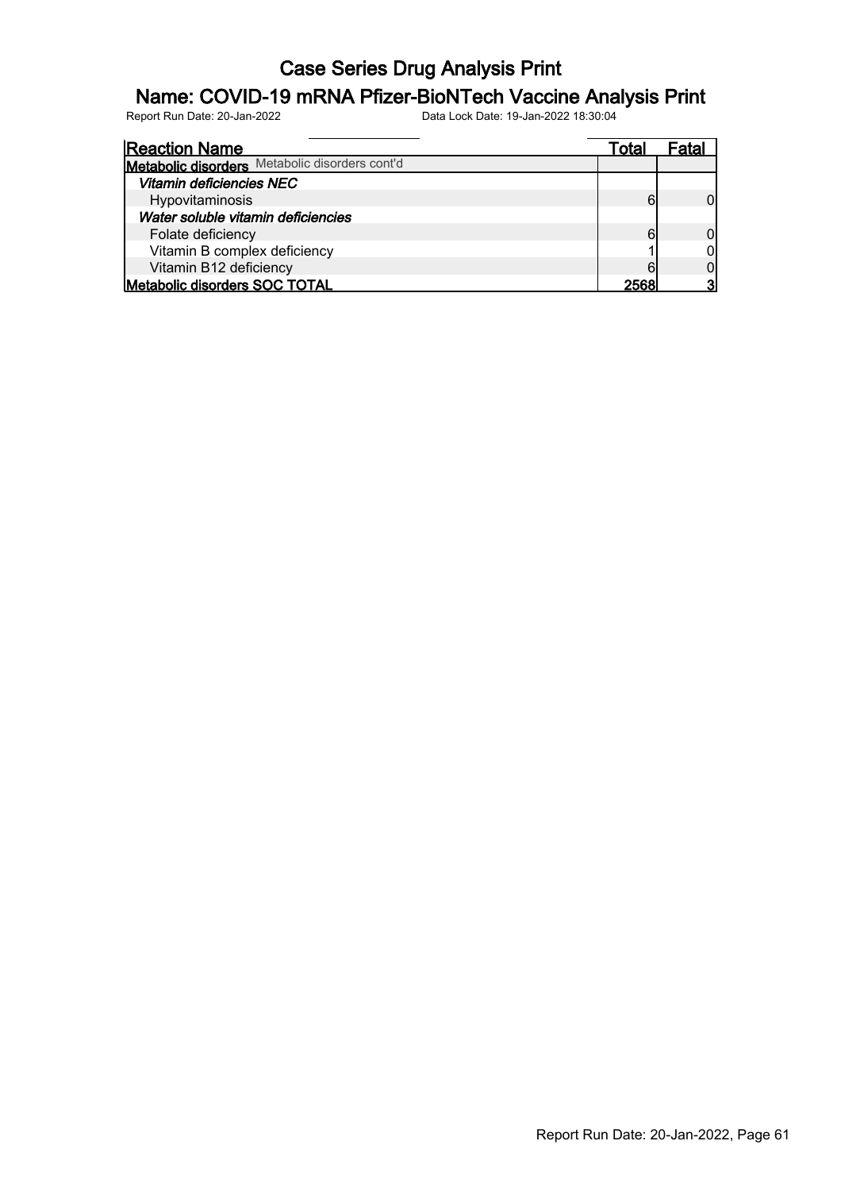# Case Series Drug Analysis Print

## Name: COVID-19 mRNA Pfizer-BioNTech Vaccine Analysis Print

Report Run Date: 20-Jan-2022 Data Lock Date: 19-Jan-2022 18:30:04

| Reaction Name | Total | Fatal |
|---|---|---|
| **Metabolic disorders** Metabolic disorders cont'd | | |
| ***Vitamin deficiencies NEC*** | | |
| Hypovitaminosis | 6 | 0 |
| ***Water soluble vitamin deficiencies*** | | |
| Folate deficiency | 6 | 0 |
| Vitamin B complex deficiency | 1 | 0 |
| Vitamin B12 deficiency | 6 | 0 |
| **Metabolic disorders SOC TOTAL** | **2568** | **3** |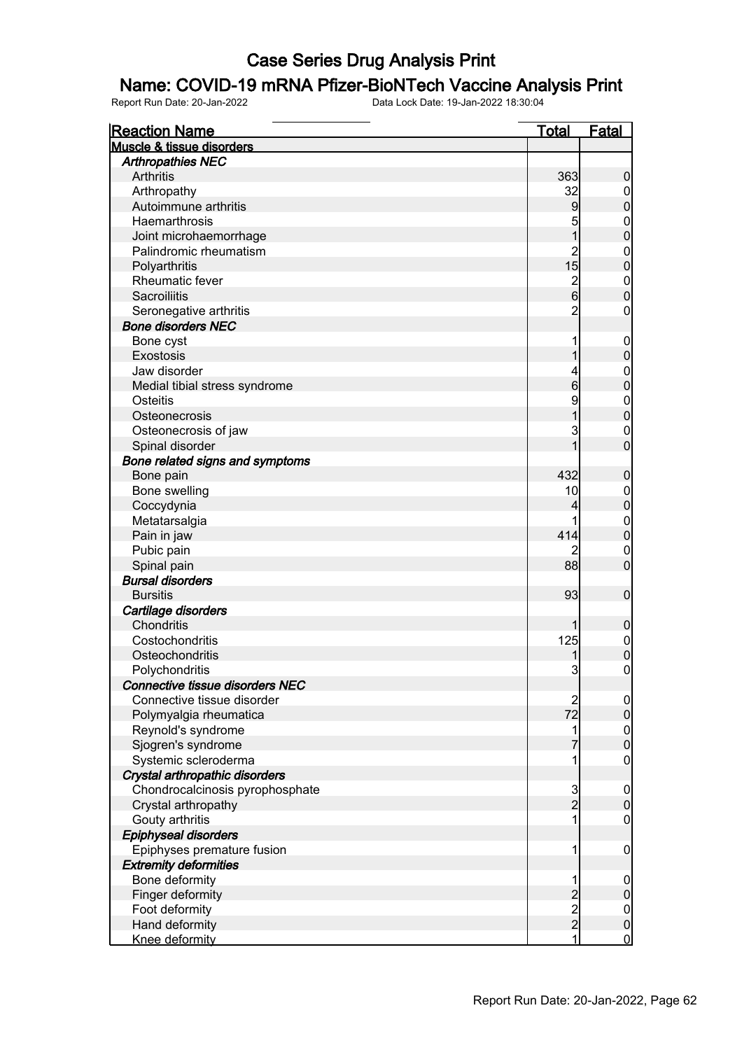# Case Series Drug Analysis Print

## Name: COVID-19 mRNA Pfizer-BioNTech Vaccine Analysis Print

Report Run Date: 20-Jan-2022 Data Lock Date: 19-Jan-2022 18:30:04

| Reaction Name | Total | Fatal |
|---|---|---|
| **Muscle & tissue disorders** | | |
| ***Arthropathies NEC*** | | |
| Arthritis | 363 | 0 |
| Arthropathy | 32 | 0 |
| Autoimmune arthritis | 9 | 0 |
| Haemarthrosis | 5 | 0 |
| Joint microhaemorrhage | 1 | 0 |
| Palindromic rheumatism | 2 | 0 |
| Polyarthritis | 15 | 0 |
| Rheumatic fever | 2 | 0 |
| Sacroiliitis | 6 | 0 |
| Seronegative arthritis | 2 | 0 |
| ***Bone disorders NEC*** | | |
| Bone cyst | 1 | 0 |
| Exostosis | 1 | 0 |
| Jaw disorder | 4 | 0 |
| Medial tibial stress syndrome | 6 | 0 |
| Osteitis | 9 | 0 |
| Osteonecrosis | 1 | 0 |
| Osteonecrosis of jaw | 3 | 0 |
| Spinal disorder | 1 | 0 |
| ***Bone related signs and symptoms*** | | |
| Bone pain | 432 | 0 |
| Bone swelling | 10 | 0 |
| Coccydynia | 4 | 0 |
| Metatarsalgia | 1 | 0 |
| Pain in jaw | 414 | 0 |
| Pubic pain | 2 | 0 |
| Spinal pain | 88 | 0 |
| ***Bursal disorders*** | | |
| Bursitis | 93 | 0 |
| ***Cartilage disorders*** | | |
| Chondritis | 1 | 0 |
| Costochondritis | 125 | 0 |
| Osteochondritis | 1 | 0 |
| Polychondritis | 3 | 0 |
| ***Connective tissue disorders NEC*** | | |
| Connective tissue disorder | 2 | 0 |
| Polymyalgia rheumatica | 72 | 0 |
| Reynold's syndrome | 1 | 0 |
| Sjogren's syndrome | 7 | 0 |
| Systemic scleroderma | 1 | 0 |
| ***Crystal arthropathic disorders*** | | |
| Chondrocalcinosis pyrophosphate | 3 | 0 |
| Crystal arthropathy | 2 | 0 |
| Gouty arthritis | 1 | 0 |
| ***Epiphyseal disorders*** | | |
| Epiphyses premature fusion | 1 | 0 |
| ***Extremity deformities*** | | |
| Bone deformity | 1 | 0 |
| Finger deformity | 2 | 0 |
| Foot deformity | 2 | 0 |
| Hand deformity | 2 | 0 |
| Knee deformity | 1 | 0 |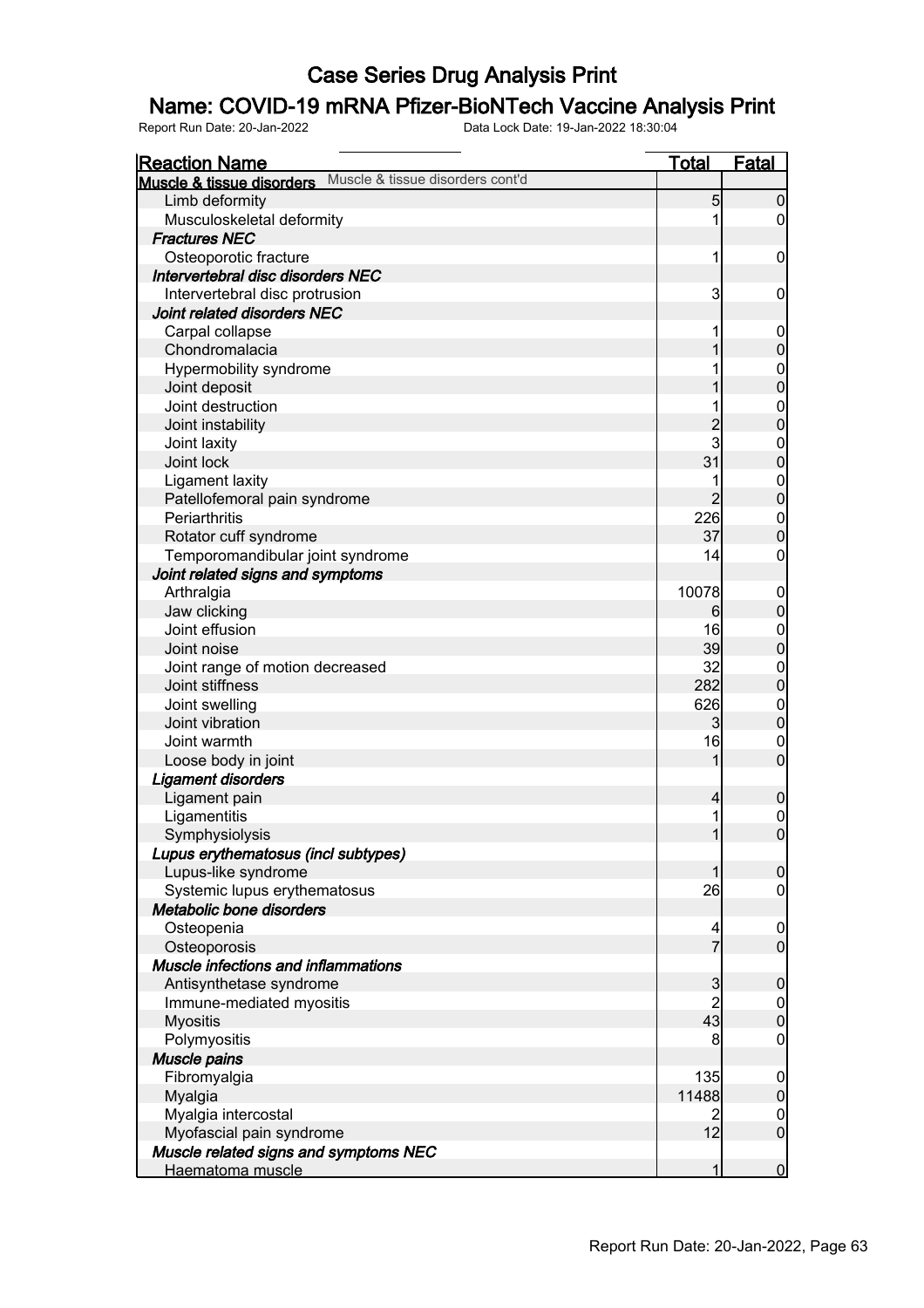# Case Series Drug Analysis Print

## Name: COVID-19 mRNA Pfizer-BioNTech Vaccine Analysis Print

Report Run Date: 20-Jan-2022    Data Lock Date: 19-Jan-2022 18:30:04

| Reaction Name | Total | Fatal |
|---|---|---|
| **Muscle & tissue disorders** Muscle & tissue disorders cont'd | | |
| Limb deformity | 5 | 0 |
| Musculoskeletal deformity | 1 | 0 |
| ***Fractures NEC*** | | |
| Osteoporotic fracture | 1 | 0 |
| ***Intervertebral disc disorders NEC*** | | |
| Intervertebral disc protrusion | 3 | 0 |
| ***Joint related disorders NEC*** | | |
| Carpal collapse | 1 | 0 |
| Chondromalacia | 1 | 0 |
| Hypermobility syndrome | 1 | 0 |
| Joint deposit | 1 | 0 |
| Joint destruction | 1 | 0 |
| Joint instability | 2 | 0 |
| Joint laxity | 3 | 0 |
| Joint lock | 31 | 0 |
| Ligament laxity | 1 | 0 |
| Patellofemoral pain syndrome | 2 | 0 |
| Periarthritis | 226 | 0 |
| Rotator cuff syndrome | 37 | 0 |
| Temporomandibular joint syndrome | 14 | 0 |
| ***Joint related signs and symptoms*** | | |
| Arthralgia | 10078 | 0 |
| Jaw clicking | 6 | 0 |
| Joint effusion | 16 | 0 |
| Joint noise | 39 | 0 |
| Joint range of motion decreased | 32 | 0 |
| Joint stiffness | 282 | 0 |
| Joint swelling | 626 | 0 |
| Joint vibration | 3 | 0 |
| Joint warmth | 16 | 0 |
| Loose body in joint | 1 | 0 |
| ***Ligament disorders*** | | |
| Ligament pain | 4 | 0 |
| Ligamentitis | 1 | 0 |
| Symphysiolysis | 1 | 0 |
| ***Lupus erythematosus (incl subtypes)*** | | |
| Lupus-like syndrome | 1 | 0 |
| Systemic lupus erythematosus | 26 | 0 |
| ***Metabolic bone disorders*** | | |
| Osteopenia | 4 | 0 |
| Osteoporosis | 7 | 0 |
| ***Muscle infections and inflammations*** | | |
| Antisynthetase syndrome | 3 | 0 |
| Immune-mediated myositis | 2 | 0 |
| Myositis | 43 | 0 |
| Polymyositis | 8 | 0 |
| ***Muscle pains*** | | |
| Fibromyalgia | 135 | 0 |
| Myalgia | 11488 | 0 |
| Myalgia intercostal | 2 | 0 |
| Myofascial pain syndrome | 12 | 0 |
| ***Muscle related signs and symptoms NEC*** | | |
| Haematoma muscle | 1 | 0 |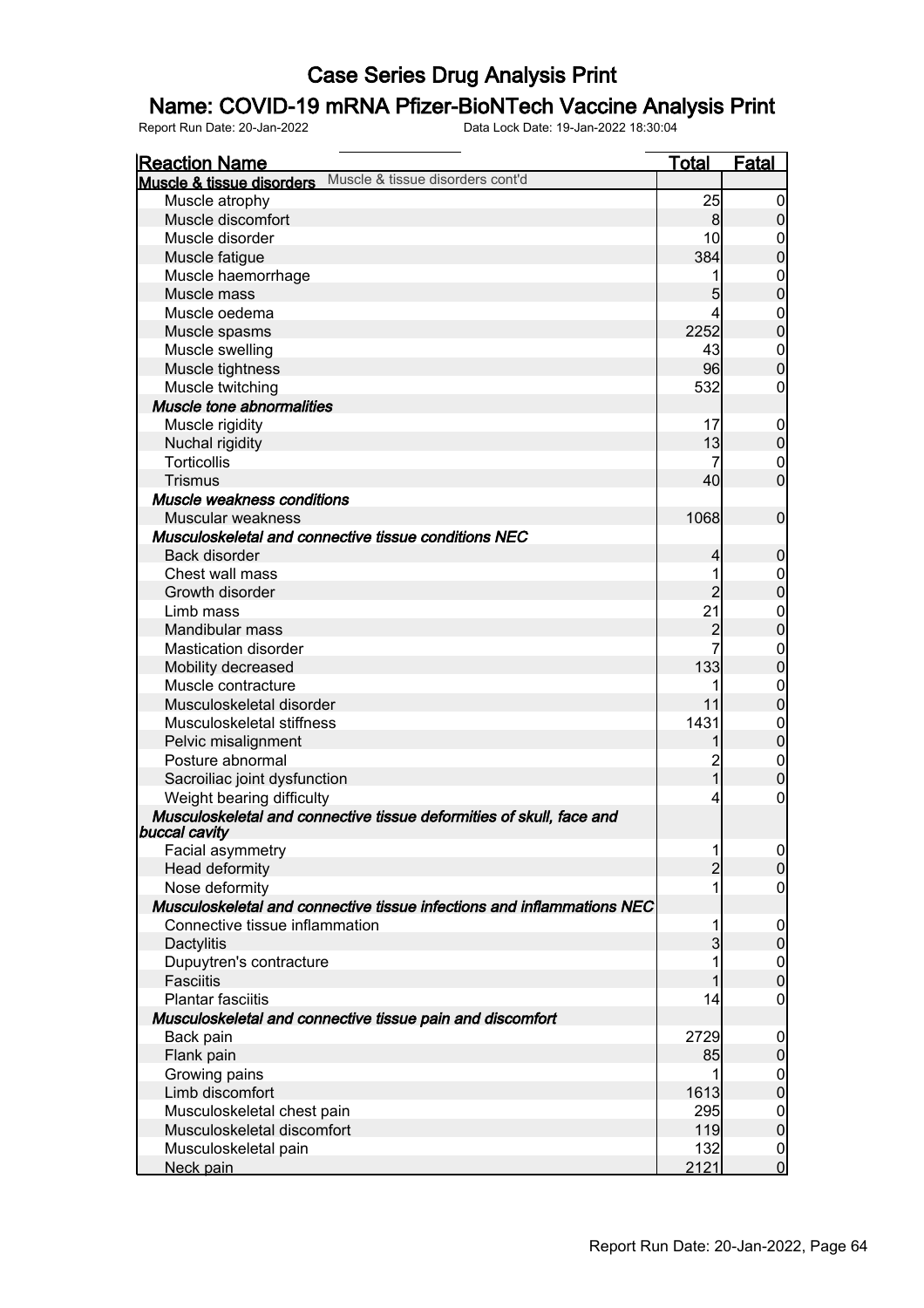# Case Series Drug Analysis Print

## Name: COVID-19 mRNA Pfizer-BioNTech Vaccine Analysis Print

Report Run Date: 20-Jan-2022 Data Lock Date: 19-Jan-2022 18:30:04

| Reaction Name | Total | Fatal |
|---|---|---|
| **Muscle & tissue disorders** Muscle & tissue disorders cont'd | | |
| Muscle atrophy | 25 | 0 |
| Muscle discomfort | 8 | 0 |
| Muscle disorder | 10 | 0 |
| Muscle fatigue | 384 | 0 |
| Muscle haemorrhage | 1 | 0 |
| Muscle mass | 5 | 0 |
| Muscle oedema | 4 | 0 |
| Muscle spasms | 2252 | 0 |
| Muscle swelling | 43 | 0 |
| Muscle tightness | 96 | 0 |
| Muscle twitching | 532 | 0 |
| ***Muscle tone abnormalities*** | | |
| Muscle rigidity | 17 | 0 |
| Nuchal rigidity | 13 | 0 |
| Torticollis | 7 | 0 |
| Trismus | 40 | 0 |
| ***Muscle weakness conditions*** | | |
| Muscular weakness | 1068 | 0 |
| ***Musculoskeletal and connective tissue conditions NEC*** | | |
| Back disorder | 4 | 0 |
| Chest wall mass | 1 | 0 |
| Growth disorder | 2 | 0 |
| Limb mass | 21 | 0 |
| Mandibular mass | 2 | 0 |
| Mastication disorder | 7 | 0 |
| Mobility decreased | 133 | 0 |
| Muscle contracture | 1 | 0 |
| Musculoskeletal disorder | 11 | 0 |
| Musculoskeletal stiffness | 1431 | 0 |
| Pelvic misalignment | 1 | 0 |
| Posture abnormal | 2 | 0 |
| Sacroiliac joint dysfunction | 1 | 0 |
| Weight bearing difficulty | 4 | 0 |
| ***Musculoskeletal and connective tissue deformities of skull, face and buccal cavity*** | | |
| Facial asymmetry | 1 | 0 |
| Head deformity | 2 | 0 |
| Nose deformity | 1 | 0 |
| ***Musculoskeletal and connective tissue infections and inflammations NEC*** | | |
| Connective tissue inflammation | 1 | 0 |
| Dactylitis | 3 | 0 |
| Dupuytren's contracture | 1 | 0 |
| Fasciitis | 1 | 0 |
| Plantar fasciitis | 14 | 0 |
| ***Musculoskeletal and connective tissue pain and discomfort*** | | |
| Back pain | 2729 | 0 |
| Flank pain | 85 | 0 |
| Growing pains | 1 | 0 |
| Limb discomfort | 1613 | 0 |
| Musculoskeletal chest pain | 295 | 0 |
| Musculoskeletal discomfort | 119 | 0 |
| Musculoskeletal pain | 132 | 0 |
| Neck pain | 2121 | 0 |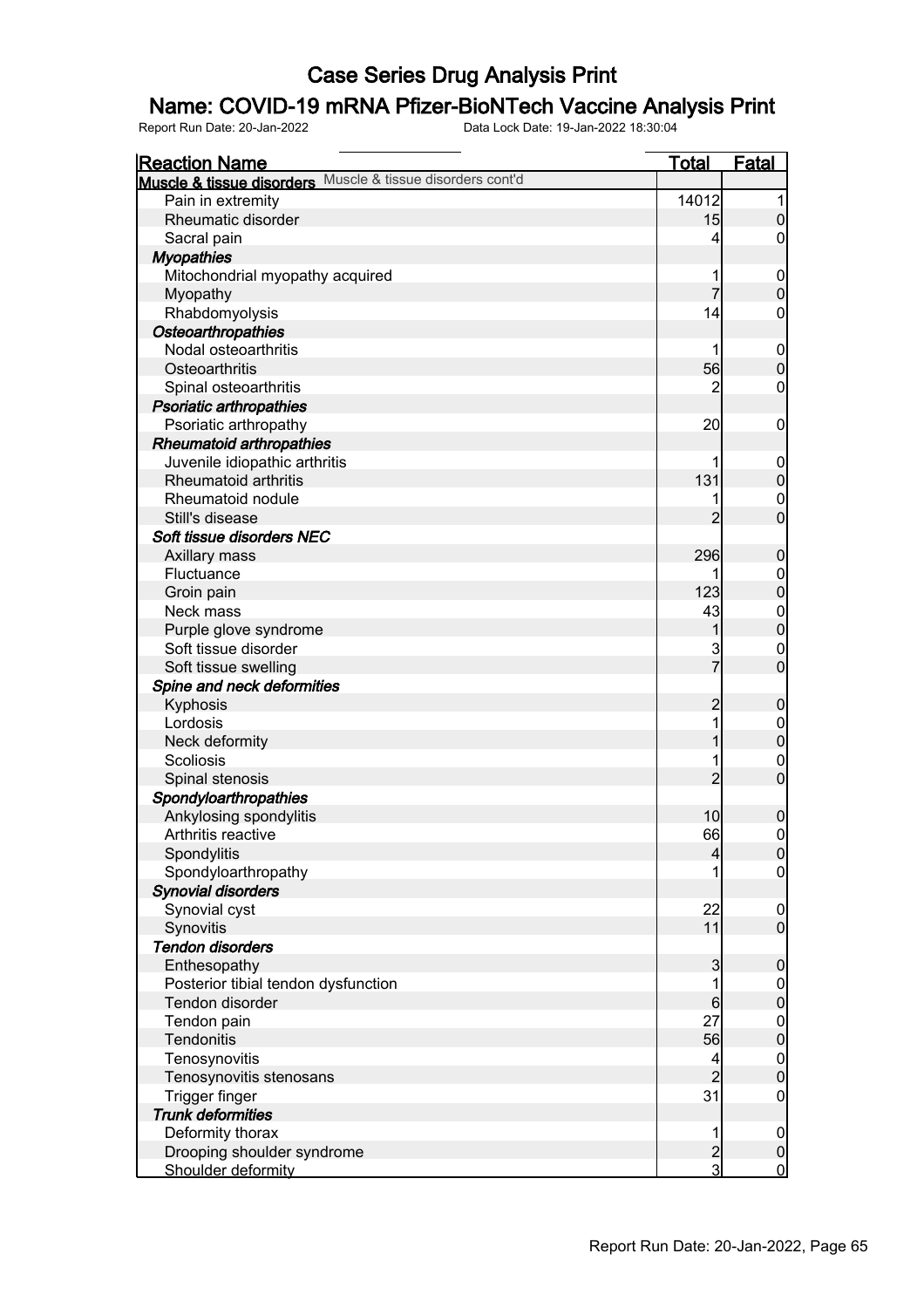# Case Series Drug Analysis Print

## Name: COVID-19 mRNA Pfizer-BioNTech Vaccine Analysis Print

Report Run Date: 20-Jan-2022    Data Lock Date: 19-Jan-2022 18:30:04

| Reaction Name | Total | Fatal |
|---|---|---|
| **Muscle & tissue disorders** Muscle & tissue disorders cont'd | | |
| Pain in extremity | 14012 | 1 |
| Rheumatic disorder | 15 | 0 |
| Sacral pain | 4 | 0 |
| ***Myopathies*** | | |
| Mitochondrial myopathy acquired | 1 | 0 |
| Myopathy | 7 | 0 |
| Rhabdomyolysis | 14 | 0 |
| ***Osteoarthropathies*** | | |
| Nodal osteoarthritis | 1 | 0 |
| Osteoarthritis | 56 | 0 |
| Spinal osteoarthritis | 2 | 0 |
| ***Psoriatic arthropathies*** | | |
| Psoriatic arthropathy | 20 | 0 |
| ***Rheumatoid arthropathies*** | | |
| Juvenile idiopathic arthritis | 1 | 0 |
| Rheumatoid arthritis | 131 | 0 |
| Rheumatoid nodule | 1 | 0 |
| Still's disease | 2 | 0 |
| ***Soft tissue disorders NEC*** | | |
| Axillary mass | 296 | 0 |
| Fluctuance | 1 | 0 |
| Groin pain | 123 | 0 |
| Neck mass | 43 | 0 |
| Purple glove syndrome | 1 | 0 |
| Soft tissue disorder | 3 | 0 |
| Soft tissue swelling | 7 | 0 |
| ***Spine and neck deformities*** | | |
| Kyphosis | 2 | 0 |
| Lordosis | 1 | 0 |
| Neck deformity | 1 | 0 |
| Scoliosis | 1 | 0 |
| Spinal stenosis | 2 | 0 |
| ***Spondyloarthropathies*** | | |
| Ankylosing spondylitis | 10 | 0 |
| Arthritis reactive | 66 | 0 |
| Spondylitis | 4 | 0 |
| Spondyloarthropathy | 1 | 0 |
| ***Synovial disorders*** | | |
| Synovial cyst | 22 | 0 |
| Synovitis | 11 | 0 |
| ***Tendon disorders*** | | |
| Enthesopathy | 3 | 0 |
| Posterior tibial tendon dysfunction | 1 | 0 |
| Tendon disorder | 6 | 0 |
| Tendon pain | 27 | 0 |
| Tendonitis | 56 | 0 |
| Tenosynovitis | 4 | 0 |
| Tenosynovitis stenosans | 2 | 0 |
| Trigger finger | 31 | 0 |
| ***Trunk deformities*** | | |
| Deformity thorax | 1 | 0 |
| Drooping shoulder syndrome | 2 | 0 |
| Shoulder deformity | 3 | 0 |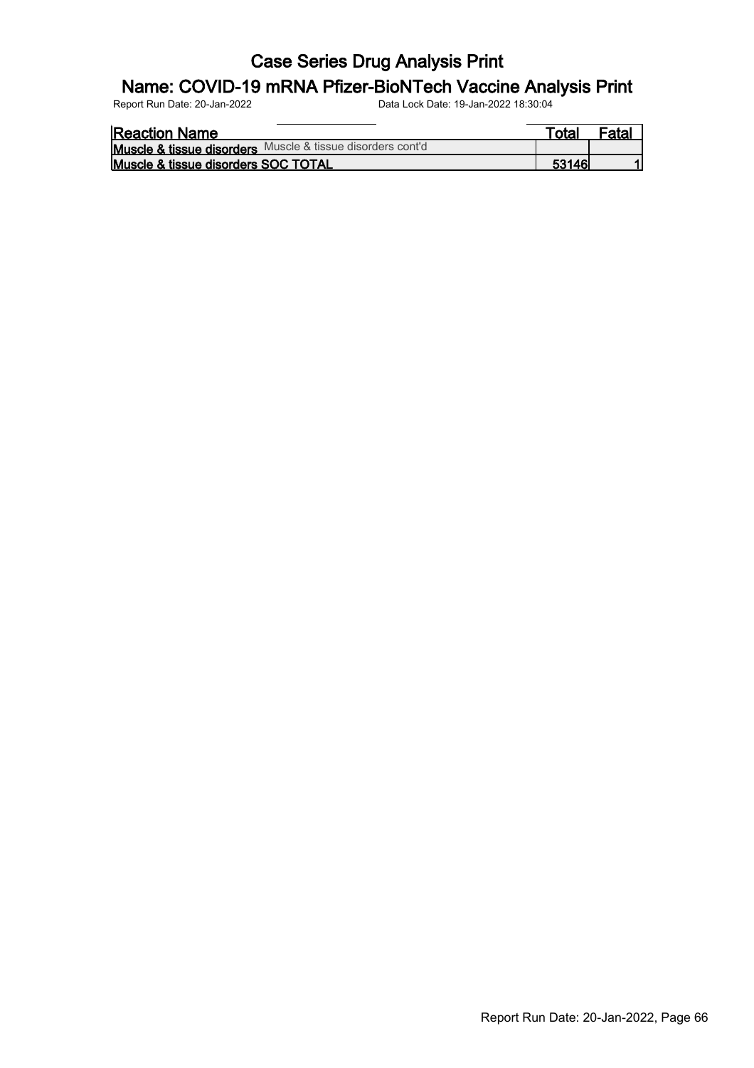# Case Series Drug Analysis Print

## Name: COVID-19 mRNA Pfizer-BioNTech Vaccine Analysis Print

Report Run Date: 20-Jan-2022        Data Lock Date: 19-Jan-2022 18:30:04

| Reaction Name | Total | Fatal |
|---|---|---|
| **Muscle & tissue disorders** Muscle & tissue disorders cont'd | | |
| **Muscle & tissue disorders SOC TOTAL** | **53146** | **1** |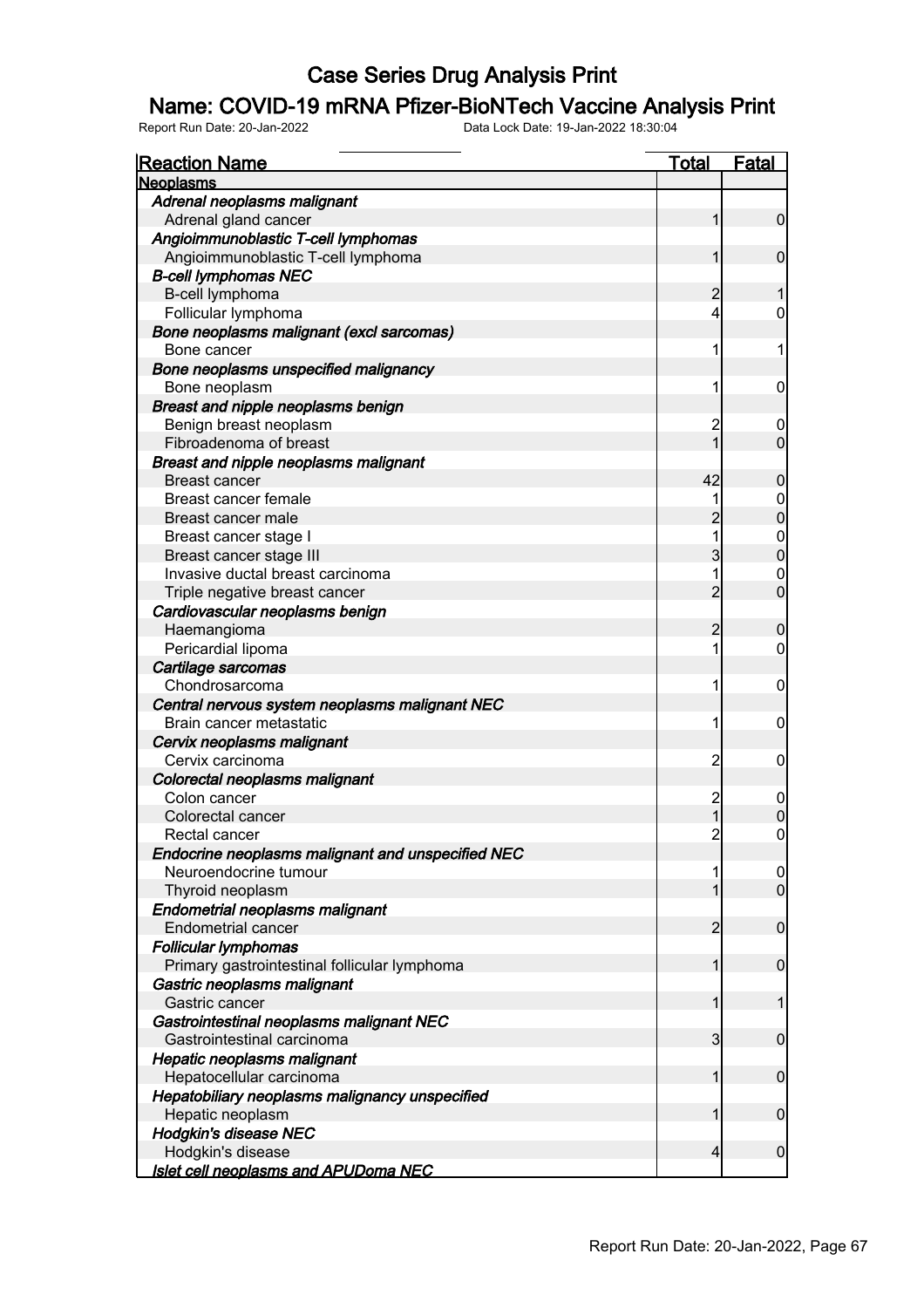# Case Series Drug Analysis Print

## Name: COVID-19 mRNA Pfizer-BioNTech Vaccine Analysis Print

Report Run Date: 20-Jan-2022 Data Lock Date: 19-Jan-2022 18:30:04

| Reaction Name | Total | Fatal |
|---|---|---|
| **Neoplasms** | | |
| *Adrenal neoplasms malignant* | | |
| Adrenal gland cancer | 1 | 0 |
| *Angioimmunoblastic T-cell lymphomas* | | |
| Angioimmunoblastic T-cell lymphoma | 1 | 0 |
| *B-cell lymphomas NEC* | | |
| B-cell lymphoma | 2 | 1 |
| Follicular lymphoma | 4 | 0 |
| *Bone neoplasms malignant (excl sarcomas)* | | |
| Bone cancer | 1 | 1 |
| *Bone neoplasms unspecified malignancy* | | |
| Bone neoplasm | 1 | 0 |
| *Breast and nipple neoplasms benign* | | |
| Benign breast neoplasm | 2 | 0 |
| Fibroadenoma of breast | 1 | 0 |
| *Breast and nipple neoplasms malignant* | | |
| Breast cancer | 42 | 0 |
| Breast cancer female | 1 | 0 |
| Breast cancer male | 2 | 0 |
| Breast cancer stage I | 1 | 0 |
| Breast cancer stage III | 3 | 0 |
| Invasive ductal breast carcinoma | 1 | 0 |
| Triple negative breast cancer | 2 | 0 |
| *Cardiovascular neoplasms benign* | | |
| Haemangioma | 2 | 0 |
| Pericardial lipoma | 1 | 0 |
| *Cartilage sarcomas* | | |
| Chondrosarcoma | 1 | 0 |
| *Central nervous system neoplasms malignant NEC* | | |
| Brain cancer metastatic | 1 | 0 |
| *Cervix neoplasms malignant* | | |
| Cervix carcinoma | 2 | 0 |
| *Colorectal neoplasms malignant* | | |
| Colon cancer | 2 | 0 |
| Colorectal cancer | 1 | 0 |
| Rectal cancer | 2 | 0 |
| *Endocrine neoplasms malignant and unspecified NEC* | | |
| Neuroendocrine tumour | 1 | 0 |
| Thyroid neoplasm | 1 | 0 |
| *Endometrial neoplasms malignant* | | |
| Endometrial cancer | 2 | 0 |
| *Follicular lymphomas* | | |
| Primary gastrointestinal follicular lymphoma | 1 | 0 |
| *Gastric neoplasms malignant* | | |
| Gastric cancer | 1 | 1 |
| *Gastrointestinal neoplasms malignant NEC* | | |
| Gastrointestinal carcinoma | 3 | 0 |
| *Hepatic neoplasms malignant* | | |
| Hepatocellular carcinoma | 1 | 0 |
| *Hepatobiliary neoplasms malignancy unspecified* | | |
| Hepatic neoplasm | 1 | 0 |
| *Hodgkin's disease NEC* | | |
| Hodgkin's disease | 4 | 0 |
| *Islet cell neoplasms and APUDoma NEC* | | |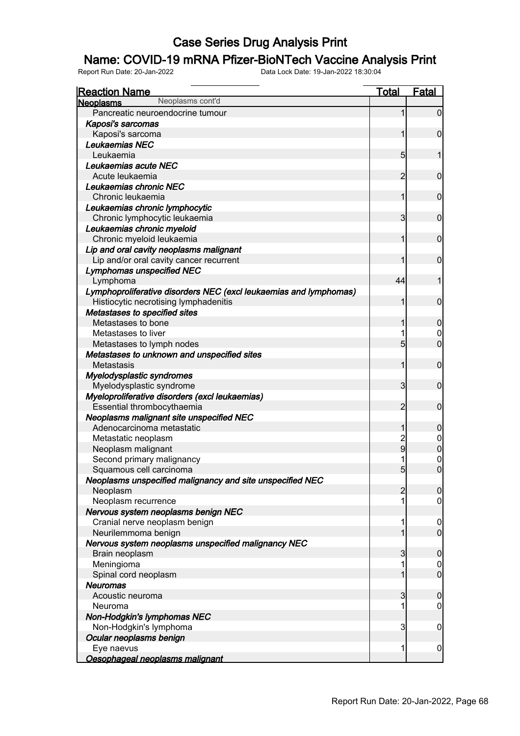# Case Series Drug Analysis Print

## Name: COVID-19 mRNA Pfizer-BioNTech Vaccine Analysis Print

Report Run Date: 20-Jan-2022 Data Lock Date: 19-Jan-2022 18:30:04

| Reaction Name | Total | Fatal |
|---|---|---|
| **Neoplasms** Neoplasms cont'd | | |
| Pancreatic neuroendocrine tumour | 1 | 0 |
| ***Kaposi's sarcomas*** | | |
| Kaposi's sarcoma | 1 | 0 |
| ***Leukaemias NEC*** | | |
| Leukaemia | 5 | 1 |
| ***Leukaemias acute NEC*** | | |
| Acute leukaemia | 2 | 0 |
| ***Leukaemias chronic NEC*** | | |
| Chronic leukaemia | 1 | 0 |
| ***Leukaemias chronic lymphocytic*** | | |
| Chronic lymphocytic leukaemia | 3 | 0 |
| ***Leukaemias chronic myeloid*** | | |
| Chronic myeloid leukaemia | 1 | 0 |
| ***Lip and oral cavity neoplasms malignant*** | | |
| Lip and/or oral cavity cancer recurrent | 1 | 0 |
| ***Lymphomas unspecified NEC*** | | |
| Lymphoma | 44 | 1 |
| ***Lymphoproliferative disorders NEC (excl leukaemias and lymphomas)*** | | |
| Histiocytic necrotising lymphadenitis | 1 | 0 |
| ***Metastases to specified sites*** | | |
| Metastases to bone | 1 | 0 |
| Metastases to liver | 1 | 0 |
| Metastases to lymph nodes | 5 | 0 |
| ***Metastases to unknown and unspecified sites*** | | |
| Metastasis | 1 | 0 |
| ***Myelodysplastic syndromes*** | | |
| Myelodysplastic syndrome | 3 | 0 |
| ***Myeloproliferative disorders (excl leukaemias)*** | | |
| Essential thrombocythaemia | 2 | 0 |
| ***Neoplasms malignant site unspecified NEC*** | | |
| Adenocarcinoma metastatic | 1 | 0 |
| Metastatic neoplasm | 2 | 0 |
| Neoplasm malignant | 9 | 0 |
| Second primary malignancy | 1 | 0 |
| Squamous cell carcinoma | 5 | 0 |
| ***Neoplasms unspecified malignancy and site unspecified NEC*** | | |
| Neoplasm | 2 | 0 |
| Neoplasm recurrence | 1 | 0 |
| ***Nervous system neoplasms benign NEC*** | | |
| Cranial nerve neoplasm benign | 1 | 0 |
| Neurilemmoma benign | 1 | 0 |
| ***Nervous system neoplasms unspecified malignancy NEC*** | | |
| Brain neoplasm | 3 | 0 |
| Meningioma | 1 | 0 |
| Spinal cord neoplasm | 1 | 0 |
| ***Neuromas*** | | |
| Acoustic neuroma | 3 | 0 |
| Neuroma | 1 | 0 |
| ***Non-Hodgkin's lymphomas NEC*** | | |
| Non-Hodgkin's lymphoma | 3 | 0 |
| ***Ocular neoplasms benign*** | | |
| Eye naevus | 1 | 0 |
| ***Oesophageal neoplasms malignant*** | | |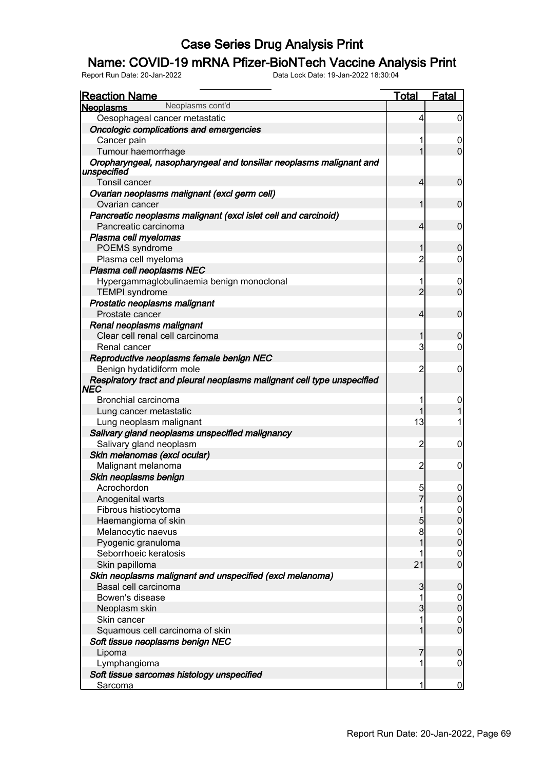# Case Series Drug Analysis Print

## Name: COVID-19 mRNA Pfizer-BioNTech Vaccine Analysis Print

Report Run Date: 20-Jan-2022 Data Lock Date: 19-Jan-2022 18:30:04

| Reaction Name | Total | Fatal |
|---|---|---|
| **Neoplasms** Neoplasms cont'd | | |
| Oesophageal cancer metastatic | 4 | 0 |
| ***Oncologic complications and emergencies*** | | |
| Cancer pain | 1 | 0 |
| Tumour haemorrhage | 1 | 0 |
| ***Oropharyngeal, nasopharyngeal and tonsillar neoplasms malignant and unspecified*** | | |
| Tonsil cancer | 4 | 0 |
| ***Ovarian neoplasms malignant (excl germ cell)*** | | |
| Ovarian cancer | 1 | 0 |
| ***Pancreatic neoplasms malignant (excl islet cell and carcinoid)*** | | |
| Pancreatic carcinoma | 4 | 0 |
| ***Plasma cell myelomas*** | | |
| POEMS syndrome | 1 | 0 |
| Plasma cell myeloma | 2 | 0 |
| ***Plasma cell neoplasms NEC*** | | |
| Hypergammaglobulinaemia benign monoclonal | 1 | 0 |
| TEMPI syndrome | 2 | 0 |
| ***Prostatic neoplasms malignant*** | | |
| Prostate cancer | 4 | 0 |
| ***Renal neoplasms malignant*** | | |
| Clear cell renal cell carcinoma | 1 | 0 |
| Renal cancer | 3 | 0 |
| ***Reproductive neoplasms female benign NEC*** | | |
| Benign hydatidiform mole | 2 | 0 |
| ***Respiratory tract and pleural neoplasms malignant cell type unspecified NEC*** | | |
| Bronchial carcinoma | 1 | 0 |
| Lung cancer metastatic | 1 | 1 |
| Lung neoplasm malignant | 13 | 1 |
| ***Salivary gland neoplasms unspecified malignancy*** | | |
| Salivary gland neoplasm | 2 | 0 |
| ***Skin melanomas (excl ocular)*** | | |
| Malignant melanoma | 2 | 0 |
| ***Skin neoplasms benign*** | | |
| Acrochordon | 5 | 0 |
| Anogenital warts | 7 | 0 |
| Fibrous histiocytoma | 1 | 0 |
| Haemangioma of skin | 5 | 0 |
| Melanocytic naevus | 8 | 0 |
| Pyogenic granuloma | 1 | 0 |
| Seborrhoeic keratosis | 1 | 0 |
| Skin papilloma | 21 | 0 |
| ***Skin neoplasms malignant and unspecified (excl melanoma)*** | | |
| Basal cell carcinoma | 3 | 0 |
| Bowen's disease | 1 | 0 |
| Neoplasm skin | 3 | 0 |
| Skin cancer | 1 | 0 |
| Squamous cell carcinoma of skin | 1 | 0 |
| ***Soft tissue neoplasms benign NEC*** | | |
| Lipoma | 7 | 0 |
| Lymphangioma | 1 | 0 |
| ***Soft tissue sarcomas histology unspecified*** | | |
| Sarcoma | 1 | 0 |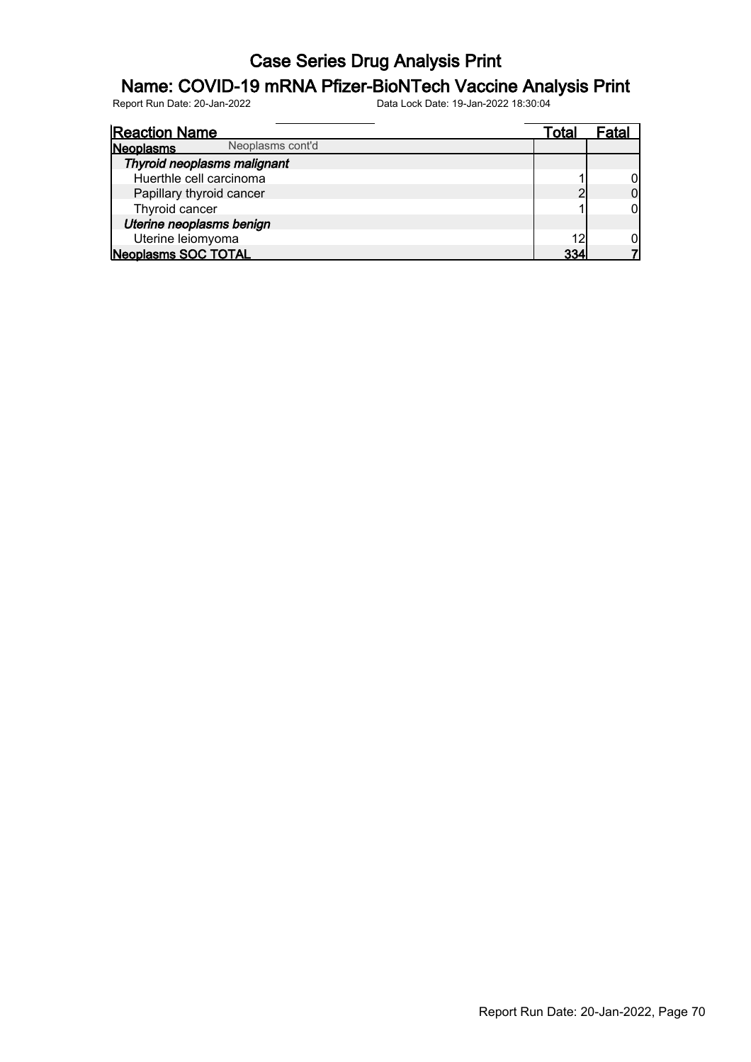# Case Series Drug Analysis Print

## Name: COVID-19 mRNA Pfizer-BioNTech Vaccine Analysis Print

Report Run Date: 20-Jan-2022 Data Lock Date: 19-Jan-2022 18:30:04

| Reaction Name | Total | Fatal |
|---|---|---|
| **Neoplasms** Neoplasms cont'd | | |
| ***Thyroid neoplasms malignant*** | | |
| Huerthle cell carcinoma | 1 | 0 |
| Papillary thyroid cancer | 2 | 0 |
| Thyroid cancer | 1 | 0 |
| ***Uterine neoplasms benign*** | | |
| Uterine leiomyoma | 12 | 0 |
| **Neoplasms SOC TOTAL** | **334** | **7** |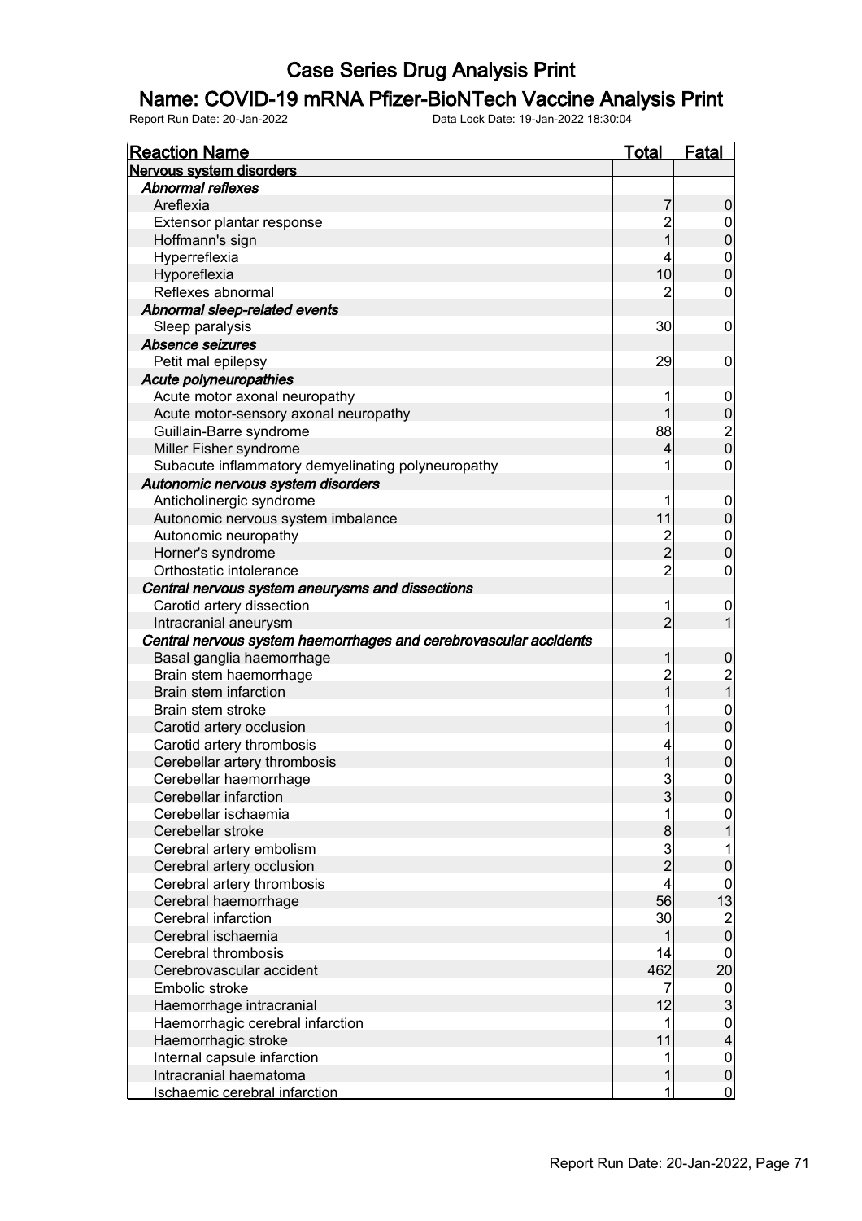# Case Series Drug Analysis Print

## Name: COVID-19 mRNA Pfizer-BioNTech Vaccine Analysis Print

Report Run Date: 20-Jan-2022 Data Lock Date: 19-Jan-2022 18:30:04

| Reaction Name | Total | Fatal |
|---|---|---|
| **Nervous system disorders** | | |
| *Abnormal reflexes* | | |
| Areflexia | 7 | 0 |
| Extensor plantar response | 2 | 0 |
| Hoffmann's sign | 1 | 0 |
| Hyperreflexia | 4 | 0 |
| Hyporeflexia | 10 | 0 |
| Reflexes abnormal | 2 | 0 |
| *Abnormal sleep-related events* | | |
| Sleep paralysis | 30 | 0 |
| *Absence seizures* | | |
| Petit mal epilepsy | 29 | 0 |
| *Acute polyneuropathies* | | |
| Acute motor axonal neuropathy | 1 | 0 |
| Acute motor-sensory axonal neuropathy | 1 | 0 |
| Guillain-Barre syndrome | 88 | 2 |
| Miller Fisher syndrome | 4 | 0 |
| Subacute inflammatory demyelinating polyneuropathy | 1 | 0 |
| *Autonomic nervous system disorders* | | |
| Anticholinergic syndrome | 1 | 0 |
| Autonomic nervous system imbalance | 11 | 0 |
| Autonomic neuropathy | 2 | 0 |
| Horner's syndrome | 2 | 0 |
| Orthostatic intolerance | 2 | 0 |
| *Central nervous system aneurysms and dissections* | | |
| Carotid artery dissection | 1 | 0 |
| Intracranial aneurysm | 2 | 1 |
| *Central nervous system haemorrhages and cerebrovascular accidents* | | |
| Basal ganglia haemorrhage | 1 | 0 |
| Brain stem haemorrhage | 2 | 2 |
| Brain stem infarction | 1 | 1 |
| Brain stem stroke | 1 | 0 |
| Carotid artery occlusion | 1 | 0 |
| Carotid artery thrombosis | 4 | 0 |
| Cerebellar artery thrombosis | 1 | 0 |
| Cerebellar haemorrhage | 3 | 0 |
| Cerebellar infarction | 3 | 0 |
| Cerebellar ischaemia | 1 | 0 |
| Cerebellar stroke | 8 | 1 |
| Cerebral artery embolism | 3 | 1 |
| Cerebral artery occlusion | 2 | 0 |
| Cerebral artery thrombosis | 4 | 0 |
| Cerebral haemorrhage | 56 | 13 |
| Cerebral infarction | 30 | 2 |
| Cerebral ischaemia | 1 | 0 |
| Cerebral thrombosis | 14 | 0 |
| Cerebrovascular accident | 462 | 20 |
| Embolic stroke | 7 | 0 |
| Haemorrhage intracranial | 12 | 3 |
| Haemorrhagic cerebral infarction | 1 | 0 |
| Haemorrhagic stroke | 11 | 4 |
| Internal capsule infarction | 1 | 0 |
| Intracranial haematoma | 1 | 0 |
| Ischaemic cerebral infarction | 1 | 0 |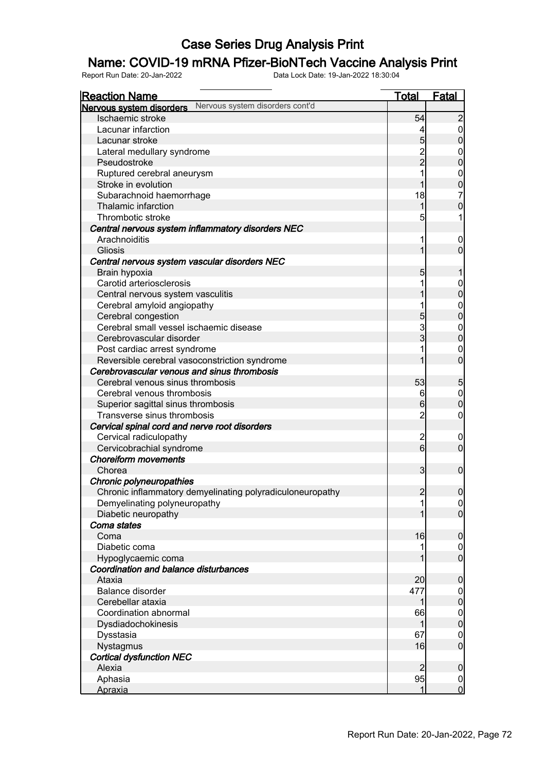# Case Series Drug Analysis Print

## Name: COVID-19 mRNA Pfizer-BioNTech Vaccine Analysis Print

Report Run Date: 20-Jan-2022 Data Lock Date: 19-Jan-2022 18:30:04

| Reaction Name | Total | Fatal |
|---|---|---|
| **Nervous system disorders** Nervous system disorders cont'd | | |
| Ischaemic stroke | 54 | 2 |
| Lacunar infarction | 4 | 0 |
| Lacunar stroke | 5 | 0 |
| Lateral medullary syndrome | 2 | 0 |
| Pseudostroke | 2 | 0 |
| Ruptured cerebral aneurysm | 1 | 0 |
| Stroke in evolution | 1 | 0 |
| Subarachnoid haemorrhage | 18 | 7 |
| Thalamic infarction | 1 | 0 |
| Thrombotic stroke | 5 | 1 |
| ***Central nervous system inflammatory disorders NEC*** | | |
| Arachnoiditis | 1 | 0 |
| Gliosis | 1 | 0 |
| ***Central nervous system vascular disorders NEC*** | | |
| Brain hypoxia | 5 | 1 |
| Carotid arteriosclerosis | 1 | 0 |
| Central nervous system vasculitis | 1 | 0 |
| Cerebral amyloid angiopathy | 1 | 0 |
| Cerebral congestion | 5 | 0 |
| Cerebral small vessel ischaemic disease | 3 | 0 |
| Cerebrovascular disorder | 3 | 0 |
| Post cardiac arrest syndrome | 1 | 0 |
| Reversible cerebral vasoconstriction syndrome | 1 | 0 |
| ***Cerebrovascular venous and sinus thrombosis*** | | |
| Cerebral venous sinus thrombosis | 53 | 5 |
| Cerebral venous thrombosis | 6 | 0 |
| Superior sagittal sinus thrombosis | 6 | 0 |
| Transverse sinus thrombosis | 2 | 0 |
| ***Cervical spinal cord and nerve root disorders*** | | |
| Cervical radiculopathy | 2 | 0 |
| Cervicobrachial syndrome | 6 | 0 |
| ***Choreiform movements*** | | |
| Chorea | 3 | 0 |
| ***Chronic polyneuropathies*** | | |
| Chronic inflammatory demyelinating polyradiculoneuropathy | 2 | 0 |
| Demyelinating polyneuropathy | 1 | 0 |
| Diabetic neuropathy | 1 | 0 |
| ***Coma states*** | | |
| Coma | 16 | 0 |
| Diabetic coma | 1 | 0 |
| Hypoglycaemic coma | 1 | 0 |
| ***Coordination and balance disturbances*** | | |
| Ataxia | 20 | 0 |
| Balance disorder | 477 | 0 |
| Cerebellar ataxia | 1 | 0 |
| Coordination abnormal | 66 | 0 |
| Dysdiadochokinesis | 1 | 0 |
| Dysstasia | 67 | 0 |
| Nystagmus | 16 | 0 |
| ***Cortical dysfunction NEC*** | | |
| Alexia | 2 | 0 |
| Aphasia | 95 | 0 |
| Apraxia | 1 | 0 |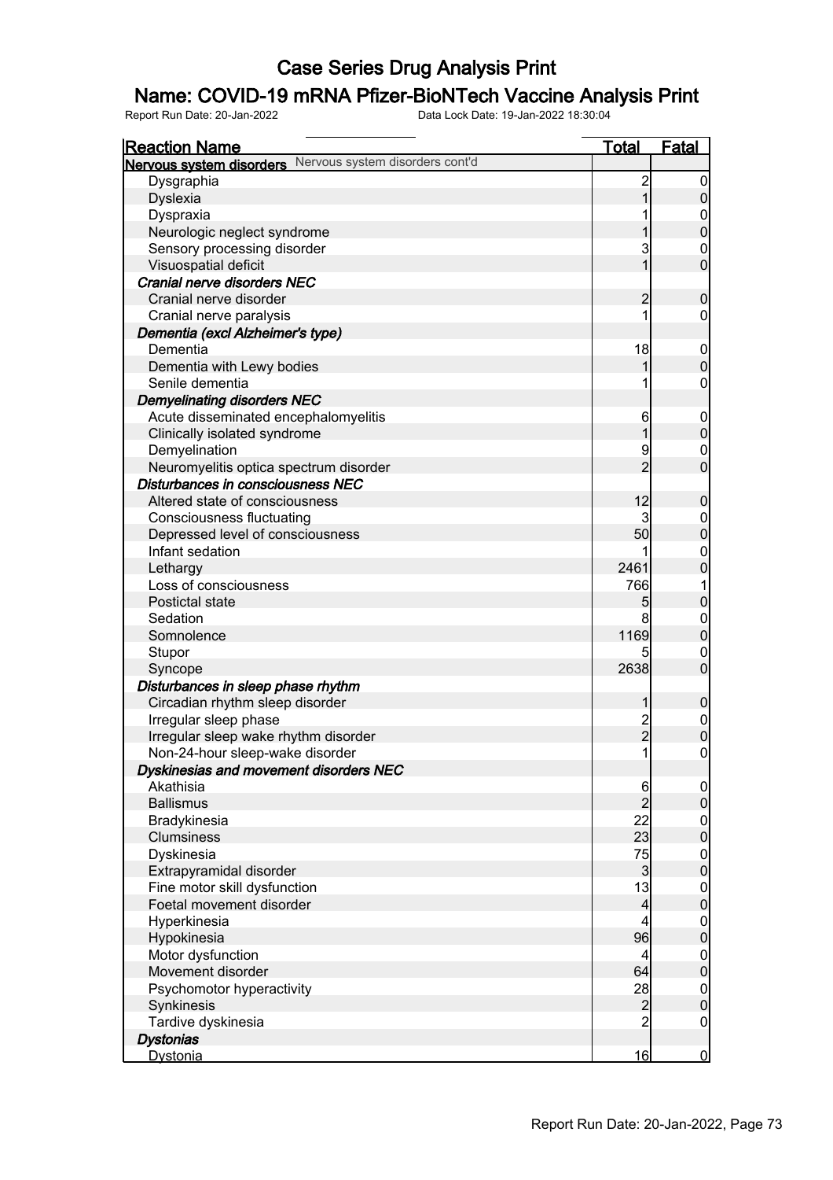# Case Series Drug Analysis Print

## Name: COVID-19 mRNA Pfizer-BioNTech Vaccine Analysis Print

Report Run Date: 20-Jan-2022 Data Lock Date: 19-Jan-2022 18:30:04

| Reaction Name | Total | Fatal |
|---|---|---|
| **Nervous system disorders** Nervous system disorders cont'd | | |
| Dysgraphia | 2 | 0 |
| Dyslexia | 1 | 0 |
| Dyspraxia | 1 | 0 |
| Neurologic neglect syndrome | 1 | 0 |
| Sensory processing disorder | 3 | 0 |
| Visuospatial deficit | 1 | 0 |
| ***Cranial nerve disorders NEC*** | | |
| Cranial nerve disorder | 2 | 0 |
| Cranial nerve paralysis | 1 | 0 |
| ***Dementia (excl Alzheimer's type)*** | | |
| Dementia | 18 | 0 |
| Dementia with Lewy bodies | 1 | 0 |
| Senile dementia | 1 | 0 |
| ***Demyelinating disorders NEC*** | | |
| Acute disseminated encephalomyelitis | 6 | 0 |
| Clinically isolated syndrome | 1 | 0 |
| Demyelination | 9 | 0 |
| Neuromyelitis optica spectrum disorder | 2 | 0 |
| ***Disturbances in consciousness NEC*** | | |
| Altered state of consciousness | 12 | 0 |
| Consciousness fluctuating | 3 | 0 |
| Depressed level of consciousness | 50 | 0 |
| Infant sedation | 1 | 0 |
| Lethargy | 2461 | 0 |
| Loss of consciousness | 766 | 1 |
| Postictal state | 5 | 0 |
| Sedation | 8 | 0 |
| Somnolence | 1169 | 0 |
| Stupor | 5 | 0 |
| Syncope | 2638 | 0 |
| ***Disturbances in sleep phase rhythm*** | | |
| Circadian rhythm sleep disorder | 1 | 0 |
| Irregular sleep phase | 2 | 0 |
| Irregular sleep wake rhythm disorder | 2 | 0 |
| Non-24-hour sleep-wake disorder | 1 | 0 |
| ***Dyskinesias and movement disorders NEC*** | | |
| Akathisia | 6 | 0 |
| Ballismus | 2 | 0 |
| Bradykinesia | 22 | 0 |
| Clumsiness | 23 | 0 |
| Dyskinesia | 75 | 0 |
| Extrapyramidal disorder | 3 | 0 |
| Fine motor skill dysfunction | 13 | 0 |
| Foetal movement disorder | 4 | 0 |
| Hyperkinesia | 4 | 0 |
| Hypokinesia | 96 | 0 |
| Motor dysfunction | 4 | 0 |
| Movement disorder | 64 | 0 |
| Psychomotor hyperactivity | 28 | 0 |
| Synkinesis | 2 | 0 |
| Tardive dyskinesia | 2 | 0 |
| ***Dystonias*** | | |
| Dystonia | 16 | 0 |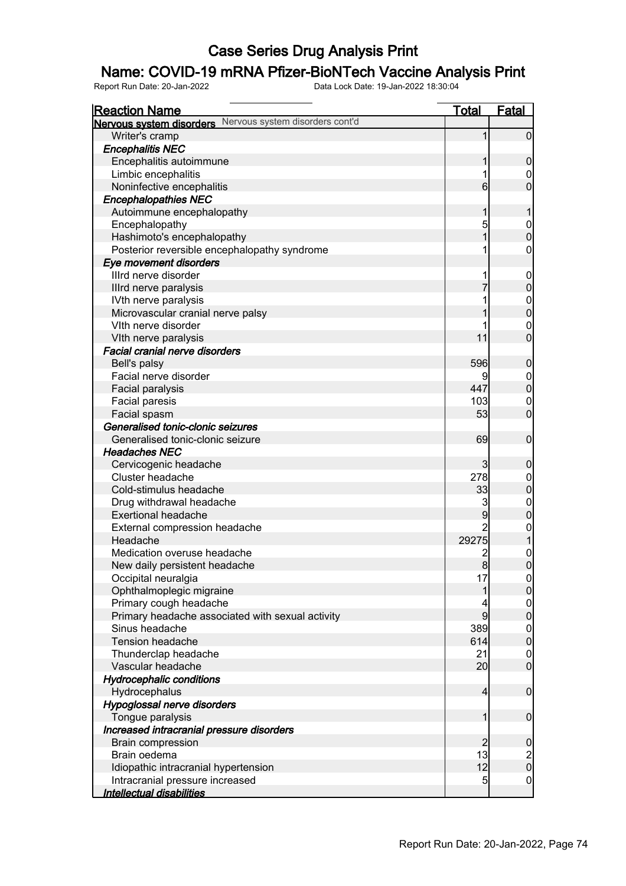# Case Series Drug Analysis Print

## Name: COVID-19 mRNA Pfizer-BioNTech Vaccine Analysis Print

Report Run Date: 20-Jan-2022 Data Lock Date: 19-Jan-2022 18:30:04

| Reaction Name | Total | Fatal |
|---|---|---|
| **Nervous system disorders** Nervous system disorders cont'd | | |
| Writer's cramp | 1 | 0 |
| ***Encephalitis NEC*** | | |
| Encephalitis autoimmune | 1 | 0 |
| Limbic encephalitis | 1 | 0 |
| Noninfective encephalitis | 6 | 0 |
| ***Encephalopathies NEC*** | | |
| Autoimmune encephalopathy | 1 | 1 |
| Encephalopathy | 5 | 0 |
| Hashimoto's encephalopathy | 1 | 0 |
| Posterior reversible encephalopathy syndrome | 1 | 0 |
| ***Eye movement disorders*** | | |
| IIIrd nerve disorder | 1 | 0 |
| IIIrd nerve paralysis | 7 | 0 |
| IVth nerve paralysis | 1 | 0 |
| Microvascular cranial nerve palsy | 1 | 0 |
| VIth nerve disorder | 1 | 0 |
| VIth nerve paralysis | 11 | 0 |
| ***Facial cranial nerve disorders*** | | |
| Bell's palsy | 596 | 0 |
| Facial nerve disorder | 9 | 0 |
| Facial paralysis | 447 | 0 |
| Facial paresis | 103 | 0 |
| Facial spasm | 53 | 0 |
| ***Generalised tonic-clonic seizures*** | | |
| Generalised tonic-clonic seizure | 69 | 0 |
| ***Headaches NEC*** | | |
| Cervicogenic headache | 3 | 0 |
| Cluster headache | 278 | 0 |
| Cold-stimulus headache | 33 | 0 |
| Drug withdrawal headache | 3 | 0 |
| Exertional headache | 9 | 0 |
| External compression headache | 2 | 0 |
| Headache | 29275 | 1 |
| Medication overuse headache | 2 | 0 |
| New daily persistent headache | 8 | 0 |
| Occipital neuralgia | 17 | 0 |
| Ophthalmoplegic migraine | 1 | 0 |
| Primary cough headache | 4 | 0 |
| Primary headache associated with sexual activity | 9 | 0 |
| Sinus headache | 389 | 0 |
| Tension headache | 614 | 0 |
| Thunderclap headache | 21 | 0 |
| Vascular headache | 20 | 0 |
| ***Hydrocephalic conditions*** | | |
| Hydrocephalus | 4 | 0 |
| ***Hypoglossal nerve disorders*** | | |
| Tongue paralysis | 1 | 0 |
| ***Increased intracranial pressure disorders*** | | |
| Brain compression | 2 | 0 |
| Brain oedema | 13 | 2 |
| Idiopathic intracranial hypertension | 12 | 0 |
| Intracranial pressure increased | 5 | 0 |
| ***Intellectual disabilities*** | | |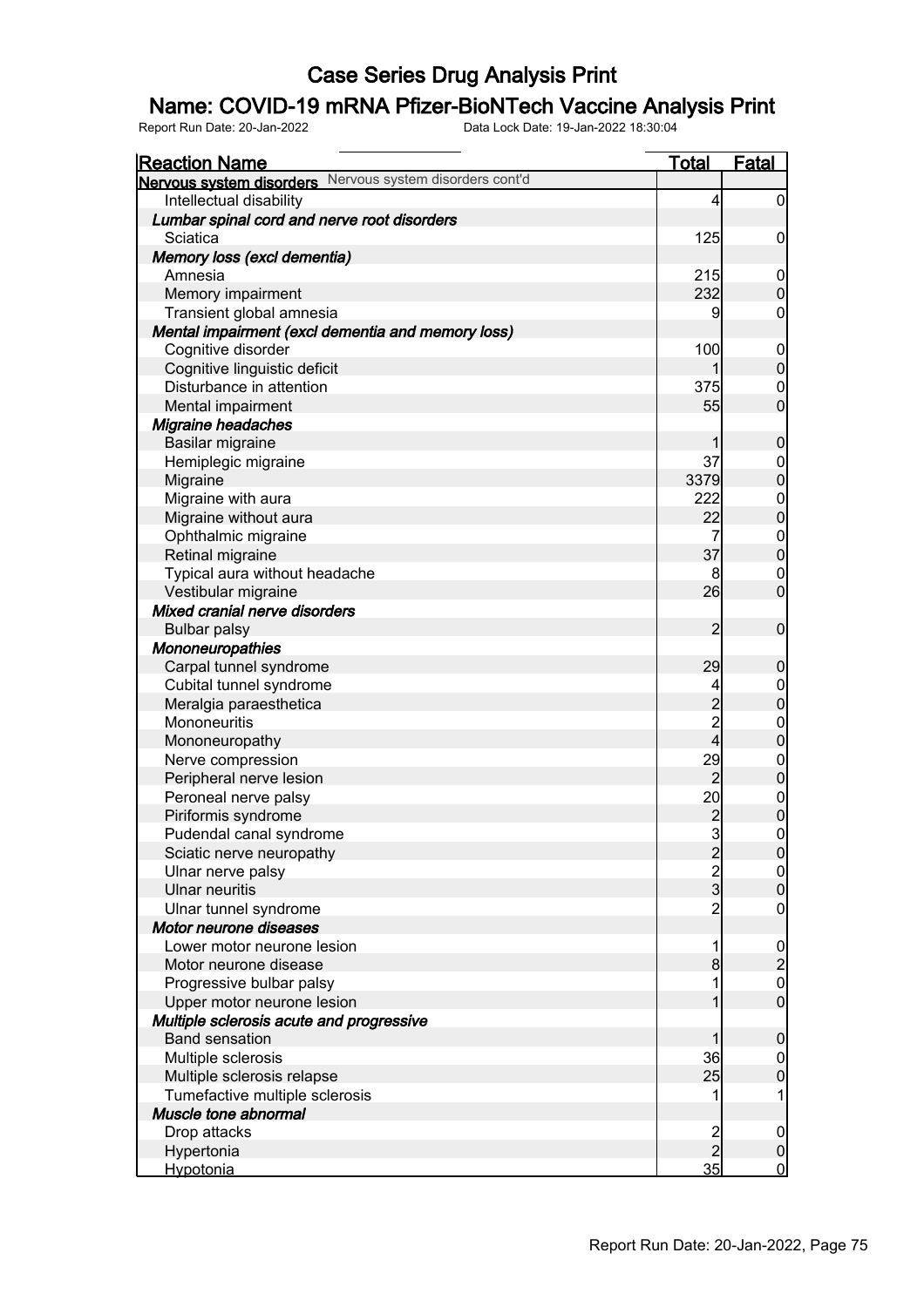# Case Series Drug Analysis Print

## Name: COVID-19 mRNA Pfizer-BioNTech Vaccine Analysis Print

Report Run Date: 20-Jan-2022    Data Lock Date: 19-Jan-2022 18:30:04

| Reaction Name | Total | Fatal |
|---|---|---|
| **Nervous system disorders** Nervous system disorders cont'd | | |
| Intellectual disability | 4 | 0 |
| ***Lumbar spinal cord and nerve root disorders*** | | |
| Sciatica | 125 | 0 |
| ***Memory loss (excl dementia)*** | | |
| Amnesia | 215 | 0 |
| Memory impairment | 232 | 0 |
| Transient global amnesia | 9 | 0 |
| ***Mental impairment (excl dementia and memory loss)*** | | |
| Cognitive disorder | 100 | 0 |
| Cognitive linguistic deficit | 1 | 0 |
| Disturbance in attention | 375 | 0 |
| Mental impairment | 55 | 0 |
| ***Migraine headaches*** | | |
| Basilar migraine | 1 | 0 |
| Hemiplegic migraine | 37 | 0 |
| Migraine | 3379 | 0 |
| Migraine with aura | 222 | 0 |
| Migraine without aura | 22 | 0 |
| Ophthalmic migraine | 7 | 0 |
| Retinal migraine | 37 | 0 |
| Typical aura without headache | 8 | 0 |
| Vestibular migraine | 26 | 0 |
| ***Mixed cranial nerve disorders*** | | |
| Bulbar palsy | 2 | 0 |
| ***Mononeuropathies*** | | |
| Carpal tunnel syndrome | 29 | 0 |
| Cubital tunnel syndrome | 4 | 0 |
| Meralgia paraesthetica | 2 | 0 |
| Mononeuritis | 2 | 0 |
| Mononeuropathy | 4 | 0 |
| Nerve compression | 29 | 0 |
| Peripheral nerve lesion | 2 | 0 |
| Peroneal nerve palsy | 20 | 0 |
| Piriformis syndrome | 2 | 0 |
| Pudendal canal syndrome | 3 | 0 |
| Sciatic nerve neuropathy | 2 | 0 |
| Ulnar nerve palsy | 2 | 0 |
| Ulnar neuritis | 3 | 0 |
| Ulnar tunnel syndrome | 2 | 0 |
| ***Motor neurone diseases*** | | |
| Lower motor neurone lesion | 1 | 0 |
| Motor neurone disease | 8 | 2 |
| Progressive bulbar palsy | 1 | 0 |
| Upper motor neurone lesion | 1 | 0 |
| ***Multiple sclerosis acute and progressive*** | | |
| Band sensation | 1 | 0 |
| Multiple sclerosis | 36 | 0 |
| Multiple sclerosis relapse | 25 | 0 |
| Tumefactive multiple sclerosis | 1 | 1 |
| ***Muscle tone abnormal*** | | |
| Drop attacks | 2 | 0 |
| Hypertonia | 2 | 0 |
| Hypotonia | 35 | 0 |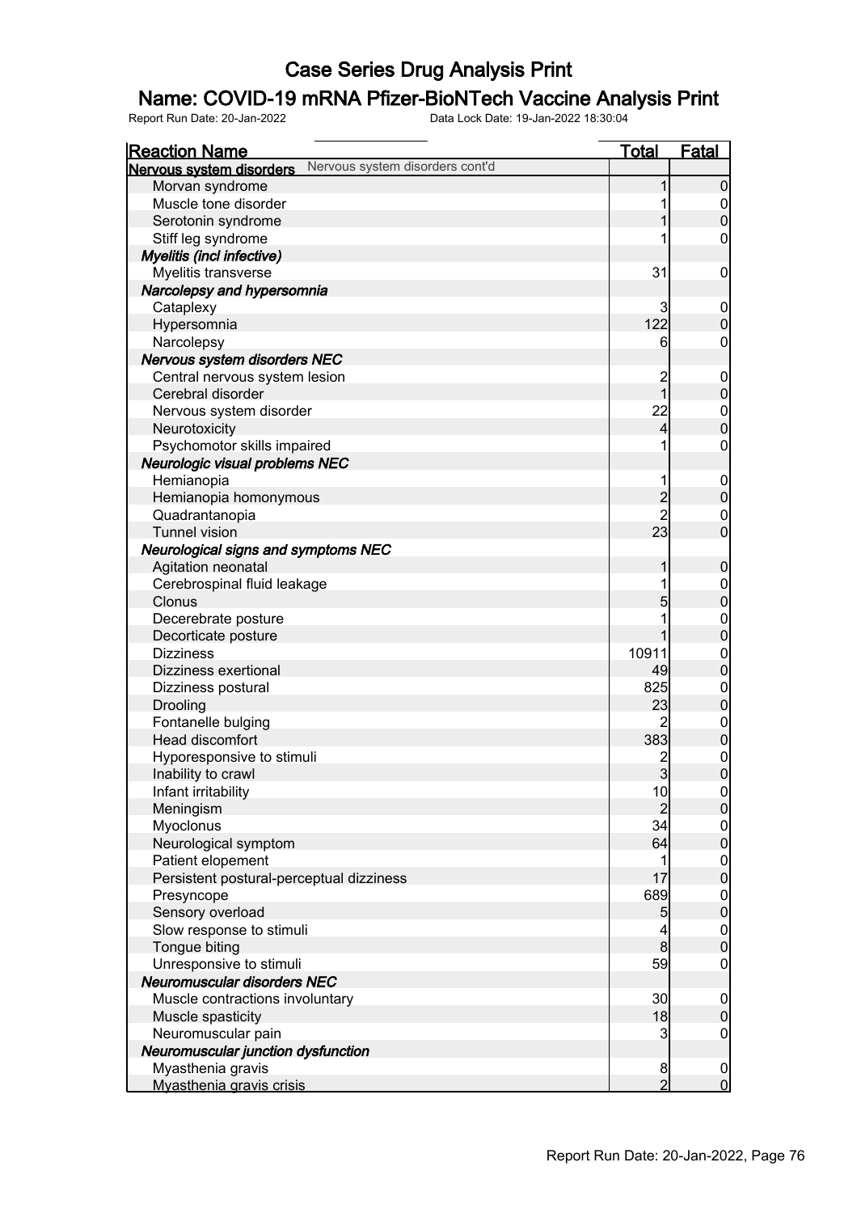# Case Series Drug Analysis Print

## Name: COVID-19 mRNA Pfizer-BioNTech Vaccine Analysis Print

Report Run Date: 20-Jan-2022 Data Lock Date: 19-Jan-2022 18:30:04

| Reaction Name | Total | Fatal |
|---|---|---|
| **Nervous system disorders** Nervous system disorders cont'd | | |
| Morvan syndrome | 1 | 0 |
| Muscle tone disorder | 1 | 0 |
| Serotonin syndrome | 1 | 0 |
| Stiff leg syndrome | 1 | 0 |
| ***Myelitis (incl infective)*** | | |
| Myelitis transverse | 31 | 0 |
| ***Narcolepsy and hypersomnia*** | | |
| Cataplexy | 3 | 0 |
| Hypersomnia | 122 | 0 |
| Narcolepsy | 6 | 0 |
| ***Nervous system disorders NEC*** | | |
| Central nervous system lesion | 2 | 0 |
| Cerebral disorder | 1 | 0 |
| Nervous system disorder | 22 | 0 |
| Neurotoxicity | 4 | 0 |
| Psychomotor skills impaired | 1 | 0 |
| ***Neurologic visual problems NEC*** | | |
| Hemianopia | 1 | 0 |
| Hemianopia homonymous | 2 | 0 |
| Quadrantanopia | 2 | 0 |
| Tunnel vision | 23 | 0 |
| ***Neurological signs and symptoms NEC*** | | |
| Agitation neonatal | 1 | 0 |
| Cerebrospinal fluid leakage | 1 | 0 |
| Clonus | 5 | 0 |
| Decerebrate posture | 1 | 0 |
| Decorticate posture | 1 | 0 |
| Dizziness | 10911 | 0 |
| Dizziness exertional | 49 | 0 |
| Dizziness postural | 825 | 0 |
| Drooling | 23 | 0 |
| Fontanelle bulging | 2 | 0 |
| Head discomfort | 383 | 0 |
| Hyporesponsive to stimuli | 2 | 0 |
| Inability to crawl | 3 | 0 |
| Infant irritability | 10 | 0 |
| Meningism | 2 | 0 |
| Myoclonus | 34 | 0 |
| Neurological symptom | 64 | 0 |
| Patient elopement | 1 | 0 |
| Persistent postural-perceptual dizziness | 17 | 0 |
| Presyncope | 689 | 0 |
| Sensory overload | 5 | 0 |
| Slow response to stimuli | 4 | 0 |
| Tongue biting | 8 | 0 |
| Unresponsive to stimuli | 59 | 0 |
| ***Neuromuscular disorders NEC*** | | |
| Muscle contractions involuntary | 30 | 0 |
| Muscle spasticity | 18 | 0 |
| Neuromuscular pain | 3 | 0 |
| ***Neuromuscular junction dysfunction*** | | |
| Myasthenia gravis | 8 | 0 |
| Myasthenia gravis crisis | 2 | 0 |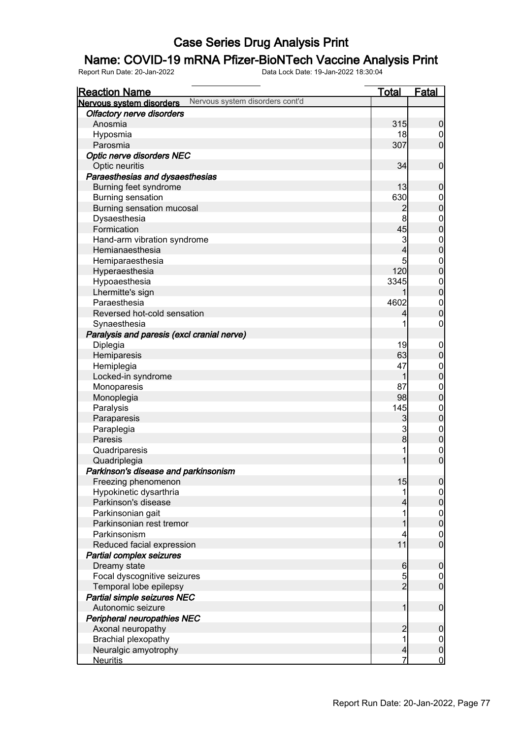# Case Series Drug Analysis Print

## Name: COVID-19 mRNA Pfizer-BioNTech Vaccine Analysis Print

Report Run Date: 20-Jan-2022    Data Lock Date: 19-Jan-2022 18:30:04

| Reaction Name | Total | Fatal |
|---|---|---|
| **Nervous system disorders** Nervous system disorders cont'd | | |
| ***Olfactory nerve disorders*** | | |
| Anosmia | 315 | 0 |
| Hyposmia | 18 | 0 |
| Parosmia | 307 | 0 |
| ***Optic nerve disorders NEC*** | | |
| Optic neuritis | 34 | 0 |
| ***Paraesthesias and dysaesthesias*** | | |
| Burning feet syndrome | 13 | 0 |
| Burning sensation | 630 | 0 |
| Burning sensation mucosal | 2 | 0 |
| Dysaesthesia | 8 | 0 |
| Formication | 45 | 0 |
| Hand-arm vibration syndrome | 3 | 0 |
| Hemianaesthesia | 4 | 0 |
| Hemiparaesthesia | 5 | 0 |
| Hyperaesthesia | 120 | 0 |
| Hypoaesthesia | 3345 | 0 |
| Lhermitte's sign | 1 | 0 |
| Paraesthesia | 4602 | 0 |
| Reversed hot-cold sensation | 4 | 0 |
| Synaesthesia | 1 | 0 |
| ***Paralysis and paresis (excl cranial nerve)*** | | |
| Diplegia | 19 | 0 |
| Hemiparesis | 63 | 0 |
| Hemiplegia | 47 | 0 |
| Locked-in syndrome | 1 | 0 |
| Monoparesis | 87 | 0 |
| Monoplegia | 98 | 0 |
| Paralysis | 145 | 0 |
| Paraparesis | 3 | 0 |
| Paraplegia | 3 | 0 |
| Paresis | 8 | 0 |
| Quadriparesis | 1 | 0 |
| Quadriplegia | 1 | 0 |
| ***Parkinson's disease and parkinsonism*** | | |
| Freezing phenomenon | 15 | 0 |
| Hypokinetic dysarthria | 1 | 0 |
| Parkinson's disease | 4 | 0 |
| Parkinsonian gait | 1 | 0 |
| Parkinsonian rest tremor | 1 | 0 |
| Parkinsonism | 4 | 0 |
| Reduced facial expression | 11 | 0 |
| ***Partial complex seizures*** | | |
| Dreamy state | 6 | 0 |
| Focal dyscognitive seizures | 5 | 0 |
| Temporal lobe epilepsy | 2 | 0 |
| ***Partial simple seizures NEC*** | | |
| Autonomic seizure | 1 | 0 |
| ***Peripheral neuropathies NEC*** | | |
| Axonal neuropathy | 2 | 0 |
| Brachial plexopathy | 1 | 0 |
| Neuralgic amyotrophy | 4 | 0 |
| Neuritis | 7 | 0 |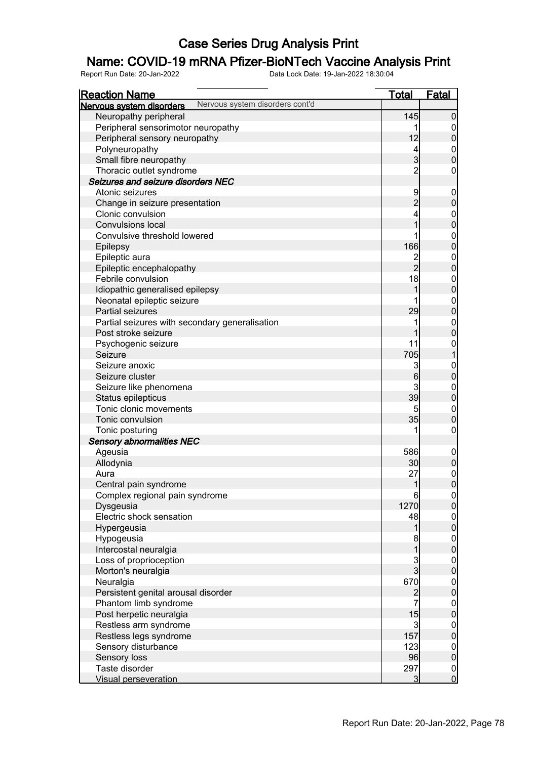# Case Series Drug Analysis Print

## Name: COVID-19 mRNA Pfizer-BioNTech Vaccine Analysis Print

Report Run Date: 20-Jan-2022    Data Lock Date: 19-Jan-2022 18:30:04

| Reaction Name | Total | Fatal |
|---|---|---|
| **Nervous system disorders** Nervous system disorders cont'd | | |
| Neuropathy peripheral | 145 | 0 |
| Peripheral sensorimotor neuropathy | 1 | 0 |
| Peripheral sensory neuropathy | 12 | 0 |
| Polyneuropathy | 4 | 0 |
| Small fibre neuropathy | 3 | 0 |
| Thoracic outlet syndrome | 2 | 0 |
| ***Seizures and seizure disorders NEC*** | | |
| Atonic seizures | 9 | 0 |
| Change in seizure presentation | 2 | 0 |
| Clonic convulsion | 4 | 0 |
| Convulsions local | 1 | 0 |
| Convulsive threshold lowered | 1 | 0 |
| Epilepsy | 166 | 0 |
| Epileptic aura | 2 | 0 |
| Epileptic encephalopathy | 2 | 0 |
| Febrile convulsion | 18 | 0 |
| Idiopathic generalised epilepsy | 1 | 0 |
| Neonatal epileptic seizure | 1 | 0 |
| Partial seizures | 29 | 0 |
| Partial seizures with secondary generalisation | 1 | 0 |
| Post stroke seizure | 1 | 0 |
| Psychogenic seizure | 11 | 0 |
| Seizure | 705 | 1 |
| Seizure anoxic | 3 | 0 |
| Seizure cluster | 6 | 0 |
| Seizure like phenomena | 3 | 0 |
| Status epilepticus | 39 | 0 |
| Tonic clonic movements | 5 | 0 |
| Tonic convulsion | 35 | 0 |
| Tonic posturing | 1 | 0 |
| ***Sensory abnormalities NEC*** | | |
| Ageusia | 586 | 0 |
| Allodynia | 30 | 0 |
| Aura | 27 | 0 |
| Central pain syndrome | 1 | 0 |
| Complex regional pain syndrome | 6 | 0 |
| Dysgeusia | 1270 | 0 |
| Electric shock sensation | 48 | 0 |
| Hypergeusia | 1 | 0 |
| Hypogeusia | 8 | 0 |
| Intercostal neuralgia | 1 | 0 |
| Loss of proprioception | 3 | 0 |
| Morton's neuralgia | 3 | 0 |
| Neuralgia | 670 | 0 |
| Persistent genital arousal disorder | 2 | 0 |
| Phantom limb syndrome | 7 | 0 |
| Post herpetic neuralgia | 15 | 0 |
| Restless arm syndrome | 3 | 0 |
| Restless legs syndrome | 157 | 0 |
| Sensory disturbance | 123 | 0 |
| Sensory loss | 96 | 0 |
| Taste disorder | 297 | 0 |
| Visual perseveration | 3 | 0 |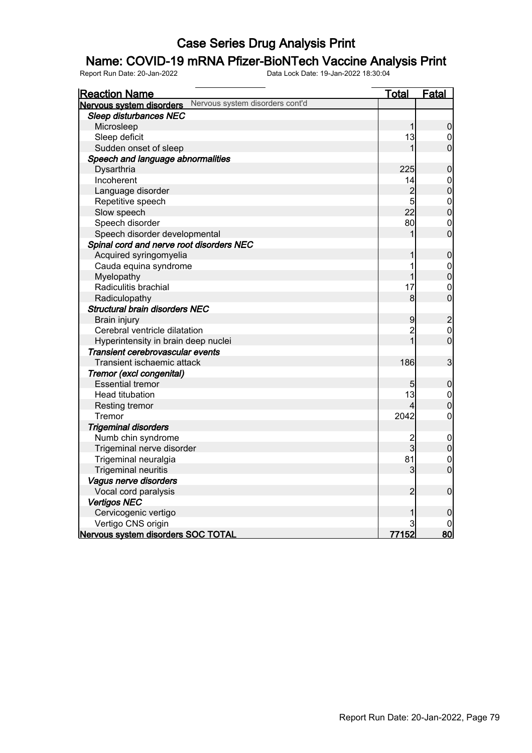# Case Series Drug Analysis Print

## Name: COVID-19 mRNA Pfizer-BioNTech Vaccine Analysis Print

Report Run Date: 20-Jan-2022    Data Lock Date: 19-Jan-2022 18:30:04

| Reaction Name | Total | Fatal |
|---|---|---|
| **Nervous system disorders** Nervous system disorders cont'd | | |
| ***Sleep disturbances NEC*** | | |
| Microsleep | 1 | 0 |
| Sleep deficit | 13 | 0 |
| Sudden onset of sleep | 1 | 0 |
| ***Speech and language abnormalities*** | | |
| Dysarthria | 225 | 0 |
| Incoherent | 14 | 0 |
| Language disorder | 2 | 0 |
| Repetitive speech | 5 | 0 |
| Slow speech | 22 | 0 |
| Speech disorder | 80 | 0 |
| Speech disorder developmental | 1 | 0 |
| ***Spinal cord and nerve root disorders NEC*** | | |
| Acquired syringomyelia | 1 | 0 |
| Cauda equina syndrome | 1 | 0 |
| Myelopathy | 1 | 0 |
| Radiculitis brachial | 17 | 0 |
| Radiculopathy | 8 | 0 |
| ***Structural brain disorders NEC*** | | |
| Brain injury | 9 | 2 |
| Cerebral ventricle dilatation | 2 | 0 |
| Hyperintensity in brain deep nuclei | 1 | 0 |
| ***Transient cerebrovascular events*** | | |
| Transient ischaemic attack | 186 | 3 |
| ***Tremor (excl congenital)*** | | |
| Essential tremor | 5 | 0 |
| Head titubation | 13 | 0 |
| Resting tremor | 4 | 0 |
| Tremor | 2042 | 0 |
| ***Trigeminal disorders*** | | |
| Numb chin syndrome | 2 | 0 |
| Trigeminal nerve disorder | 3 | 0 |
| Trigeminal neuralgia | 81 | 0 |
| Trigeminal neuritis | 3 | 0 |
| ***Vagus nerve disorders*** | | |
| Vocal cord paralysis | 2 | 0 |
| ***Vertigos NEC*** | | |
| Cervicogenic vertigo | 1 | 0 |
| Vertigo CNS origin | 3 | 0 |
| **Nervous system disorders SOC TOTAL** | **77152** | **80** |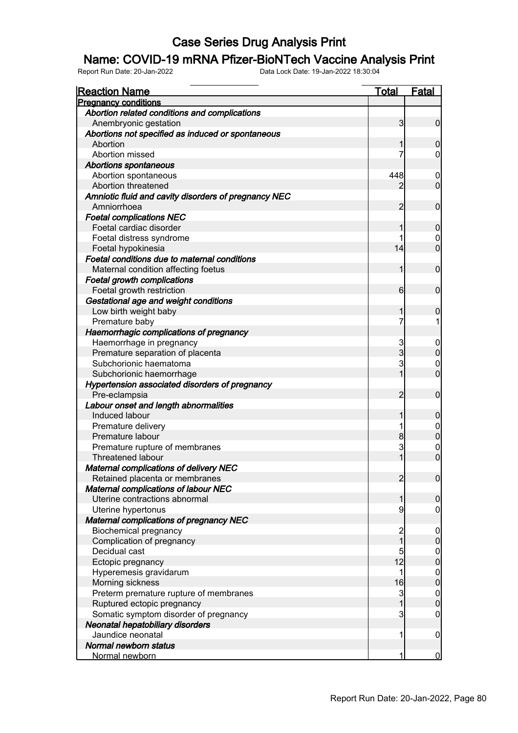# Case Series Drug Analysis Print

## Name: COVID-19 mRNA Pfizer-BioNTech Vaccine Analysis Print

Report Run Date: 20-Jan-2022 Data Lock Date: 19-Jan-2022 18:30:04

| Reaction Name | Total | Fatal |
|---|---|---|
| **Pregnancy conditions** | | |
| ***Abortion related conditions and complications*** | | |
| Anembryonic gestation | 3 | 0 |
| ***Abortions not specified as induced or spontaneous*** | | |
| Abortion | 1 | 0 |
| Abortion missed | 7 | 0 |
| ***Abortions spontaneous*** | | |
| Abortion spontaneous | 448 | 0 |
| Abortion threatened | 2 | 0 |
| ***Amniotic fluid and cavity disorders of pregnancy NEC*** | | |
| Amniorrhoea | 2 | 0 |
| ***Foetal complications NEC*** | | |
| Foetal cardiac disorder | 1 | 0 |
| Foetal distress syndrome | 1 | 0 |
| Foetal hypokinesia | 14 | 0 |
| ***Foetal conditions due to maternal conditions*** | | |
| Maternal condition affecting foetus | 1 | 0 |
| ***Foetal growth complications*** | | |
| Foetal growth restriction | 6 | 0 |
| ***Gestational age and weight conditions*** | | |
| Low birth weight baby | 1 | 0 |
| Premature baby | 7 | 1 |
| ***Haemorrhagic complications of pregnancy*** | | |
| Haemorrhage in pregnancy | 3 | 0 |
| Premature separation of placenta | 3 | 0 |
| Subchorionic haematoma | 3 | 0 |
| Subchorionic haemorrhage | 1 | 0 |
| ***Hypertension associated disorders of pregnancy*** | | |
| Pre-eclampsia | 2 | 0 |
| ***Labour onset and length abnormalities*** | | |
| Induced labour | 1 | 0 |
| Premature delivery | 1 | 0 |
| Premature labour | 8 | 0 |
| Premature rupture of membranes | 3 | 0 |
| Threatened labour | 1 | 0 |
| ***Maternal complications of delivery NEC*** | | |
| Retained placenta or membranes | 2 | 0 |
| ***Maternal complications of labour NEC*** | | |
| Uterine contractions abnormal | 1 | 0 |
| Uterine hypertonus | 9 | 0 |
| ***Maternal complications of pregnancy NEC*** | | |
| Biochemical pregnancy | 2 | 0 |
| Complication of pregnancy | 1 | 0 |
| Decidual cast | 5 | 0 |
| Ectopic pregnancy | 12 | 0 |
| Hyperemesis gravidarum | 1 | 0 |
| Morning sickness | 16 | 0 |
| Preterm premature rupture of membranes | 3 | 0 |
| Ruptured ectopic pregnancy | 1 | 0 |
| Somatic symptom disorder of pregnancy | 3 | 0 |
| ***Neonatal hepatobiliary disorders*** | | |
| Jaundice neonatal | 1 | 0 |
| ***Normal newborn status*** | | |
| Normal newborn | 1 | 0 |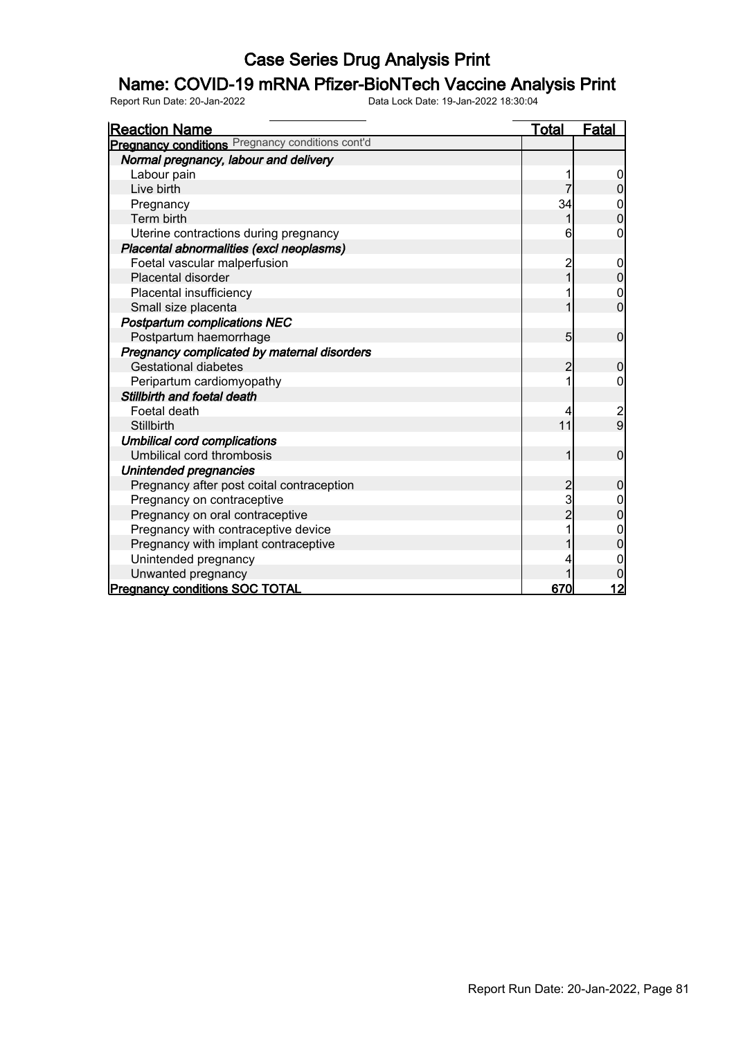# Case Series Drug Analysis Print

## Name: COVID-19 mRNA Pfizer-BioNTech Vaccine Analysis Print

Report Run Date: 20-Jan-2022 Data Lock Date: 19-Jan-2022 18:30:04

| Reaction Name | Total | Fatal |
|---|---|---|
| **Pregnancy conditions** Pregnancy conditions cont'd | | |
| ***Normal pregnancy, labour and delivery*** | | |
| Labour pain | 1 | 0 |
| Live birth | 7 | 0 |
| Pregnancy | 34 | 0 |
| Term birth | 1 | 0 |
| Uterine contractions during pregnancy | 6 | 0 |
| ***Placental abnormalities (excl neoplasms)*** | | |
| Foetal vascular malperfusion | 2 | 0 |
| Placental disorder | 1 | 0 |
| Placental insufficiency | 1 | 0 |
| Small size placenta | 1 | 0 |
| ***Postpartum complications NEC*** | | |
| Postpartum haemorrhage | 5 | 0 |
| ***Pregnancy complicated by maternal disorders*** | | |
| Gestational diabetes | 2 | 0 |
| Peripartum cardiomyopathy | 1 | 0 |
| ***Stillbirth and foetal death*** | | |
| Foetal death | 4 | 2 |
| Stillbirth | 11 | 9 |
| ***Umbilical cord complications*** | | |
| Umbilical cord thrombosis | 1 | 0 |
| ***Unintended pregnancies*** | | |
| Pregnancy after post coital contraception | 2 | 0 |
| Pregnancy on contraceptive | 3 | 0 |
| Pregnancy on oral contraceptive | 2 | 0 |
| Pregnancy with contraceptive device | 1 | 0 |
| Pregnancy with implant contraceptive | 1 | 0 |
| Unintended pregnancy | 4 | 0 |
| Unwanted pregnancy | 1 | 0 |
| **Pregnancy conditions SOC TOTAL** | **670** | **12** |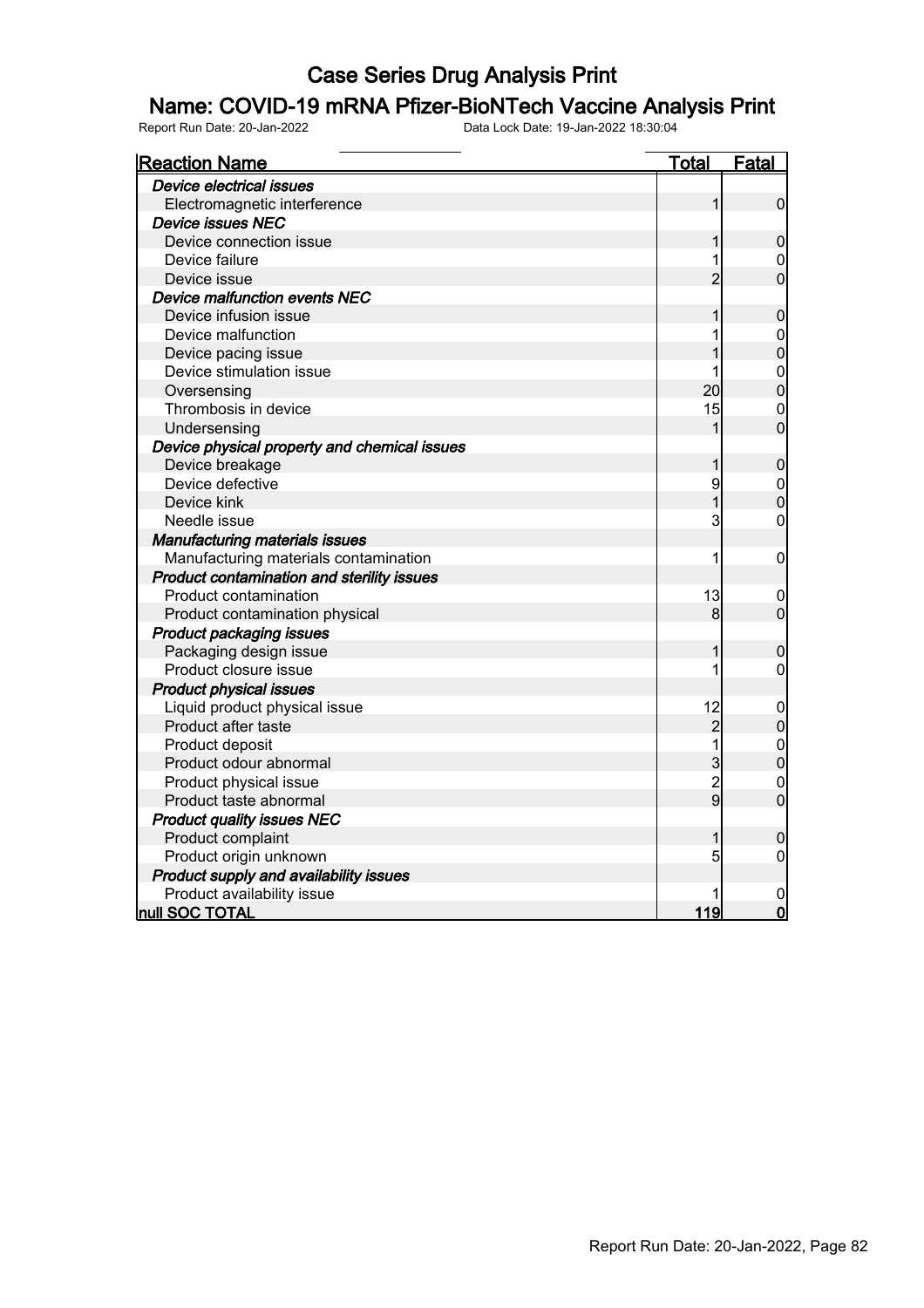# Case Series Drug Analysis Print

## Name: COVID-19 mRNA Pfizer-BioNTech Vaccine Analysis Print

Report Run Date: 20-Jan-2022 Data Lock Date: 19-Jan-2022 18:30:04

| Reaction Name | Total | Fatal |
|---|---|---|
| ***Device electrical issues*** | | |
| Electromagnetic interference | 1 | 0 |
| ***Device issues NEC*** | | |
| Device connection issue | 1 | 0 |
| Device failure | 1 | 0 |
| Device issue | 2 | 0 |
| ***Device malfunction events NEC*** | | |
| Device infusion issue | 1 | 0 |
| Device malfunction | 1 | 0 |
| Device pacing issue | 1 | 0 |
| Device stimulation issue | 1 | 0 |
| Oversensing | 20 | 0 |
| Thrombosis in device | 15 | 0 |
| Undersensing | 1 | 0 |
| ***Device physical property and chemical issues*** | | |
| Device breakage | 1 | 0 |
| Device defective | 9 | 0 |
| Device kink | 1 | 0 |
| Needle issue | 3 | 0 |
| ***Manufacturing materials issues*** | | |
| Manufacturing materials contamination | 1 | 0 |
| ***Product contamination and sterility issues*** | | |
| Product contamination | 13 | 0 |
| Product contamination physical | 8 | 0 |
| ***Product packaging issues*** | | |
| Packaging design issue | 1 | 0 |
| Product closure issue | 1 | 0 |
| ***Product physical issues*** | | |
| Liquid product physical issue | 12 | 0 |
| Product after taste | 2 | 0 |
| Product deposit | 1 | 0 |
| Product odour abnormal | 3 | 0 |
| Product physical issue | 2 | 0 |
| Product taste abnormal | 9 | 0 |
| ***Product quality issues NEC*** | | |
| Product complaint | 1 | 0 |
| Product origin unknown | 5 | 0 |
| ***Product supply and availability issues*** | | |
| Product availability issue | 1 | 0 |
| **null SOC TOTAL** | **119** | **0** |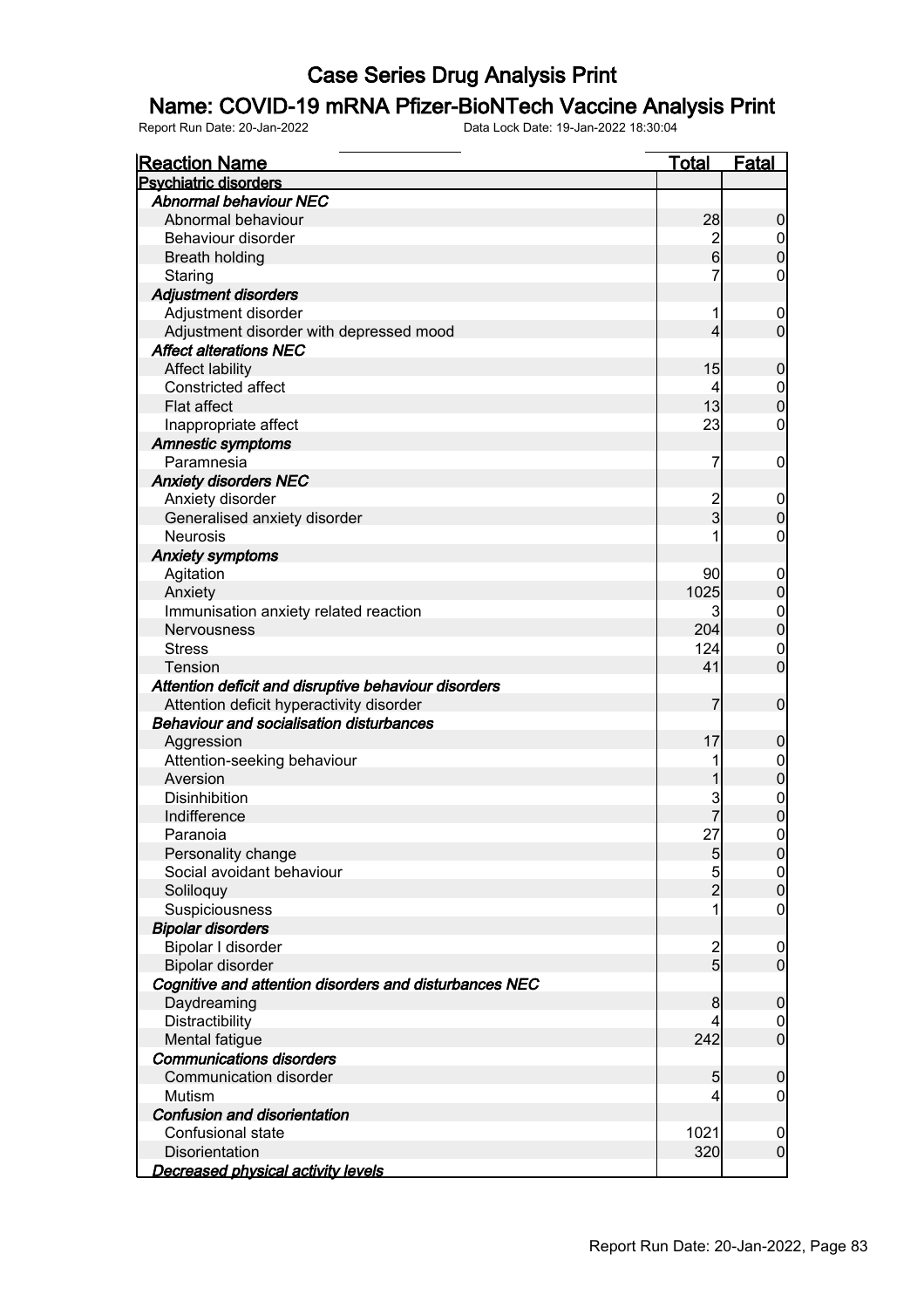# Case Series Drug Analysis Print

## Name: COVID-19 mRNA Pfizer-BioNTech Vaccine Analysis Print

Report Run Date: 20-Jan-2022 Data Lock Date: 19-Jan-2022 18:30:04

| Reaction Name | Total | Fatal |
|---|---|---|
| **Psychiatric disorders** | | |
| ***Abnormal behaviour NEC*** | | |
| Abnormal behaviour | 28 | 0 |
| Behaviour disorder | 2 | 0 |
| Breath holding | 6 | 0 |
| Staring | 7 | 0 |
| ***Adjustment disorders*** | | |
| Adjustment disorder | 1 | 0 |
| Adjustment disorder with depressed mood | 4 | 0 |
| ***Affect alterations NEC*** | | |
| Affect lability | 15 | 0 |
| Constricted affect | 4 | 0 |
| Flat affect | 13 | 0 |
| Inappropriate affect | 23 | 0 |
| ***Amnestic symptoms*** | | |
| Paramnesia | 7 | 0 |
| ***Anxiety disorders NEC*** | | |
| Anxiety disorder | 2 | 0 |
| Generalised anxiety disorder | 3 | 0 |
| Neurosis | 1 | 0 |
| ***Anxiety symptoms*** | | |
| Agitation | 90 | 0 |
| Anxiety | 1025 | 0 |
| Immunisation anxiety related reaction | 3 | 0 |
| Nervousness | 204 | 0 |
| Stress | 124 | 0 |
| Tension | 41 | 0 |
| ***Attention deficit and disruptive behaviour disorders*** | | |
| Attention deficit hyperactivity disorder | 7 | 0 |
| ***Behaviour and socialisation disturbances*** | | |
| Aggression | 17 | 0 |
| Attention-seeking behaviour | 1 | 0 |
| Aversion | 1 | 0 |
| Disinhibition | 3 | 0 |
| Indifference | 7 | 0 |
| Paranoia | 27 | 0 |
| Personality change | 5 | 0 |
| Social avoidant behaviour | 5 | 0 |
| Soliloquy | 2 | 0 |
| Suspiciousness | 1 | 0 |
| ***Bipolar disorders*** | | |
| Bipolar I disorder | 2 | 0 |
| Bipolar disorder | 5 | 0 |
| ***Cognitive and attention disorders and disturbances NEC*** | | |
| Daydreaming | 8 | 0 |
| Distractibility | 4 | 0 |
| Mental fatigue | 242 | 0 |
| ***Communications disorders*** | | |
| Communication disorder | 5 | 0 |
| Mutism | 4 | 0 |
| ***Confusion and disorientation*** | | |
| Confusional state | 1021 | 0 |
| Disorientation | 320 | 0 |
| ***Decreased physical activity levels*** | | |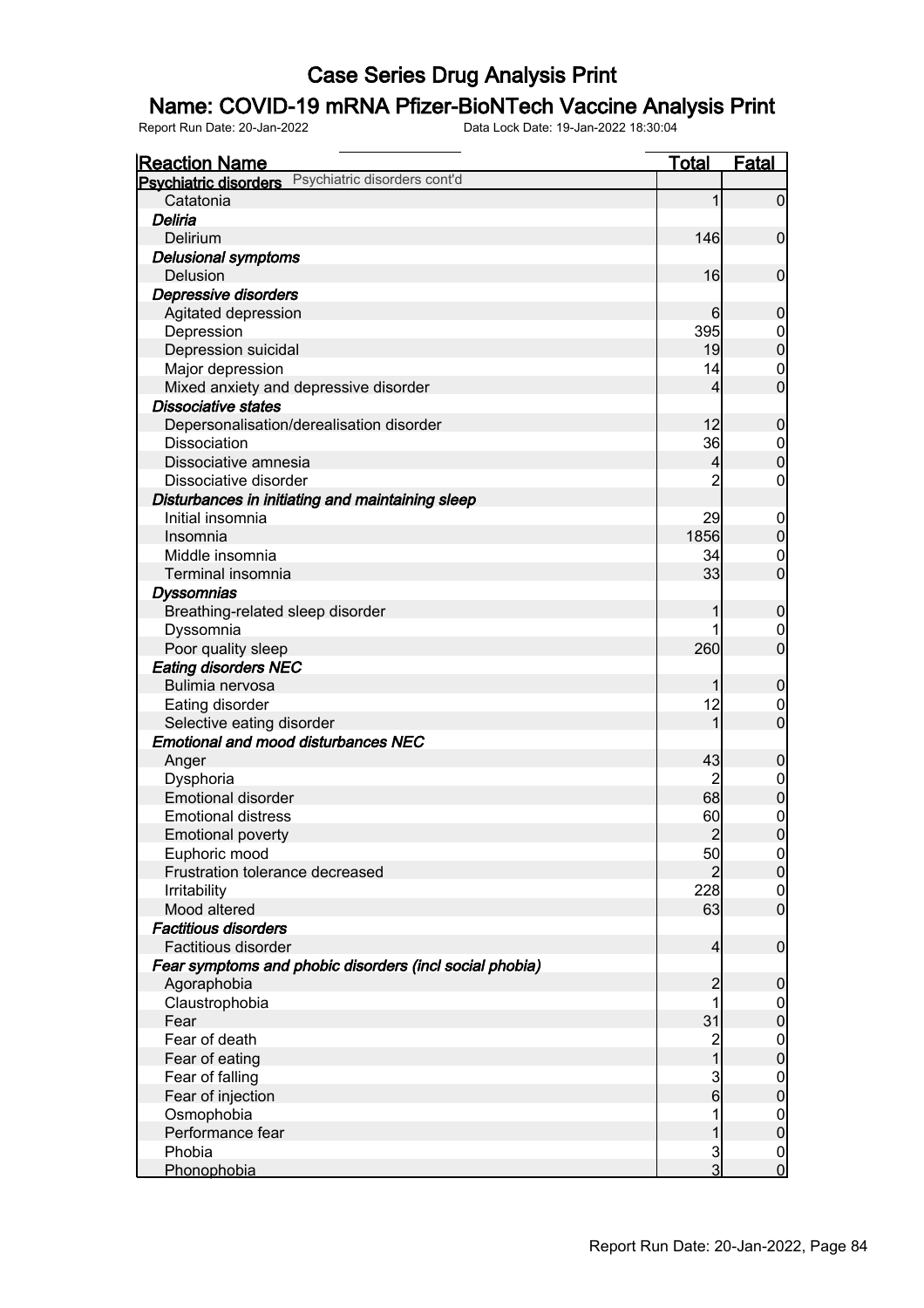# Case Series Drug Analysis Print

## Name: COVID-19 mRNA Pfizer-BioNTech Vaccine Analysis Print

Report Run Date: 20-Jan-2022 Data Lock Date: 19-Jan-2022 18:30:04

| Reaction Name | Total | Fatal |
|---|---|---|
| **Psychiatric disorders** Psychiatric disorders cont'd | | |
| Catatonia | 1 | 0 |
| ***Deliria*** | | |
| Delirium | 146 | 0 |
| ***Delusional symptoms*** | | |
| Delusion | 16 | 0 |
| ***Depressive disorders*** | | |
| Agitated depression | 6 | 0 |
| Depression | 395 | 0 |
| Depression suicidal | 19 | 0 |
| Major depression | 14 | 0 |
| Mixed anxiety and depressive disorder | 4 | 0 |
| ***Dissociative states*** | | |
| Depersonalisation/derealisation disorder | 12 | 0 |
| Dissociation | 36 | 0 |
| Dissociative amnesia | 4 | 0 |
| Dissociative disorder | 2 | 0 |
| ***Disturbances in initiating and maintaining sleep*** | | |
| Initial insomnia | 29 | 0 |
| Insomnia | 1856 | 0 |
| Middle insomnia | 34 | 0 |
| Terminal insomnia | 33 | 0 |
| ***Dyssomnias*** | | |
| Breathing-related sleep disorder | 1 | 0 |
| Dyssomnia | 1 | 0 |
| Poor quality sleep | 260 | 0 |
| ***Eating disorders NEC*** | | |
| Bulimia nervosa | 1 | 0 |
| Eating disorder | 12 | 0 |
| Selective eating disorder | 1 | 0 |
| ***Emotional and mood disturbances NEC*** | | |
| Anger | 43 | 0 |
| Dysphoria | 2 | 0 |
| Emotional disorder | 68 | 0 |
| Emotional distress | 60 | 0 |
| Emotional poverty | 2 | 0 |
| Euphoric mood | 50 | 0 |
| Frustration tolerance decreased | 2 | 0 |
| Irritability | 228 | 0 |
| Mood altered | 63 | 0 |
| ***Factitious disorders*** | | |
| Factitious disorder | 4 | 0 |
| ***Fear symptoms and phobic disorders (incl social phobia)*** | | |
| Agoraphobia | 2 | 0 |
| Claustrophobia | 1 | 0 |
| Fear | 31 | 0 |
| Fear of death | 2 | 0 |
| Fear of eating | 1 | 0 |
| Fear of falling | 3 | 0 |
| Fear of injection | 6 | 0 |
| Osmophobia | 1 | 0 |
| Performance fear | 1 | 0 |
| Phobia | 3 | 0 |
| Phonophobia | 3 | 0 |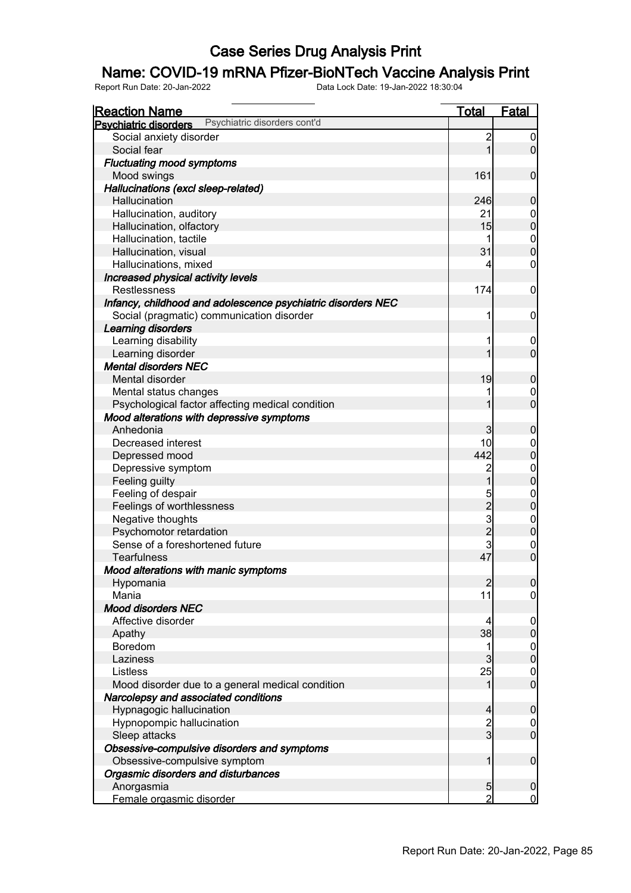# Case Series Drug Analysis Print

## Name: COVID-19 mRNA Pfizer-BioNTech Vaccine Analysis Print

Report Run Date: 20-Jan-2022 Data Lock Date: 19-Jan-2022 18:30:04

| Reaction Name | Total | Fatal |
|---|---|---|
| **Psychiatric disorders** Psychiatric disorders cont'd | | |
| Social anxiety disorder | 2 | 0 |
| Social fear | 1 | 0 |
| ***Fluctuating mood symptoms*** | | |
| Mood swings | 161 | 0 |
| ***Hallucinations (excl sleep-related)*** | | |
| Hallucination | 246 | 0 |
| Hallucination, auditory | 21 | 0 |
| Hallucination, olfactory | 15 | 0 |
| Hallucination, tactile | 1 | 0 |
| Hallucination, visual | 31 | 0 |
| Hallucinations, mixed | 4 | 0 |
| ***Increased physical activity levels*** | | |
| Restlessness | 174 | 0 |
| ***Infancy, childhood and adolescence psychiatric disorders NEC*** | | |
| Social (pragmatic) communication disorder | 1 | 0 |
| ***Learning disorders*** | | |
| Learning disability | 1 | 0 |
| Learning disorder | 1 | 0 |
| ***Mental disorders NEC*** | | |
| Mental disorder | 19 | 0 |
| Mental status changes | 1 | 0 |
| Psychological factor affecting medical condition | 1 | 0 |
| ***Mood alterations with depressive symptoms*** | | |
| Anhedonia | 3 | 0 |
| Decreased interest | 10 | 0 |
| Depressed mood | 442 | 0 |
| Depressive symptom | 2 | 0 |
| Feeling guilty | 1 | 0 |
| Feeling of despair | 5 | 0 |
| Feelings of worthlessness | 2 | 0 |
| Negative thoughts | 3 | 0 |
| Psychomotor retardation | 2 | 0 |
| Sense of a foreshortened future | 3 | 0 |
| Tearfulness | 47 | 0 |
| ***Mood alterations with manic symptoms*** | | |
| Hypomania | 2 | 0 |
| Mania | 11 | 0 |
| ***Mood disorders NEC*** | | |
| Affective disorder | 4 | 0 |
| Apathy | 38 | 0 |
| Boredom | 1 | 0 |
| Laziness | 3 | 0 |
| Listless | 25 | 0 |
| Mood disorder due to a general medical condition | 1 | 0 |
| ***Narcolepsy and associated conditions*** | | |
| Hypnagogic hallucination | 4 | 0 |
| Hypnopompic hallucination | 2 | 0 |
| Sleep attacks | 3 | 0 |
| ***Obsessive-compulsive disorders and symptoms*** | | |
| Obsessive-compulsive symptom | 1 | 0 |
| ***Orgasmic disorders and disturbances*** | | |
| Anorgasmia | 5 | 0 |
| Female orgasmic disorder | 2 | 0 |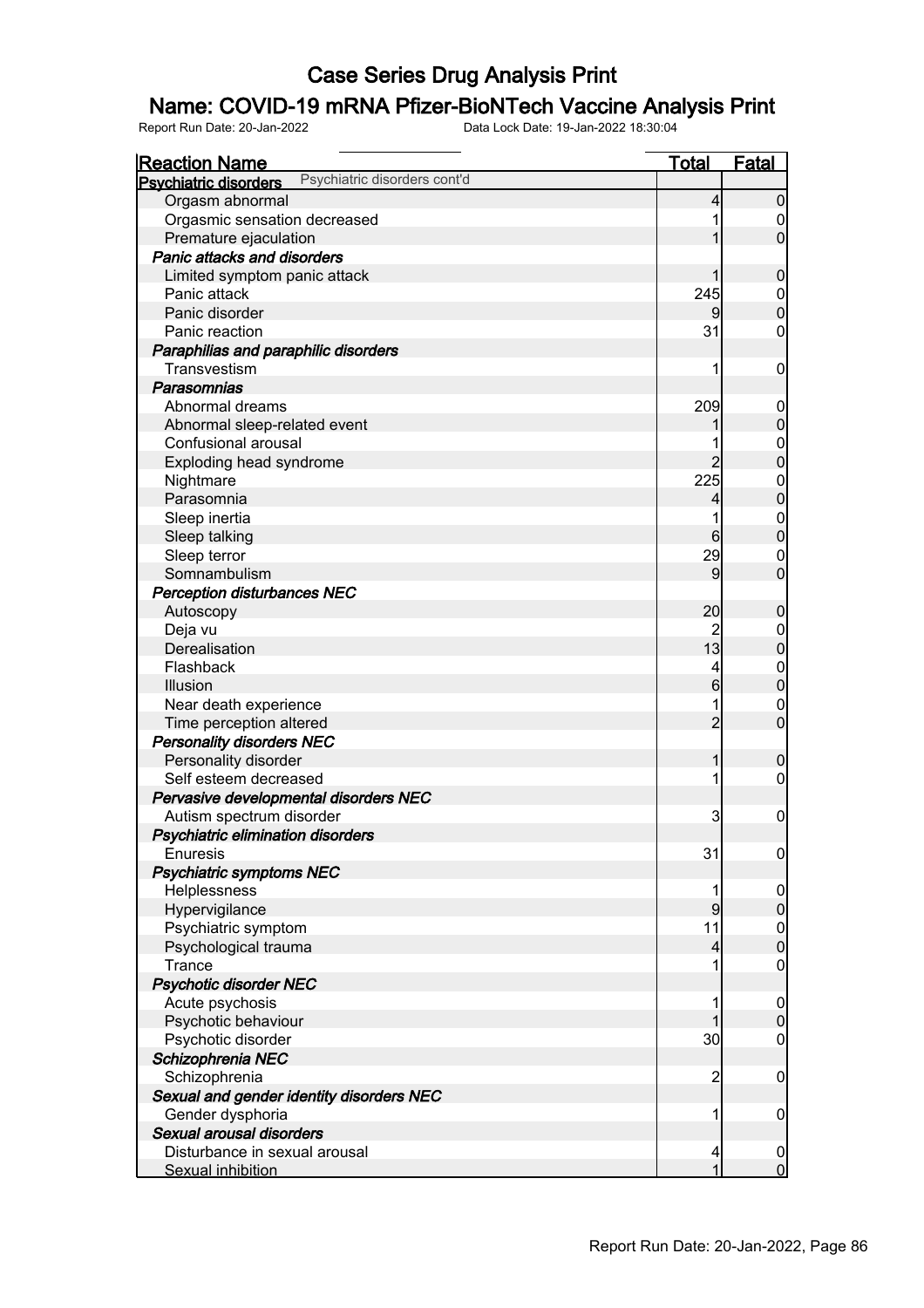# Case Series Drug Analysis Print

## Name: COVID-19 mRNA Pfizer-BioNTech Vaccine Analysis Print

Report Run Date: 20-Jan-2022 Data Lock Date: 19-Jan-2022 18:30:04

| Reaction Name | Total | Fatal |
|---|---|---|
| **Psychiatric disorders** Psychiatric disorders cont'd | | |
| Orgasm abnormal | 4 | 0 |
| Orgasmic sensation decreased | 1 | 0 |
| Premature ejaculation | 1 | 0 |
| ***Panic attacks and disorders*** | | |
| Limited symptom panic attack | 1 | 0 |
| Panic attack | 245 | 0 |
| Panic disorder | 9 | 0 |
| Panic reaction | 31 | 0 |
| ***Paraphilias and paraphilic disorders*** | | |
| Transvestism | 1 | 0 |
| ***Parasomnias*** | | |
| Abnormal dreams | 209 | 0 |
| Abnormal sleep-related event | 1 | 0 |
| Confusional arousal | 1 | 0 |
| Exploding head syndrome | 2 | 0 |
| Nightmare | 225 | 0 |
| Parasomnia | 4 | 0 |
| Sleep inertia | 1 | 0 |
| Sleep talking | 6 | 0 |
| Sleep terror | 29 | 0 |
| Somnambulism | 9 | 0 |
| ***Perception disturbances NEC*** | | |
| Autoscopy | 20 | 0 |
| Deja vu | 2 | 0 |
| Derealisation | 13 | 0 |
| Flashback | 4 | 0 |
| Illusion | 6 | 0 |
| Near death experience | 1 | 0 |
| Time perception altered | 2 | 0 |
| ***Personality disorders NEC*** | | |
| Personality disorder | 1 | 0 |
| Self esteem decreased | 1 | 0 |
| ***Pervasive developmental disorders NEC*** | | |
| Autism spectrum disorder | 3 | 0 |
| ***Psychiatric elimination disorders*** | | |
| Enuresis | 31 | 0 |
| ***Psychiatric symptoms NEC*** | | |
| Helplessness | 1 | 0 |
| Hypervigilance | 9 | 0 |
| Psychiatric symptom | 11 | 0 |
| Psychological trauma | 4 | 0 |
| Trance | 1 | 0 |
| ***Psychotic disorder NEC*** | | |
| Acute psychosis | 1 | 0 |
| Psychotic behaviour | 1 | 0 |
| Psychotic disorder | 30 | 0 |
| ***Schizophrenia NEC*** | | |
| Schizophrenia | 2 | 0 |
| ***Sexual and gender identity disorders NEC*** | | |
| Gender dysphoria | 1 | 0 |
| ***Sexual arousal disorders*** | | |
| Disturbance in sexual arousal | 4 | 0 |
| Sexual inhibition | 1 | 0 |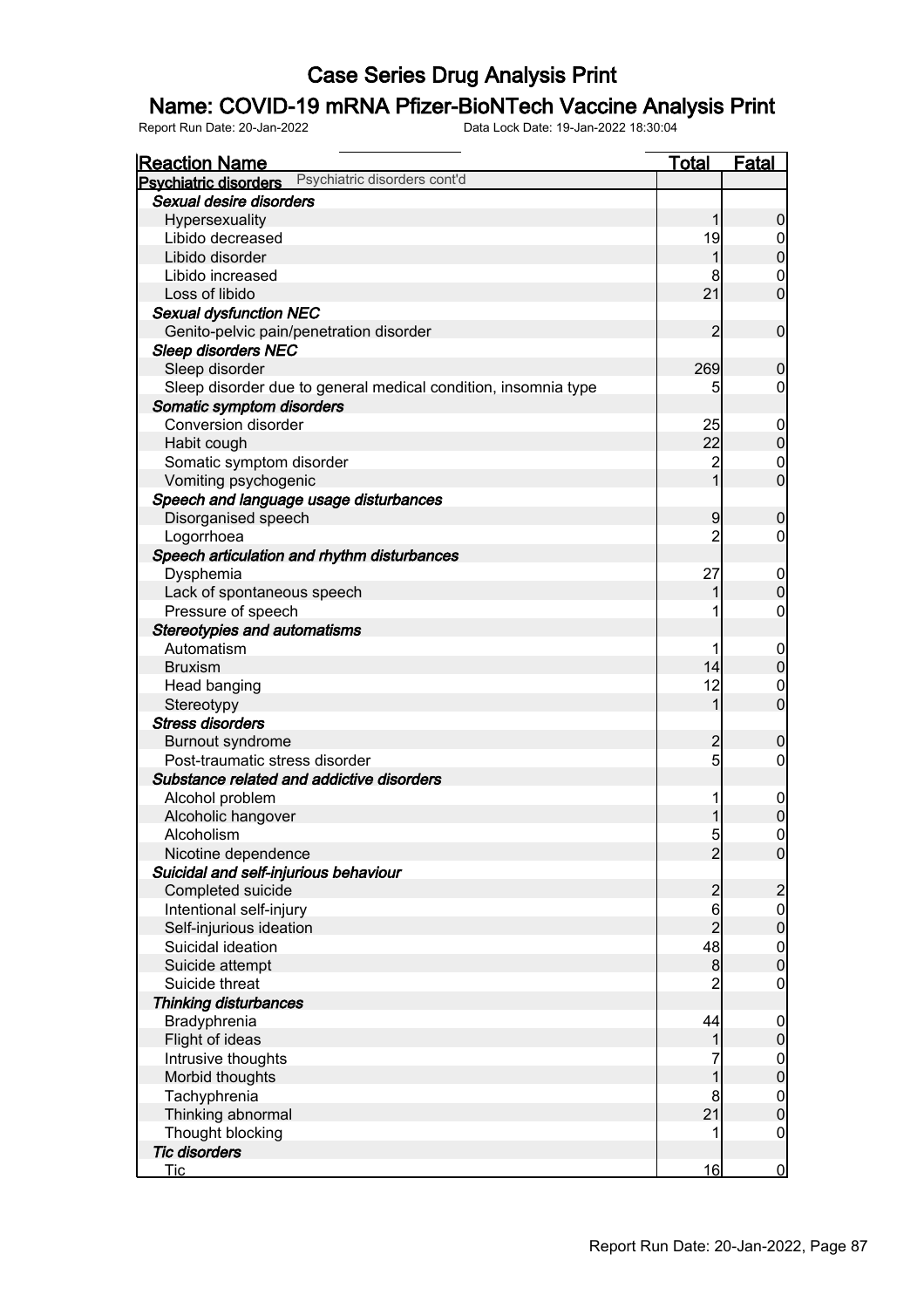# Case Series Drug Analysis Print

## Name: COVID-19 mRNA Pfizer-BioNTech Vaccine Analysis Print

Report Run Date: 20-Jan-2022    Data Lock Date: 19-Jan-2022 18:30:04

| Reaction Name | Total | Fatal |
|---|---|---|
| **Psychiatric disorders** Psychiatric disorders cont'd | | |
| ***Sexual desire disorders*** | | |
| Hypersexuality | 1 | 0 |
| Libido decreased | 19 | 0 |
| Libido disorder | 1 | 0 |
| Libido increased | 8 | 0 |
| Loss of libido | 21 | 0 |
| ***Sexual dysfunction NEC*** | | |
| Genito-pelvic pain/penetration disorder | 2 | 0 |
| ***Sleep disorders NEC*** | | |
| Sleep disorder | 269 | 0 |
| Sleep disorder due to general medical condition, insomnia type | 5 | 0 |
| ***Somatic symptom disorders*** | | |
| Conversion disorder | 25 | 0 |
| Habit cough | 22 | 0 |
| Somatic symptom disorder | 2 | 0 |
| Vomiting psychogenic | 1 | 0 |
| ***Speech and language usage disturbances*** | | |
| Disorganised speech | 9 | 0 |
| Logorrhoea | 2 | 0 |
| ***Speech articulation and rhythm disturbances*** | | |
| Dysphemia | 27 | 0 |
| Lack of spontaneous speech | 1 | 0 |
| Pressure of speech | 1 | 0 |
| ***Stereotypies and automatisms*** | | |
| Automatism | 1 | 0 |
| Bruxism | 14 | 0 |
| Head banging | 12 | 0 |
| Stereotypy | 1 | 0 |
| ***Stress disorders*** | | |
| Burnout syndrome | 2 | 0 |
| Post-traumatic stress disorder | 5 | 0 |
| ***Substance related and addictive disorders*** | | |
| Alcohol problem | 1 | 0 |
| Alcoholic hangover | 1 | 0 |
| Alcoholism | 5 | 0 |
| Nicotine dependence | 2 | 0 |
| ***Suicidal and self-injurious behaviour*** | | |
| Completed suicide | 2 | 2 |
| Intentional self-injury | 6 | 0 |
| Self-injurious ideation | 2 | 0 |
| Suicidal ideation | 48 | 0 |
| Suicide attempt | 8 | 0 |
| Suicide threat | 2 | 0 |
| ***Thinking disturbances*** | | |
| Bradyphrenia | 44 | 0 |
| Flight of ideas | 1 | 0 |
| Intrusive thoughts | 7 | 0 |
| Morbid thoughts | 1 | 0 |
| Tachyphrenia | 8 | 0 |
| Thinking abnormal | 21 | 0 |
| Thought blocking | 1 | 0 |
| ***Tic disorders*** | | |
| Tic | 16 | 0 |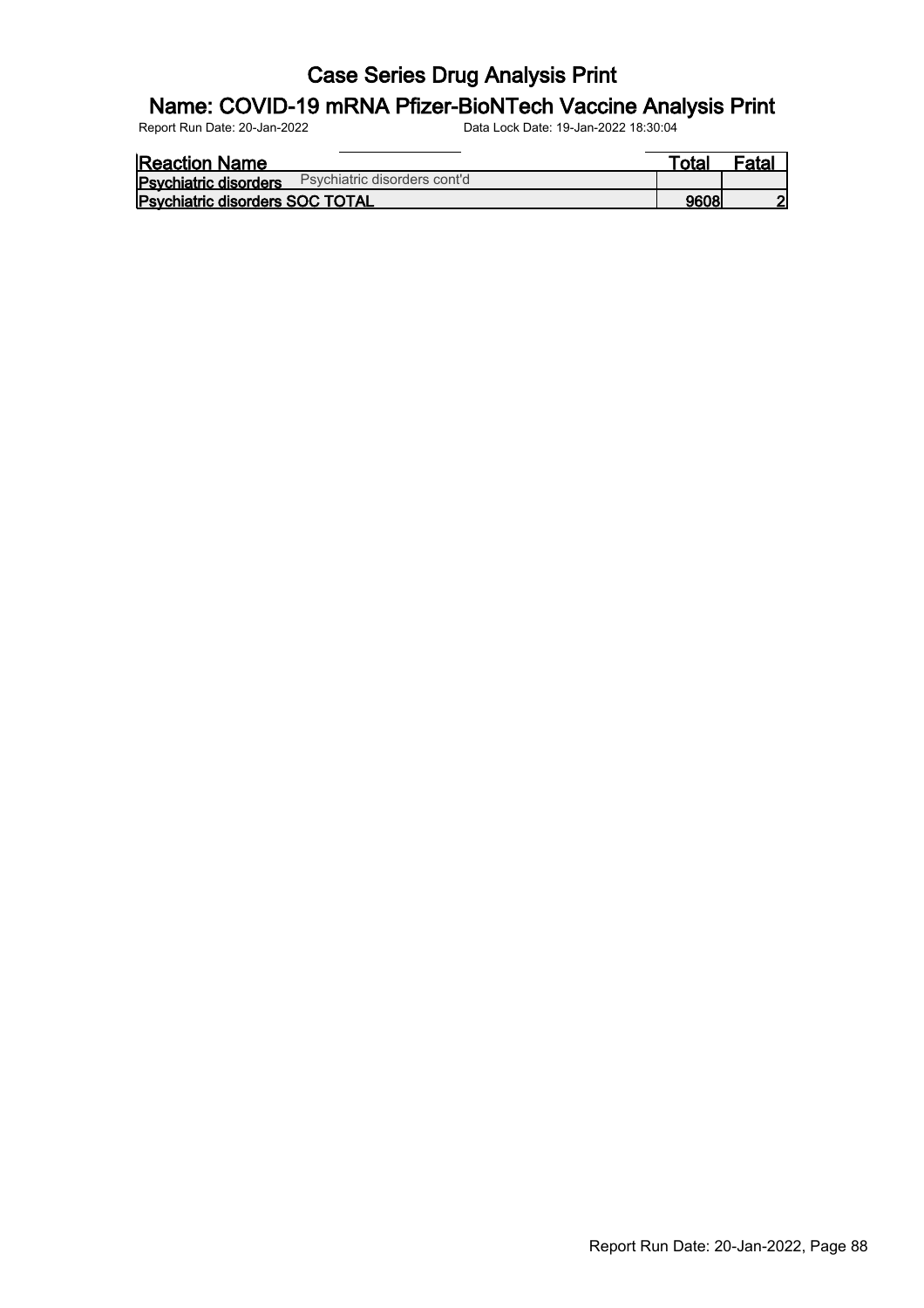# Case Series Drug Analysis Print

## Name: COVID-19 mRNA Pfizer-BioNTech Vaccine Analysis Print

Report Run Date: 20-Jan-2022 Data Lock Date: 19-Jan-2022 18:30:04

| Reaction Name | Total | Fatal |
|---|---|---|
| **Psychiatric disorders** Psychiatric disorders cont'd | | |
| **Psychiatric disorders SOC TOTAL** | **9608** | **2** |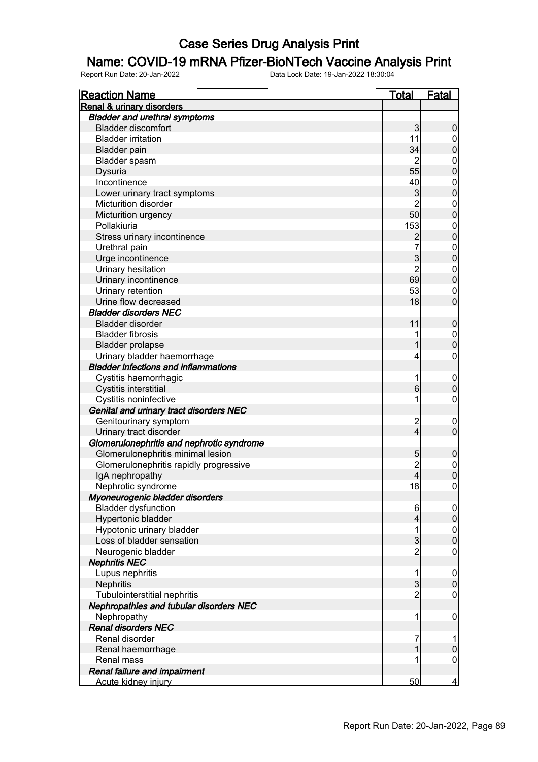# Case Series Drug Analysis Print

## Name: COVID-19 mRNA Pfizer-BioNTech Vaccine Analysis Print

Report Run Date: 20-Jan-2022 Data Lock Date: 19-Jan-2022 18:30:04

| Reaction Name | Total | Fatal |
|---|---|---|
| **Renal & urinary disorders** | | |
| ***Bladder and urethral symptoms*** | | |
| Bladder discomfort | 3 | 0 |
| Bladder irritation | 11 | 0 |
| Bladder pain | 34 | 0 |
| Bladder spasm | 2 | 0 |
| Dysuria | 55 | 0 |
| Incontinence | 40 | 0 |
| Lower urinary tract symptoms | 3 | 0 |
| Micturition disorder | 2 | 0 |
| Micturition urgency | 50 | 0 |
| Pollakiuria | 153 | 0 |
| Stress urinary incontinence | 2 | 0 |
| Urethral pain | 7 | 0 |
| Urge incontinence | 3 | 0 |
| Urinary hesitation | 2 | 0 |
| Urinary incontinence | 69 | 0 |
| Urinary retention | 53 | 0 |
| Urine flow decreased | 18 | 0 |
| ***Bladder disorders NEC*** | | |
| Bladder disorder | 11 | 0 |
| Bladder fibrosis | 1 | 0 |
| Bladder prolapse | 1 | 0 |
| Urinary bladder haemorrhage | 4 | 0 |
| ***Bladder infections and inflammations*** | | |
| Cystitis haemorrhagic | 1 | 0 |
| Cystitis interstitial | 6 | 0 |
| Cystitis noninfective | 1 | 0 |
| ***Genital and urinary tract disorders NEC*** | | |
| Genitourinary symptom | 2 | 0 |
| Urinary tract disorder | 4 | 0 |
| ***Glomerulonephritis and nephrotic syndrome*** | | |
| Glomerulonephritis minimal lesion | 5 | 0 |
| Glomerulonephritis rapidly progressive | 2 | 0 |
| IgA nephropathy | 4 | 0 |
| Nephrotic syndrome | 18 | 0 |
| ***Myoneurogenic bladder disorders*** | | |
| Bladder dysfunction | 6 | 0 |
| Hypertonic bladder | 4 | 0 |
| Hypotonic urinary bladder | 1 | 0 |
| Loss of bladder sensation | 3 | 0 |
| Neurogenic bladder | 2 | 0 |
| ***Nephritis NEC*** | | |
| Lupus nephritis | 1 | 0 |
| Nephritis | 3 | 0 |
| Tubulointerstitial nephritis | 2 | 0 |
| ***Nephropathies and tubular disorders NEC*** | | |
| Nephropathy | 1 | 0 |
| ***Renal disorders NEC*** | | |
| Renal disorder | 7 | 1 |
| Renal haemorrhage | 1 | 0 |
| Renal mass | 1 | 0 |
| ***Renal failure and impairment*** | | |
| Acute kidney injury | 50 | 4 |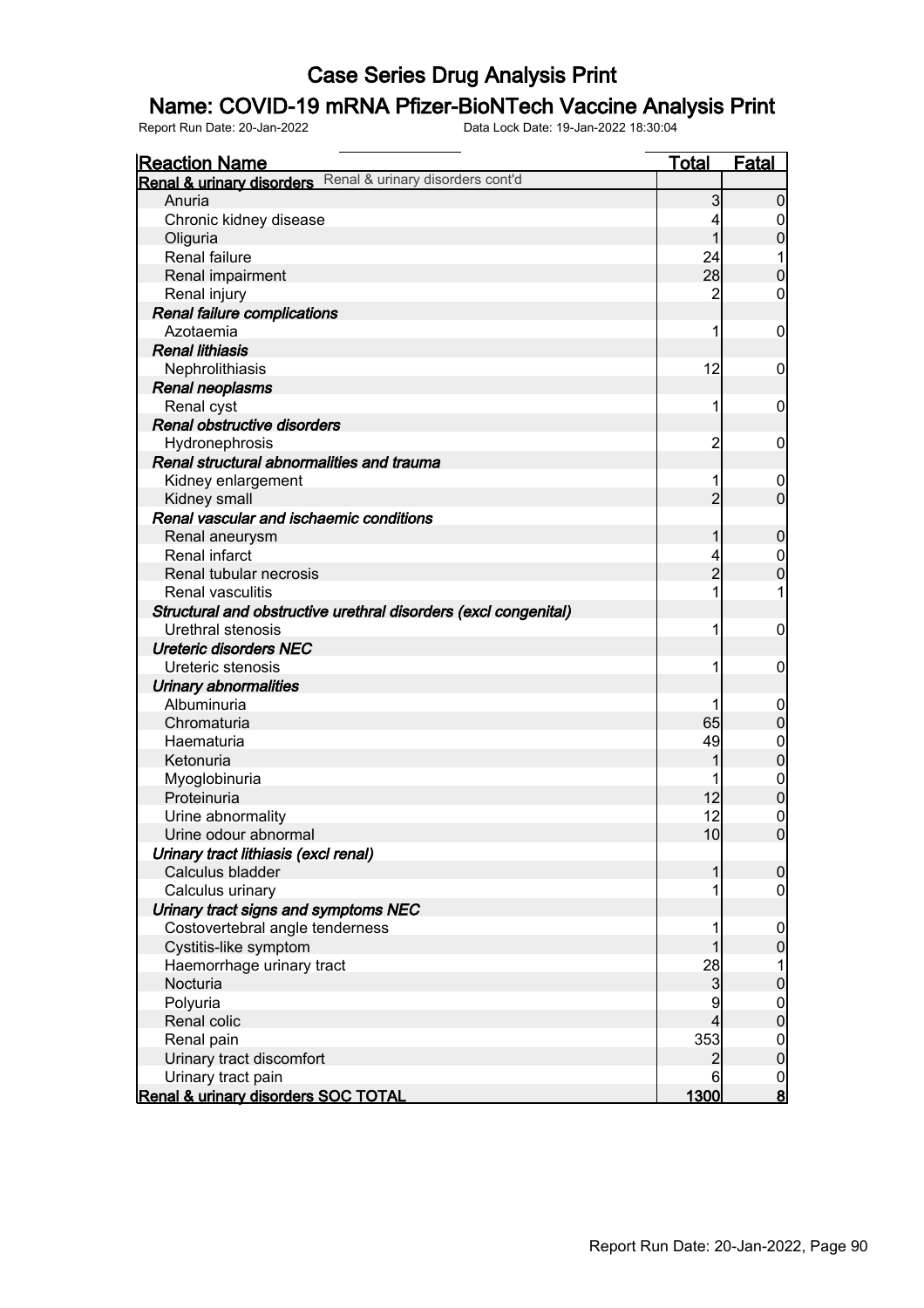# Case Series Drug Analysis Print

## Name: COVID-19 mRNA Pfizer-BioNTech Vaccine Analysis Print

Report Run Date: 20-Jan-2022 Data Lock Date: 19-Jan-2022 18:30:04

| Reaction Name | Total | Fatal |
|---|---|---|
| **Renal & urinary disorders** Renal & urinary disorders cont'd | | |
| Anuria | 3 | 0 |
| Chronic kidney disease | 4 | 0 |
| Oliguria | 1 | 0 |
| Renal failure | 24 | 1 |
| Renal impairment | 28 | 0 |
| Renal injury | 2 | 0 |
| ***Renal failure complications*** | | |
| Azotaemia | 1 | 0 |
| ***Renal lithiasis*** | | |
| Nephrolithiasis | 12 | 0 |
| ***Renal neoplasms*** | | |
| Renal cyst | 1 | 0 |
| ***Renal obstructive disorders*** | | |
| Hydronephrosis | 2 | 0 |
| ***Renal structural abnormalities and trauma*** | | |
| Kidney enlargement | 1 | 0 |
| Kidney small | 2 | 0 |
| ***Renal vascular and ischaemic conditions*** | | |
| Renal aneurysm | 1 | 0 |
| Renal infarct | 4 | 0 |
| Renal tubular necrosis | 2 | 0 |
| Renal vasculitis | 1 | 1 |
| ***Structural and obstructive urethral disorders (excl congenital)*** | | |
| Urethral stenosis | 1 | 0 |
| ***Ureteric disorders NEC*** | | |
| Ureteric stenosis | 1 | 0 |
| ***Urinary abnormalities*** | | |
| Albuminuria | 1 | 0 |
| Chromaturia | 65 | 0 |
| Haematuria | 49 | 0 |
| Ketonuria | 1 | 0 |
| Myoglobinuria | 1 | 0 |
| Proteinuria | 12 | 0 |
| Urine abnormality | 12 | 0 |
| Urine odour abnormal | 10 | 0 |
| ***Urinary tract lithiasis (excl renal)*** | | |
| Calculus bladder | 1 | 0 |
| Calculus urinary | 1 | 0 |
| ***Urinary tract signs and symptoms NEC*** | | |
| Costovertebral angle tenderness | 1 | 0 |
| Cystitis-like symptom | 1 | 0 |
| Haemorrhage urinary tract | 28 | 1 |
| Nocturia | 3 | 0 |
| Polyuria | 9 | 0 |
| Renal colic | 4 | 0 |
| Renal pain | 353 | 0 |
| Urinary tract discomfort | 2 | 0 |
| Urinary tract pain | 6 | 0 |
| **Renal & urinary disorders SOC TOTAL** | **1300** | **8** |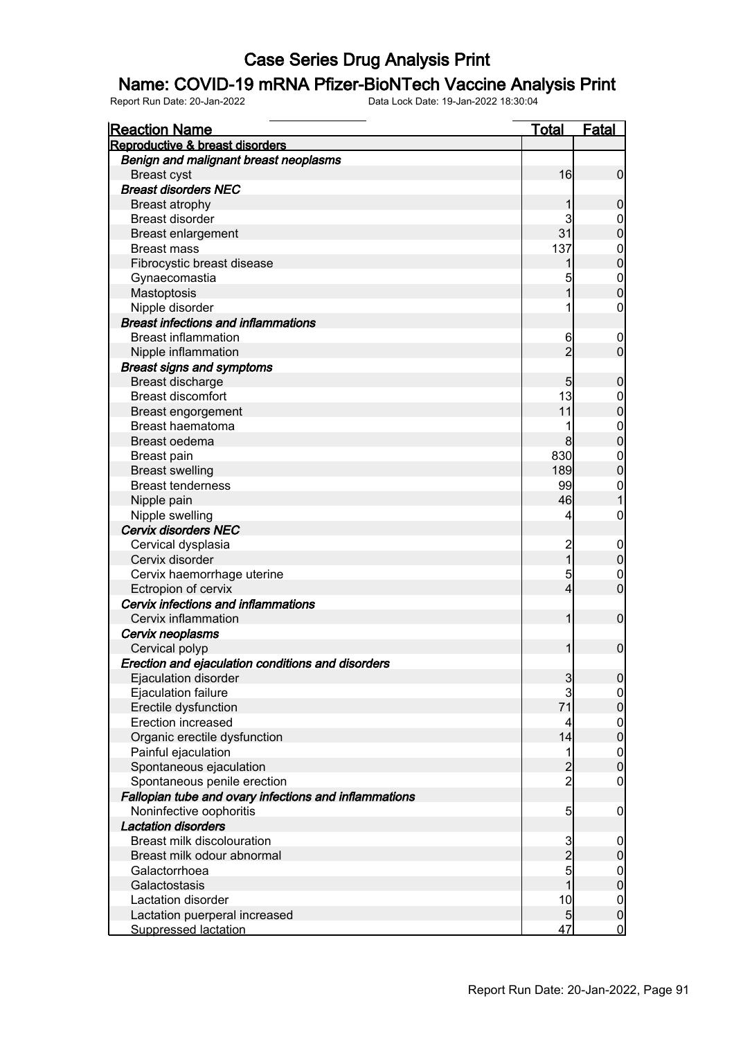# Case Series Drug Analysis Print

## Name: COVID-19 mRNA Pfizer-BioNTech Vaccine Analysis Print

Report Run Date: 20-Jan-2022    Data Lock Date: 19-Jan-2022 18:30:04

| Reaction Name | Total | Fatal |
|---|---|---|
| **Reproductive & breast disorders** | | |
| ***Benign and malignant breast neoplasms*** | | |
| Breast cyst | 16 | 0 |
| ***Breast disorders NEC*** | | |
| Breast atrophy | 1 | 0 |
| Breast disorder | 3 | 0 |
| Breast enlargement | 31 | 0 |
| Breast mass | 137 | 0 |
| Fibrocystic breast disease | 1 | 0 |
| Gynaecomastia | 5 | 0 |
| Mastoptosis | 1 | 0 |
| Nipple disorder | 1 | 0 |
| ***Breast infections and inflammations*** | | |
| Breast inflammation | 6 | 0 |
| Nipple inflammation | 2 | 0 |
| ***Breast signs and symptoms*** | | |
| Breast discharge | 5 | 0 |
| Breast discomfort | 13 | 0 |
| Breast engorgement | 11 | 0 |
| Breast haematoma | 1 | 0 |
| Breast oedema | 8 | 0 |
| Breast pain | 830 | 0 |
| Breast swelling | 189 | 0 |
| Breast tenderness | 99 | 0 |
| Nipple pain | 46 | 1 |
| Nipple swelling | 4 | 0 |
| ***Cervix disorders NEC*** | | |
| Cervical dysplasia | 2 | 0 |
| Cervix disorder | 1 | 0 |
| Cervix haemorrhage uterine | 5 | 0 |
| Ectropion of cervix | 4 | 0 |
| ***Cervix infections and inflammations*** | | |
| Cervix inflammation | 1 | 0 |
| ***Cervix neoplasms*** | | |
| Cervical polyp | 1 | 0 |
| ***Erection and ejaculation conditions and disorders*** | | |
| Ejaculation disorder | 3 | 0 |
| Ejaculation failure | 3 | 0 |
| Erectile dysfunction | 71 | 0 |
| Erection increased | 4 | 0 |
| Organic erectile dysfunction | 14 | 0 |
| Painful ejaculation | 1 | 0 |
| Spontaneous ejaculation | 2 | 0 |
| Spontaneous penile erection | 2 | 0 |
| ***Fallopian tube and ovary infections and inflammations*** | | |
| Noninfective oophoritis | 5 | 0 |
| ***Lactation disorders*** | | |
| Breast milk discolouration | 3 | 0 |
| Breast milk odour abnormal | 2 | 0 |
| Galactorrhoea | 5 | 0 |
| Galactostasis | 1 | 0 |
| Lactation disorder | 10 | 0 |
| Lactation puerperal increased | 5 | 0 |
| Suppressed lactation | 47 | 0 |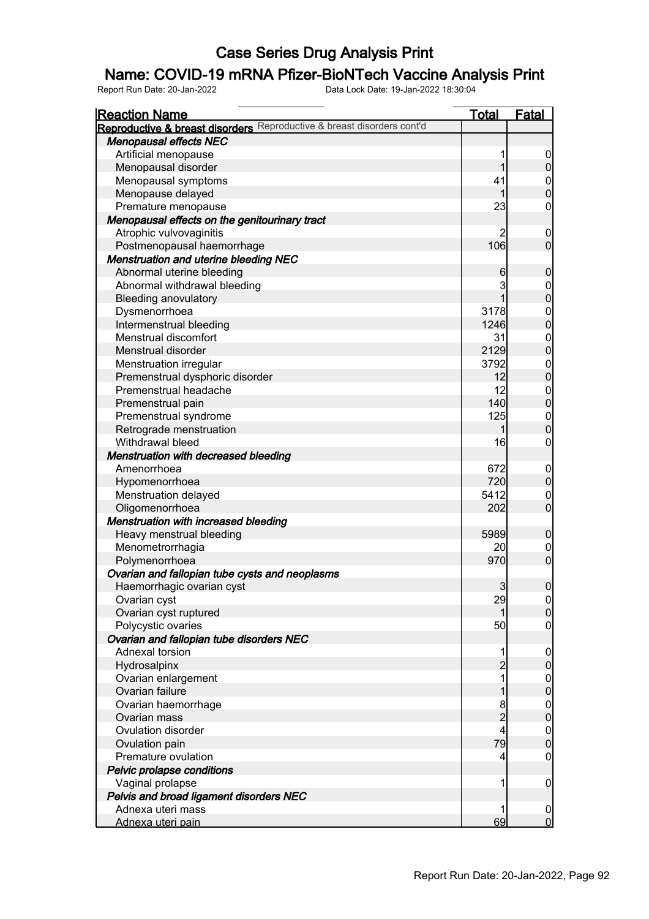# Case Series Drug Analysis Print

## Name: COVID-19 mRNA Pfizer-BioNTech Vaccine Analysis Print

Report Run Date: 20-Jan-2022 &nbsp;&nbsp;&nbsp;&nbsp; Data Lock Date: 19-Jan-2022 18:30:04

| Reaction Name | Total | Fatal |
|---|---|---|
| **Reproductive & breast disorders** Reproductive & breast disorders cont'd | | |
| ***Menopausal effects NEC*** | | |
| Artificial menopause | 1 | 0 |
| Menopausal disorder | 1 | 0 |
| Menopausal symptoms | 41 | 0 |
| Menopause delayed | 1 | 0 |
| Premature menopause | 23 | 0 |
| ***Menopausal effects on the genitourinary tract*** | | |
| Atrophic vulvovaginitis | 2 | 0 |
| Postmenopausal haemorrhage | 106 | 0 |
| ***Menstruation and uterine bleeding NEC*** | | |
| Abnormal uterine bleeding | 6 | 0 |
| Abnormal withdrawal bleeding | 3 | 0 |
| Bleeding anovulatory | 1 | 0 |
| Dysmenorrhoea | 3178 | 0 |
| Intermenstrual bleeding | 1246 | 0 |
| Menstrual discomfort | 31 | 0 |
| Menstrual disorder | 2129 | 0 |
| Menstruation irregular | 3792 | 0 |
| Premenstrual dysphoric disorder | 12 | 0 |
| Premenstrual headache | 12 | 0 |
| Premenstrual pain | 140 | 0 |
| Premenstrual syndrome | 125 | 0 |
| Retrograde menstruation | 1 | 0 |
| Withdrawal bleed | 16 | 0 |
| ***Menstruation with decreased bleeding*** | | |
| Amenorrhoea | 672 | 0 |
| Hypomenorrhoea | 720 | 0 |
| Menstruation delayed | 5412 | 0 |
| Oligomenorrhoea | 202 | 0 |
| ***Menstruation with increased bleeding*** | | |
| Heavy menstrual bleeding | 5989 | 0 |
| Menometrorrhagia | 20 | 0 |
| Polymenorrhoea | 970 | 0 |
| ***Ovarian and fallopian tube cysts and neoplasms*** | | |
| Haemorrhagic ovarian cyst | 3 | 0 |
| Ovarian cyst | 29 | 0 |
| Ovarian cyst ruptured | 1 | 0 |
| Polycystic ovaries | 50 | 0 |
| ***Ovarian and fallopian tube disorders NEC*** | | |
| Adnexal torsion | 1 | 0 |
| Hydrosalpinx | 2 | 0 |
| Ovarian enlargement | 1 | 0 |
| Ovarian failure | 1 | 0 |
| Ovarian haemorrhage | 8 | 0 |
| Ovarian mass | 2 | 0 |
| Ovulation disorder | 4 | 0 |
| Ovulation pain | 79 | 0 |
| Premature ovulation | 4 | 0 |
| ***Pelvic prolapse conditions*** | | |
| Vaginal prolapse | 1 | 0 |
| ***Pelvis and broad ligament disorders NEC*** | | |
| Adnexa uteri mass | 1 | 0 |
| Adnexa uteri pain | 69 | 0 |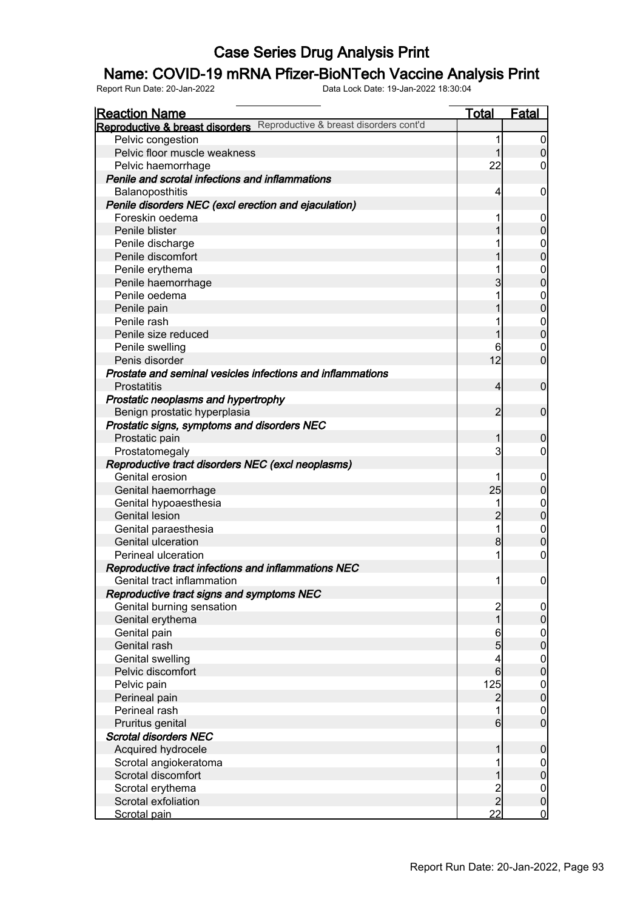# Case Series Drug Analysis Print

## Name: COVID-19 mRNA Pfizer-BioNTech Vaccine Analysis Print

Report Run Date: 20-Jan-2022        Data Lock Date: 19-Jan-2022 18:30:04

| Reaction Name | Total | Fatal |
|---|---|---|
| **Reproductive & breast disorders** Reproductive & breast disorders cont'd | | |
| Pelvic congestion | 1 | 0 |
| Pelvic floor muscle weakness | 1 | 0 |
| Pelvic haemorrhage | 22 | 0 |
| ***Penile and scrotal infections and inflammations*** | | |
| Balanoposthitis | 4 | 0 |
| ***Penile disorders NEC (excl erection and ejaculation)*** | | |
| Foreskin oedema | 1 | 0 |
| Penile blister | 1 | 0 |
| Penile discharge | 1 | 0 |
| Penile discomfort | 1 | 0 |
| Penile erythema | 1 | 0 |
| Penile haemorrhage | 3 | 0 |
| Penile oedema | 1 | 0 |
| Penile pain | 1 | 0 |
| Penile rash | 1 | 0 |
| Penile size reduced | 1 | 0 |
| Penile swelling | 6 | 0 |
| Penis disorder | 12 | 0 |
| ***Prostate and seminal vesicles infections and inflammations*** | | |
| Prostatitis | 4 | 0 |
| ***Prostatic neoplasms and hypertrophy*** | | |
| Benign prostatic hyperplasia | 2 | 0 |
| ***Prostatic signs, symptoms and disorders NEC*** | | |
| Prostatic pain | 1 | 0 |
| Prostatomegaly | 3 | 0 |
| ***Reproductive tract disorders NEC (excl neoplasms)*** | | |
| Genital erosion | 1 | 0 |
| Genital haemorrhage | 25 | 0 |
| Genital hypoaesthesia | 1 | 0 |
| Genital lesion | 2 | 0 |
| Genital paraesthesia | 1 | 0 |
| Genital ulceration | 8 | 0 |
| Perineal ulceration | 1 | 0 |
| ***Reproductive tract infections and inflammations NEC*** | | |
| Genital tract inflammation | 1 | 0 |
| ***Reproductive tract signs and symptoms NEC*** | | |
| Genital burning sensation | 2 | 0 |
| Genital erythema | 1 | 0 |
| Genital pain | 6 | 0 |
| Genital rash | 5 | 0 |
| Genital swelling | 4 | 0 |
| Pelvic discomfort | 6 | 0 |
| Pelvic pain | 125 | 0 |
| Perineal pain | 2 | 0 |
| Perineal rash | 1 | 0 |
| Pruritus genital | 6 | 0 |
| ***Scrotal disorders NEC*** | | |
| Acquired hydrocele | 1 | 0 |
| Scrotal angiokeratoma | 1 | 0 |
| Scrotal discomfort | 1 | 0 |
| Scrotal erythema | 2 | 0 |
| Scrotal exfoliation | 2 | 0 |
| Scrotal pain | 22 | 0 |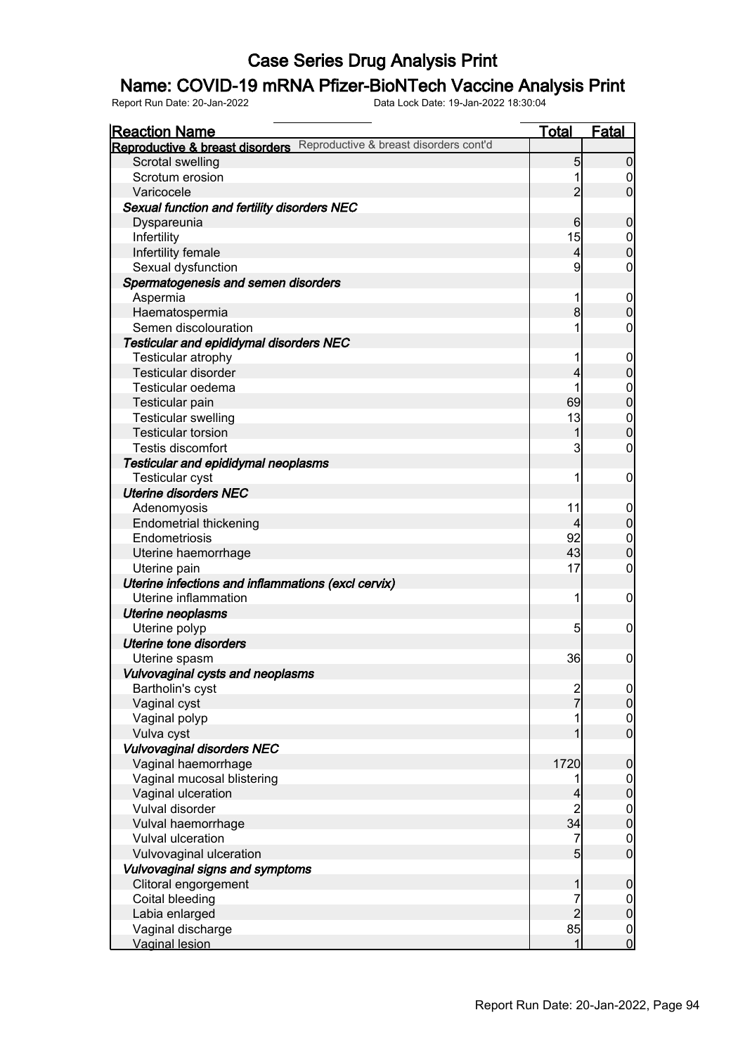# Case Series Drug Analysis Print

## Name: COVID-19 mRNA Pfizer-BioNTech Vaccine Analysis Print

Report Run Date: 20-Jan-2022 Data Lock Date: 19-Jan-2022 18:30:04

| Reaction Name | Total | Fatal |
|---|---|---|
| **Reproductive & breast disorders** Reproductive & breast disorders cont'd | | |
| Scrotal swelling | 5 | 0 |
| Scrotum erosion | 1 | 0 |
| Varicocele | 2 | 0 |
| ***Sexual function and fertility disorders NEC*** | | |
| Dyspareunia | 6 | 0 |
| Infertility | 15 | 0 |
| Infertility female | 4 | 0 |
| Sexual dysfunction | 9 | 0 |
| ***Spermatogenesis and semen disorders*** | | |
| Aspermia | 1 | 0 |
| Haematospermia | 8 | 0 |
| Semen discolouration | 1 | 0 |
| ***Testicular and epididymal disorders NEC*** | | |
| Testicular atrophy | 1 | 0 |
| Testicular disorder | 4 | 0 |
| Testicular oedema | 1 | 0 |
| Testicular pain | 69 | 0 |
| Testicular swelling | 13 | 0 |
| Testicular torsion | 1 | 0 |
| Testis discomfort | 3 | 0 |
| ***Testicular and epididymal neoplasms*** | | |
| Testicular cyst | 1 | 0 |
| ***Uterine disorders NEC*** | | |
| Adenomyosis | 11 | 0 |
| Endometrial thickening | 4 | 0 |
| Endometriosis | 92 | 0 |
| Uterine haemorrhage | 43 | 0 |
| Uterine pain | 17 | 0 |
| ***Uterine infections and inflammations (excl cervix)*** | | |
| Uterine inflammation | 1 | 0 |
| ***Uterine neoplasms*** | | |
| Uterine polyp | 5 | 0 |
| ***Uterine tone disorders*** | | |
| Uterine spasm | 36 | 0 |
| ***Vulvovaginal cysts and neoplasms*** | | |
| Bartholin's cyst | 2 | 0 |
| Vaginal cyst | 7 | 0 |
| Vaginal polyp | 1 | 0 |
| Vulva cyst | 1 | 0 |
| ***Vulvovaginal disorders NEC*** | | |
| Vaginal haemorrhage | 1720 | 0 |
| Vaginal mucosal blistering | 1 | 0 |
| Vaginal ulceration | 4 | 0 |
| Vulval disorder | 2 | 0 |
| Vulval haemorrhage | 34 | 0 |
| Vulval ulceration | 7 | 0 |
| Vulvovaginal ulceration | 5 | 0 |
| ***Vulvovaginal signs and symptoms*** | | |
| Clitoral engorgement | 1 | 0 |
| Coital bleeding | 7 | 0 |
| Labia enlarged | 2 | 0 |
| Vaginal discharge | 85 | 0 |
| Vaginal lesion | 1 | 0 |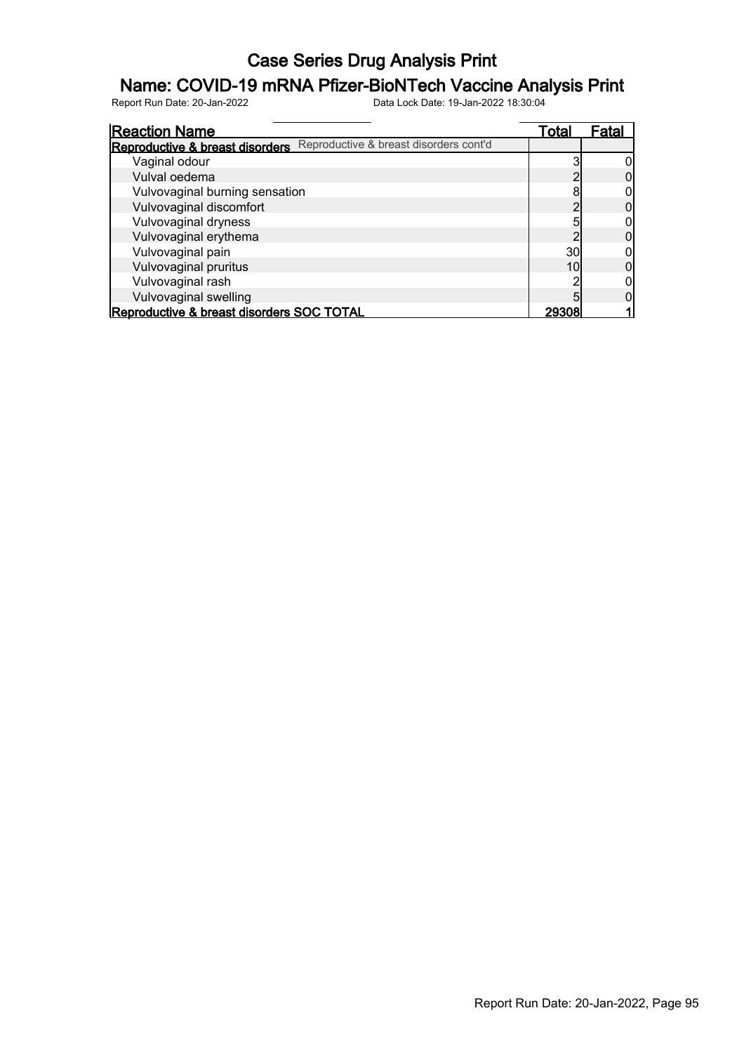# Case Series Drug Analysis Print

## Name: COVID-19 mRNA Pfizer-BioNTech Vaccine Analysis Print

Report Run Date: 20-Jan-2022    Data Lock Date: 19-Jan-2022 18:30:04

| Reaction Name | Total | Fatal |
|---|---|---|
| **Reproductive & breast disorders** Reproductive & breast disorders cont'd | | |
| Vaginal odour | 3 | 0 |
| Vulval oedema | 2 | 0 |
| Vulvovaginal burning sensation | 8 | 0 |
| Vulvovaginal discomfort | 2 | 0 |
| Vulvovaginal dryness | 5 | 0 |
| Vulvovaginal erythema | 2 | 0 |
| Vulvovaginal pain | 30 | 0 |
| Vulvovaginal pruritus | 10 | 0 |
| Vulvovaginal rash | 2 | 0 |
| Vulvovaginal swelling | 5 | 0 |
| **Reproductive & breast disorders SOC TOTAL** | **29308** | **1** |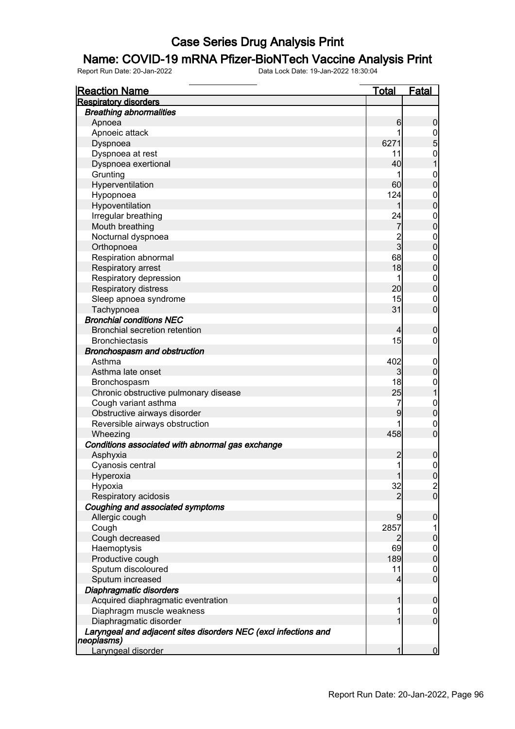# Case Series Drug Analysis Print

## Name: COVID-19 mRNA Pfizer-BioNTech Vaccine Analysis Print

Report Run Date: 20-Jan-2022    Data Lock Date: 19-Jan-2022 18:30:04

| Reaction Name | Total | Fatal |
|---|---|---|
| **Respiratory disorders** | | |
| ***Breathing abnormalities*** | | |
| Apnoea | 6 | 0 |
| Apnoeic attack | 1 | 0 |
| Dyspnoea | 6271 | 5 |
| Dyspnoea at rest | 11 | 0 |
| Dyspnoea exertional | 40 | 1 |
| Grunting | 1 | 0 |
| Hyperventilation | 60 | 0 |
| Hypopnoea | 124 | 0 |
| Hypoventilation | 1 | 0 |
| Irregular breathing | 24 | 0 |
| Mouth breathing | 7 | 0 |
| Nocturnal dyspnoea | 2 | 0 |
| Orthopnoea | 3 | 0 |
| Respiration abnormal | 68 | 0 |
| Respiratory arrest | 18 | 0 |
| Respiratory depression | 1 | 0 |
| Respiratory distress | 20 | 0 |
| Sleep apnoea syndrome | 15 | 0 |
| Tachypnoea | 31 | 0 |
| ***Bronchial conditions NEC*** | | |
| Bronchial secretion retention | 4 | 0 |
| Bronchiectasis | 15 | 0 |
| ***Bronchospasm and obstruction*** | | |
| Asthma | 402 | 0 |
| Asthma late onset | 3 | 0 |
| Bronchospasm | 18 | 0 |
| Chronic obstructive pulmonary disease | 25 | 1 |
| Cough variant asthma | 7 | 0 |
| Obstructive airways disorder | 9 | 0 |
| Reversible airways obstruction | 1 | 0 |
| Wheezing | 458 | 0 |
| ***Conditions associated with abnormal gas exchange*** | | |
| Asphyxia | 2 | 0 |
| Cyanosis central | 1 | 0 |
| Hyperoxia | 1 | 0 |
| Hypoxia | 32 | 2 |
| Respiratory acidosis | 2 | 0 |
| ***Coughing and associated symptoms*** | | |
| Allergic cough | 9 | 0 |
| Cough | 2857 | 1 |
| Cough decreased | 2 | 0 |
| Haemoptysis | 69 | 0 |
| Productive cough | 189 | 0 |
| Sputum discoloured | 11 | 0 |
| Sputum increased | 4 | 0 |
| ***Diaphragmatic disorders*** | | |
| Acquired diaphragmatic eventration | 1 | 0 |
| Diaphragm muscle weakness | 1 | 0 |
| Diaphragmatic disorder | 1 | 0 |
| ***Laryngeal and adjacent sites disorders NEC (excl infections and neoplasms)*** | | |
| Laryngeal disorder | 1 | 0 |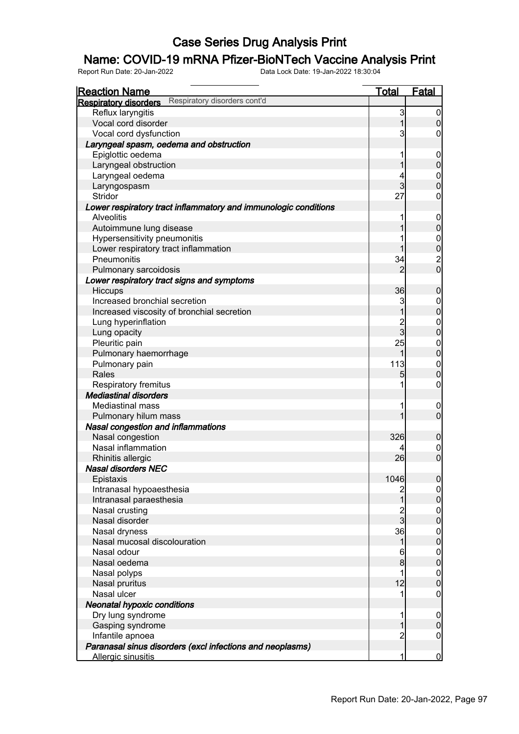# Case Series Drug Analysis Print

## Name: COVID-19 mRNA Pfizer-BioNTech Vaccine Analysis Print

Report Run Date: 20-Jan-2022    Data Lock Date: 19-Jan-2022 18:30:04

| Reaction Name | Total | Fatal |
|---|---|---|
| **Respiratory disorders** Respiratory disorders cont'd | | |
| Reflux laryngitis | 3 | 0 |
| Vocal cord disorder | 1 | 0 |
| Vocal cord dysfunction | 3 | 0 |
| ***Laryngeal spasm, oedema and obstruction*** | | |
| Epiglottic oedema | 1 | 0 |
| Laryngeal obstruction | 1 | 0 |
| Laryngeal oedema | 4 | 0 |
| Laryngospasm | 3 | 0 |
| Stridor | 27 | 0 |
| ***Lower respiratory tract inflammatory and immunologic conditions*** | | |
| Alveolitis | 1 | 0 |
| Autoimmune lung disease | 1 | 0 |
| Hypersensitivity pneumonitis | 1 | 0 |
| Lower respiratory tract inflammation | 1 | 0 |
| Pneumonitis | 34 | 2 |
| Pulmonary sarcoidosis | 2 | 0 |
| ***Lower respiratory tract signs and symptoms*** | | |
| Hiccups | 36 | 0 |
| Increased bronchial secretion | 3 | 0 |
| Increased viscosity of bronchial secretion | 1 | 0 |
| Lung hyperinflation | 2 | 0 |
| Lung opacity | 3 | 0 |
| Pleuritic pain | 25 | 0 |
| Pulmonary haemorrhage | 1 | 0 |
| Pulmonary pain | 113 | 0 |
| Rales | 5 | 0 |
| Respiratory fremitus | 1 | 0 |
| ***Mediastinal disorders*** | | |
| Mediastinal mass | 1 | 0 |
| Pulmonary hilum mass | 1 | 0 |
| ***Nasal congestion and inflammations*** | | |
| Nasal congestion | 326 | 0 |
| Nasal inflammation | 4 | 0 |
| Rhinitis allergic | 26 | 0 |
| ***Nasal disorders NEC*** | | |
| Epistaxis | 1046 | 0 |
| Intranasal hypoaesthesia | 2 | 0 |
| Intranasal paraesthesia | 1 | 0 |
| Nasal crusting | 2 | 0 |
| Nasal disorder | 3 | 0 |
| Nasal dryness | 36 | 0 |
| Nasal mucosal discolouration | 1 | 0 |
| Nasal odour | 6 | 0 |
| Nasal oedema | 8 | 0 |
| Nasal polyps | 1 | 0 |
| Nasal pruritus | 12 | 0 |
| Nasal ulcer | 1 | 0 |
| ***Neonatal hypoxic conditions*** | | |
| Dry lung syndrome | 1 | 0 |
| Gasping syndrome | 1 | 0 |
| Infantile apnoea | 2 | 0 |
| ***Paranasal sinus disorders (excl infections and neoplasms)*** | | |
| Allergic sinusitis | 1 | 0 |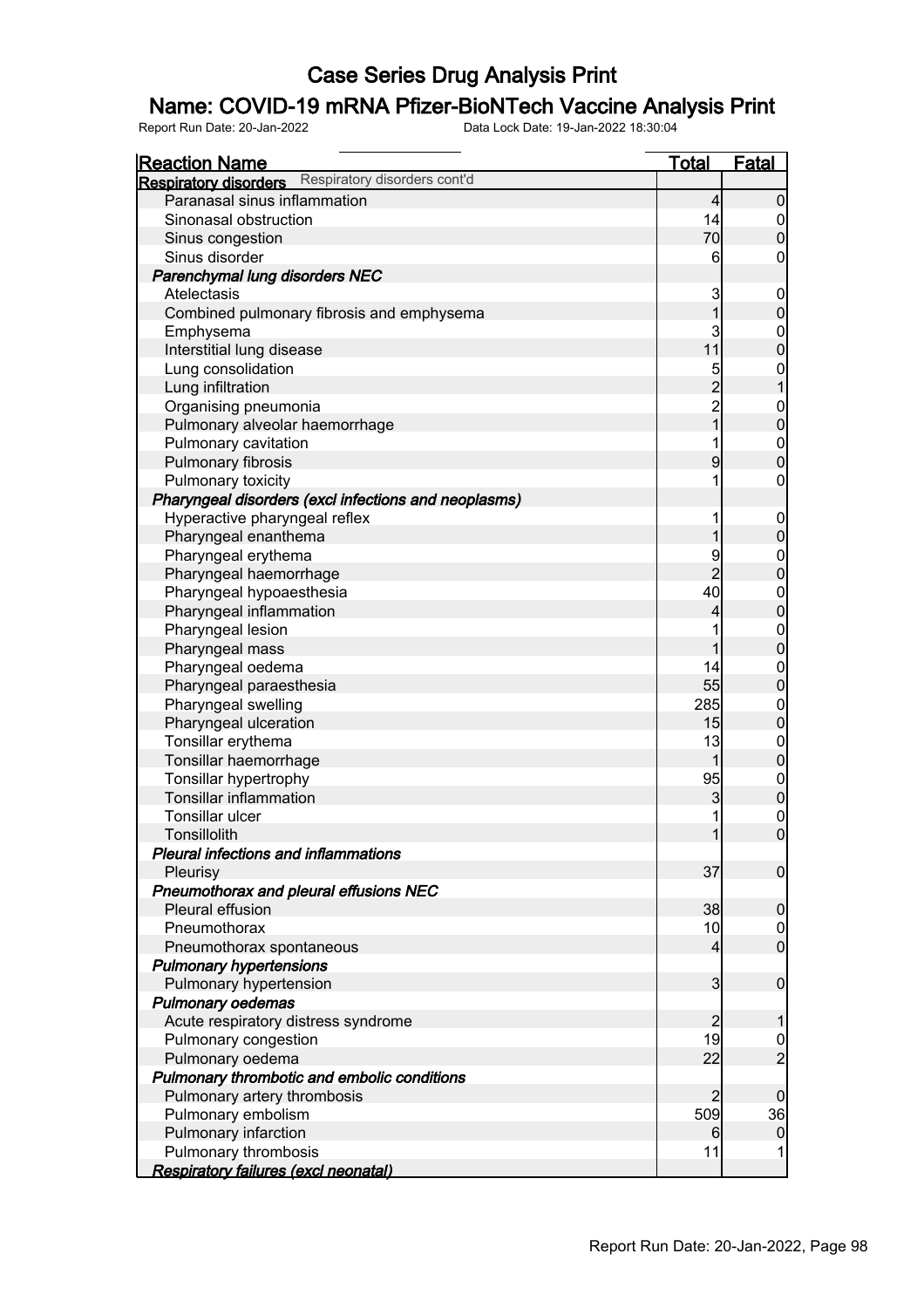# Case Series Drug Analysis Print

## Name: COVID-19 mRNA Pfizer-BioNTech Vaccine Analysis Print

Report Run Date: 20-Jan-2022 Data Lock Date: 19-Jan-2022 18:30:04

| Reaction Name | Total | Fatal |
|---|---|---|
| **Respiratory disorders** Respiratory disorders cont'd | | |
| Paranasal sinus inflammation | 4 | 0 |
| Sinonasal obstruction | 14 | 0 |
| Sinus congestion | 70 | 0 |
| Sinus disorder | 6 | 0 |
| ***Parenchymal lung disorders NEC*** | | |
| Atelectasis | 3 | 0 |
| Combined pulmonary fibrosis and emphysema | 1 | 0 |
| Emphysema | 3 | 0 |
| Interstitial lung disease | 11 | 0 |
| Lung consolidation | 5 | 0 |
| Lung infiltration | 2 | 1 |
| Organising pneumonia | 2 | 0 |
| Pulmonary alveolar haemorrhage | 1 | 0 |
| Pulmonary cavitation | 1 | 0 |
| Pulmonary fibrosis | 9 | 0 |
| Pulmonary toxicity | 1 | 0 |
| ***Pharyngeal disorders (excl infections and neoplasms)*** | | |
| Hyperactive pharyngeal reflex | 1 | 0 |
| Pharyngeal enanthema | 1 | 0 |
| Pharyngeal erythema | 9 | 0 |
| Pharyngeal haemorrhage | 2 | 0 |
| Pharyngeal hypoaesthesia | 40 | 0 |
| Pharyngeal inflammation | 4 | 0 |
| Pharyngeal lesion | 1 | 0 |
| Pharyngeal mass | 1 | 0 |
| Pharyngeal oedema | 14 | 0 |
| Pharyngeal paraesthesia | 55 | 0 |
| Pharyngeal swelling | 285 | 0 |
| Pharyngeal ulceration | 15 | 0 |
| Tonsillar erythema | 13 | 0 |
| Tonsillar haemorrhage | 1 | 0 |
| Tonsillar hypertrophy | 95 | 0 |
| Tonsillar inflammation | 3 | 0 |
| Tonsillar ulcer | 1 | 0 |
| Tonsillolith | 1 | 0 |
| ***Pleural infections and inflammations*** | | |
| Pleurisy | 37 | 0 |
| ***Pneumothorax and pleural effusions NEC*** | | |
| Pleural effusion | 38 | 0 |
| Pneumothorax | 10 | 0 |
| Pneumothorax spontaneous | 4 | 0 |
| ***Pulmonary hypertensions*** | | |
| Pulmonary hypertension | 3 | 0 |
| ***Pulmonary oedemas*** | | |
| Acute respiratory distress syndrome | 2 | 1 |
| Pulmonary congestion | 19 | 0 |
| Pulmonary oedema | 22 | 2 |
| ***Pulmonary thrombotic and embolic conditions*** | | |
| Pulmonary artery thrombosis | 2 | 0 |
| Pulmonary embolism | 509 | 36 |
| Pulmonary infarction | 6 | 0 |
| Pulmonary thrombosis | 11 | 1 |
| ***Respiratory failures (excl neonatal)*** | | |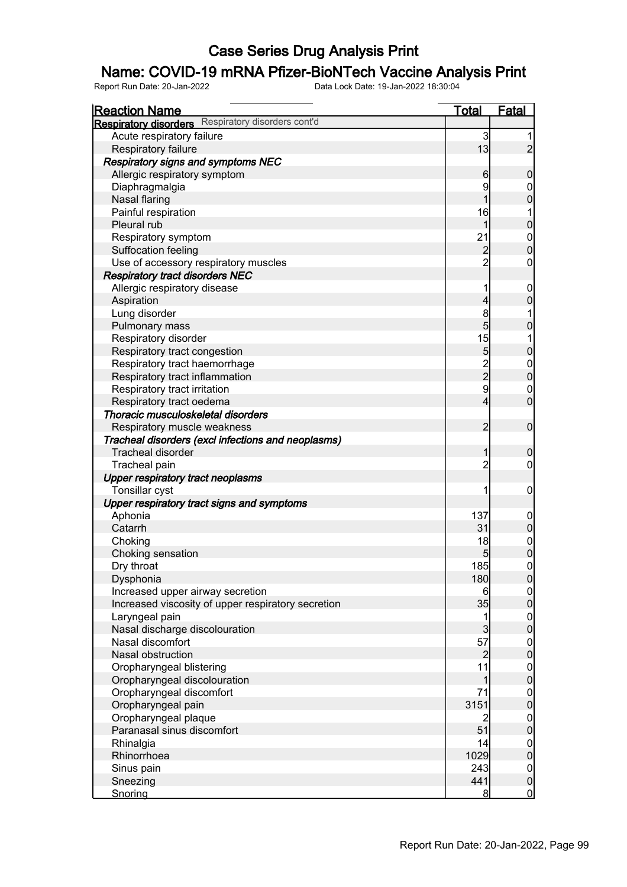# Case Series Drug Analysis Print

## Name: COVID-19 mRNA Pfizer-BioNTech Vaccine Analysis Print

Report Run Date: 20-Jan-2022    Data Lock Date: 19-Jan-2022 18:30:04

| Reaction Name | Total | Fatal |
|---|---|---|
| **Respiratory disorders** Respiratory disorders cont'd | | |
| Acute respiratory failure | 3 | 1 |
| Respiratory failure | 13 | 2 |
| ***Respiratory signs and symptoms NEC*** | | |
| Allergic respiratory symptom | 6 | 0 |
| Diaphragmalgia | 9 | 0 |
| Nasal flaring | 1 | 0 |
| Painful respiration | 16 | 1 |
| Pleural rub | 1 | 0 |
| Respiratory symptom | 21 | 0 |
| Suffocation feeling | 2 | 0 |
| Use of accessory respiratory muscles | 2 | 0 |
| ***Respiratory tract disorders NEC*** | | |
| Allergic respiratory disease | 1 | 0 |
| Aspiration | 4 | 0 |
| Lung disorder | 8 | 1 |
| Pulmonary mass | 5 | 0 |
| Respiratory disorder | 15 | 1 |
| Respiratory tract congestion | 5 | 0 |
| Respiratory tract haemorrhage | 2 | 0 |
| Respiratory tract inflammation | 2 | 0 |
| Respiratory tract irritation | 9 | 0 |
| Respiratory tract oedema | 4 | 0 |
| ***Thoracic musculoskeletal disorders*** | | |
| Respiratory muscle weakness | 2 | 0 |
| ***Tracheal disorders (excl infections and neoplasms)*** | | |
| Tracheal disorder | 1 | 0 |
| Tracheal pain | 2 | 0 |
| ***Upper respiratory tract neoplasms*** | | |
| Tonsillar cyst | 1 | 0 |
| ***Upper respiratory tract signs and symptoms*** | | |
| Aphonia | 137 | 0 |
| Catarrh | 31 | 0 |
| Choking | 18 | 0 |
| Choking sensation | 5 | 0 |
| Dry throat | 185 | 0 |
| Dysphonia | 180 | 0 |
| Increased upper airway secretion | 6 | 0 |
| Increased viscosity of upper respiratory secretion | 35 | 0 |
| Laryngeal pain | 1 | 0 |
| Nasal discharge discolouration | 3 | 0 |
| Nasal discomfort | 57 | 0 |
| Nasal obstruction | 2 | 0 |
| Oropharyngeal blistering | 11 | 0 |
| Oropharyngeal discolouration | 1 | 0 |
| Oropharyngeal discomfort | 71 | 0 |
| Oropharyngeal pain | 3151 | 0 |
| Oropharyngeal plaque | 2 | 0 |
| Paranasal sinus discomfort | 51 | 0 |
| Rhinalgia | 14 | 0 |
| Rhinorrhoea | 1029 | 0 |
| Sinus pain | 243 | 0 |
| Sneezing | 441 | 0 |
| Snoring | 8 | 0 |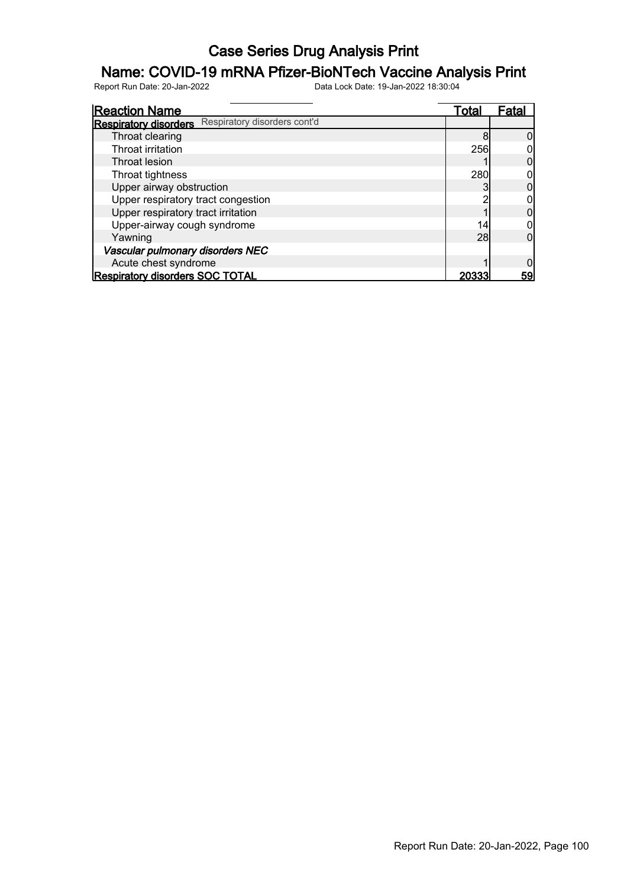# Case Series Drug Analysis Print

## Name: COVID-19 mRNA Pfizer-BioNTech Vaccine Analysis Print

Report Run Date: 20-Jan-2022 Data Lock Date: 19-Jan-2022 18:30:04

| Reaction Name | Total | Fatal |
|---|---|---|
| **Respiratory disorders** Respiratory disorders cont'd | | |
| Throat clearing | 8 | 0 |
| Throat irritation | 256 | 0 |
| Throat lesion | 1 | 0 |
| Throat tightness | 280 | 0 |
| Upper airway obstruction | 3 | 0 |
| Upper respiratory tract congestion | 2 | 0 |
| Upper respiratory tract irritation | 1 | 0 |
| Upper-airway cough syndrome | 14 | 0 |
| Yawning | 28 | 0 |
| ***Vascular pulmonary disorders NEC*** | | |
| Acute chest syndrome | 1 | 0 |
| **Respiratory disorders SOC TOTAL** | **20333** | **59** |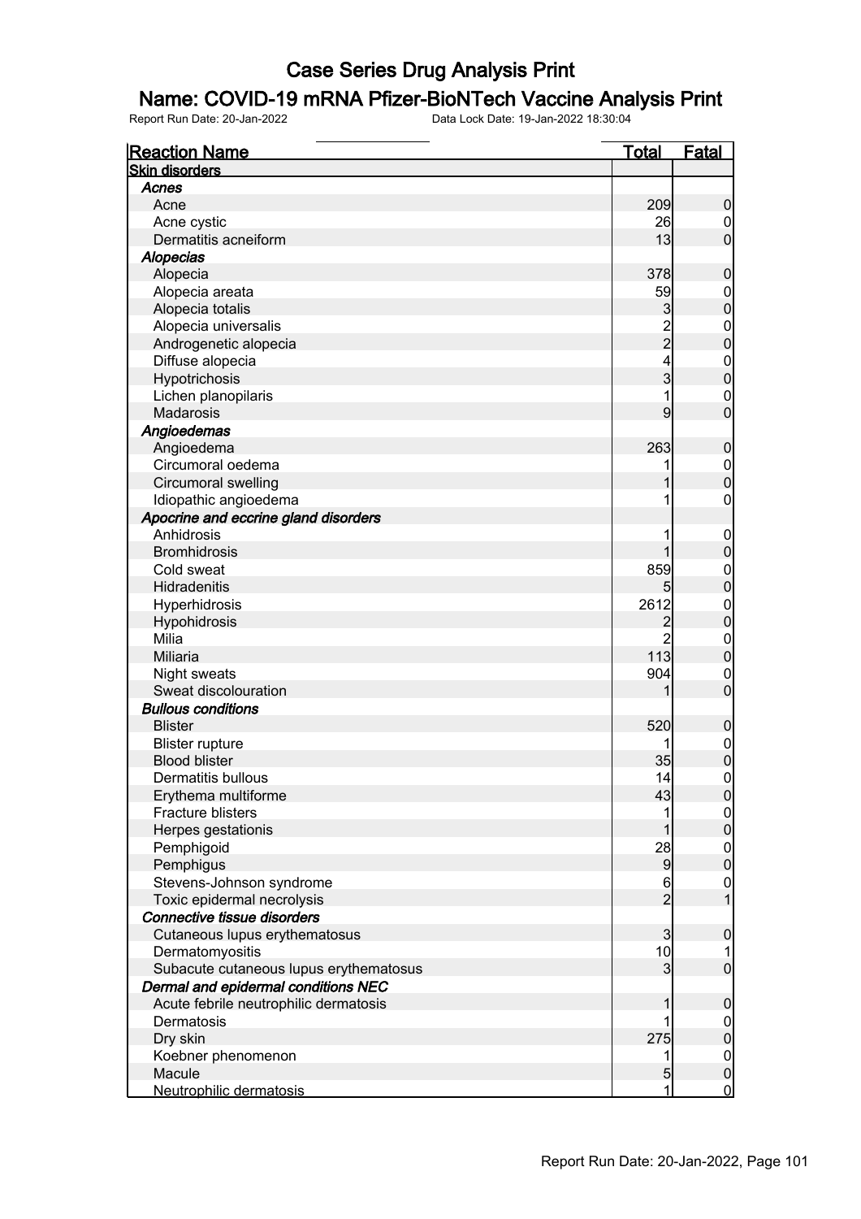# Case Series Drug Analysis Print

## Name: COVID-19 mRNA Pfizer-BioNTech Vaccine Analysis Print

Report Run Date: 20-Jan-2022 Data Lock Date: 19-Jan-2022 18:30:04

| Reaction Name | Total | Fatal |
|---|---|---|
| **Skin disorders** | | |
| ***Acnes*** | | |
| Acne | 209 | 0 |
| Acne cystic | 26 | 0 |
| Dermatitis acneiform | 13 | 0 |
| ***Alopecias*** | | |
| Alopecia | 378 | 0 |
| Alopecia areata | 59 | 0 |
| Alopecia totalis | 3 | 0 |
| Alopecia universalis | 2 | 0 |
| Androgenetic alopecia | 2 | 0 |
| Diffuse alopecia | 4 | 0 |
| Hypotrichosis | 3 | 0 |
| Lichen planopilaris | 1 | 0 |
| Madarosis | 9 | 0 |
| ***Angioedemas*** | | |
| Angioedema | 263 | 0 |
| Circumoral oedema | 1 | 0 |
| Circumoral swelling | 1 | 0 |
| Idiopathic angioedema | 1 | 0 |
| ***Apocrine and eccrine gland disorders*** | | |
| Anhidrosis | 1 | 0 |
| Bromhidrosis | 1 | 0 |
| Cold sweat | 859 | 0 |
| Hidradenitis | 5 | 0 |
| Hyperhidrosis | 2612 | 0 |
| Hypohidrosis | 2 | 0 |
| Milia | 2 | 0 |
| Miliaria | 113 | 0 |
| Night sweats | 904 | 0 |
| Sweat discolouration | 1 | 0 |
| ***Bullous conditions*** | | |
| Blister | 520 | 0 |
| Blister rupture | 1 | 0 |
| Blood blister | 35 | 0 |
| Dermatitis bullous | 14 | 0 |
| Erythema multiforme | 43 | 0 |
| Fracture blisters | 1 | 0 |
| Herpes gestationis | 1 | 0 |
| Pemphigoid | 28 | 0 |
| Pemphigus | 9 | 0 |
| Stevens-Johnson syndrome | 6 | 0 |
| Toxic epidermal necrolysis | 2 | 1 |
| ***Connective tissue disorders*** | | |
| Cutaneous lupus erythematosus | 3 | 0 |
| Dermatomyositis | 10 | 1 |
| Subacute cutaneous lupus erythematosus | 3 | 0 |
| ***Dermal and epidermal conditions NEC*** | | |
| Acute febrile neutrophilic dermatosis | 1 | 0 |
| Dermatosis | 1 | 0 |
| Dry skin | 275 | 0 |
| Koebner phenomenon | 1 | 0 |
| Macule | 5 | 0 |
| Neutrophilic dermatosis | 1 | 0 |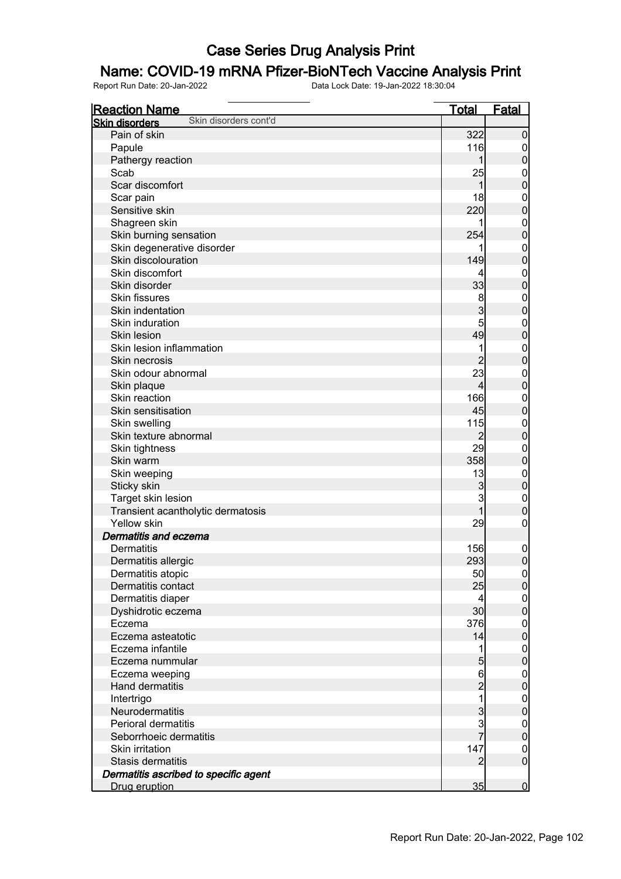# Case Series Drug Analysis Print

## Name: COVID-19 mRNA Pfizer-BioNTech Vaccine Analysis Print

Report Run Date: 20-Jan-2022 Data Lock Date: 19-Jan-2022 18:30:04

| Reaction Name | Total | Fatal |
|---|---|---|
| **Skin disorders** Skin disorders cont'd | | |
| Pain of skin | 322 | 0 |
| Papule | 116 | 0 |
| Pathergy reaction | 1 | 0 |
| Scab | 25 | 0 |
| Scar discomfort | 1 | 0 |
| Scar pain | 18 | 0 |
| Sensitive skin | 220 | 0 |
| Shagreen skin | 1 | 0 |
| Skin burning sensation | 254 | 0 |
| Skin degenerative disorder | 1 | 0 |
| Skin discolouration | 149 | 0 |
| Skin discomfort | 4 | 0 |
| Skin disorder | 33 | 0 |
| Skin fissures | 8 | 0 |
| Skin indentation | 3 | 0 |
| Skin induration | 5 | 0 |
| Skin lesion | 49 | 0 |
| Skin lesion inflammation | 1 | 0 |
| Skin necrosis | 2 | 0 |
| Skin odour abnormal | 23 | 0 |
| Skin plaque | 4 | 0 |
| Skin reaction | 166 | 0 |
| Skin sensitisation | 45 | 0 |
| Skin swelling | 115 | 0 |
| Skin texture abnormal | 2 | 0 |
| Skin tightness | 29 | 0 |
| Skin warm | 358 | 0 |
| Skin weeping | 13 | 0 |
| Sticky skin | 3 | 0 |
| Target skin lesion | 3 | 0 |
| Transient acantholytic dermatosis | 1 | 0 |
| Yellow skin | 29 | 0 |
| ***Dermatitis and eczema*** | | |
| Dermatitis | 156 | 0 |
| Dermatitis allergic | 293 | 0 |
| Dermatitis atopic | 50 | 0 |
| Dermatitis contact | 25 | 0 |
| Dermatitis diaper | 4 | 0 |
| Dyshidrotic eczema | 30 | 0 |
| Eczema | 376 | 0 |
| Eczema asteatotic | 14 | 0 |
| Eczema infantile | 1 | 0 |
| Eczema nummular | 5 | 0 |
| Eczema weeping | 6 | 0 |
| Hand dermatitis | 2 | 0 |
| Intertrigo | 1 | 0 |
| Neurodermatitis | 3 | 0 |
| Perioral dermatitis | 3 | 0 |
| Seborrhoeic dermatitis | 7 | 0 |
| Skin irritation | 147 | 0 |
| Stasis dermatitis | 2 | 0 |
| ***Dermatitis ascribed to specific agent*** | | |
| Drug eruption | 35 | 0 |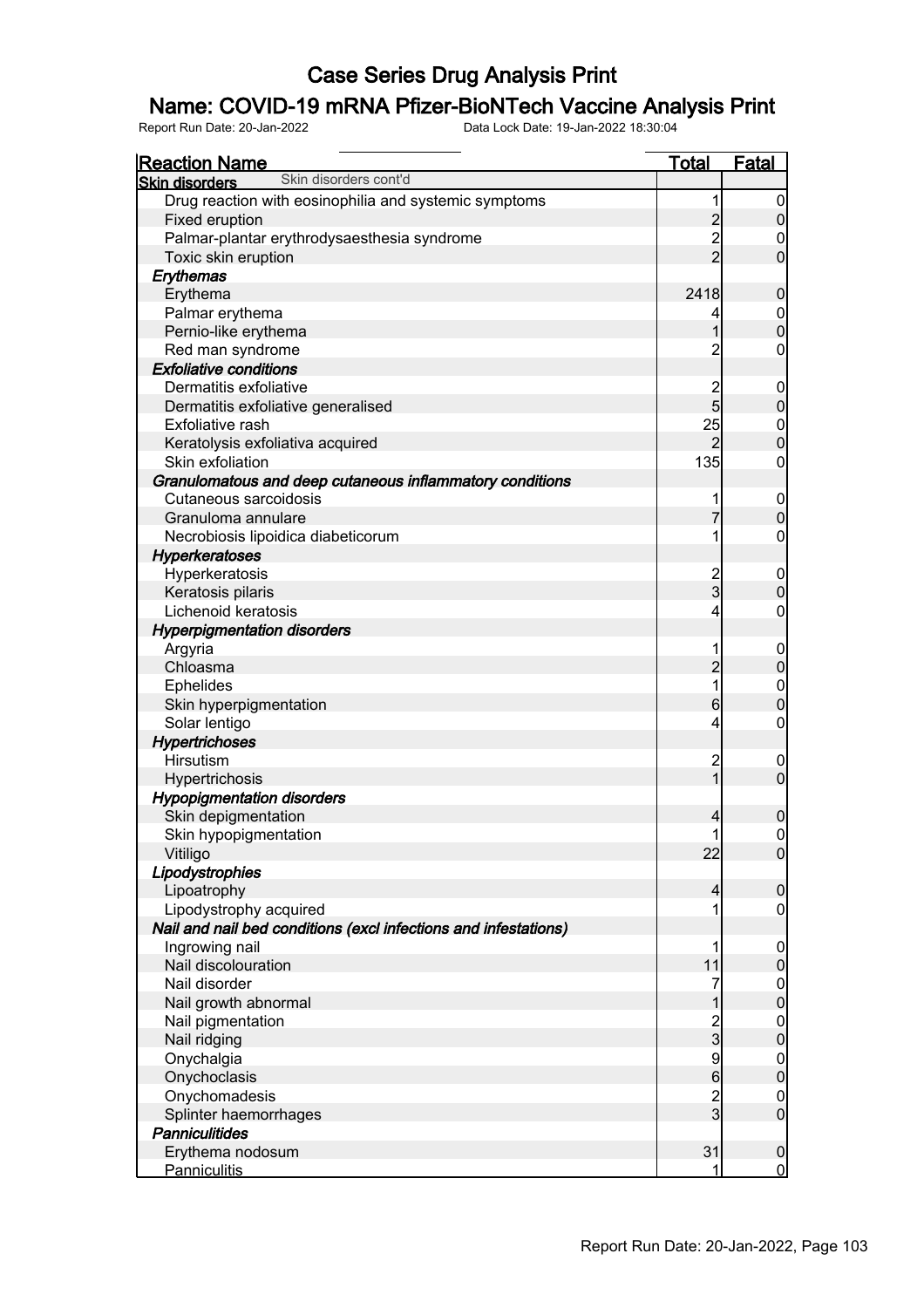# Case Series Drug Analysis Print

## Name: COVID-19 mRNA Pfizer-BioNTech Vaccine Analysis Print

Report Run Date: 20-Jan-2022    Data Lock Date: 19-Jan-2022 18:30:04

| Reaction Name | Total | Fatal |
|---|---|---|
| **Skin disorders** Skin disorders cont'd | | |
| Drug reaction with eosinophilia and systemic symptoms | 1 | 0 |
| Fixed eruption | 2 | 0 |
| Palmar-plantar erythrodysaesthesia syndrome | 2 | 0 |
| Toxic skin eruption | 2 | 0 |
| ***Erythemas*** | | |
| Erythema | 2418 | 0 |
| Palmar erythema | 4 | 0 |
| Pernio-like erythema | 1 | 0 |
| Red man syndrome | 2 | 0 |
| ***Exfoliative conditions*** | | |
| Dermatitis exfoliative | 2 | 0 |
| Dermatitis exfoliative generalised | 5 | 0 |
| Exfoliative rash | 25 | 0 |
| Keratolysis exfoliativa acquired | 2 | 0 |
| Skin exfoliation | 135 | 0 |
| ***Granulomatous and deep cutaneous inflammatory conditions*** | | |
| Cutaneous sarcoidosis | 1 | 0 |
| Granuloma annulare | 7 | 0 |
| Necrobiosis lipoidica diabeticorum | 1 | 0 |
| ***Hyperkeratoses*** | | |
| Hyperkeratosis | 2 | 0 |
| Keratosis pilaris | 3 | 0 |
| Lichenoid keratosis | 4 | 0 |
| ***Hyperpigmentation disorders*** | | |
| Argyria | 1 | 0 |
| Chloasma | 2 | 0 |
| Ephelides | 1 | 0 |
| Skin hyperpigmentation | 6 | 0 |
| Solar lentigo | 4 | 0 |
| ***Hypertrichoses*** | | |
| Hirsutism | 2 | 0 |
| Hypertrichosis | 1 | 0 |
| ***Hypopigmentation disorders*** | | |
| Skin depigmentation | 4 | 0 |
| Skin hypopigmentation | 1 | 0 |
| Vitiligo | 22 | 0 |
| ***Lipodystrophies*** | | |
| Lipoatrophy | 4 | 0 |
| Lipodystrophy acquired | 1 | 0 |
| ***Nail and nail bed conditions (excl infections and infestations)*** | | |
| Ingrowing nail | 1 | 0 |
| Nail discolouration | 11 | 0 |
| Nail disorder | 7 | 0 |
| Nail growth abnormal | 1 | 0 |
| Nail pigmentation | 2 | 0 |
| Nail ridging | 3 | 0 |
| Onychalgia | 9 | 0 |
| Onychoclasis | 6 | 0 |
| Onychomadesis | 2 | 0 |
| Splinter haemorrhages | 3 | 0 |
| ***Panniculitides*** | | |
| Erythema nodosum | 31 | 0 |
| Panniculitis | 1 | 0 |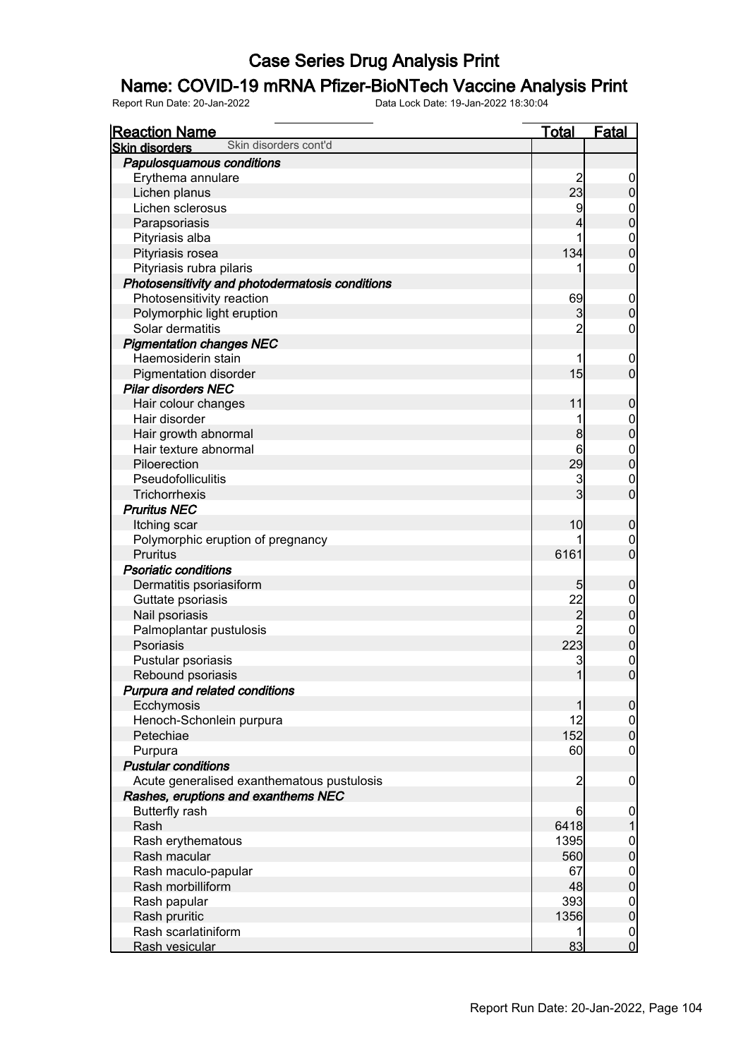# Case Series Drug Analysis Print

## Name: COVID-19 mRNA Pfizer-BioNTech Vaccine Analysis Print

Report Run Date: 20-Jan-2022 Data Lock Date: 19-Jan-2022 18:30:04

| Reaction Name | Total | Fatal |
|---|---|---|
| **Skin disorders** Skin disorders cont'd | | |
| ***Papulosquamous conditions*** | | |
| Erythema annulare | 2 | 0 |
| Lichen planus | 23 | 0 |
| Lichen sclerosus | 9 | 0 |
| Parapsoriasis | 4 | 0 |
| Pityriasis alba | 1 | 0 |
| Pityriasis rosea | 134 | 0 |
| Pityriasis rubra pilaris | 1 | 0 |
| ***Photosensitivity and photodermatosis conditions*** | | |
| Photosensitivity reaction | 69 | 0 |
| Polymorphic light eruption | 3 | 0 |
| Solar dermatitis | 2 | 0 |
| ***Pigmentation changes NEC*** | | |
| Haemosiderin stain | 1 | 0 |
| Pigmentation disorder | 15 | 0 |
| ***Pilar disorders NEC*** | | |
| Hair colour changes | 11 | 0 |
| Hair disorder | 1 | 0 |
| Hair growth abnormal | 8 | 0 |
| Hair texture abnormal | 6 | 0 |
| Piloerection | 29 | 0 |
| Pseudofolliculitis | 3 | 0 |
| Trichorrhexis | 3 | 0 |
| ***Pruritus NEC*** | | |
| Itching scar | 10 | 0 |
| Polymorphic eruption of pregnancy | 1 | 0 |
| Pruritus | 6161 | 0 |
| ***Psoriatic conditions*** | | |
| Dermatitis psoriasiform | 5 | 0 |
| Guttate psoriasis | 22 | 0 |
| Nail psoriasis | 2 | 0 |
| Palmoplantar pustulosis | 2 | 0 |
| Psoriasis | 223 | 0 |
| Pustular psoriasis | 3 | 0 |
| Rebound psoriasis | 1 | 0 |
| ***Purpura and related conditions*** | | |
| Ecchymosis | 1 | 0 |
| Henoch-Schonlein purpura | 12 | 0 |
| Petechiae | 152 | 0 |
| Purpura | 60 | 0 |
| ***Pustular conditions*** | | |
| Acute generalised exanthematous pustulosis | 2 | 0 |
| ***Rashes, eruptions and exanthems NEC*** | | |
| Butterfly rash | 6 | 0 |
| Rash | 6418 | 1 |
| Rash erythematous | 1395 | 0 |
| Rash macular | 560 | 0 |
| Rash maculo-papular | 67 | 0 |
| Rash morbilliform | 48 | 0 |
| Rash papular | 393 | 0 |
| Rash pruritic | 1356 | 0 |
| Rash scarlatiniform | 1 | 0 |
| Rash vesicular | 83 | 0 |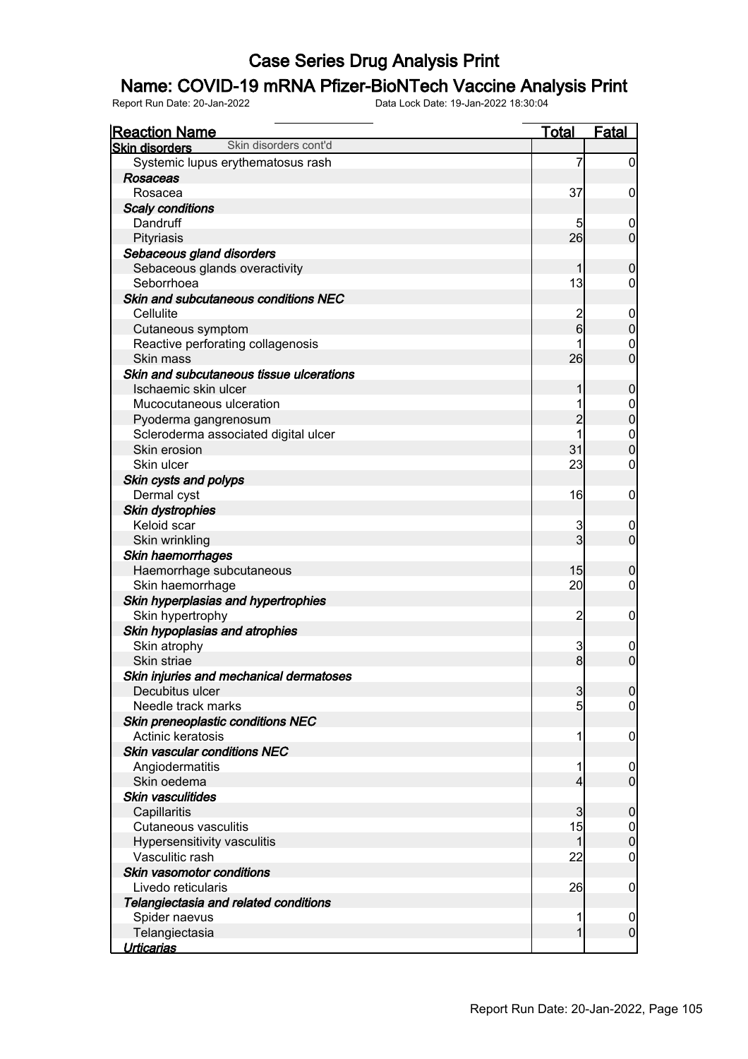# Case Series Drug Analysis Print

## Name: COVID-19 mRNA Pfizer-BioNTech Vaccine Analysis Print

Report Run Date: 20-Jan-2022 Data Lock Date: 19-Jan-2022 18:30:04

| Reaction Name | Total | Fatal |
|---|---|---|
| **Skin disorders** Skin disorders cont'd | | |
| Systemic lupus erythematosus rash | 7 | 0 |
| ***Rosaceas*** | | |
| Rosacea | 37 | 0 |
| ***Scaly conditions*** | | |
| Dandruff | 5 | 0 |
| Pityriasis | 26 | 0 |
| ***Sebaceous gland disorders*** | | |
| Sebaceous glands overactivity | 1 | 0 |
| Seborrhoea | 13 | 0 |
| ***Skin and subcutaneous conditions NEC*** | | |
| Cellulite | 2 | 0 |
| Cutaneous symptom | 6 | 0 |
| Reactive perforating collagenosis | 1 | 0 |
| Skin mass | 26 | 0 |
| ***Skin and subcutaneous tissue ulcerations*** | | |
| Ischaemic skin ulcer | 1 | 0 |
| Mucocutaneous ulceration | 1 | 0 |
| Pyoderma gangrenosum | 2 | 0 |
| Scleroderma associated digital ulcer | 1 | 0 |
| Skin erosion | 31 | 0 |
| Skin ulcer | 23 | 0 |
| ***Skin cysts and polyps*** | | |
| Dermal cyst | 16 | 0 |
| ***Skin dystrophies*** | | |
| Keloid scar | 3 | 0 |
| Skin wrinkling | 3 | 0 |
| ***Skin haemorrhages*** | | |
| Haemorrhage subcutaneous | 15 | 0 |
| Skin haemorrhage | 20 | 0 |
| ***Skin hyperplasias and hypertrophies*** | | |
| Skin hypertrophy | 2 | 0 |
| ***Skin hypoplasias and atrophies*** | | |
| Skin atrophy | 3 | 0 |
| Skin striae | 8 | 0 |
| ***Skin injuries and mechanical dermatoses*** | | |
| Decubitus ulcer | 3 | 0 |
| Needle track marks | 5 | 0 |
| ***Skin preneoplastic conditions NEC*** | | |
| Actinic keratosis | 1 | 0 |
| ***Skin vascular conditions NEC*** | | |
| Angiodermatitis | 1 | 0 |
| Skin oedema | 4 | 0 |
| ***Skin vasculitides*** | | |
| Capillaritis | 3 | 0 |
| Cutaneous vasculitis | 15 | 0 |
| Hypersensitivity vasculitis | 1 | 0 |
| Vasculitic rash | 22 | 0 |
| ***Skin vasomotor conditions*** | | |
| Livedo reticularis | 26 | 0 |
| ***Telangiectasia and related conditions*** | | |
| Spider naevus | 1 | 0 |
| Telangiectasia | 1 | 0 |
| ***Urticarias*** | | |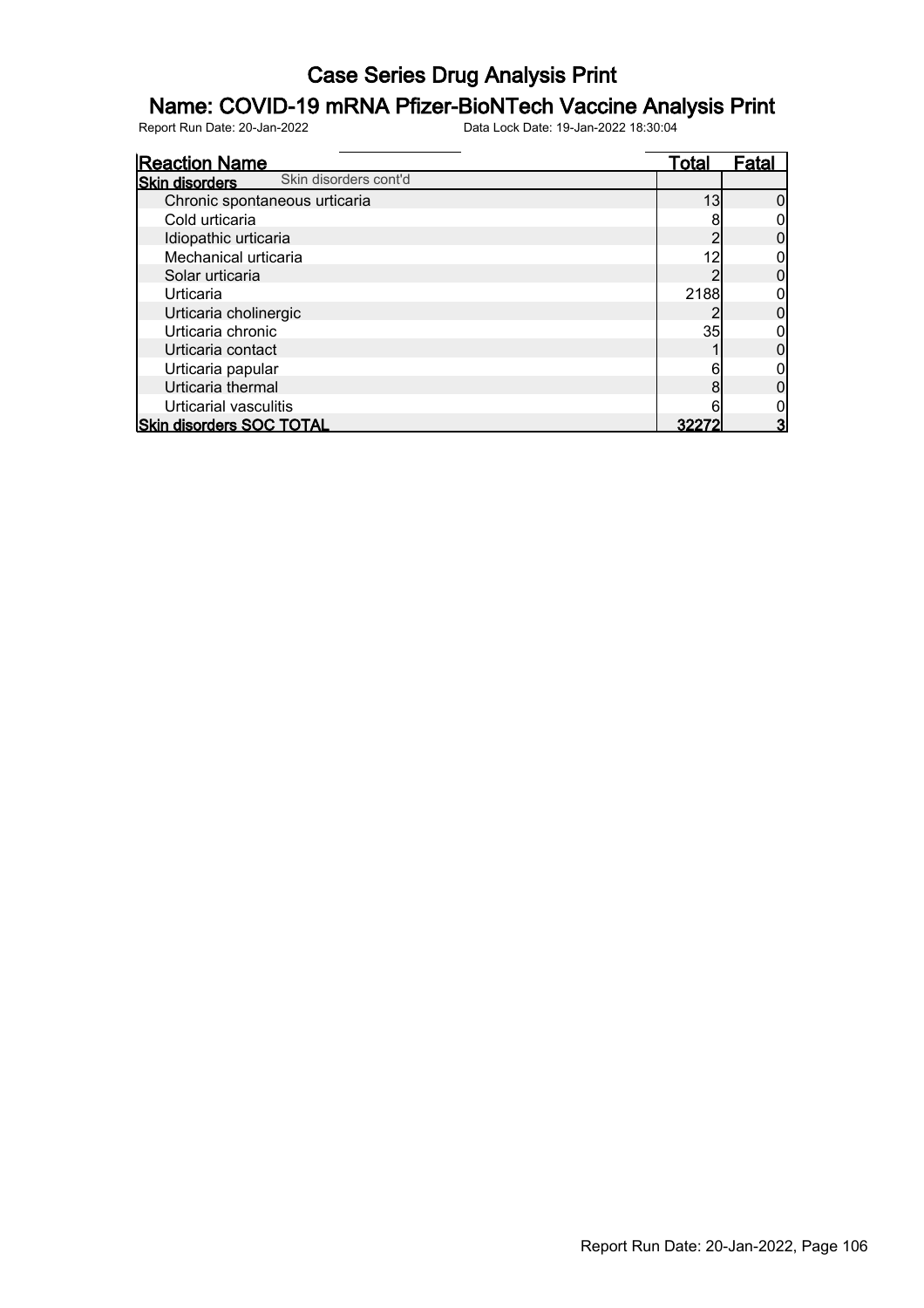# Case Series Drug Analysis Print

## Name: COVID-19 mRNA Pfizer-BioNTech Vaccine Analysis Print

Report Run Date: 20-Jan-2022 Data Lock Date: 19-Jan-2022 18:30:04

| Reaction Name | Total | Fatal |
|---|---|---|
| **Skin disorders** Skin disorders cont'd | | |
| Chronic spontaneous urticaria | 13 | 0 |
| Cold urticaria | 8 | 0 |
| Idiopathic urticaria | 2 | 0 |
| Mechanical urticaria | 12 | 0 |
| Solar urticaria | 2 | 0 |
| Urticaria | 2188 | 0 |
| Urticaria cholinergic | 2 | 0 |
| Urticaria chronic | 35 | 0 |
| Urticaria contact | 1 | 0 |
| Urticaria papular | 6 | 0 |
| Urticaria thermal | 8 | 0 |
| Urticarial vasculitis | 6 | 0 |
| **Skin disorders SOC TOTAL** | **32272** | **3** |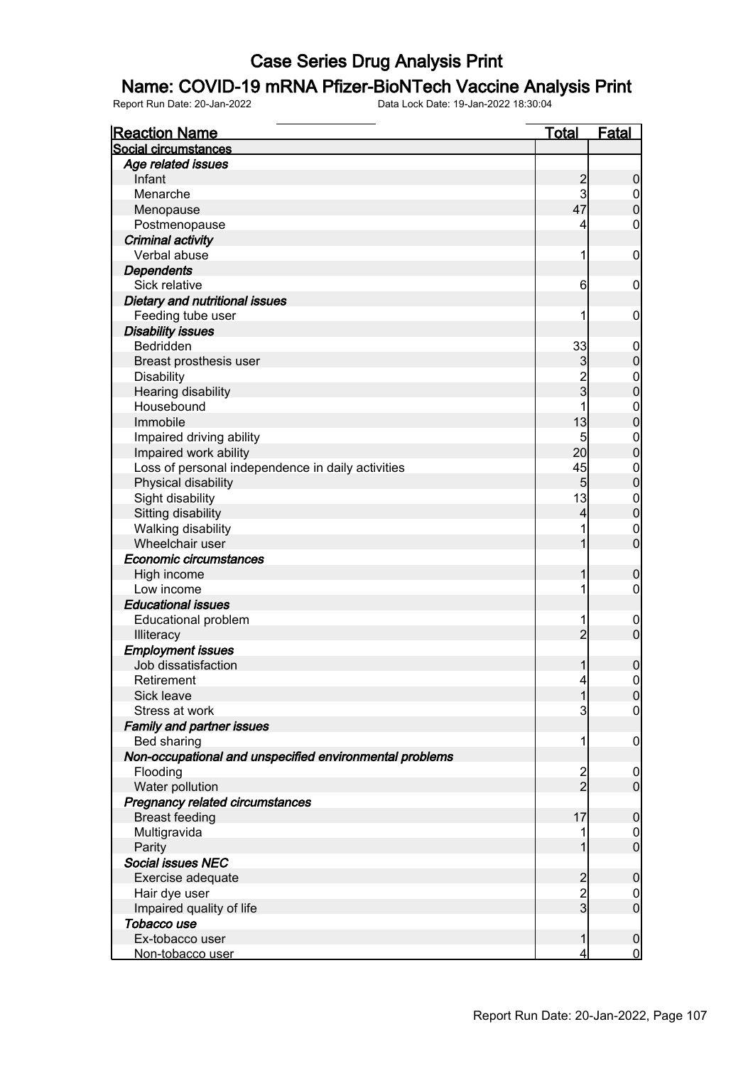# Case Series Drug Analysis Print

## Name: COVID-19 mRNA Pfizer-BioNTech Vaccine Analysis Print

Report Run Date: 20-Jan-2022 Data Lock Date: 19-Jan-2022 18:30:04

| Reaction Name | Total | Fatal |
|---|---|---|
| **Social circumstances** | | |
| ***Age related issues*** | | |
| Infant | 2 | 0 |
| Menarche | 3 | 0 |
| Menopause | 47 | 0 |
| Postmenopause | 4 | 0 |
| ***Criminal activity*** | | |
| Verbal abuse | 1 | 0 |
| ***Dependents*** | | |
| Sick relative | 6 | 0 |
| ***Dietary and nutritional issues*** | | |
| Feeding tube user | 1 | 0 |
| ***Disability issues*** | | |
| Bedridden | 33 | 0 |
| Breast prosthesis user | 3 | 0 |
| Disability | 2 | 0 |
| Hearing disability | 3 | 0 |
| Housebound | 1 | 0 |
| Immobile | 13 | 0 |
| Impaired driving ability | 5 | 0 |
| Impaired work ability | 20 | 0 |
| Loss of personal independence in daily activities | 45 | 0 |
| Physical disability | 5 | 0 |
| Sight disability | 13 | 0 |
| Sitting disability | 4 | 0 |
| Walking disability | 1 | 0 |
| Wheelchair user | 1 | 0 |
| ***Economic circumstances*** | | |
| High income | 1 | 0 |
| Low income | 1 | 0 |
| ***Educational issues*** | | |
| Educational problem | 1 | 0 |
| Illiteracy | 2 | 0 |
| ***Employment issues*** | | |
| Job dissatisfaction | 1 | 0 |
| Retirement | 4 | 0 |
| Sick leave | 1 | 0 |
| Stress at work | 3 | 0 |
| ***Family and partner issues*** | | |
| Bed sharing | 1 | 0 |
| ***Non-occupational and unspecified environmental problems*** | | |
| Flooding | 2 | 0 |
| Water pollution | 2 | 0 |
| ***Pregnancy related circumstances*** | | |
| Breast feeding | 17 | 0 |
| Multigravida | 1 | 0 |
| Parity | 1 | 0 |
| ***Social issues NEC*** | | |
| Exercise adequate | 2 | 0 |
| Hair dye user | 2 | 0 |
| Impaired quality of life | 3 | 0 |
| ***Tobacco use*** | | |
| Ex-tobacco user | 1 | 0 |
| Non-tobacco user | 4 | 0 |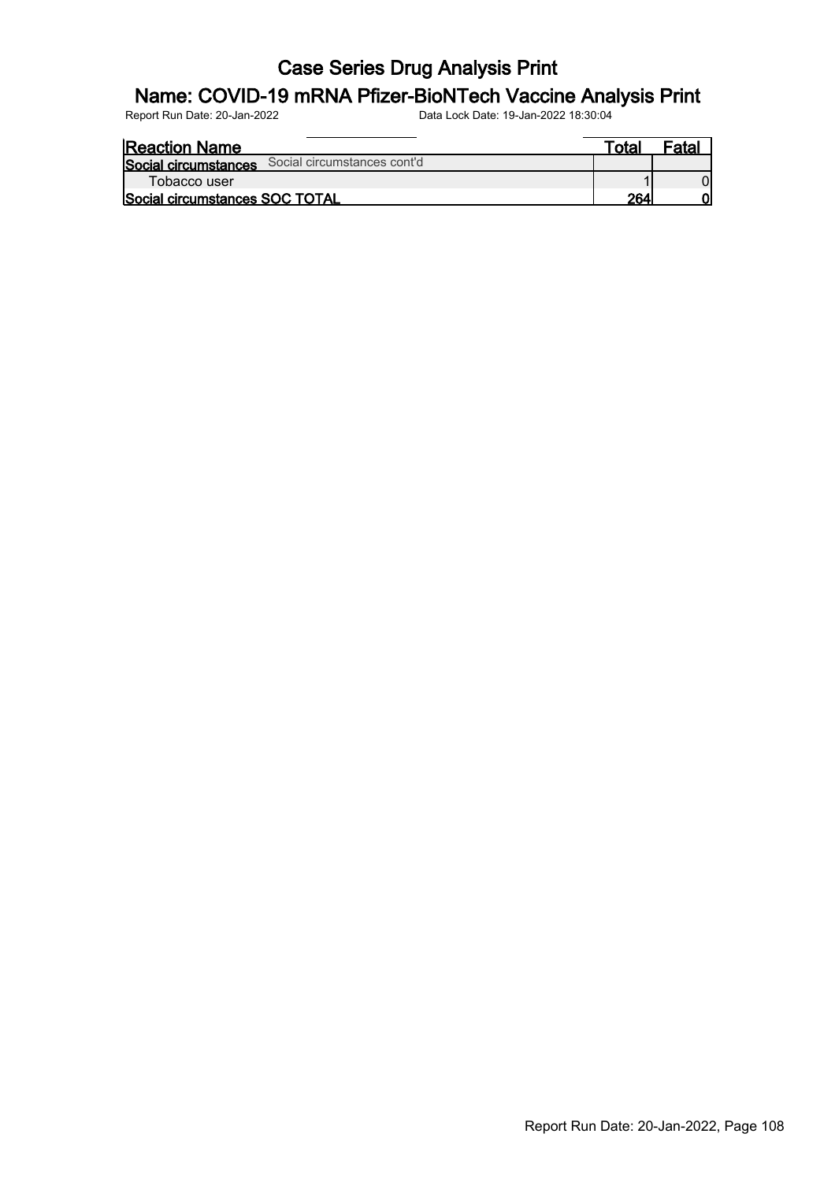| Reaction Name | Total | Fatal |
|---|---|---|
| **Social circumstances** Social circumstances cont'd | | |
| Tobacco user | 1 | 0 |
| **Social circumstances SOC TOTAL** | **264** | **0** |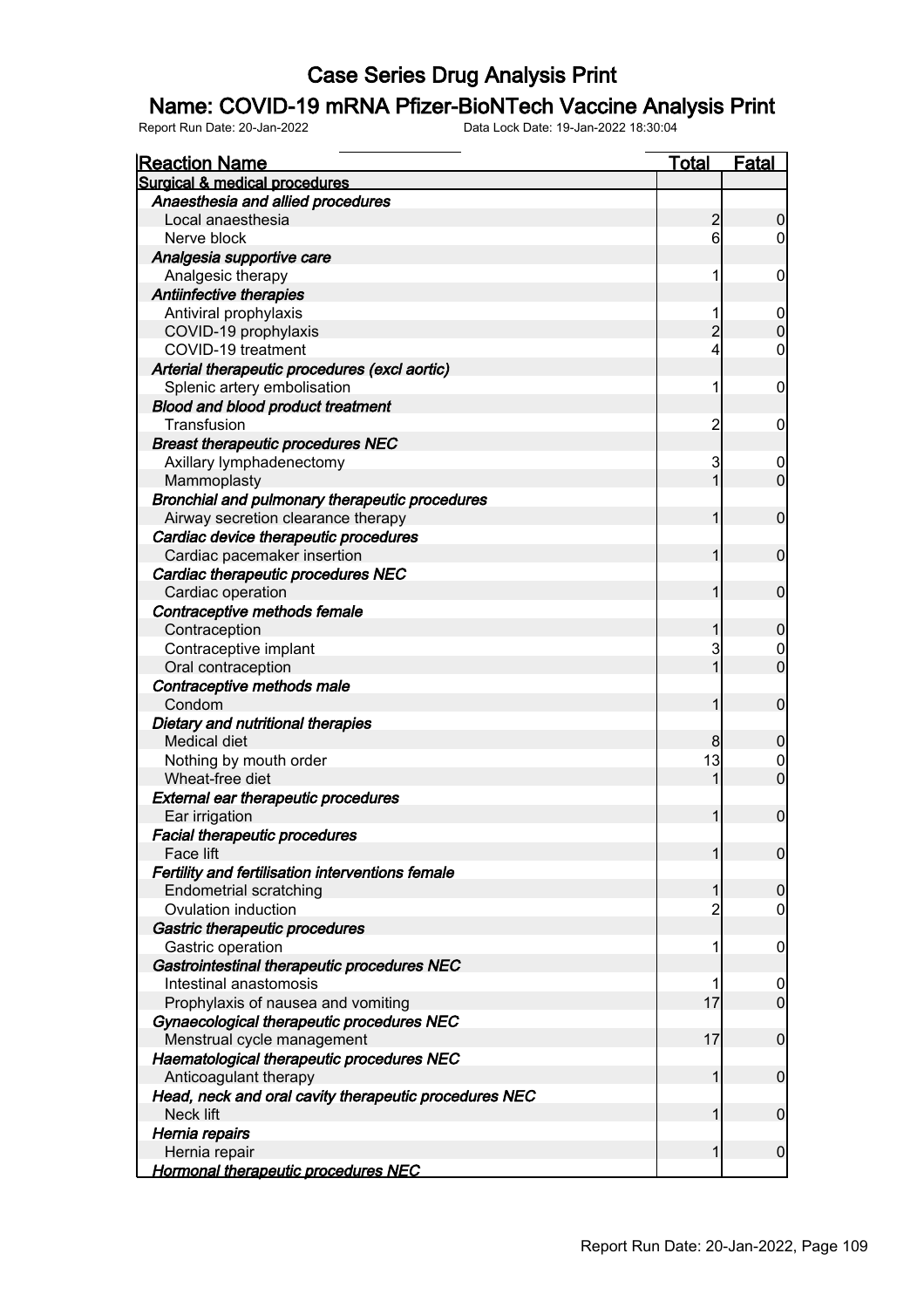# Case Series Drug Analysis Print

## Name: COVID-19 mRNA Pfizer-BioNTech Vaccine Analysis Print

Report Run Date: 20-Jan-2022 Data Lock Date: 19-Jan-2022 18:30:04

| Reaction Name | Total | Fatal |
|---|---|---|
| **Surgical & medical procedures** | | |
| ***Anaesthesia and allied procedures*** | | |
| Local anaesthesia | 2 | 0 |
| Nerve block | 6 | 0 |
| ***Analgesia supportive care*** | | |
| Analgesic therapy | 1 | 0 |
| ***Antiinfective therapies*** | | |
| Antiviral prophylaxis | 1 | 0 |
| COVID-19 prophylaxis | 2 | 0 |
| COVID-19 treatment | 4 | 0 |
| ***Arterial therapeutic procedures (excl aortic)*** | | |
| Splenic artery embolisation | 1 | 0 |
| ***Blood and blood product treatment*** | | |
| Transfusion | 2 | 0 |
| ***Breast therapeutic procedures NEC*** | | |
| Axillary lymphadenectomy | 3 | 0 |
| Mammoplasty | 1 | 0 |
| ***Bronchial and pulmonary therapeutic procedures*** | | |
| Airway secretion clearance therapy | 1 | 0 |
| ***Cardiac device therapeutic procedures*** | | |
| Cardiac pacemaker insertion | 1 | 0 |
| ***Cardiac therapeutic procedures NEC*** | | |
| Cardiac operation | 1 | 0 |
| ***Contraceptive methods female*** | | |
| Contraception | 1 | 0 |
| Contraceptive implant | 3 | 0 |
| Oral contraception | 1 | 0 |
| ***Contraceptive methods male*** | | |
| Condom | 1 | 0 |
| ***Dietary and nutritional therapies*** | | |
| Medical diet | 8 | 0 |
| Nothing by mouth order | 13 | 0 |
| Wheat-free diet | 1 | 0 |
| ***External ear therapeutic procedures*** | | |
| Ear irrigation | 1 | 0 |
| ***Facial therapeutic procedures*** | | |
| Face lift | 1 | 0 |
| ***Fertility and fertilisation interventions female*** | | |
| Endometrial scratching | 1 | 0 |
| Ovulation induction | 2 | 0 |
| ***Gastric therapeutic procedures*** | | |
| Gastric operation | 1 | 0 |
| ***Gastrointestinal therapeutic procedures NEC*** | | |
| Intestinal anastomosis | 1 | 0 |
| Prophylaxis of nausea and vomiting | 17 | 0 |
| ***Gynaecological therapeutic procedures NEC*** | | |
| Menstrual cycle management | 17 | 0 |
| ***Haematological therapeutic procedures NEC*** | | |
| Anticoagulant therapy | 1 | 0 |
| ***Head, neck and oral cavity therapeutic procedures NEC*** | | |
| Neck lift | 1 | 0 |
| ***Hernia repairs*** | | |
| Hernia repair | 1 | 0 |
| ***Hormonal therapeutic procedures NEC*** | | |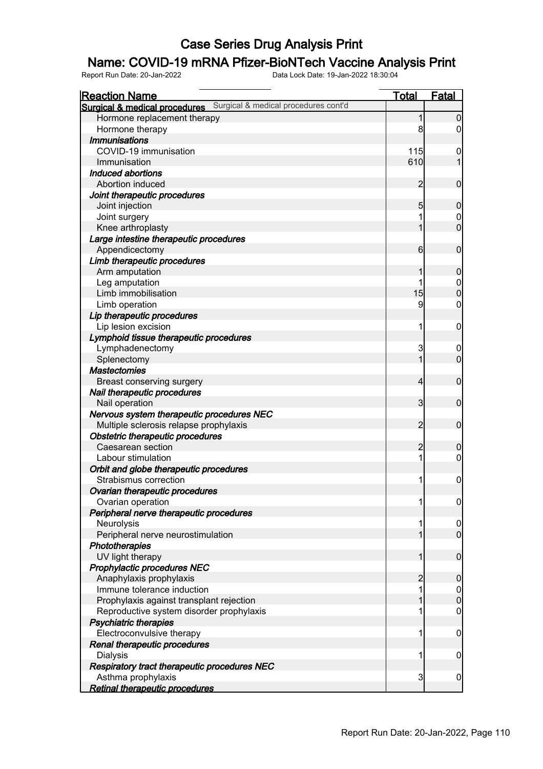# Case Series Drug Analysis Print

## Name: COVID-19 mRNA Pfizer-BioNTech Vaccine Analysis Print

Report Run Date: 20-Jan-2022 Data Lock Date: 19-Jan-2022 18:30:04

| Reaction Name | Total | Fatal |
|---|---|---|
| **Surgical & medical procedures** Surgical & medical procedures cont'd | | |
| Hormone replacement therapy | 1 | 0 |
| Hormone therapy | 8 | 0 |
| ***Immunisations*** | | |
| COVID-19 immunisation | 115 | 0 |
| Immunisation | 610 | 1 |
| ***Induced abortions*** | | |
| Abortion induced | 2 | 0 |
| ***Joint therapeutic procedures*** | | |
| Joint injection | 5 | 0 |
| Joint surgery | 1 | 0 |
| Knee arthroplasty | 1 | 0 |
| ***Large intestine therapeutic procedures*** | | |
| Appendicectomy | 6 | 0 |
| ***Limb therapeutic procedures*** | | |
| Arm amputation | 1 | 0 |
| Leg amputation | 1 | 0 |
| Limb immobilisation | 15 | 0 |
| Limb operation | 9 | 0 |
| ***Lip therapeutic procedures*** | | |
| Lip lesion excision | 1 | 0 |
| ***Lymphoid tissue therapeutic procedures*** | | |
| Lymphadenectomy | 3 | 0 |
| Splenectomy | 1 | 0 |
| ***Mastectomies*** | | |
| Breast conserving surgery | 4 | 0 |
| ***Nail therapeutic procedures*** | | |
| Nail operation | 3 | 0 |
| ***Nervous system therapeutic procedures NEC*** | | |
| Multiple sclerosis relapse prophylaxis | 2 | 0 |
| ***Obstetric therapeutic procedures*** | | |
| Caesarean section | 2 | 0 |
| Labour stimulation | 1 | 0 |
| ***Orbit and globe therapeutic procedures*** | | |
| Strabismus correction | 1 | 0 |
| ***Ovarian therapeutic procedures*** | | |
| Ovarian operation | 1 | 0 |
| ***Peripheral nerve therapeutic procedures*** | | |
| Neurolysis | 1 | 0 |
| Peripheral nerve neurostimulation | 1 | 0 |
| ***Phototherapies*** | | |
| UV light therapy | 1 | 0 |
| ***Prophylactic procedures NEC*** | | |
| Anaphylaxis prophylaxis | 2 | 0 |
| Immune tolerance induction | 1 | 0 |
| Prophylaxis against transplant rejection | 1 | 0 |
| Reproductive system disorder prophylaxis | 1 | 0 |
| ***Psychiatric therapies*** | | |
| Electroconvulsive therapy | 1 | 0 |
| ***Renal therapeutic procedures*** | | |
| Dialysis | 1 | 0 |
| ***Respiratory tract therapeutic procedures NEC*** | | |
| Asthma prophylaxis | 3 | 0 |
| ***Retinal therapeutic procedures*** | | |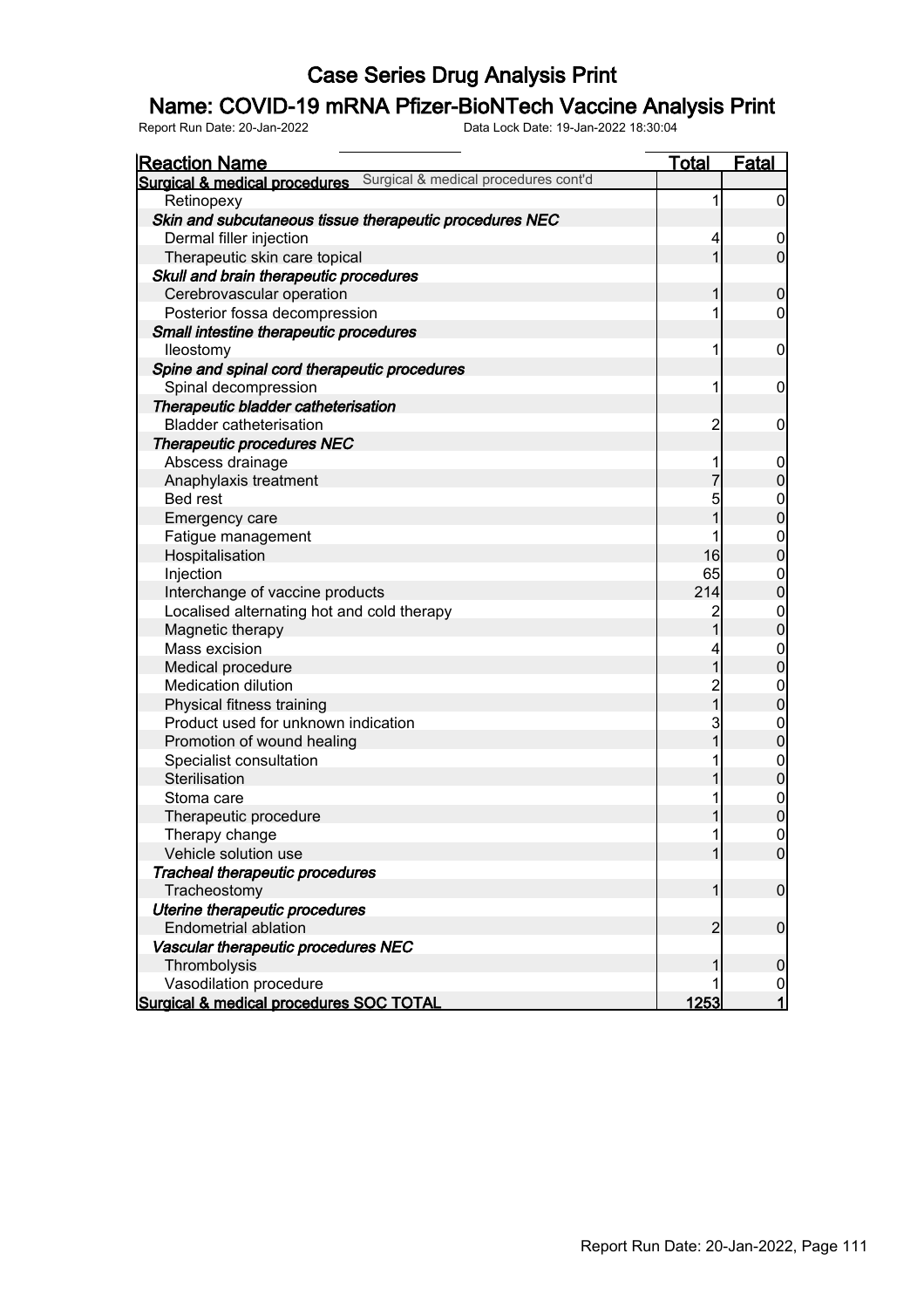# Case Series Drug Analysis Print

## Name: COVID-19 mRNA Pfizer-BioNTech Vaccine Analysis Print

Report Run Date: 20-Jan-2022 Data Lock Date: 19-Jan-2022 18:30:04

| Reaction Name | Total | Fatal |
|---|---|---|
| **Surgical & medical procedures** Surgical & medical procedures cont'd | | |
| Retinopexy | 1 | 0 |
| ***Skin and subcutaneous tissue therapeutic procedures NEC*** | | |
| Dermal filler injection | 4 | 0 |
| Therapeutic skin care topical | 1 | 0 |
| ***Skull and brain therapeutic procedures*** | | |
| Cerebrovascular operation | 1 | 0 |
| Posterior fossa decompression | 1 | 0 |
| ***Small intestine therapeutic procedures*** | | |
| Ileostomy | 1 | 0 |
| ***Spine and spinal cord therapeutic procedures*** | | |
| Spinal decompression | 1 | 0 |
| ***Therapeutic bladder catheterisation*** | | |
| Bladder catheterisation | 2 | 0 |
| ***Therapeutic procedures NEC*** | | |
| Abscess drainage | 1 | 0 |
| Anaphylaxis treatment | 7 | 0 |
| Bed rest | 5 | 0 |
| Emergency care | 1 | 0 |
| Fatigue management | 1 | 0 |
| Hospitalisation | 16 | 0 |
| Injection | 65 | 0 |
| Interchange of vaccine products | 214 | 0 |
| Localised alternating hot and cold therapy | 2 | 0 |
| Magnetic therapy | 1 | 0 |
| Mass excision | 4 | 0 |
| Medical procedure | 1 | 0 |
| Medication dilution | 2 | 0 |
| Physical fitness training | 1 | 0 |
| Product used for unknown indication | 3 | 0 |
| Promotion of wound healing | 1 | 0 |
| Specialist consultation | 1 | 0 |
| Sterilisation | 1 | 0 |
| Stoma care | 1 | 0 |
| Therapeutic procedure | 1 | 0 |
| Therapy change | 1 | 0 |
| Vehicle solution use | 1 | 0 |
| ***Tracheal therapeutic procedures*** | | |
| Tracheostomy | 1 | 0 |
| ***Uterine therapeutic procedures*** | | |
| Endometrial ablation | 2 | 0 |
| ***Vascular therapeutic procedures NEC*** | | |
| Thrombolysis | 1 | 0 |
| Vasodilation procedure | 1 | 0 |
| **Surgical & medical procedures SOC TOTAL** | **1253** | **1** |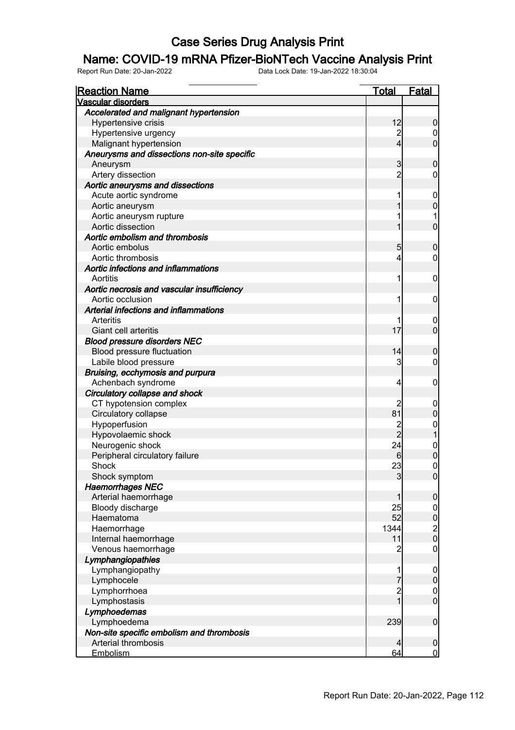# Case Series Drug Analysis Print

## Name: COVID-19 mRNA Pfizer-BioNTech Vaccine Analysis Print

Report Run Date: 20-Jan-2022    Data Lock Date: 19-Jan-2022 18:30:04

| Reaction Name | Total | Fatal |
|---|---|---|
| **Vascular disorders** | | |
| ***Accelerated and malignant hypertension*** | | |
| Hypertensive crisis | 12 | 0 |
| Hypertensive urgency | 2 | 0 |
| Malignant hypertension | 4 | 0 |
| ***Aneurysms and dissections non-site specific*** | | |
| Aneurysm | 3 | 0 |
| Artery dissection | 2 | 0 |
| ***Aortic aneurysms and dissections*** | | |
| Acute aortic syndrome | 1 | 0 |
| Aortic aneurysm | 1 | 0 |
| Aortic aneurysm rupture | 1 | 1 |
| Aortic dissection | 1 | 0 |
| ***Aortic embolism and thrombosis*** | | |
| Aortic embolus | 5 | 0 |
| Aortic thrombosis | 4 | 0 |
| ***Aortic infections and inflammations*** | | |
| Aortitis | 1 | 0 |
| ***Aortic necrosis and vascular insufficiency*** | | |
| Aortic occlusion | 1 | 0 |
| ***Arterial infections and inflammations*** | | |
| Arteritis | 1 | 0 |
| Giant cell arteritis | 17 | 0 |
| ***Blood pressure disorders NEC*** | | |
| Blood pressure fluctuation | 14 | 0 |
| Labile blood pressure | 3 | 0 |
| ***Bruising, ecchymosis and purpura*** | | |
| Achenbach syndrome | 4 | 0 |
| ***Circulatory collapse and shock*** | | |
| CT hypotension complex | 2 | 0 |
| Circulatory collapse | 81 | 0 |
| Hypoperfusion | 2 | 0 |
| Hypovolaemic shock | 2 | 1 |
| Neurogenic shock | 24 | 0 |
| Peripheral circulatory failure | 6 | 0 |
| Shock | 23 | 0 |
| Shock symptom | 3 | 0 |
| ***Haemorrhages NEC*** | | |
| Arterial haemorrhage | 1 | 0 |
| Bloody discharge | 25 | 0 |
| Haematoma | 52 | 0 |
| Haemorrhage | 1344 | 2 |
| Internal haemorrhage | 11 | 0 |
| Venous haemorrhage | 2 | 0 |
| ***Lymphangiopathies*** | | |
| Lymphangiopathy | 1 | 0 |
| Lymphocele | 7 | 0 |
| Lymphorrhoea | 2 | 0 |
| Lymphostasis | 1 | 0 |
| ***Lymphoedemas*** | | |
| Lymphoedema | 239 | 0 |
| ***Non-site specific embolism and thrombosis*** | | |
| Arterial thrombosis | 4 | 0 |
| Embolism | 64 | 0 |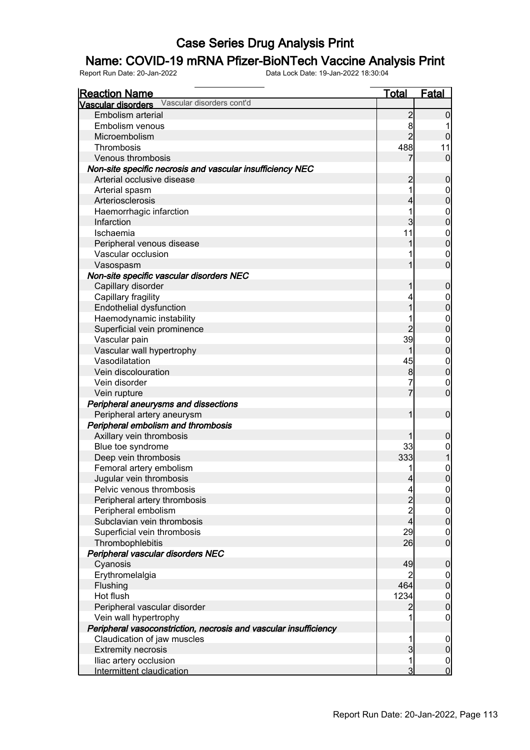# Case Series Drug Analysis Print

## Name: COVID-19 mRNA Pfizer-BioNTech Vaccine Analysis Print

Report Run Date: 20-Jan-2022    Data Lock Date: 19-Jan-2022 18:30:04

| Reaction Name | Total | Fatal |
|---|---|---|
| **Vascular disorders** Vascular disorders cont'd | | |
| Embolism arterial | 2 | 0 |
| Embolism venous | 8 | 1 |
| Microembolism | 2 | 0 |
| Thrombosis | 488 | 11 |
| Venous thrombosis | 7 | 0 |
| ***Non-site specific necrosis and vascular insufficiency NEC*** | | |
| Arterial occlusive disease | 2 | 0 |
| Arterial spasm | 1 | 0 |
| Arteriosclerosis | 4 | 0 |
| Haemorrhagic infarction | 1 | 0 |
| Infarction | 3 | 0 |
| Ischaemia | 11 | 0 |
| Peripheral venous disease | 1 | 0 |
| Vascular occlusion | 1 | 0 |
| Vasospasm | 1 | 0 |
| ***Non-site specific vascular disorders NEC*** | | |
| Capillary disorder | 1 | 0 |
| Capillary fragility | 4 | 0 |
| Endothelial dysfunction | 1 | 0 |
| Haemodynamic instability | 1 | 0 |
| Superficial vein prominence | 2 | 0 |
| Vascular pain | 39 | 0 |
| Vascular wall hypertrophy | 1 | 0 |
| Vasodilatation | 45 | 0 |
| Vein discolouration | 8 | 0 |
| Vein disorder | 7 | 0 |
| Vein rupture | 7 | 0 |
| ***Peripheral aneurysms and dissections*** | | |
| Peripheral artery aneurysm | 1 | 0 |
| ***Peripheral embolism and thrombosis*** | | |
| Axillary vein thrombosis | 1 | 0 |
| Blue toe syndrome | 33 | 0 |
| Deep vein thrombosis | 333 | 1 |
| Femoral artery embolism | 1 | 0 |
| Jugular vein thrombosis | 4 | 0 |
| Pelvic venous thrombosis | 4 | 0 |
| Peripheral artery thrombosis | 2 | 0 |
| Peripheral embolism | 2 | 0 |
| Subclavian vein thrombosis | 4 | 0 |
| Superficial vein thrombosis | 29 | 0 |
| Thrombophlebitis | 26 | 0 |
| ***Peripheral vascular disorders NEC*** | | |
| Cyanosis | 49 | 0 |
| Erythromelalgia | 2 | 0 |
| Flushing | 464 | 0 |
| Hot flush | 1234 | 0 |
| Peripheral vascular disorder | 2 | 0 |
| Vein wall hypertrophy | 1 | 0 |
| ***Peripheral vasoconstriction, necrosis and vascular insufficiency*** | | |
| Claudication of jaw muscles | 1 | 0 |
| Extremity necrosis | 3 | 0 |
| Iliac artery occlusion | 1 | 0 |
| Intermittent claudication | 3 | 0 |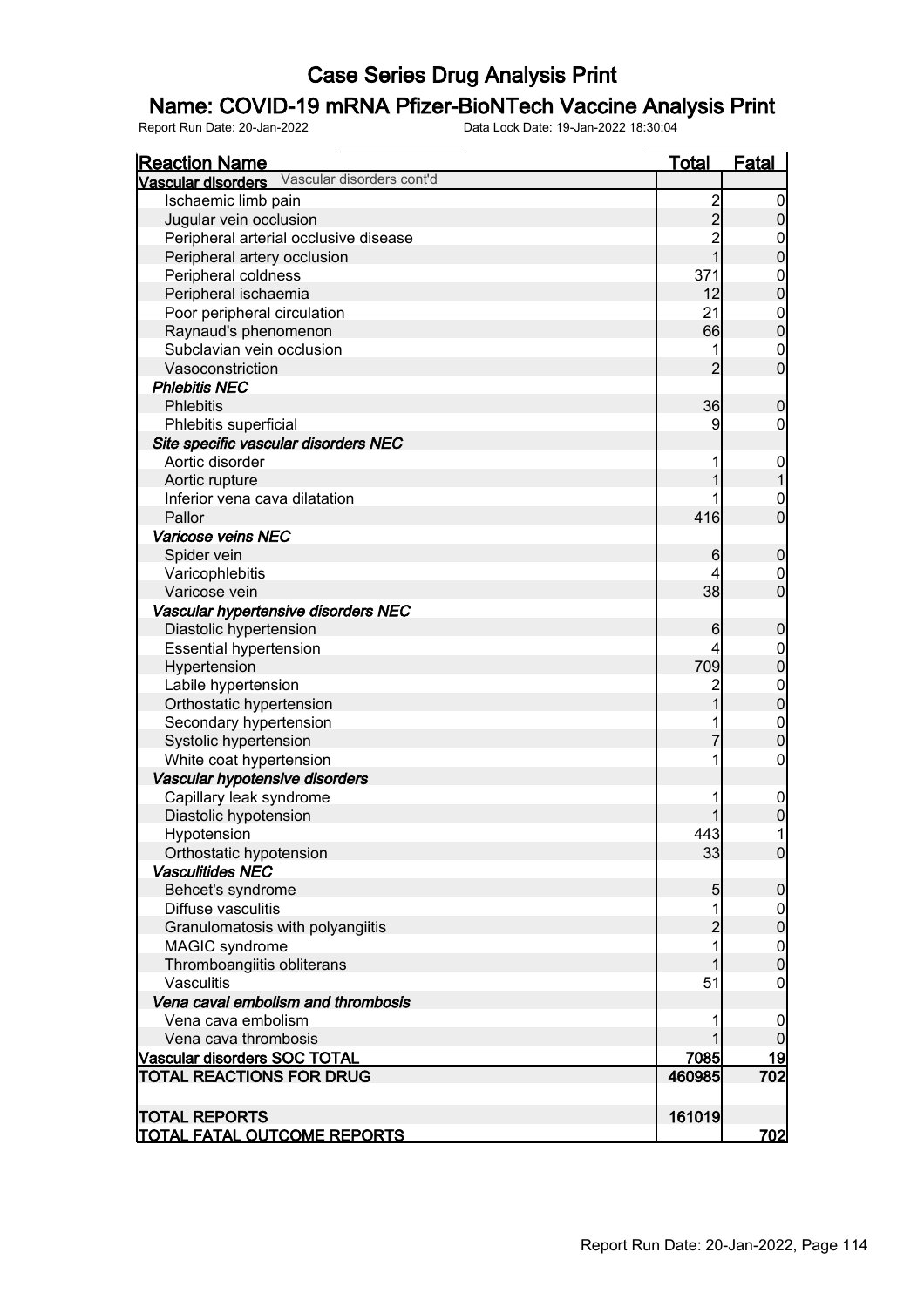# Case Series Drug Analysis Print

## Name: COVID-19 mRNA Pfizer-BioNTech Vaccine Analysis Print

Report Run Date: 20-Jan-2022 Data Lock Date: 19-Jan-2022 18:30:04

| Reaction Name | Total | Fatal |
|---|---|---|
| **Vascular disorders** Vascular disorders cont'd | | |
| Ischaemic limb pain | 2 | 0 |
| Jugular vein occlusion | 2 | 0 |
| Peripheral arterial occlusive disease | 2 | 0 |
| Peripheral artery occlusion | 1 | 0 |
| Peripheral coldness | 371 | 0 |
| Peripheral ischaemia | 12 | 0 |
| Poor peripheral circulation | 21 | 0 |
| Raynaud's phenomenon | 66 | 0 |
| Subclavian vein occlusion | 1 | 0 |
| Vasoconstriction | 2 | 0 |
| ***Phlebitis NEC*** | | |
| Phlebitis | 36 | 0 |
| Phlebitis superficial | 9 | 0 |
| ***Site specific vascular disorders NEC*** | | |
| Aortic disorder | 1 | 0 |
| Aortic rupture | 1 | 1 |
| Inferior vena cava dilatation | 1 | 0 |
| Pallor | 416 | 0 |
| ***Varicose veins NEC*** | | |
| Spider vein | 6 | 0 |
| Varicophlebitis | 4 | 0 |
| Varicose vein | 38 | 0 |
| ***Vascular hypertensive disorders NEC*** | | |
| Diastolic hypertension | 6 | 0 |
| Essential hypertension | 4 | 0 |
| Hypertension | 709 | 0 |
| Labile hypertension | 2 | 0 |
| Orthostatic hypertension | 1 | 0 |
| Secondary hypertension | 1 | 0 |
| Systolic hypertension | 7 | 0 |
| White coat hypertension | 1 | 0 |
| ***Vascular hypotensive disorders*** | | |
| Capillary leak syndrome | 1 | 0 |
| Diastolic hypotension | 1 | 0 |
| Hypotension | 443 | 1 |
| Orthostatic hypotension | 33 | 0 |
| ***Vasculitides NEC*** | | |
| Behcet's syndrome | 5 | 0 |
| Diffuse vasculitis | 1 | 0 |
| Granulomatosis with polyangiitis | 2 | 0 |
| MAGIC syndrome | 1 | 0 |
| Thromboangiitis obliterans | 1 | 0 |
| Vasculitis | 51 | 0 |
| ***Vena caval embolism and thrombosis*** | | |
| Vena cava embolism | 1 | 0 |
| Vena cava thrombosis | 1 | 0 |
| **Vascular disorders SOC TOTAL** | **7085** | **19** |
| **TOTAL REACTIONS FOR DRUG** | **460985** | **702** |
| | | |
| **TOTAL REPORTS** | **161019** | |
| **TOTAL FATAL OUTCOME REPORTS** | | **702** |